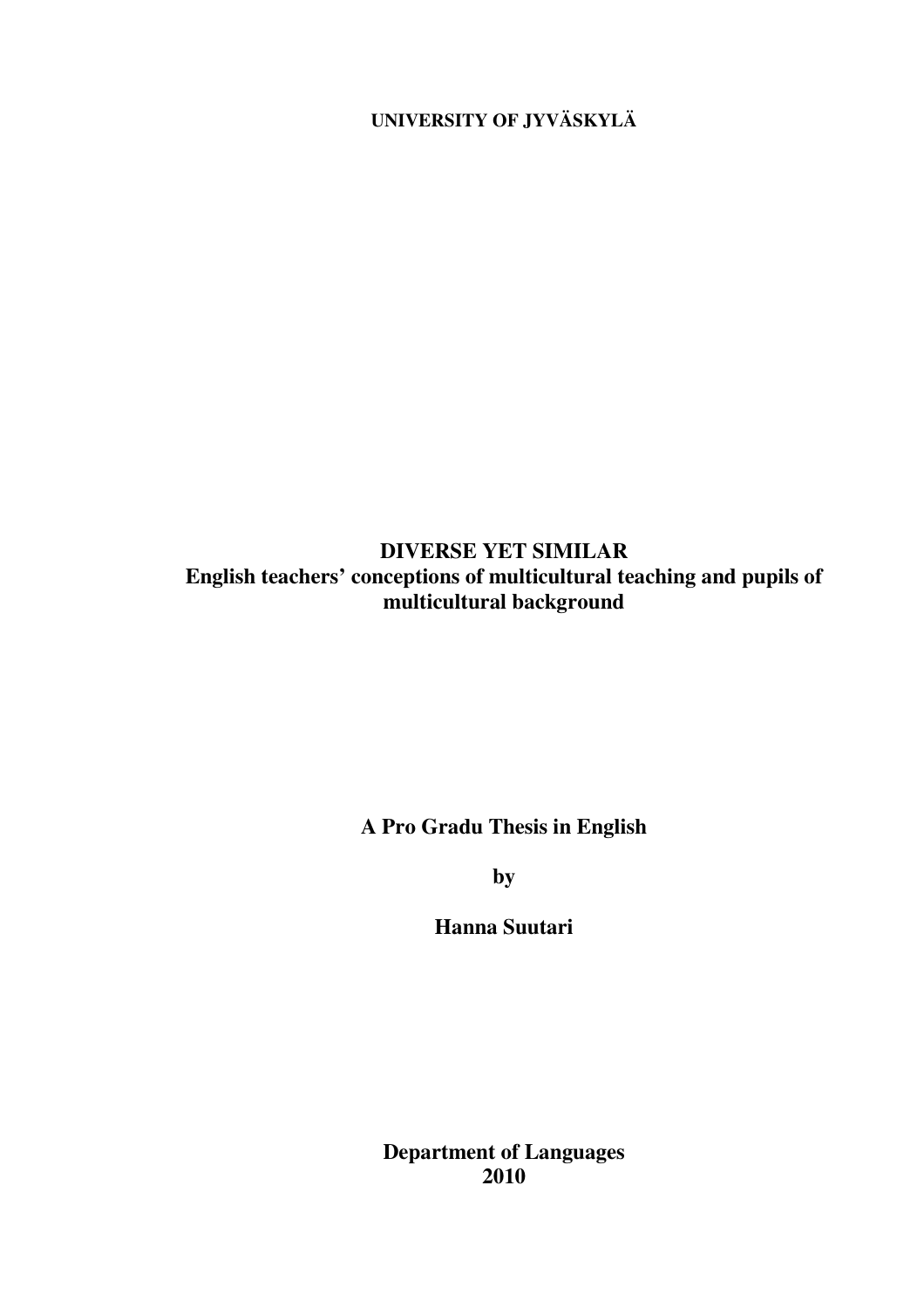**UNIVERSITY OF JYVÄSKYLÄ**

# DIVERSE YET SIMILAR

## English teachers' conceptions of multicultural teaching and pupils of multicultural background

**A Pro Gradu Thesis in English**

**by**

**Hanna Suutari**

**Department of Languages**
**2010**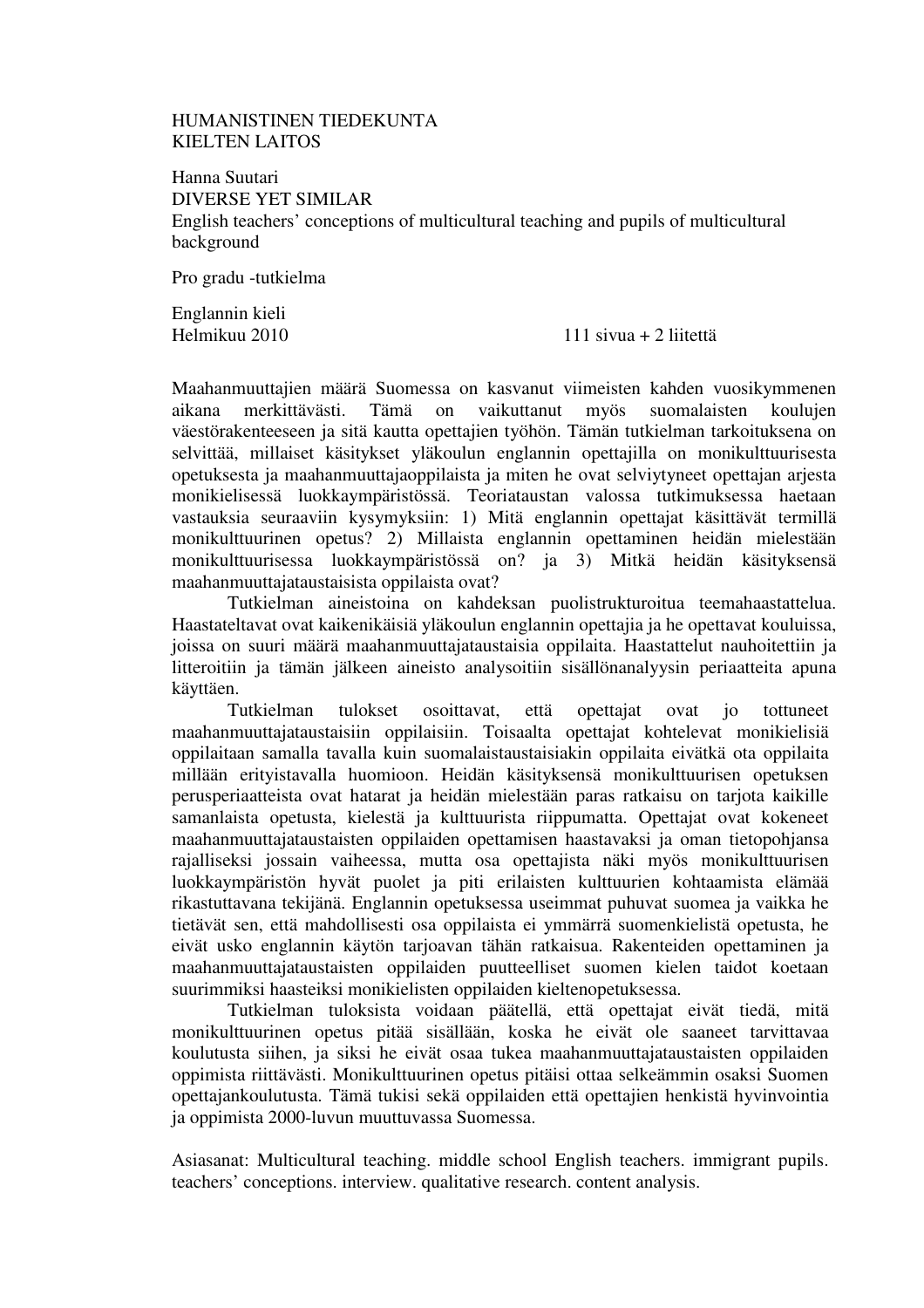HUMANISTINEN TIEDEKUNTA
KIELTEN LAITOS

Hanna Suutari
DIVERSE YET SIMILAR
English teachers' conceptions of multicultural teaching and pupils of multicultural background

Pro gradu -tutkielma

Englannin kieli
Helmikuu 2010 111 sivua + 2 liitettä

Maahanmuuttajien määrä Suomessa on kasvanut viimeisten kahden vuosikymmenen aikana merkittävästi. Tämä on vaikuttanut myös suomalaisten koulujen väestörakenteeseen ja sitä kautta opettajien työhön. Tämän tutkielman tarkoituksena on selvittää, millaiset käsitykset yläkoulun englannin opettajilla on monikulttuurisesta opetuksesta ja maahanmuuttajaoppilaista ja miten he ovat selviytyneet opettajan arjesta monikielisessä luokkaympäristössä. Teoriataustan valossa tutkimuksessa haetaan vastauksia seuraaviin kysymyksiin: 1) Mitä englannin opettajat käsittävät termillä monikulttuurinen opetus? 2) Millaista englannin opettaminen heidän mielestään monikulttuurisessa luokkaympäristössä on? ja 3) Mitkä heidän käsityksensä maahanmuuttajataustaisista oppilaista ovat?

Tutkielman aineistoina on kahdeksan puolistrukturoitua teemahaastattelua. Haastateltavat ovat kaikenikäisiä yläkoulun englannin opettajia ja he opettavat kouluissa, joissa on suuri määrä maahanmuuttajataustaisia oppilaita. Haastattelut nauhoitettiin ja litteroitiin ja tämän jälkeen aineisto analysoitiin sisällönanalyysin periaatteita apuna käyttäen.

Tutkielman tulokset osoittavat, että opettajat ovat jo tottuneet maahanmuuttajataustaisiin oppilaisiin. Toisaalta opettajat kohtelevat monikielisiä oppilaitaan samalla tavalla kuin suomalaistaustaisiakin oppilaita eivätkä ota oppilaita millään erityistavalla huomioon. Heidän käsityksensä monikulttuurisen opetuksen perusperiaatteista ovat hatarat ja heidän mielestään paras ratkaisu on tarjota kaikille samanlaista opetusta, kielestä ja kulttuurista riippumatta. Opettajat ovat kokeneet maahanmuuttajataustaisten oppilaiden opettamisen haastavaksi ja oman tietopohjansa rajalliseksi jossain vaiheessa, mutta osa opettajista näki myös monikulttuurisen luokkaympäristön hyvät puolet ja piti erilaisten kulttuurien kohtaamista elämää rikastuttavana tekijänä. Englannin opetuksessa useimmat puhuvat suomea ja vaikka he tietävät sen, että mahdollisesti osa oppilaista ei ymmärrä suomenkielistä opetusta, he eivät usko englannin käytön tarjoavan tähän ratkaisua. Rakenteiden opettaminen ja maahanmuuttajataustaisten oppilaiden puutteelliset suomen kielen taidot koetaan suurimmiksi haasteiksi monikielisten oppilaiden kieltenopetuksessa.

Tutkielman tuloksista voidaan päätellä, että opettajat eivät tiedä, mitä monikulttuurinen opetus pitää sisällään, koska he eivät ole saaneet tarvittavaa koulutusta siihen, ja siksi he eivät osaa tukea maahanmuuttajataustaisten oppilaiden oppimista riittävästi. Monikulttuurinen opetus pitäisi ottaa selkeämmin osaksi Suomen opettajankoulutusta. Tämä tukisi sekä oppilaiden että opettajien henkistä hyvinvointia ja oppimista 2000-luvun muuttuvassa Suomessa.

Asiasanat: Multicultural teaching. middle school English teachers. immigrant pupils. teachers' conceptions. interview. qualitative research. content analysis.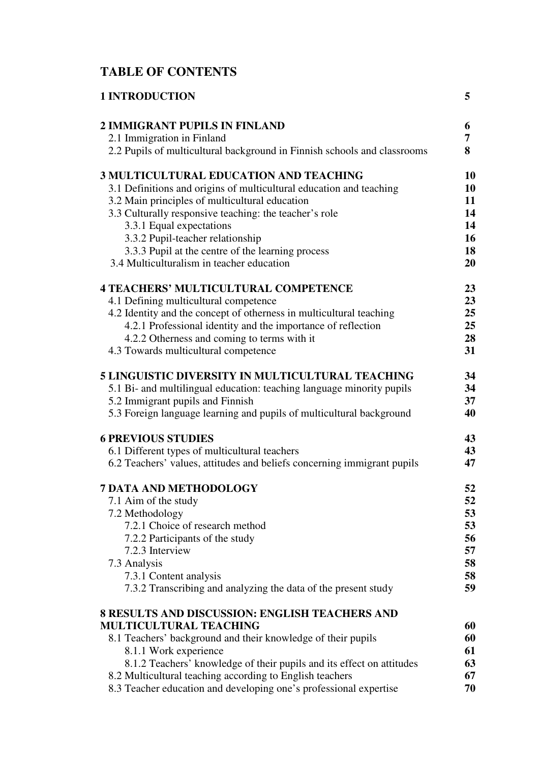# TABLE OF CONTENTS

| | |
|---|---|
| **1 INTRODUCTION** | **5** |
| **2 IMMIGRANT PUPILS IN FINLAND** | **6** |
| 2.1 Immigration in Finland | **7** |
| 2.2 Pupils of multicultural background in Finnish schools and classrooms | **8** |
| **3 MULTICULTURAL EDUCATION AND TEACHING** | **10** |
| 3.1 Definitions and origins of multicultural education and teaching | **10** |
| 3.2 Main principles of multicultural education | **11** |
| 3.3 Culturally responsive teaching: the teacher's role | **14** |
| 3.3.1 Equal expectations | **14** |
| 3.3.2 Pupil-teacher relationship | **16** |
| 3.3.3 Pupil at the centre of the learning process | **18** |
| 3.4 Multiculturalism in teacher education | **20** |
| **4 TEACHERS' MULTICULTURAL COMPETENCE** | **23** |
| 4.1 Defining multicultural competence | **23** |
| 4.2 Identity and the concept of otherness in multicultural teaching | **25** |
| 4.2.1 Professional identity and the importance of reflection | **25** |
| 4.2.2 Otherness and coming to terms with it | **28** |
| 4.3 Towards multicultural competence | **31** |
| **5 LINGUISTIC DIVERSITY IN MULTICULTURAL TEACHING** | **34** |
| 5.1 Bi- and multilingual education: teaching language minority pupils | **34** |
| 5.2 Immigrant pupils and Finnish | **37** |
| 5.3 Foreign language learning and pupils of multicultural background | **40** |
| **6 PREVIOUS STUDIES** | **43** |
| 6.1 Different types of multicultural teachers | **43** |
| 6.2 Teachers' values, attitudes and beliefs concerning immigrant pupils | **47** |
| **7 DATA AND METHODOLOGY** | **52** |
| 7.1 Aim of the study | **52** |
| 7.2 Methodology | **53** |
| 7.2.1 Choice of research method | **53** |
| 7.2.2 Participants of the study | **56** |
| 7.2.3 Interview | **57** |
| 7.3 Analysis | **58** |
| 7.3.1 Content analysis | **58** |
| 7.3.2 Transcribing and analyzing the data of the present study | **59** |
| **8 RESULTS AND DISCUSSION: ENGLISH TEACHERS AND MULTICULTURAL TEACHING** | **60** |
| 8.1 Teachers' background and their knowledge of their pupils | **60** |
| 8.1.1 Work experience | **61** |
| 8.1.2 Teachers' knowledge of their pupils and its effect on attitudes | **63** |
| 8.2 Multicultural teaching according to English teachers | **67** |
| 8.3 Teacher education and developing one's professional expertise | **70** |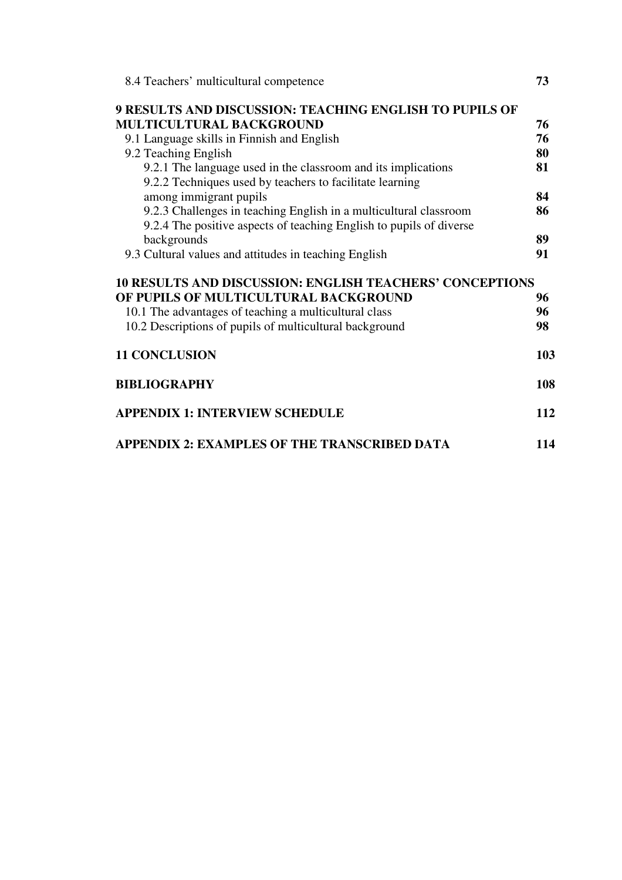8.4 Teachers' multicultural competence **73**

**9 RESULTS AND DISCUSSION: TEACHING ENGLISH TO PUPILS OF MULTICULTURAL BACKGROUND** **76**

9.1 Language skills in Finnish and English **76**

9.2 Teaching English **80**

9.2.1 The language used in the classroom and its implications **81**

9.2.2 Techniques used by teachers to facilitate learning among immigrant pupils **84**

9.2.3 Challenges in teaching English in a multicultural classroom **86**

9.2.4 The positive aspects of teaching English to pupils of diverse backgrounds **89**

9.3 Cultural values and attitudes in teaching English **91**

**10 RESULTS AND DISCUSSION: ENGLISH TEACHERS' CONCEPTIONS OF PUPILS OF MULTICULTURAL BACKGROUND** **96**

10.1 The advantages of teaching a multicultural class **96**

10.2 Descriptions of pupils of multicultural background **98**

**11 CONCLUSION** **103**

**BIBLIOGRAPHY** **108**

**APPENDIX 1: INTERVIEW SCHEDULE** **112**

**APPENDIX 2: EXAMPLES OF THE TRANSCRIBED DATA** **114**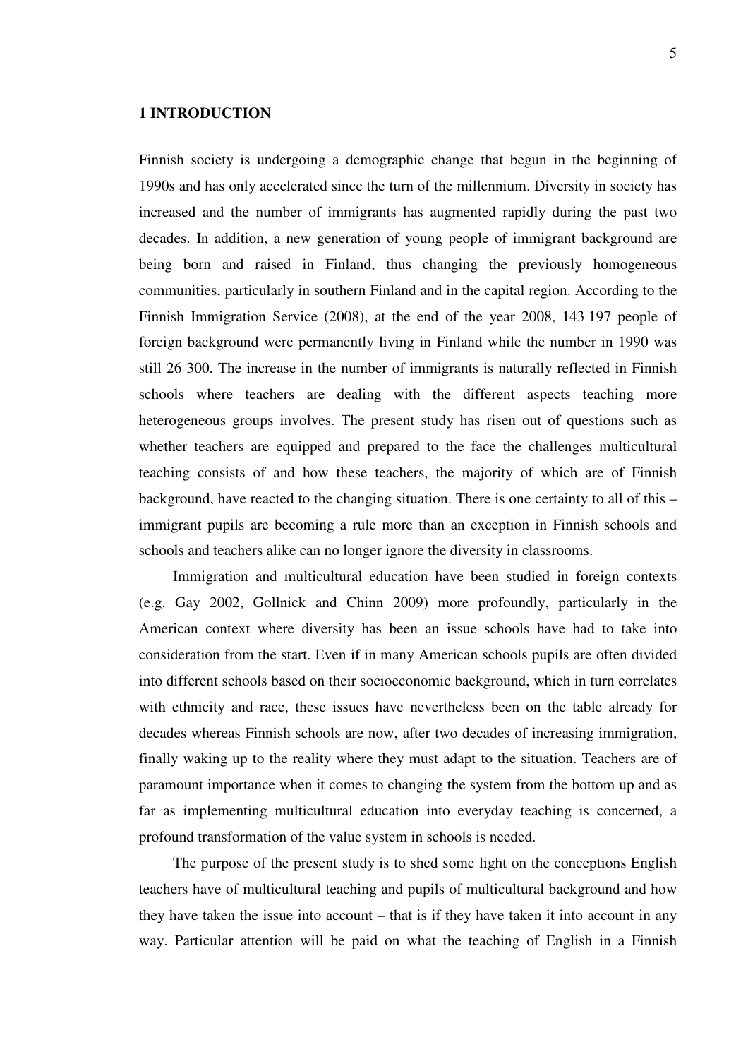# 1 INTRODUCTION

Finnish society is undergoing a demographic change that begun in the beginning of 1990s and has only accelerated since the turn of the millennium. Diversity in society has increased and the number of immigrants has augmented rapidly during the past two decades. In addition, a new generation of young people of immigrant background are being born and raised in Finland, thus changing the previously homogeneous communities, particularly in southern Finland and in the capital region. According to the Finnish Immigration Service (2008), at the end of the year 2008, 143 197 people of foreign background were permanently living in Finland while the number in 1990 was still 26 300. The increase in the number of immigrants is naturally reflected in Finnish schools where teachers are dealing with the different aspects teaching more heterogeneous groups involves. The present study has risen out of questions such as whether teachers are equipped and prepared to the face the challenges multicultural teaching consists of and how these teachers, the majority of which are of Finnish background, have reacted to the changing situation. There is one certainty to all of this – immigrant pupils are becoming a rule more than an exception in Finnish schools and schools and teachers alike can no longer ignore the diversity in classrooms.

Immigration and multicultural education have been studied in foreign contexts (e.g. Gay 2002, Gollnick and Chinn 2009) more profoundly, particularly in the American context where diversity has been an issue schools have had to take into consideration from the start. Even if in many American schools pupils are often divided into different schools based on their socioeconomic background, which in turn correlates with ethnicity and race, these issues have nevertheless been on the table already for decades whereas Finnish schools are now, after two decades of increasing immigration, finally waking up to the reality where they must adapt to the situation. Teachers are of paramount importance when it comes to changing the system from the bottom up and as far as implementing multicultural education into everyday teaching is concerned, a profound transformation of the value system in schools is needed.

The purpose of the present study is to shed some light on the conceptions English teachers have of multicultural teaching and pupils of multicultural background and how they have taken the issue into account – that is if they have taken it into account in any way. Particular attention will be paid on what the teaching of English in a Finnish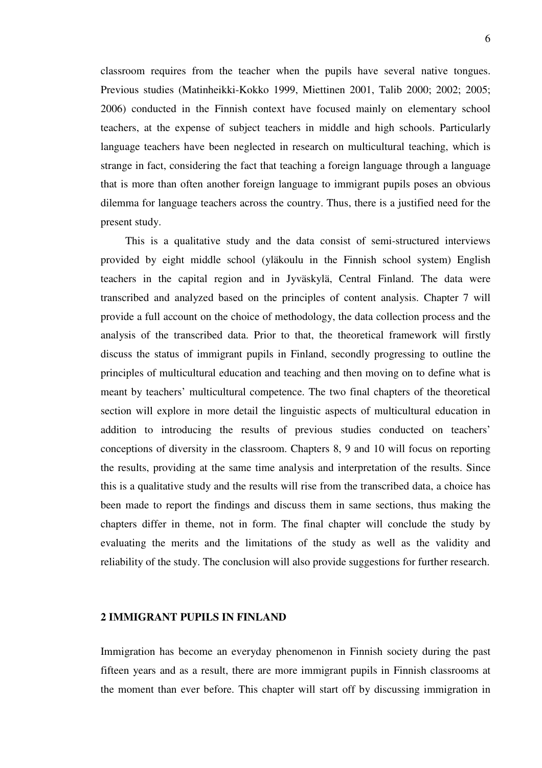classroom requires from the teacher when the pupils have several native tongues. Previous studies (Matinheikki-Kokko 1999, Miettinen 2001, Talib 2000; 2002; 2005; 2006) conducted in the Finnish context have focused mainly on elementary school teachers, at the expense of subject teachers in middle and high schools. Particularly language teachers have been neglected in research on multicultural teaching, which is strange in fact, considering the fact that teaching a foreign language through a language that is more than often another foreign language to immigrant pupils poses an obvious dilemma for language teachers across the country. Thus, there is a justified need for the present study.

This is a qualitative study and the data consist of semi-structured interviews provided by eight middle school (yläkoulu in the Finnish school system) English teachers in the capital region and in Jyväskylä, Central Finland. The data were transcribed and analyzed based on the principles of content analysis. Chapter 7 will provide a full account on the choice of methodology, the data collection process and the analysis of the transcribed data. Prior to that, the theoretical framework will firstly discuss the status of immigrant pupils in Finland, secondly progressing to outline the principles of multicultural education and teaching and then moving on to define what is meant by teachers' multicultural competence. The two final chapters of the theoretical section will explore in more detail the linguistic aspects of multicultural education in addition to introducing the results of previous studies conducted on teachers' conceptions of diversity in the classroom. Chapters 8, 9 and 10 will focus on reporting the results, providing at the same time analysis and interpretation of the results. Since this is a qualitative study and the results will rise from the transcribed data, a choice has been made to report the findings and discuss them in same sections, thus making the chapters differ in theme, not in form. The final chapter will conclude the study by evaluating the merits and the limitations of the study as well as the validity and reliability of the study. The conclusion will also provide suggestions for further research.

## 2 IMMIGRANT PUPILS IN FINLAND

Immigration has become an everyday phenomenon in Finnish society during the past fifteen years and as a result, there are more immigrant pupils in Finnish classrooms at the moment than ever before. This chapter will start off by discussing immigration in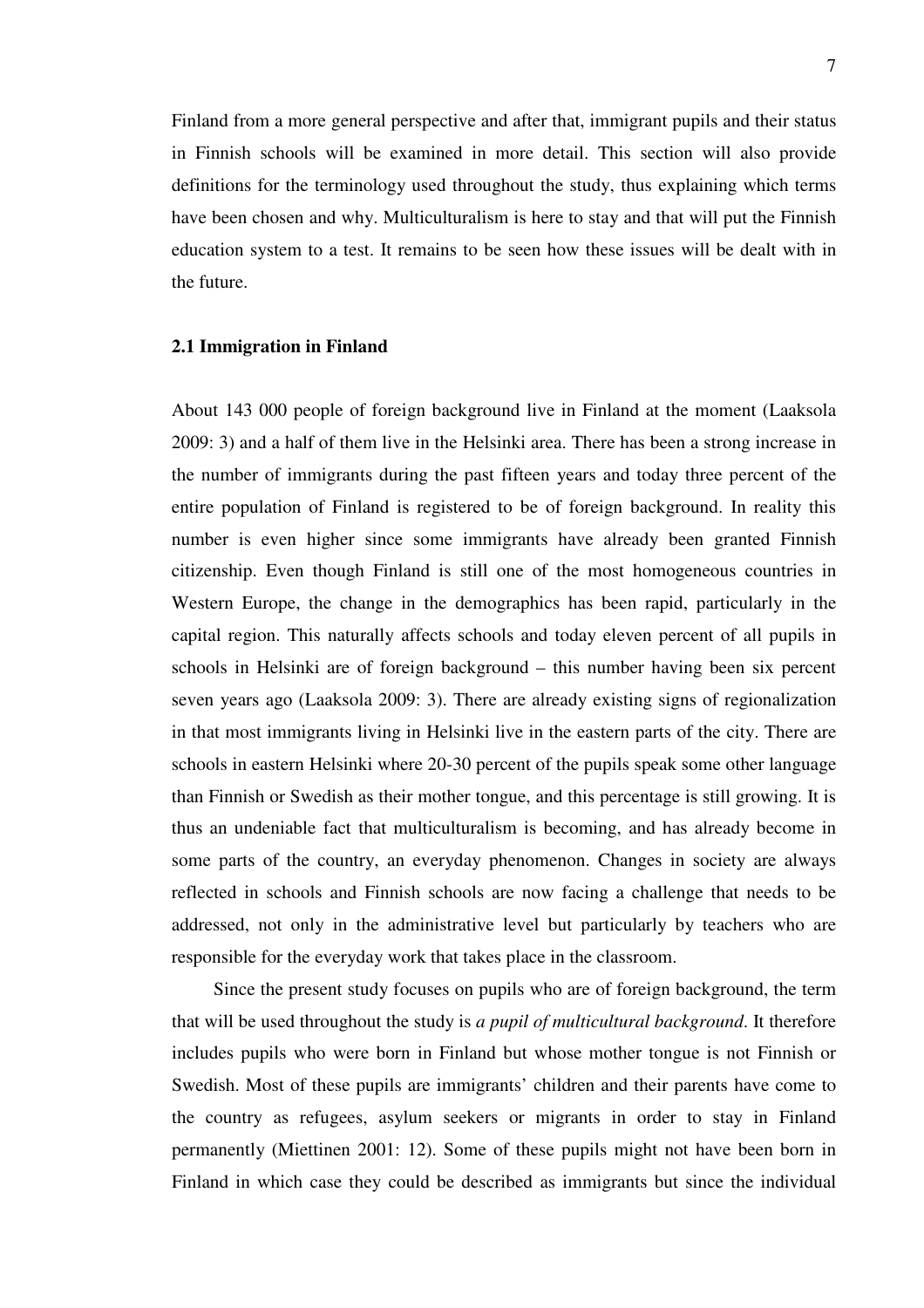Finland from a more general perspective and after that, immigrant pupils and their status in Finnish schools will be examined in more detail. This section will also provide definitions for the terminology used throughout the study, thus explaining which terms have been chosen and why. Multiculturalism is here to stay and that will put the Finnish education system to a test. It remains to be seen how these issues will be dealt with in the future.

### 2.1 Immigration in Finland

About 143 000 people of foreign background live in Finland at the moment (Laaksola 2009: 3) and a half of them live in the Helsinki area. There has been a strong increase in the number of immigrants during the past fifteen years and today three percent of the entire population of Finland is registered to be of foreign background. In reality this number is even higher since some immigrants have already been granted Finnish citizenship. Even though Finland is still one of the most homogeneous countries in Western Europe, the change in the demographics has been rapid, particularly in the capital region. This naturally affects schools and today eleven percent of all pupils in schools in Helsinki are of foreign background – this number having been six percent seven years ago (Laaksola 2009: 3). There are already existing signs of regionalization in that most immigrants living in Helsinki live in the eastern parts of the city. There are schools in eastern Helsinki where 20-30 percent of the pupils speak some other language than Finnish or Swedish as their mother tongue, and this percentage is still growing. It is thus an undeniable fact that multiculturalism is becoming, and has already become in some parts of the country, an everyday phenomenon. Changes in society are always reflected in schools and Finnish schools are now facing a challenge that needs to be addressed, not only in the administrative level but particularly by teachers who are responsible for the everyday work that takes place in the classroom.

Since the present study focuses on pupils who are of foreign background, the term that will be used throughout the study is *a pupil of multicultural background*. It therefore includes pupils who were born in Finland but whose mother tongue is not Finnish or Swedish. Most of these pupils are immigrants' children and their parents have come to the country as refugees, asylum seekers or migrants in order to stay in Finland permanently (Miettinen 2001: 12). Some of these pupils might not have been born in Finland in which case they could be described as immigrants but since the individual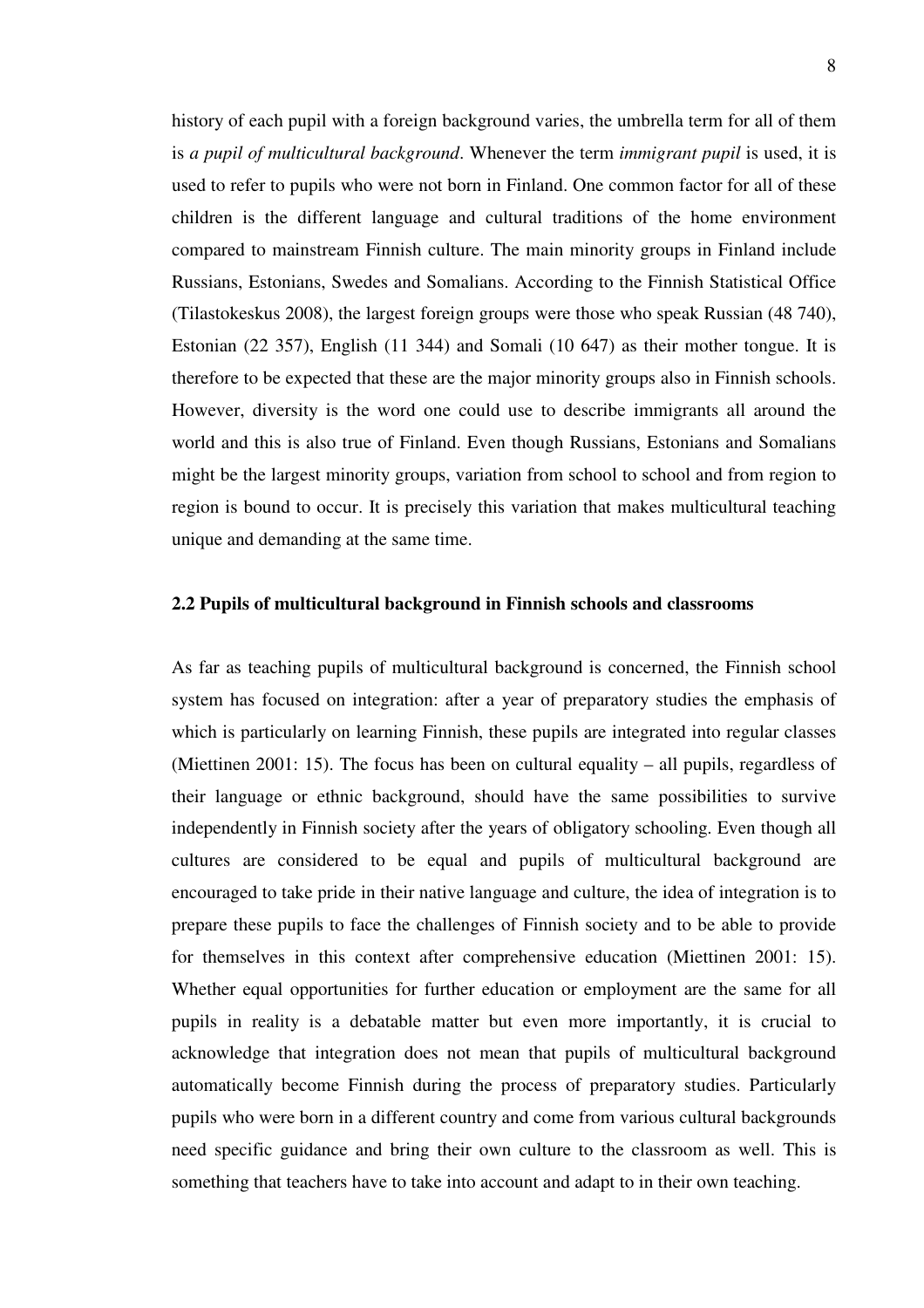history of each pupil with a foreign background varies, the umbrella term for all of them is *a pupil of multicultural background*. Whenever the term *immigrant pupil* is used, it is used to refer to pupils who were not born in Finland. One common factor for all of these children is the different language and cultural traditions of the home environment compared to mainstream Finnish culture. The main minority groups in Finland include Russians, Estonians, Swedes and Somalians. According to the Finnish Statistical Office (Tilastokeskus 2008), the largest foreign groups were those who speak Russian (48 740), Estonian (22 357), English (11 344) and Somali (10 647) as their mother tongue. It is therefore to be expected that these are the major minority groups also in Finnish schools. However, diversity is the word one could use to describe immigrants all around the world and this is also true of Finland. Even though Russians, Estonians and Somalians might be the largest minority groups, variation from school to school and from region to region is bound to occur. It is precisely this variation that makes multicultural teaching unique and demanding at the same time.

### 2.2 Pupils of multicultural background in Finnish schools and classrooms

As far as teaching pupils of multicultural background is concerned, the Finnish school system has focused on integration: after a year of preparatory studies the emphasis of which is particularly on learning Finnish, these pupils are integrated into regular classes (Miettinen 2001: 15). The focus has been on cultural equality – all pupils, regardless of their language or ethnic background, should have the same possibilities to survive independently in Finnish society after the years of obligatory schooling. Even though all cultures are considered to be equal and pupils of multicultural background are encouraged to take pride in their native language and culture, the idea of integration is to prepare these pupils to face the challenges of Finnish society and to be able to provide for themselves in this context after comprehensive education (Miettinen 2001: 15). Whether equal opportunities for further education or employment are the same for all pupils in reality is a debatable matter but even more importantly, it is crucial to acknowledge that integration does not mean that pupils of multicultural background automatically become Finnish during the process of preparatory studies. Particularly pupils who were born in a different country and come from various cultural backgrounds need specific guidance and bring their own culture to the classroom as well. This is something that teachers have to take into account and adapt to in their own teaching.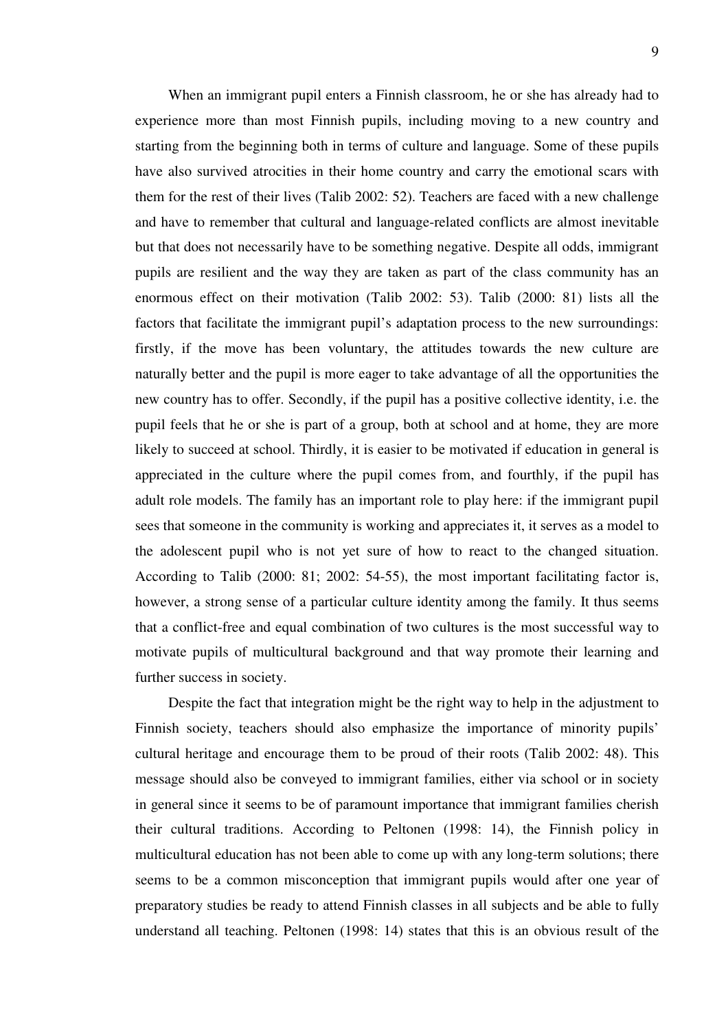When an immigrant pupil enters a Finnish classroom, he or she has already had to experience more than most Finnish pupils, including moving to a new country and starting from the beginning both in terms of culture and language. Some of these pupils have also survived atrocities in their home country and carry the emotional scars with them for the rest of their lives (Talib 2002: 52). Teachers are faced with a new challenge and have to remember that cultural and language-related conflicts are almost inevitable but that does not necessarily have to be something negative. Despite all odds, immigrant pupils are resilient and the way they are taken as part of the class community has an enormous effect on their motivation (Talib 2002: 53). Talib (2000: 81) lists all the factors that facilitate the immigrant pupil's adaptation process to the new surroundings: firstly, if the move has been voluntary, the attitudes towards the new culture are naturally better and the pupil is more eager to take advantage of all the opportunities the new country has to offer. Secondly, if the pupil has a positive collective identity, i.e. the pupil feels that he or she is part of a group, both at school and at home, they are more likely to succeed at school. Thirdly, it is easier to be motivated if education in general is appreciated in the culture where the pupil comes from, and fourthly, if the pupil has adult role models. The family has an important role to play here: if the immigrant pupil sees that someone in the community is working and appreciates it, it serves as a model to the adolescent pupil who is not yet sure of how to react to the changed situation. According to Talib (2000: 81; 2002: 54-55), the most important facilitating factor is, however, a strong sense of a particular culture identity among the family. It thus seems that a conflict-free and equal combination of two cultures is the most successful way to motivate pupils of multicultural background and that way promote their learning and further success in society.

Despite the fact that integration might be the right way to help in the adjustment to Finnish society, teachers should also emphasize the importance of minority pupils' cultural heritage and encourage them to be proud of their roots (Talib 2002: 48). This message should also be conveyed to immigrant families, either via school or in society in general since it seems to be of paramount importance that immigrant families cherish their cultural traditions. According to Peltonen (1998: 14), the Finnish policy in multicultural education has not been able to come up with any long-term solutions; there seems to be a common misconception that immigrant pupils would after one year of preparatory studies be ready to attend Finnish classes in all subjects and be able to fully understand all teaching. Peltonen (1998: 14) states that this is an obvious result of the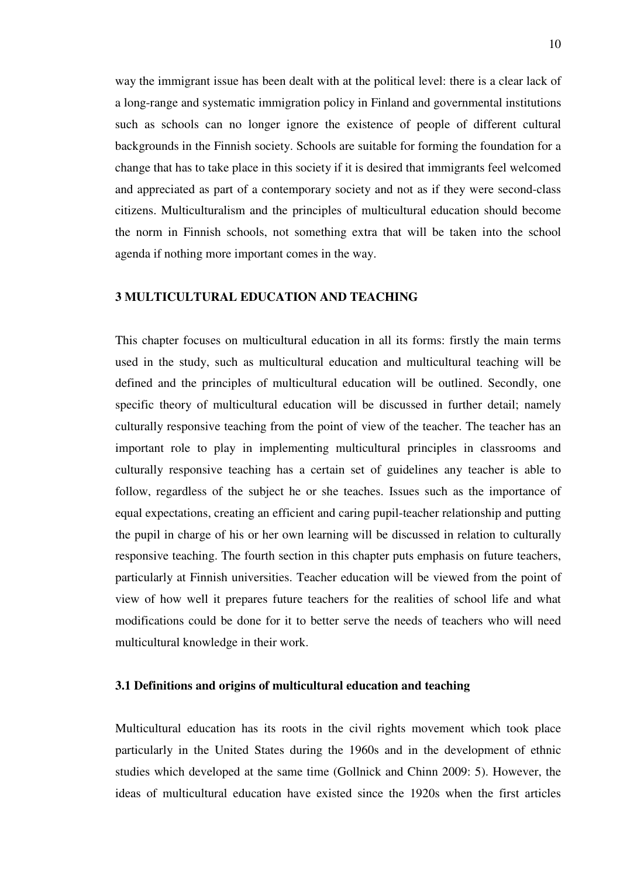way the immigrant issue has been dealt with at the political level: there is a clear lack of a long-range and systematic immigration policy in Finland and governmental institutions such as schools can no longer ignore the existence of people of different cultural backgrounds in the Finnish society. Schools are suitable for forming the foundation for a change that has to take place in this society if it is desired that immigrants feel welcomed and appreciated as part of a contemporary society and not as if they were second-class citizens. Multiculturalism and the principles of multicultural education should become the norm in Finnish schools, not something extra that will be taken into the school agenda if nothing more important comes in the way.

## 3 MULTICULTURAL EDUCATION AND TEACHING

This chapter focuses on multicultural education in all its forms: firstly the main terms used in the study, such as multicultural education and multicultural teaching will be defined and the principles of multicultural education will be outlined. Secondly, one specific theory of multicultural education will be discussed in further detail; namely culturally responsive teaching from the point of view of the teacher. The teacher has an important role to play in implementing multicultural principles in classrooms and culturally responsive teaching has a certain set of guidelines any teacher is able to follow, regardless of the subject he or she teaches. Issues such as the importance of equal expectations, creating an efficient and caring pupil-teacher relationship and putting the pupil in charge of his or her own learning will be discussed in relation to culturally responsive teaching. The fourth section in this chapter puts emphasis on future teachers, particularly at Finnish universities. Teacher education will be viewed from the point of view of how well it prepares future teachers for the realities of school life and what modifications could be done for it to better serve the needs of teachers who will need multicultural knowledge in their work.

### 3.1 Definitions and origins of multicultural education and teaching

Multicultural education has its roots in the civil rights movement which took place particularly in the United States during the 1960s and in the development of ethnic studies which developed at the same time (Gollnick and Chinn 2009: 5). However, the ideas of multicultural education have existed since the 1920s when the first articles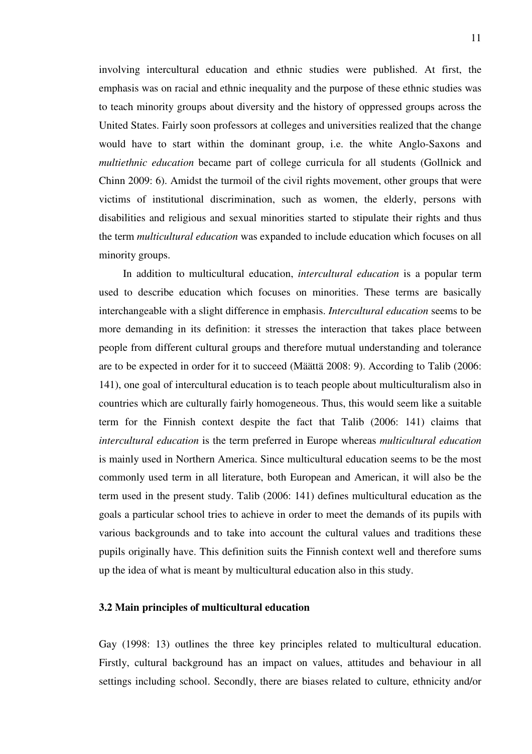involving intercultural education and ethnic studies were published. At first, the emphasis was on racial and ethnic inequality and the purpose of these ethnic studies was to teach minority groups about diversity and the history of oppressed groups across the United States. Fairly soon professors at colleges and universities realized that the change would have to start within the dominant group, i.e. the white Anglo-Saxons and *multiethnic education* became part of college curricula for all students (Gollnick and Chinn 2009: 6). Amidst the turmoil of the civil rights movement, other groups that were victims of institutional discrimination, such as women, the elderly, persons with disabilities and religious and sexual minorities started to stipulate their rights and thus the term *multicultural education* was expanded to include education which focuses on all minority groups.

In addition to multicultural education, *intercultural education* is a popular term used to describe education which focuses on minorities. These terms are basically interchangeable with a slight difference in emphasis. *Intercultural education* seems to be more demanding in its definition: it stresses the interaction that takes place between people from different cultural groups and therefore mutual understanding and tolerance are to be expected in order for it to succeed (Määttä 2008: 9). According to Talib (2006: 141), one goal of intercultural education is to teach people about multiculturalism also in countries which are culturally fairly homogeneous. Thus, this would seem like a suitable term for the Finnish context despite the fact that Talib (2006: 141) claims that *intercultural education* is the term preferred in Europe whereas *multicultural education* is mainly used in Northern America. Since multicultural education seems to be the most commonly used term in all literature, both European and American, it will also be the term used in the present study. Talib (2006: 141) defines multicultural education as the goals a particular school tries to achieve in order to meet the demands of its pupils with various backgrounds and to take into account the cultural values and traditions these pupils originally have. This definition suits the Finnish context well and therefore sums up the idea of what is meant by multicultural education also in this study.

### 3.2 Main principles of multicultural education

Gay (1998: 13) outlines the three key principles related to multicultural education. Firstly, cultural background has an impact on values, attitudes and behaviour in all settings including school. Secondly, there are biases related to culture, ethnicity and/or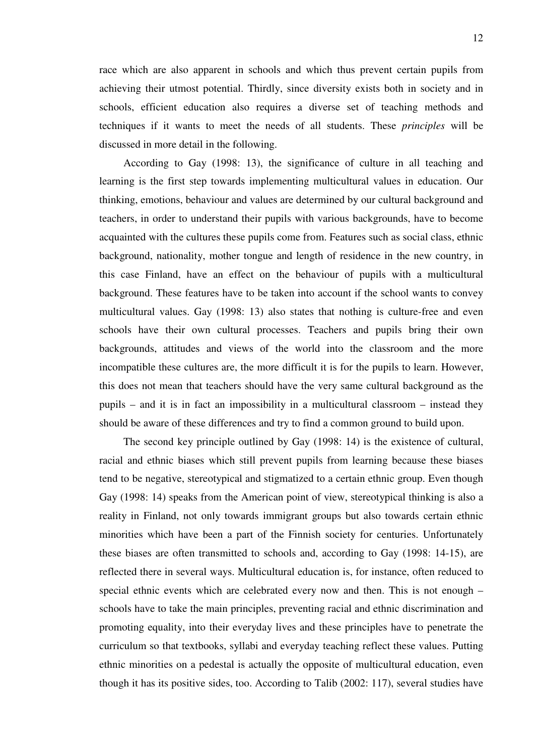race which are also apparent in schools and which thus prevent certain pupils from achieving their utmost potential. Thirdly, since diversity exists both in society and in schools, efficient education also requires a diverse set of teaching methods and techniques if it wants to meet the needs of all students. These *principles* will be discussed in more detail in the following.

According to Gay (1998: 13), the significance of culture in all teaching and learning is the first step towards implementing multicultural values in education. Our thinking, emotions, behaviour and values are determined by our cultural background and teachers, in order to understand their pupils with various backgrounds, have to become acquainted with the cultures these pupils come from. Features such as social class, ethnic background, nationality, mother tongue and length of residence in the new country, in this case Finland, have an effect on the behaviour of pupils with a multicultural background. These features have to be taken into account if the school wants to convey multicultural values. Gay (1998: 13) also states that nothing is culture-free and even schools have their own cultural processes. Teachers and pupils bring their own backgrounds, attitudes and views of the world into the classroom and the more incompatible these cultures are, the more difficult it is for the pupils to learn. However, this does not mean that teachers should have the very same cultural background as the pupils – and it is in fact an impossibility in a multicultural classroom – instead they should be aware of these differences and try to find a common ground to build upon.

The second key principle outlined by Gay (1998: 14) is the existence of cultural, racial and ethnic biases which still prevent pupils from learning because these biases tend to be negative, stereotypical and stigmatized to a certain ethnic group. Even though Gay (1998: 14) speaks from the American point of view, stereotypical thinking is also a reality in Finland, not only towards immigrant groups but also towards certain ethnic minorities which have been a part of the Finnish society for centuries. Unfortunately these biases are often transmitted to schools and, according to Gay (1998: 14-15), are reflected there in several ways. Multicultural education is, for instance, often reduced to special ethnic events which are celebrated every now and then. This is not enough – schools have to take the main principles, preventing racial and ethnic discrimination and promoting equality, into their everyday lives and these principles have to penetrate the curriculum so that textbooks, syllabi and everyday teaching reflect these values. Putting ethnic minorities on a pedestal is actually the opposite of multicultural education, even though it has its positive sides, too. According to Talib (2002: 117), several studies have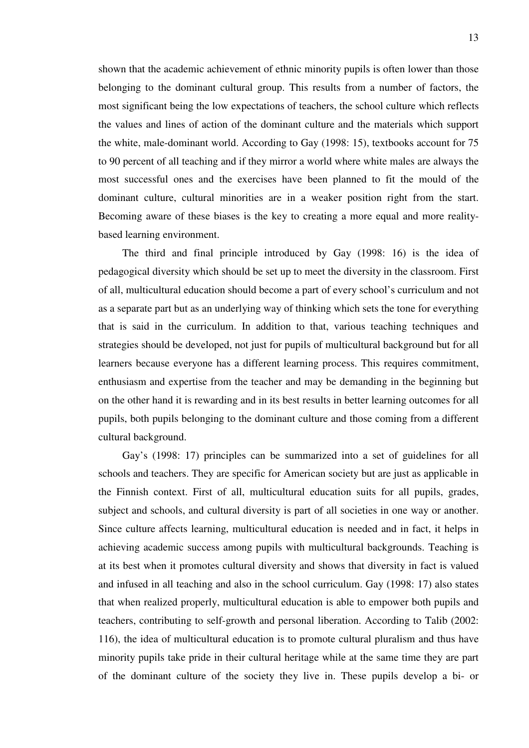shown that the academic achievement of ethnic minority pupils is often lower than those belonging to the dominant cultural group. This results from a number of factors, the most significant being the low expectations of teachers, the school culture which reflects the values and lines of action of the dominant culture and the materials which support the white, male-dominant world. According to Gay (1998: 15), textbooks account for 75 to 90 percent of all teaching and if they mirror a world where white males are always the most successful ones and the exercises have been planned to fit the mould of the dominant culture, cultural minorities are in a weaker position right from the start. Becoming aware of these biases is the key to creating a more equal and more reality-based learning environment.

The third and final principle introduced by Gay (1998: 16) is the idea of pedagogical diversity which should be set up to meet the diversity in the classroom. First of all, multicultural education should become a part of every school's curriculum and not as a separate part but as an underlying way of thinking which sets the tone for everything that is said in the curriculum. In addition to that, various teaching techniques and strategies should be developed, not just for pupils of multicultural background but for all learners because everyone has a different learning process. This requires commitment, enthusiasm and expertise from the teacher and may be demanding in the beginning but on the other hand it is rewarding and in its best results in better learning outcomes for all pupils, both pupils belonging to the dominant culture and those coming from a different cultural background.

Gay's (1998: 17) principles can be summarized into a set of guidelines for all schools and teachers. They are specific for American society but are just as applicable in the Finnish context. First of all, multicultural education suits for all pupils, grades, subject and schools, and cultural diversity is part of all societies in one way or another. Since culture affects learning, multicultural education is needed and in fact, it helps in achieving academic success among pupils with multicultural backgrounds. Teaching is at its best when it promotes cultural diversity and shows that diversity in fact is valued and infused in all teaching and also in the school curriculum. Gay (1998: 17) also states that when realized properly, multicultural education is able to empower both pupils and teachers, contributing to self-growth and personal liberation. According to Talib (2002: 116), the idea of multicultural education is to promote cultural pluralism and thus have minority pupils take pride in their cultural heritage while at the same time they are part of the dominant culture of the society they live in. These pupils develop a bi- or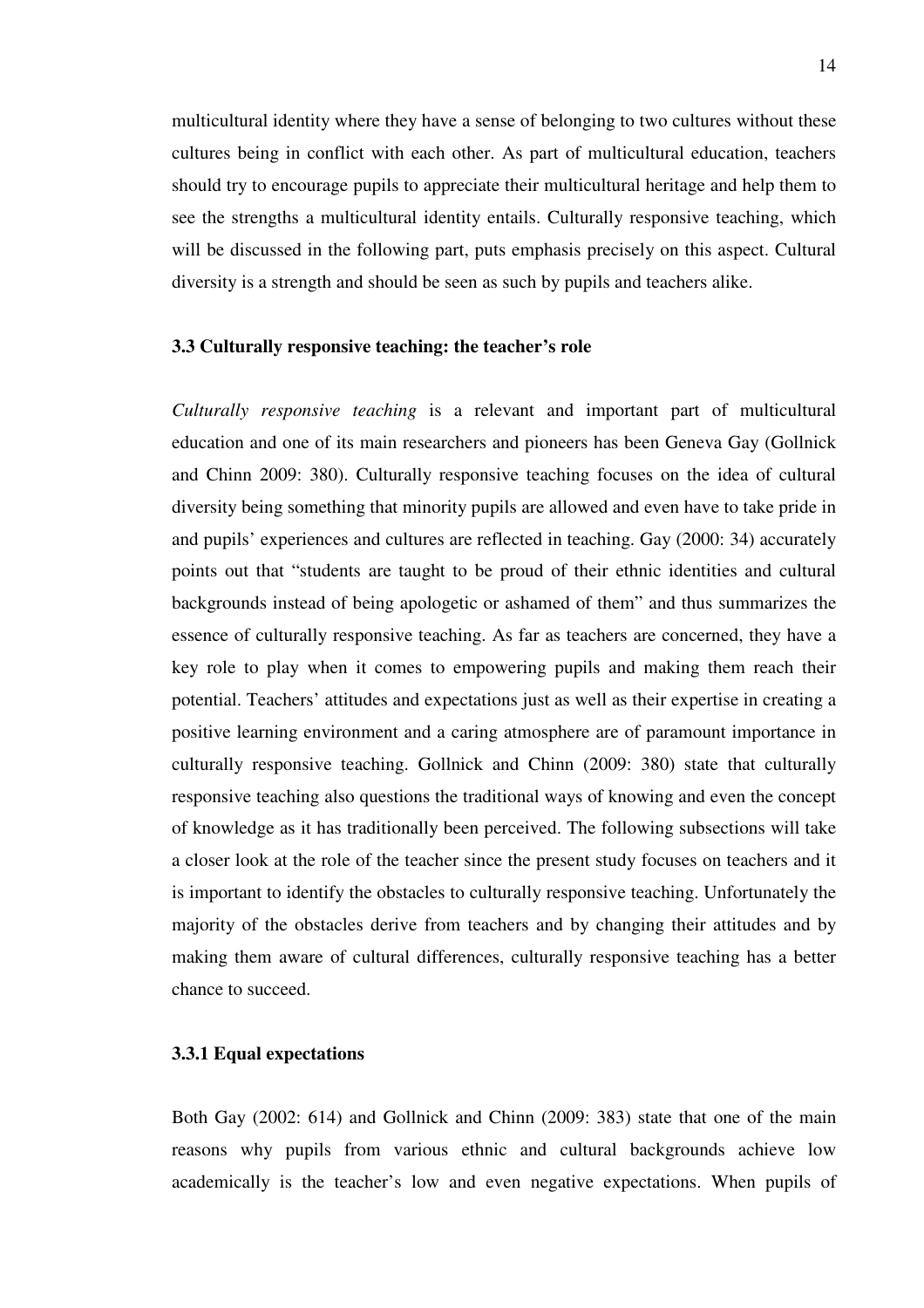multicultural identity where they have a sense of belonging to two cultures without these cultures being in conflict with each other. As part of multicultural education, teachers should try to encourage pupils to appreciate their multicultural heritage and help them to see the strengths a multicultural identity entails. Culturally responsive teaching, which will be discussed in the following part, puts emphasis precisely on this aspect. Cultural diversity is a strength and should be seen as such by pupils and teachers alike.

### 3.3 Culturally responsive teaching: the teacher's role

*Culturally responsive teaching* is a relevant and important part of multicultural education and one of its main researchers and pioneers has been Geneva Gay (Gollnick and Chinn 2009: 380). Culturally responsive teaching focuses on the idea of cultural diversity being something that minority pupils are allowed and even have to take pride in and pupils' experiences and cultures are reflected in teaching. Gay (2000: 34) accurately points out that "students are taught to be proud of their ethnic identities and cultural backgrounds instead of being apologetic or ashamed of them" and thus summarizes the essence of culturally responsive teaching. As far as teachers are concerned, they have a key role to play when it comes to empowering pupils and making them reach their potential. Teachers' attitudes and expectations just as well as their expertise in creating a positive learning environment and a caring atmosphere are of paramount importance in culturally responsive teaching. Gollnick and Chinn (2009: 380) state that culturally responsive teaching also questions the traditional ways of knowing and even the concept of knowledge as it has traditionally been perceived. The following subsections will take a closer look at the role of the teacher since the present study focuses on teachers and it is important to identify the obstacles to culturally responsive teaching. Unfortunately the majority of the obstacles derive from teachers and by changing their attitudes and by making them aware of cultural differences, culturally responsive teaching has a better chance to succeed.

#### 3.3.1 Equal expectations

Both Gay (2002: 614) and Gollnick and Chinn (2009: 383) state that one of the main reasons why pupils from various ethnic and cultural backgrounds achieve low academically is the teacher's low and even negative expectations. When pupils of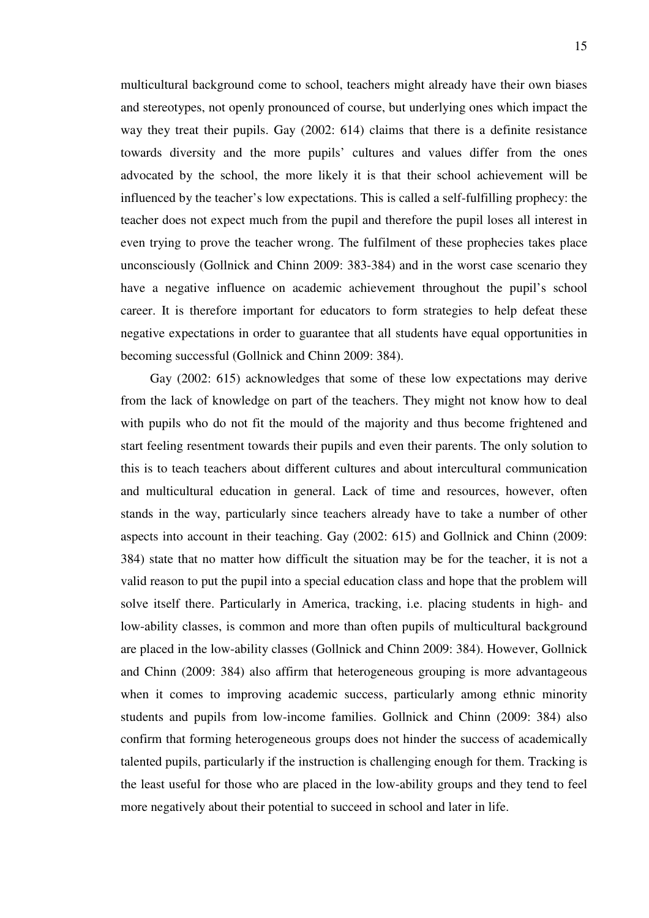multicultural background come to school, teachers might already have their own biases and stereotypes, not openly pronounced of course, but underlying ones which impact the way they treat their pupils. Gay (2002: 614) claims that there is a definite resistance towards diversity and the more pupils' cultures and values differ from the ones advocated by the school, the more likely it is that their school achievement will be influenced by the teacher's low expectations. This is called a self-fulfilling prophecy: the teacher does not expect much from the pupil and therefore the pupil loses all interest in even trying to prove the teacher wrong. The fulfilment of these prophecies takes place unconsciously (Gollnick and Chinn 2009: 383-384) and in the worst case scenario they have a negative influence on academic achievement throughout the pupil's school career. It is therefore important for educators to form strategies to help defeat these negative expectations in order to guarantee that all students have equal opportunities in becoming successful (Gollnick and Chinn 2009: 384).

Gay (2002: 615) acknowledges that some of these low expectations may derive from the lack of knowledge on part of the teachers. They might not know how to deal with pupils who do not fit the mould of the majority and thus become frightened and start feeling resentment towards their pupils and even their parents. The only solution to this is to teach teachers about different cultures and about intercultural communication and multicultural education in general. Lack of time and resources, however, often stands in the way, particularly since teachers already have to take a number of other aspects into account in their teaching. Gay (2002: 615) and Gollnick and Chinn (2009: 384) state that no matter how difficult the situation may be for the teacher, it is not a valid reason to put the pupil into a special education class and hope that the problem will solve itself there. Particularly in America, tracking, i.e. placing students in high- and low-ability classes, is common and more than often pupils of multicultural background are placed in the low-ability classes (Gollnick and Chinn 2009: 384). However, Gollnick and Chinn (2009: 384) also affirm that heterogeneous grouping is more advantageous when it comes to improving academic success, particularly among ethnic minority students and pupils from low-income families. Gollnick and Chinn (2009: 384) also confirm that forming heterogeneous groups does not hinder the success of academically talented pupils, particularly if the instruction is challenging enough for them. Tracking is the least useful for those who are placed in the low-ability groups and they tend to feel more negatively about their potential to succeed in school and later in life.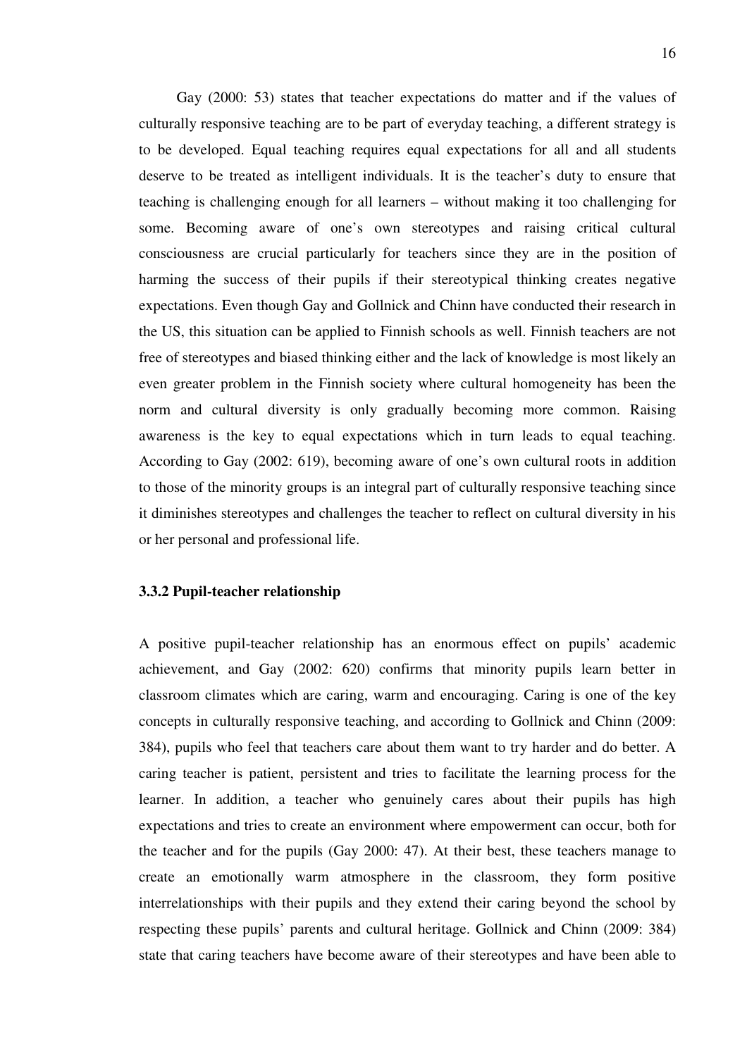Gay (2000: 53) states that teacher expectations do matter and if the values of culturally responsive teaching are to be part of everyday teaching, a different strategy is to be developed. Equal teaching requires equal expectations for all and all students deserve to be treated as intelligent individuals. It is the teacher's duty to ensure that teaching is challenging enough for all learners – without making it too challenging for some. Becoming aware of one's own stereotypes and raising critical cultural consciousness are crucial particularly for teachers since they are in the position of harming the success of their pupils if their stereotypical thinking creates negative expectations. Even though Gay and Gollnick and Chinn have conducted their research in the US, this situation can be applied to Finnish schools as well. Finnish teachers are not free of stereotypes and biased thinking either and the lack of knowledge is most likely an even greater problem in the Finnish society where cultural homogeneity has been the norm and cultural diversity is only gradually becoming more common. Raising awareness is the key to equal expectations which in turn leads to equal teaching. According to Gay (2002: 619), becoming aware of one's own cultural roots in addition to those of the minority groups is an integral part of culturally responsive teaching since it diminishes stereotypes and challenges the teacher to reflect on cultural diversity in his or her personal and professional life.

### 3.3.2 Pupil-teacher relationship

A positive pupil-teacher relationship has an enormous effect on pupils' academic achievement, and Gay (2002: 620) confirms that minority pupils learn better in classroom climates which are caring, warm and encouraging. Caring is one of the key concepts in culturally responsive teaching, and according to Gollnick and Chinn (2009: 384), pupils who feel that teachers care about them want to try harder and do better. A caring teacher is patient, persistent and tries to facilitate the learning process for the learner. In addition, a teacher who genuinely cares about their pupils has high expectations and tries to create an environment where empowerment can occur, both for the teacher and for the pupils (Gay 2000: 47). At their best, these teachers manage to create an emotionally warm atmosphere in the classroom, they form positive interrelationships with their pupils and they extend their caring beyond the school by respecting these pupils' parents and cultural heritage. Gollnick and Chinn (2009: 384) state that caring teachers have become aware of their stereotypes and have been able to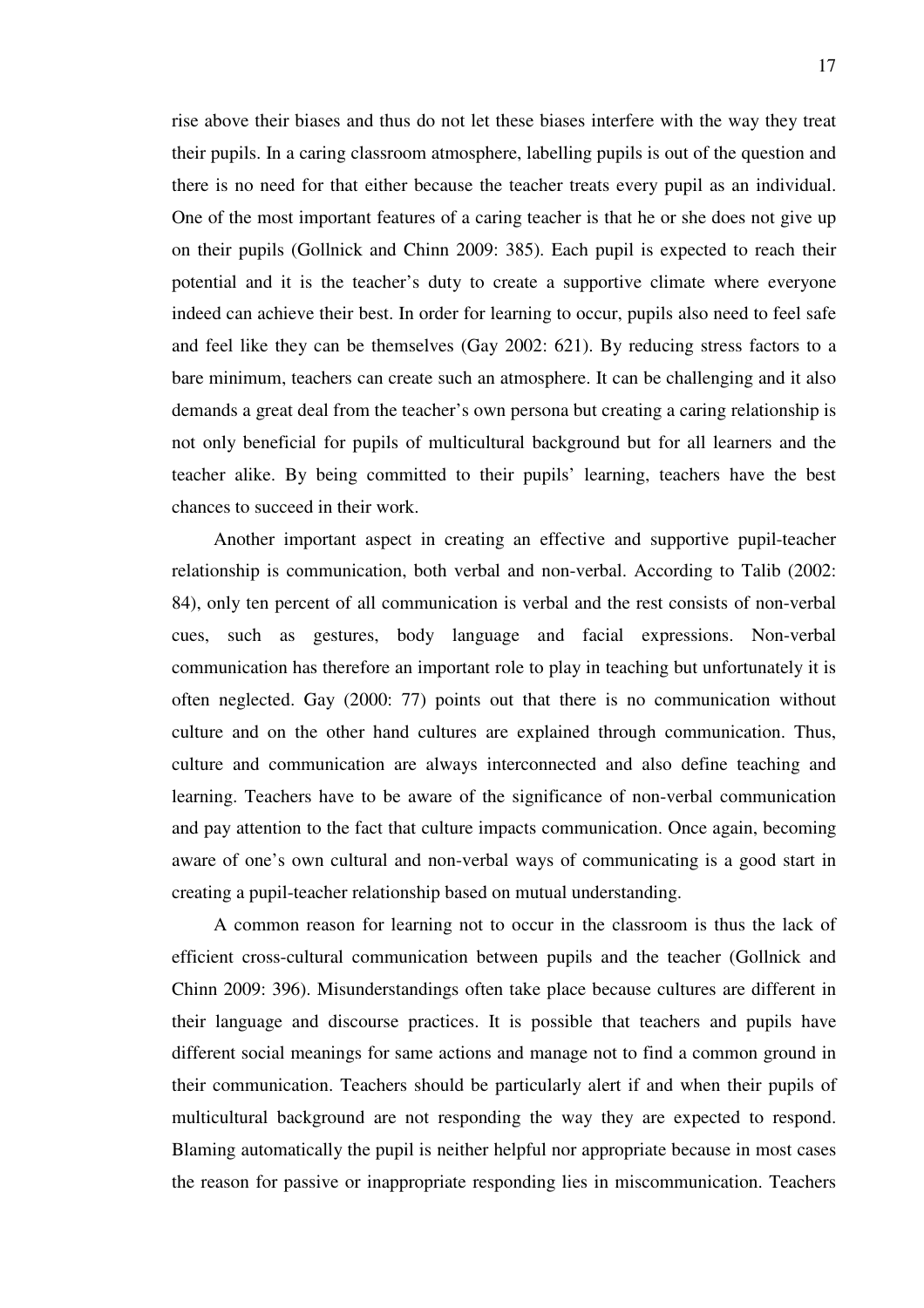rise above their biases and thus do not let these biases interfere with the way they treat their pupils. In a caring classroom atmosphere, labelling pupils is out of the question and there is no need for that either because the teacher treats every pupil as an individual. One of the most important features of a caring teacher is that he or she does not give up on their pupils (Gollnick and Chinn 2009: 385). Each pupil is expected to reach their potential and it is the teacher's duty to create a supportive climate where everyone indeed can achieve their best. In order for learning to occur, pupils also need to feel safe and feel like they can be themselves (Gay 2002: 621). By reducing stress factors to a bare minimum, teachers can create such an atmosphere. It can be challenging and it also demands a great deal from the teacher's own persona but creating a caring relationship is not only beneficial for pupils of multicultural background but for all learners and the teacher alike. By being committed to their pupils' learning, teachers have the best chances to succeed in their work.

Another important aspect in creating an effective and supportive pupil-teacher relationship is communication, both verbal and non-verbal. According to Talib (2002: 84), only ten percent of all communication is verbal and the rest consists of non-verbal cues, such as gestures, body language and facial expressions. Non-verbal communication has therefore an important role to play in teaching but unfortunately it is often neglected. Gay (2000: 77) points out that there is no communication without culture and on the other hand cultures are explained through communication. Thus, culture and communication are always interconnected and also define teaching and learning. Teachers have to be aware of the significance of non-verbal communication and pay attention to the fact that culture impacts communication. Once again, becoming aware of one's own cultural and non-verbal ways of communicating is a good start in creating a pupil-teacher relationship based on mutual understanding.

A common reason for learning not to occur in the classroom is thus the lack of efficient cross-cultural communication between pupils and the teacher (Gollnick and Chinn 2009: 396). Misunderstandings often take place because cultures are different in their language and discourse practices. It is possible that teachers and pupils have different social meanings for same actions and manage not to find a common ground in their communication. Teachers should be particularly alert if and when their pupils of multicultural background are not responding the way they are expected to respond. Blaming automatically the pupil is neither helpful nor appropriate because in most cases the reason for passive or inappropriate responding lies in miscommunication. Teachers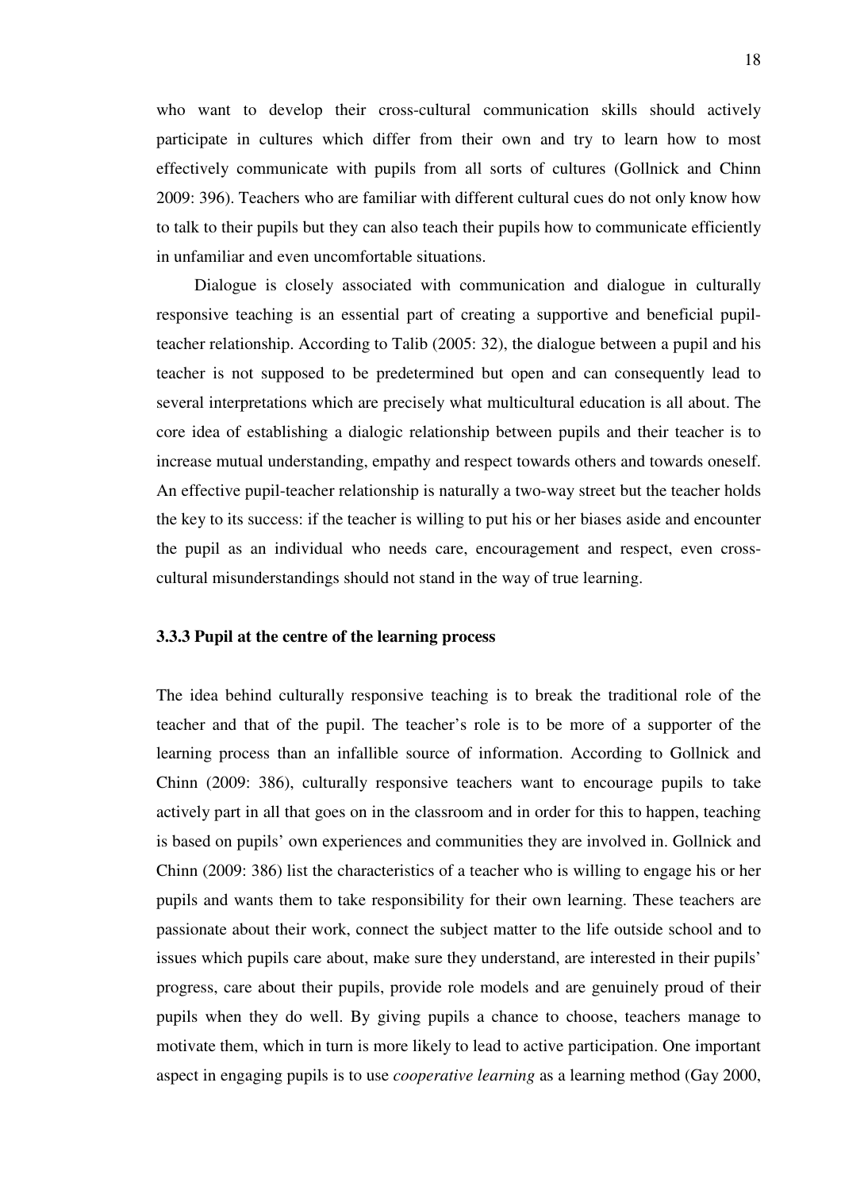who want to develop their cross-cultural communication skills should actively participate in cultures which differ from their own and try to learn how to most effectively communicate with pupils from all sorts of cultures (Gollnick and Chinn 2009: 396). Teachers who are familiar with different cultural cues do not only know how to talk to their pupils but they can also teach their pupils how to communicate efficiently in unfamiliar and even uncomfortable situations.

Dialogue is closely associated with communication and dialogue in culturally responsive teaching is an essential part of creating a supportive and beneficial pupil-teacher relationship. According to Talib (2005: 32), the dialogue between a pupil and his teacher is not supposed to be predetermined but open and can consequently lead to several interpretations which are precisely what multicultural education is all about. The core idea of establishing a dialogic relationship between pupils and their teacher is to increase mutual understanding, empathy and respect towards others and towards oneself. An effective pupil-teacher relationship is naturally a two-way street but the teacher holds the key to its success: if the teacher is willing to put his or her biases aside and encounter the pupil as an individual who needs care, encouragement and respect, even cross-cultural misunderstandings should not stand in the way of true learning.

### 3.3.3 Pupil at the centre of the learning process

The idea behind culturally responsive teaching is to break the traditional role of the teacher and that of the pupil. The teacher's role is to be more of a supporter of the learning process than an infallible source of information. According to Gollnick and Chinn (2009: 386), culturally responsive teachers want to encourage pupils to take actively part in all that goes on in the classroom and in order for this to happen, teaching is based on pupils' own experiences and communities they are involved in. Gollnick and Chinn (2009: 386) list the characteristics of a teacher who is willing to engage his or her pupils and wants them to take responsibility for their own learning. These teachers are passionate about their work, connect the subject matter to the life outside school and to issues which pupils care about, make sure they understand, are interested in their pupils' progress, care about their pupils, provide role models and are genuinely proud of their pupils when they do well. By giving pupils a chance to choose, teachers manage to motivate them, which in turn is more likely to lead to active participation. One important aspect in engaging pupils is to use *cooperative learning* as a learning method (Gay 2000,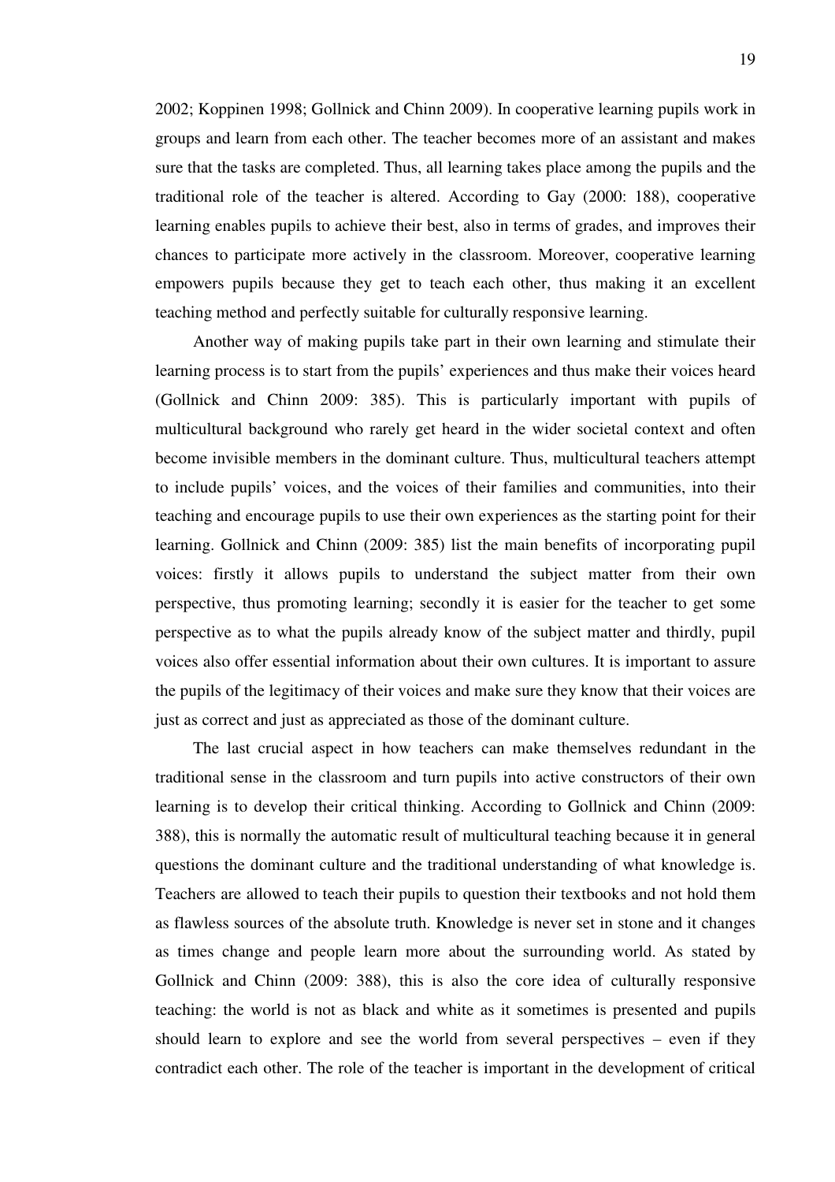2002; Koppinen 1998; Gollnick and Chinn 2009). In cooperative learning pupils work in groups and learn from each other. The teacher becomes more of an assistant and makes sure that the tasks are completed. Thus, all learning takes place among the pupils and the traditional role of the teacher is altered. According to Gay (2000: 188), cooperative learning enables pupils to achieve their best, also in terms of grades, and improves their chances to participate more actively in the classroom. Moreover, cooperative learning empowers pupils because they get to teach each other, thus making it an excellent teaching method and perfectly suitable for culturally responsive learning.

Another way of making pupils take part in their own learning and stimulate their learning process is to start from the pupils' experiences and thus make their voices heard (Gollnick and Chinn 2009: 385). This is particularly important with pupils of multicultural background who rarely get heard in the wider societal context and often become invisible members in the dominant culture. Thus, multicultural teachers attempt to include pupils' voices, and the voices of their families and communities, into their teaching and encourage pupils to use their own experiences as the starting point for their learning. Gollnick and Chinn (2009: 385) list the main benefits of incorporating pupil voices: firstly it allows pupils to understand the subject matter from their own perspective, thus promoting learning; secondly it is easier for the teacher to get some perspective as to what the pupils already know of the subject matter and thirdly, pupil voices also offer essential information about their own cultures. It is important to assure the pupils of the legitimacy of their voices and make sure they know that their voices are just as correct and just as appreciated as those of the dominant culture.

The last crucial aspect in how teachers can make themselves redundant in the traditional sense in the classroom and turn pupils into active constructors of their own learning is to develop their critical thinking. According to Gollnick and Chinn (2009: 388), this is normally the automatic result of multicultural teaching because it in general questions the dominant culture and the traditional understanding of what knowledge is. Teachers are allowed to teach their pupils to question their textbooks and not hold them as flawless sources of the absolute truth. Knowledge is never set in stone and it changes as times change and people learn more about the surrounding world. As stated by Gollnick and Chinn (2009: 388), this is also the core idea of culturally responsive teaching: the world is not as black and white as it sometimes is presented and pupils should learn to explore and see the world from several perspectives – even if they contradict each other. The role of the teacher is important in the development of critical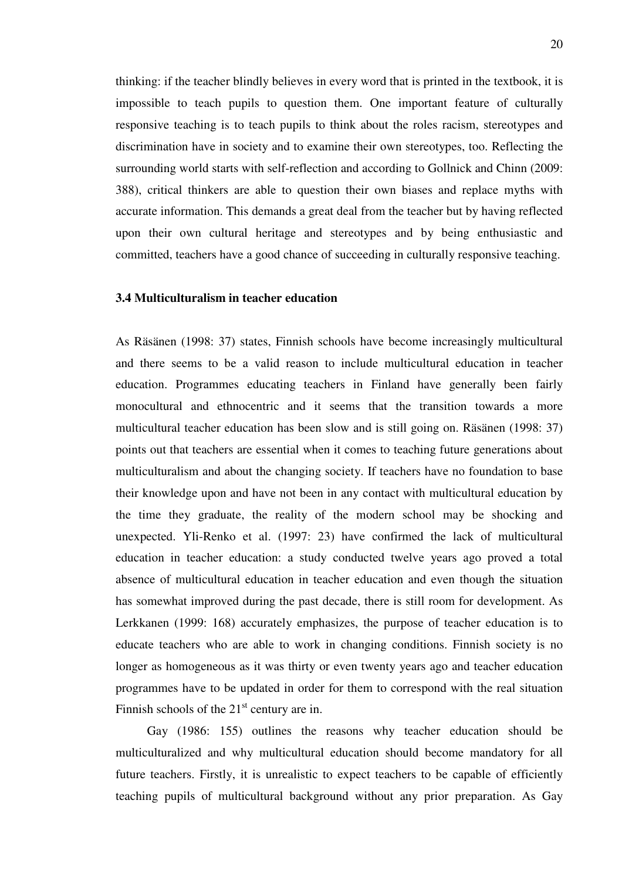thinking: if the teacher blindly believes in every word that is printed in the textbook, it is impossible to teach pupils to question them. One important feature of culturally responsive teaching is to teach pupils to think about the roles racism, stereotypes and discrimination have in society and to examine their own stereotypes, too. Reflecting the surrounding world starts with self-reflection and according to Gollnick and Chinn (2009: 388), critical thinkers are able to question their own biases and replace myths with accurate information. This demands a great deal from the teacher but by having reflected upon their own cultural heritage and stereotypes and by being enthusiastic and committed, teachers have a good chance of succeeding in culturally responsive teaching.

### 3.4 Multiculturalism in teacher education

As Räsänen (1998: 37) states, Finnish schools have become increasingly multicultural and there seems to be a valid reason to include multicultural education in teacher education. Programmes educating teachers in Finland have generally been fairly monocultural and ethnocentric and it seems that the transition towards a more multicultural teacher education has been slow and is still going on. Räsänen (1998: 37) points out that teachers are essential when it comes to teaching future generations about multiculturalism and about the changing society. If teachers have no foundation to base their knowledge upon and have not been in any contact with multicultural education by the time they graduate, the reality of the modern school may be shocking and unexpected. Yli-Renko et al. (1997: 23) have confirmed the lack of multicultural education in teacher education: a study conducted twelve years ago proved a total absence of multicultural education in teacher education and even though the situation has somewhat improved during the past decade, there is still room for development. As Lerkkanen (1999: 168) accurately emphasizes, the purpose of teacher education is to educate teachers who are able to work in changing conditions. Finnish society is no longer as homogeneous as it was thirty or even twenty years ago and teacher education programmes have to be updated in order for them to correspond with the real situation Finnish schools of the 21st century are in.

Gay (1986: 155) outlines the reasons why teacher education should be multiculturalized and why multicultural education should become mandatory for all future teachers. Firstly, it is unrealistic to expect teachers to be capable of efficiently teaching pupils of multicultural background without any prior preparation. As Gay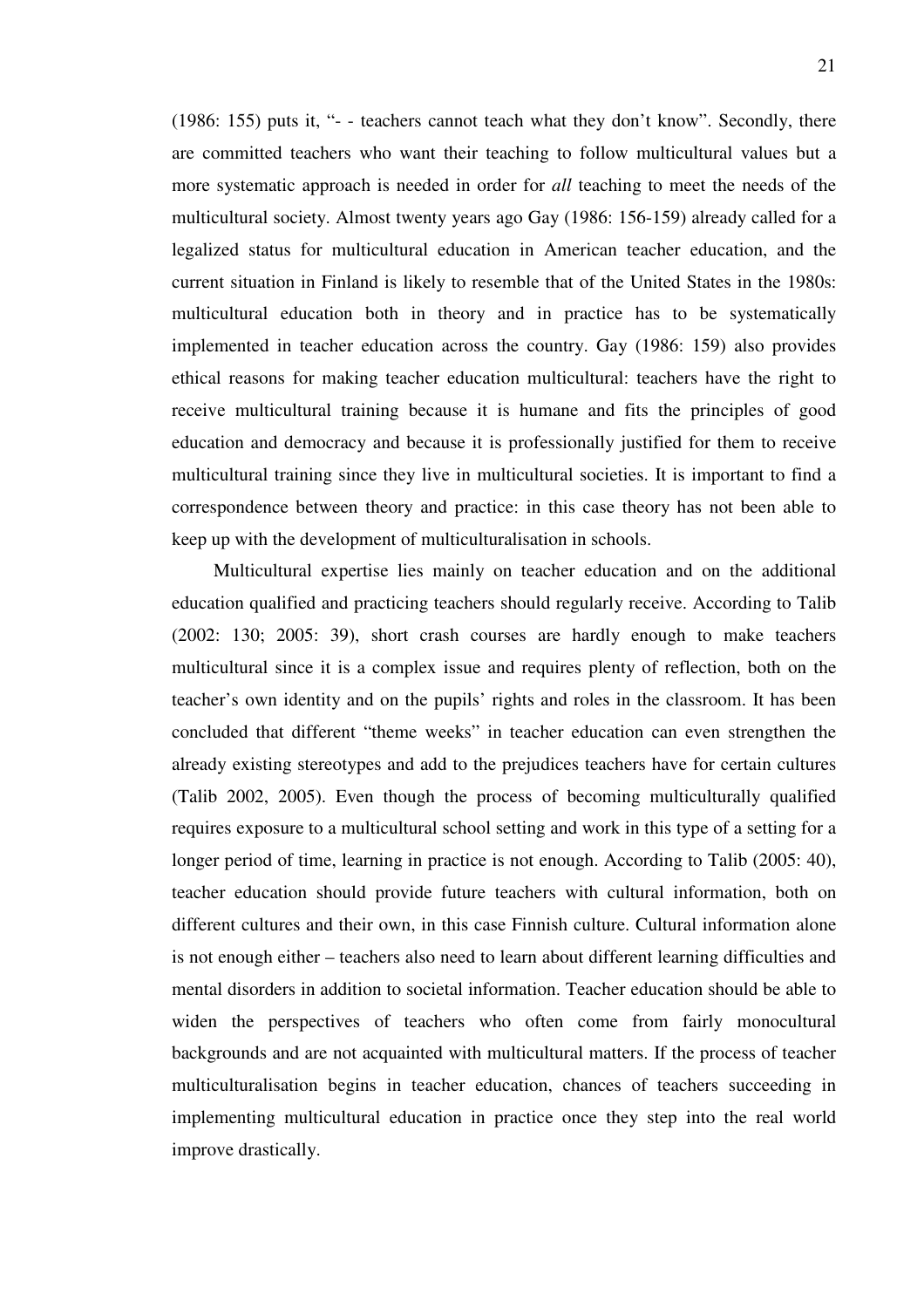(1986: 155) puts it, "- - teachers cannot teach what they don't know". Secondly, there are committed teachers who want their teaching to follow multicultural values but a more systematic approach is needed in order for *all* teaching to meet the needs of the multicultural society. Almost twenty years ago Gay (1986: 156-159) already called for a legalized status for multicultural education in American teacher education, and the current situation in Finland is likely to resemble that of the United States in the 1980s: multicultural education both in theory and in practice has to be systematically implemented in teacher education across the country. Gay (1986: 159) also provides ethical reasons for making teacher education multicultural: teachers have the right to receive multicultural training because it is humane and fits the principles of good education and democracy and because it is professionally justified for them to receive multicultural training since they live in multicultural societies. It is important to find a correspondence between theory and practice: in this case theory has not been able to keep up with the development of multiculturalisation in schools.

Multicultural expertise lies mainly on teacher education and on the additional education qualified and practicing teachers should regularly receive. According to Talib (2002: 130; 2005: 39), short crash courses are hardly enough to make teachers multicultural since it is a complex issue and requires plenty of reflection, both on the teacher's own identity and on the pupils' rights and roles in the classroom. It has been concluded that different "theme weeks" in teacher education can even strengthen the already existing stereotypes and add to the prejudices teachers have for certain cultures (Talib 2002, 2005). Even though the process of becoming multiculturally qualified requires exposure to a multicultural school setting and work in this type of a setting for a longer period of time, learning in practice is not enough. According to Talib (2005: 40), teacher education should provide future teachers with cultural information, both on different cultures and their own, in this case Finnish culture. Cultural information alone is not enough either – teachers also need to learn about different learning difficulties and mental disorders in addition to societal information. Teacher education should be able to widen the perspectives of teachers who often come from fairly monocultural backgrounds and are not acquainted with multicultural matters. If the process of teacher multiculturalisation begins in teacher education, chances of teachers succeeding in implementing multicultural education in practice once they step into the real world improve drastically.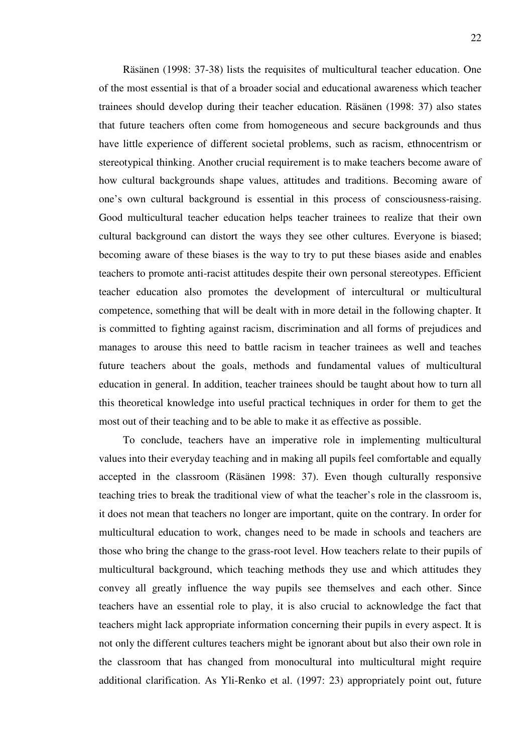Räsänen (1998: 37-38) lists the requisites of multicultural teacher education. One of the most essential is that of a broader social and educational awareness which teacher trainees should develop during their teacher education. Räsänen (1998: 37) also states that future teachers often come from homogeneous and secure backgrounds and thus have little experience of different societal problems, such as racism, ethnocentrism or stereotypical thinking. Another crucial requirement is to make teachers become aware of how cultural backgrounds shape values, attitudes and traditions. Becoming aware of one's own cultural background is essential in this process of consciousness-raising. Good multicultural teacher education helps teacher trainees to realize that their own cultural background can distort the ways they see other cultures. Everyone is biased; becoming aware of these biases is the way to try to put these biases aside and enables teachers to promote anti-racist attitudes despite their own personal stereotypes. Efficient teacher education also promotes the development of intercultural or multicultural competence, something that will be dealt with in more detail in the following chapter. It is committed to fighting against racism, discrimination and all forms of prejudices and manages to arouse this need to battle racism in teacher trainees as well and teaches future teachers about the goals, methods and fundamental values of multicultural education in general. In addition, teacher trainees should be taught about how to turn all this theoretical knowledge into useful practical techniques in order for them to get the most out of their teaching and to be able to make it as effective as possible.

To conclude, teachers have an imperative role in implementing multicultural values into their everyday teaching and in making all pupils feel comfortable and equally accepted in the classroom (Räsänen 1998: 37). Even though culturally responsive teaching tries to break the traditional view of what the teacher's role in the classroom is, it does not mean that teachers no longer are important, quite on the contrary. In order for multicultural education to work, changes need to be made in schools and teachers are those who bring the change to the grass-root level. How teachers relate to their pupils of multicultural background, which teaching methods they use and which attitudes they convey all greatly influence the way pupils see themselves and each other. Since teachers have an essential role to play, it is also crucial to acknowledge the fact that teachers might lack appropriate information concerning their pupils in every aspect. It is not only the different cultures teachers might be ignorant about but also their own role in the classroom that has changed from monocultural into multicultural might require additional clarification. As Yli-Renko et al. (1997: 23) appropriately point out, future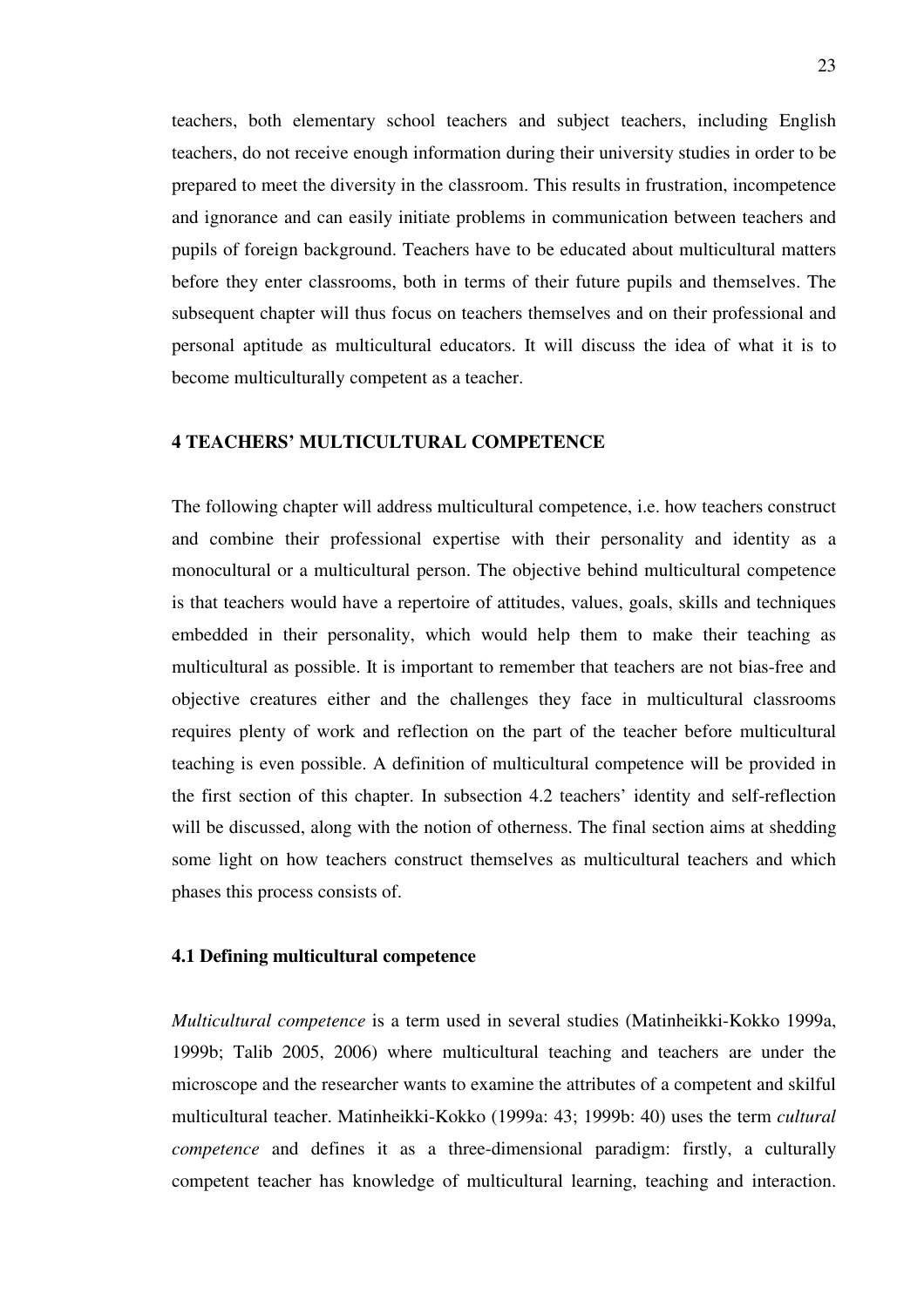teachers, both elementary school teachers and subject teachers, including English teachers, do not receive enough information during their university studies in order to be prepared to meet the diversity in the classroom. This results in frustration, incompetence and ignorance and can easily initiate problems in communication between teachers and pupils of foreign background. Teachers have to be educated about multicultural matters before they enter classrooms, both in terms of their future pupils and themselves. The subsequent chapter will thus focus on teachers themselves and on their professional and personal aptitude as multicultural educators. It will discuss the idea of what it is to become multiculturally competent as a teacher.

# 4 TEACHERS' MULTICULTURAL COMPETENCE

The following chapter will address multicultural competence, i.e. how teachers construct and combine their professional expertise with their personality and identity as a monocultural or a multicultural person. The objective behind multicultural competence is that teachers would have a repertoire of attitudes, values, goals, skills and techniques embedded in their personality, which would help them to make their teaching as multicultural as possible. It is important to remember that teachers are not bias-free and objective creatures either and the challenges they face in multicultural classrooms requires plenty of work and reflection on the part of the teacher before multicultural teaching is even possible. A definition of multicultural competence will be provided in the first section of this chapter. In subsection 4.2 teachers' identity and self-reflection will be discussed, along with the notion of otherness. The final section aims at shedding some light on how teachers construct themselves as multicultural teachers and which phases this process consists of.

## 4.1 Defining multicultural competence

*Multicultural competence* is a term used in several studies (Matinheikki-Kokko 1999a, 1999b; Talib 2005, 2006) where multicultural teaching and teachers are under the microscope and the researcher wants to examine the attributes of a competent and skilful multicultural teacher. Matinheikki-Kokko (1999a: 43; 1999b: 40) uses the term *cultural competence* and defines it as a three-dimensional paradigm: firstly, a culturally competent teacher has knowledge of multicultural learning, teaching and interaction.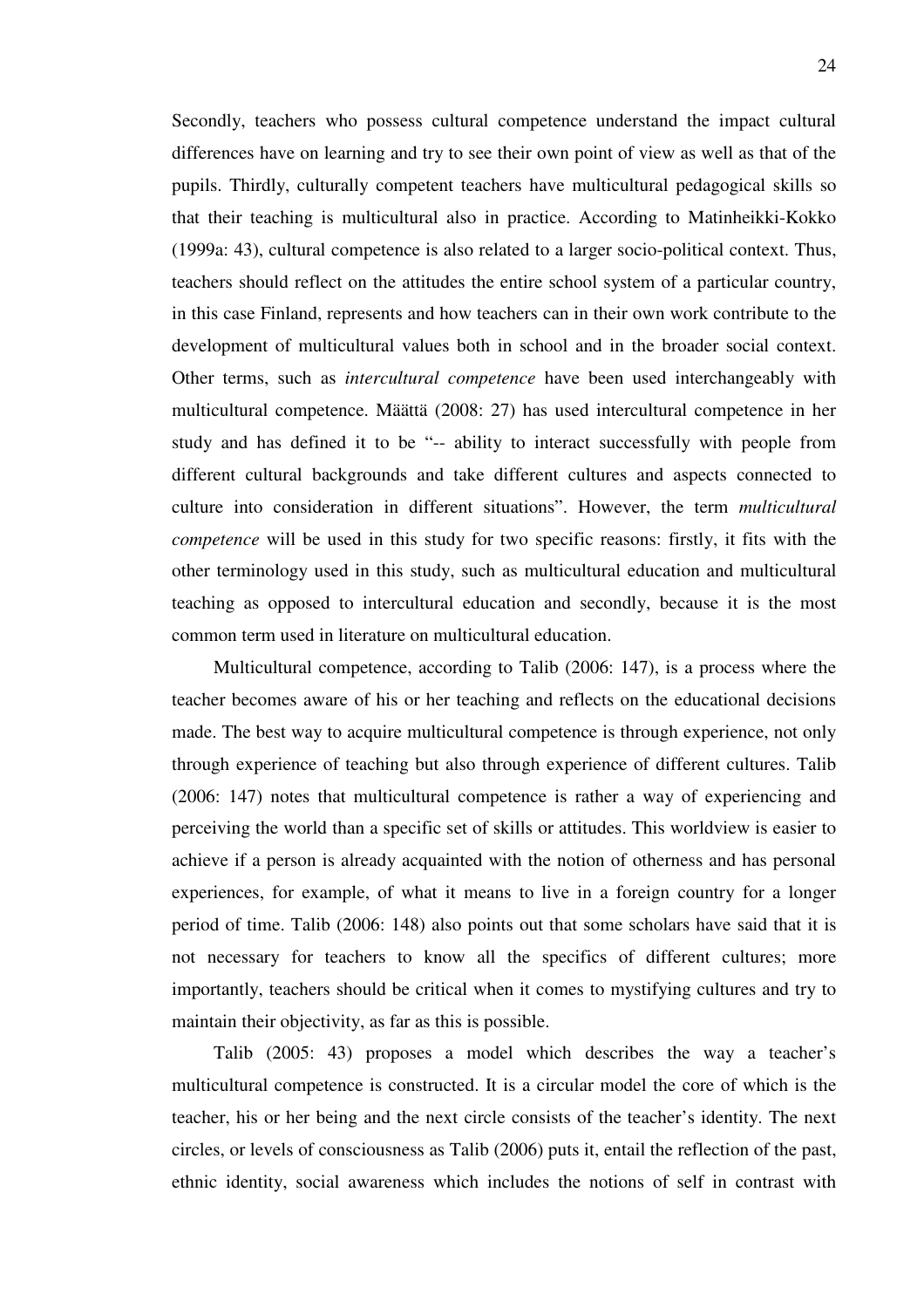Secondly, teachers who possess cultural competence understand the impact cultural differences have on learning and try to see their own point of view as well as that of the pupils. Thirdly, culturally competent teachers have multicultural pedagogical skills so that their teaching is multicultural also in practice. According to Matinheikki-Kokko (1999a: 43), cultural competence is also related to a larger socio-political context. Thus, teachers should reflect on the attitudes the entire school system of a particular country, in this case Finland, represents and how teachers can in their own work contribute to the development of multicultural values both in school and in the broader social context. Other terms, such as *intercultural competence* have been used interchangeably with multicultural competence. Määttä (2008: 27) has used intercultural competence in her study and has defined it to be "-- ability to interact successfully with people from different cultural backgrounds and take different cultures and aspects connected to culture into consideration in different situations". However, the term *multicultural competence* will be used in this study for two specific reasons: firstly, it fits with the other terminology used in this study, such as multicultural education and multicultural teaching as opposed to intercultural education and secondly, because it is the most common term used in literature on multicultural education.

Multicultural competence, according to Talib (2006: 147), is a process where the teacher becomes aware of his or her teaching and reflects on the educational decisions made. The best way to acquire multicultural competence is through experience, not only through experience of teaching but also through experience of different cultures. Talib (2006: 147) notes that multicultural competence is rather a way of experiencing and perceiving the world than a specific set of skills or attitudes. This worldview is easier to achieve if a person is already acquainted with the notion of otherness and has personal experiences, for example, of what it means to live in a foreign country for a longer period of time. Talib (2006: 148) also points out that some scholars have said that it is not necessary for teachers to know all the specifics of different cultures; more importantly, teachers should be critical when it comes to mystifying cultures and try to maintain their objectivity, as far as this is possible.

Talib (2005: 43) proposes a model which describes the way a teacher's multicultural competence is constructed. It is a circular model the core of which is the teacher, his or her being and the next circle consists of the teacher's identity. The next circles, or levels of consciousness as Talib (2006) puts it, entail the reflection of the past, ethnic identity, social awareness which includes the notions of self in contrast with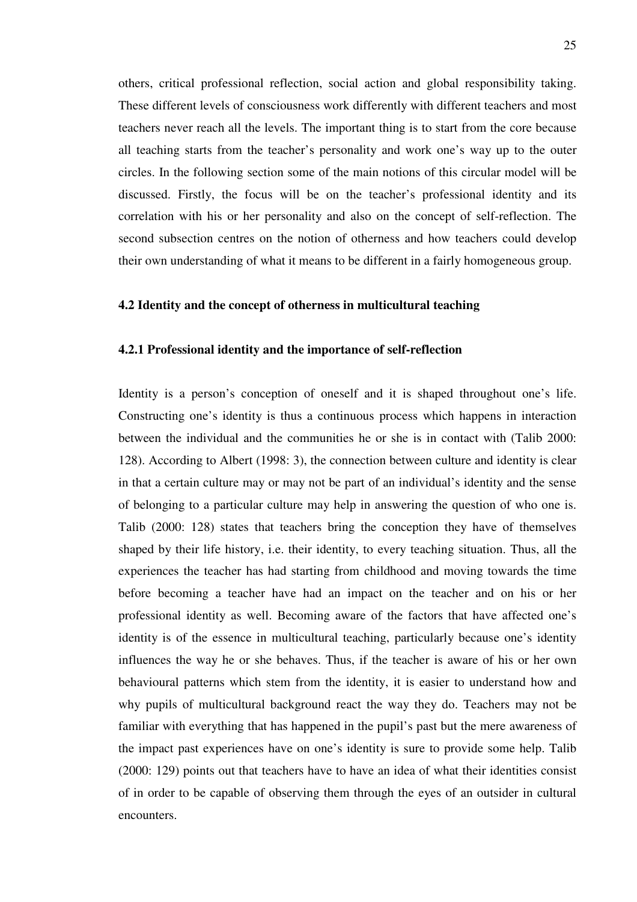others, critical professional reflection, social action and global responsibility taking. These different levels of consciousness work differently with different teachers and most teachers never reach all the levels. The important thing is to start from the core because all teaching starts from the teacher's personality and work one's way up to the outer circles. In the following section some of the main notions of this circular model will be discussed. Firstly, the focus will be on the teacher's professional identity and its correlation with his or her personality and also on the concept of self-reflection. The second subsection centres on the notion of otherness and how teachers could develop their own understanding of what it means to be different in a fairly homogeneous group.

## 4.2 Identity and the concept of otherness in multicultural teaching

### 4.2.1 Professional identity and the importance of self-reflection

Identity is a person's conception of oneself and it is shaped throughout one's life. Constructing one's identity is thus a continuous process which happens in interaction between the individual and the communities he or she is in contact with (Talib 2000: 128). According to Albert (1998: 3), the connection between culture and identity is clear in that a certain culture may or may not be part of an individual's identity and the sense of belonging to a particular culture may help in answering the question of who one is. Talib (2000: 128) states that teachers bring the conception they have of themselves shaped by their life history, i.e. their identity, to every teaching situation. Thus, all the experiences the teacher has had starting from childhood and moving towards the time before becoming a teacher have had an impact on the teacher and on his or her professional identity as well. Becoming aware of the factors that have affected one's identity is of the essence in multicultural teaching, particularly because one's identity influences the way he or she behaves. Thus, if the teacher is aware of his or her own behavioural patterns which stem from the identity, it is easier to understand how and why pupils of multicultural background react the way they do. Teachers may not be familiar with everything that has happened in the pupil's past but the mere awareness of the impact past experiences have on one's identity is sure to provide some help. Talib (2000: 129) points out that teachers have to have an idea of what their identities consist of in order to be capable of observing them through the eyes of an outsider in cultural encounters.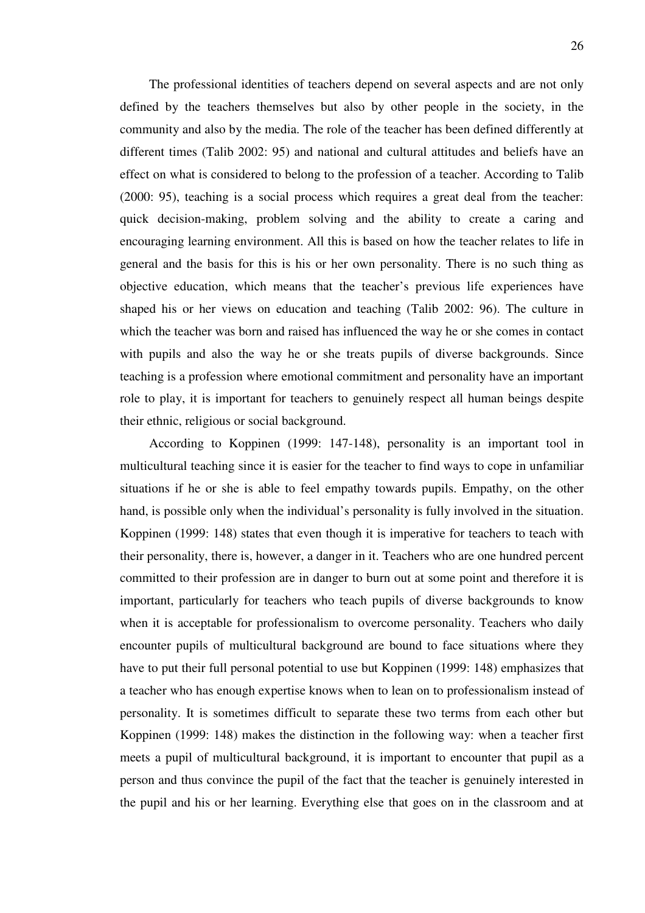The professional identities of teachers depend on several aspects and are not only defined by the teachers themselves but also by other people in the society, in the community and also by the media. The role of the teacher has been defined differently at different times (Talib 2002: 95) and national and cultural attitudes and beliefs have an effect on what is considered to belong to the profession of a teacher. According to Talib (2000: 95), teaching is a social process which requires a great deal from the teacher: quick decision-making, problem solving and the ability to create a caring and encouraging learning environment. All this is based on how the teacher relates to life in general and the basis for this is his or her own personality. There is no such thing as objective education, which means that the teacher's previous life experiences have shaped his or her views on education and teaching (Talib 2002: 96). The culture in which the teacher was born and raised has influenced the way he or she comes in contact with pupils and also the way he or she treats pupils of diverse backgrounds. Since teaching is a profession where emotional commitment and personality have an important role to play, it is important for teachers to genuinely respect all human beings despite their ethnic, religious or social background.

According to Koppinen (1999: 147-148), personality is an important tool in multicultural teaching since it is easier for the teacher to find ways to cope in unfamiliar situations if he or she is able to feel empathy towards pupils. Empathy, on the other hand, is possible only when the individual's personality is fully involved in the situation. Koppinen (1999: 148) states that even though it is imperative for teachers to teach with their personality, there is, however, a danger in it. Teachers who are one hundred percent committed to their profession are in danger to burn out at some point and therefore it is important, particularly for teachers who teach pupils of diverse backgrounds to know when it is acceptable for professionalism to overcome personality. Teachers who daily encounter pupils of multicultural background are bound to face situations where they have to put their full personal potential to use but Koppinen (1999: 148) emphasizes that a teacher who has enough expertise knows when to lean on to professionalism instead of personality. It is sometimes difficult to separate these two terms from each other but Koppinen (1999: 148) makes the distinction in the following way: when a teacher first meets a pupil of multicultural background, it is important to encounter that pupil as a person and thus convince the pupil of the fact that the teacher is genuinely interested in the pupil and his or her learning. Everything else that goes on in the classroom and at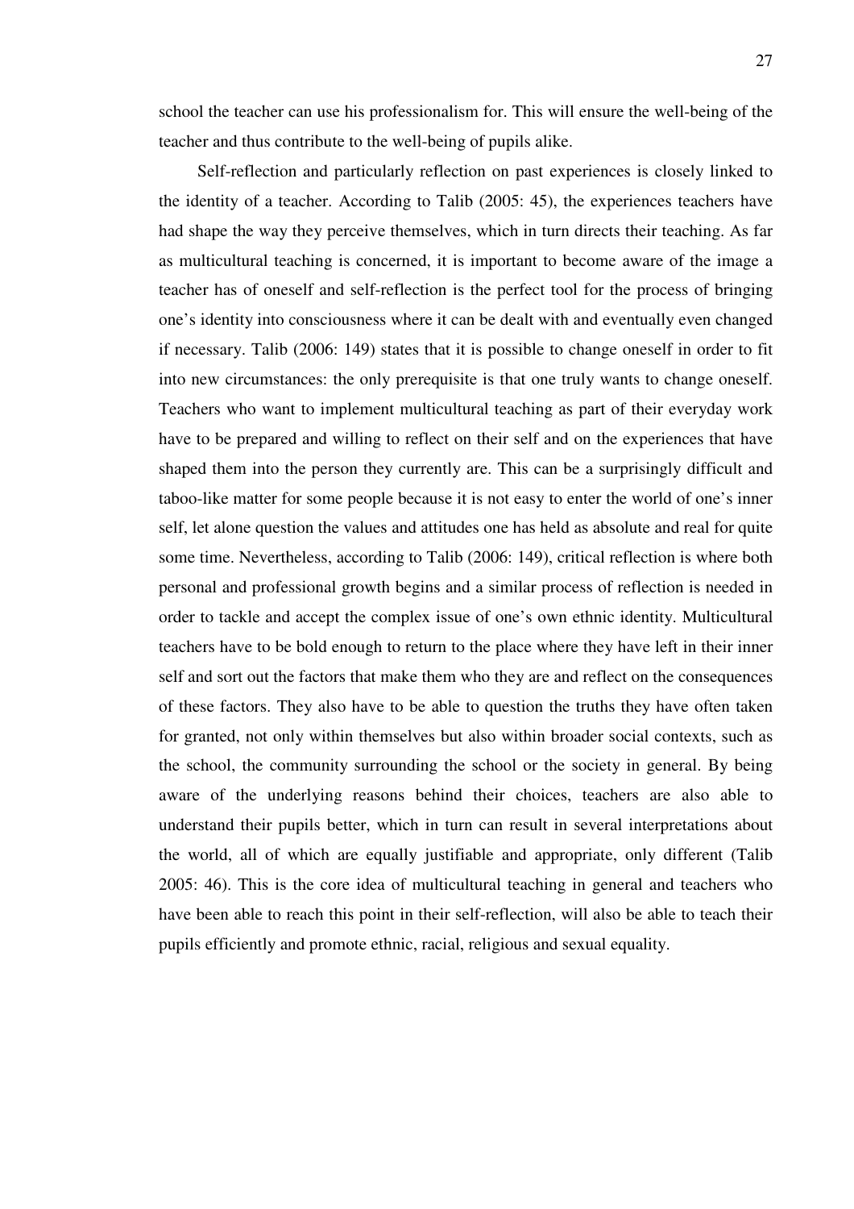school the teacher can use his professionalism for. This will ensure the well-being of the teacher and thus contribute to the well-being of pupils alike.

Self-reflection and particularly reflection on past experiences is closely linked to the identity of a teacher. According to Talib (2005: 45), the experiences teachers have had shape the way they perceive themselves, which in turn directs their teaching. As far as multicultural teaching is concerned, it is important to become aware of the image a teacher has of oneself and self-reflection is the perfect tool for the process of bringing one's identity into consciousness where it can be dealt with and eventually even changed if necessary. Talib (2006: 149) states that it is possible to change oneself in order to fit into new circumstances: the only prerequisite is that one truly wants to change oneself. Teachers who want to implement multicultural teaching as part of their everyday work have to be prepared and willing to reflect on their self and on the experiences that have shaped them into the person they currently are. This can be a surprisingly difficult and taboo-like matter for some people because it is not easy to enter the world of one's inner self, let alone question the values and attitudes one has held as absolute and real for quite some time. Nevertheless, according to Talib (2006: 149), critical reflection is where both personal and professional growth begins and a similar process of reflection is needed in order to tackle and accept the complex issue of one's own ethnic identity. Multicultural teachers have to be bold enough to return to the place where they have left in their inner self and sort out the factors that make them who they are and reflect on the consequences of these factors. They also have to be able to question the truths they have often taken for granted, not only within themselves but also within broader social contexts, such as the school, the community surrounding the school or the society in general. By being aware of the underlying reasons behind their choices, teachers are also able to understand their pupils better, which in turn can result in several interpretations about the world, all of which are equally justifiable and appropriate, only different (Talib 2005: 46). This is the core idea of multicultural teaching in general and teachers who have been able to reach this point in their self-reflection, will also be able to teach their pupils efficiently and promote ethnic, racial, religious and sexual equality.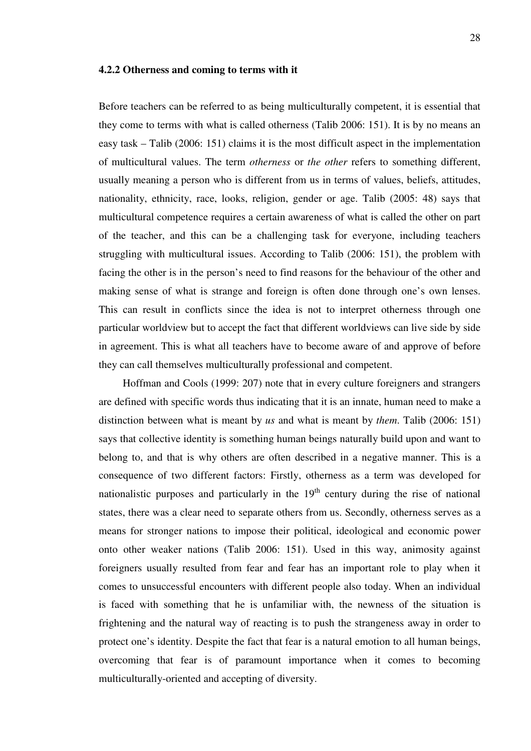### 4.2.2 Otherness and coming to terms with it

Before teachers can be referred to as being multiculturally competent, it is essential that they come to terms with what is called otherness (Talib 2006: 151). It is by no means an easy task – Talib (2006: 151) claims it is the most difficult aspect in the implementation of multicultural values. The term *otherness* or *the other* refers to something different, usually meaning a person who is different from us in terms of values, beliefs, attitudes, nationality, ethnicity, race, looks, religion, gender or age. Talib (2005: 48) says that multicultural competence requires a certain awareness of what is called the other on part of the teacher, and this can be a challenging task for everyone, including teachers struggling with multicultural issues. According to Talib (2006: 151), the problem with facing the other is in the person's need to find reasons for the behaviour of the other and making sense of what is strange and foreign is often done through one's own lenses. This can result in conflicts since the idea is not to interpret otherness through one particular worldview but to accept the fact that different worldviews can live side by side in agreement. This is what all teachers have to become aware of and approve of before they can call themselves multiculturally professional and competent.

Hoffman and Cools (1999: 207) note that in every culture foreigners and strangers are defined with specific words thus indicating that it is an innate, human need to make a distinction between what is meant by *us* and what is meant by *them*. Talib (2006: 151) says that collective identity is something human beings naturally build upon and want to belong to, and that is why others are often described in a negative manner. This is a consequence of two different factors: Firstly, otherness as a term was developed for nationalistic purposes and particularly in the 19th century during the rise of national states, there was a clear need to separate others from us. Secondly, otherness serves as a means for stronger nations to impose their political, ideological and economic power onto other weaker nations (Talib 2006: 151). Used in this way, animosity against foreigners usually resulted from fear and fear has an important role to play when it comes to unsuccessful encounters with different people also today. When an individual is faced with something that he is unfamiliar with, the newness of the situation is frightening and the natural way of reacting is to push the strangeness away in order to protect one's identity. Despite the fact that fear is a natural emotion to all human beings, overcoming that fear is of paramount importance when it comes to becoming multiculturally-oriented and accepting of diversity.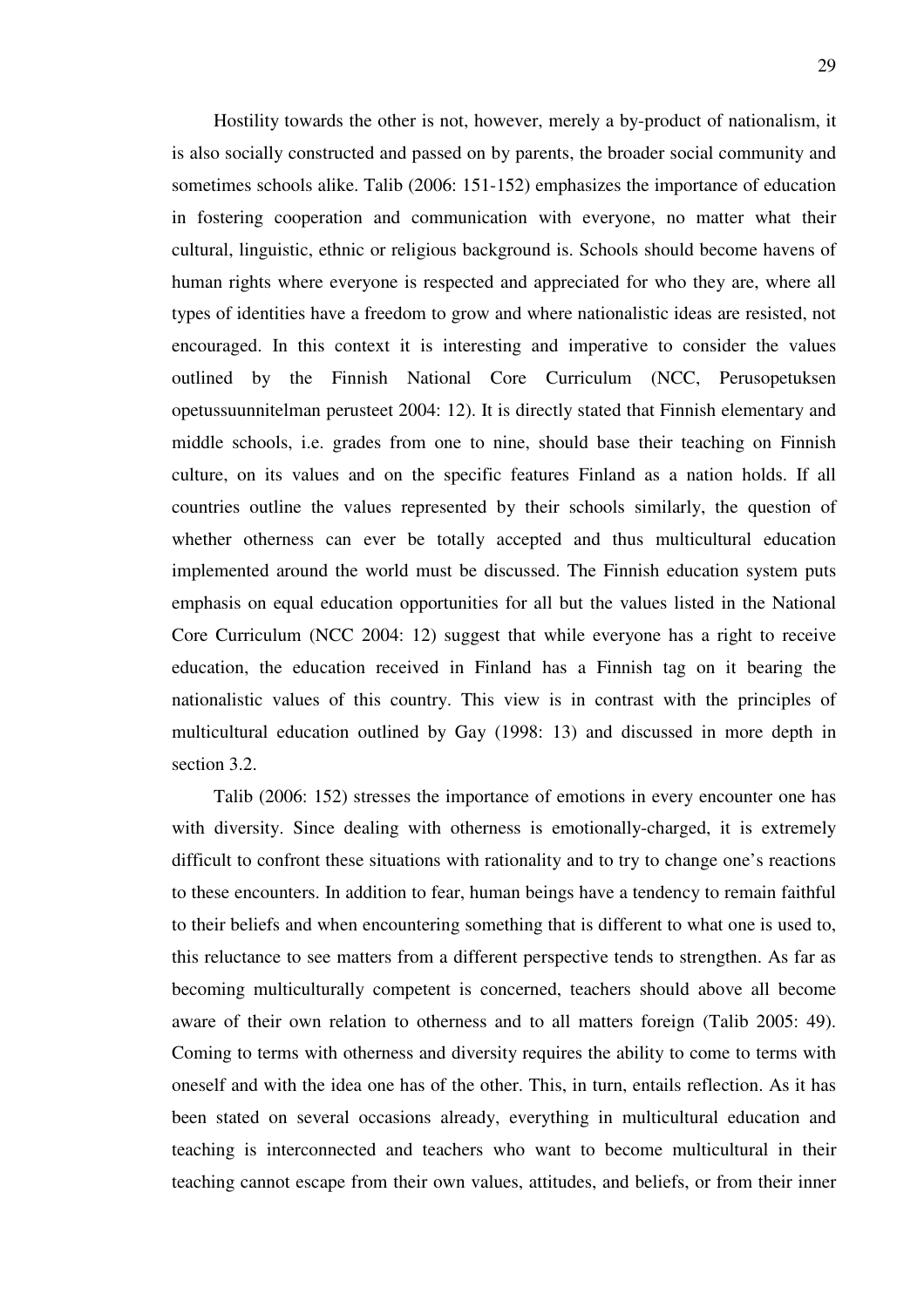Hostility towards the other is not, however, merely a by-product of nationalism, it is also socially constructed and passed on by parents, the broader social community and sometimes schools alike. Talib (2006: 151-152) emphasizes the importance of education in fostering cooperation and communication with everyone, no matter what their cultural, linguistic, ethnic or religious background is. Schools should become havens of human rights where everyone is respected and appreciated for who they are, where all types of identities have a freedom to grow and where nationalistic ideas are resisted, not encouraged. In this context it is interesting and imperative to consider the values outlined by the Finnish National Core Curriculum (NCC, Perusopetuksen opetussuunnitelman perusteet 2004: 12). It is directly stated that Finnish elementary and middle schools, i.e. grades from one to nine, should base their teaching on Finnish culture, on its values and on the specific features Finland as a nation holds. If all countries outline the values represented by their schools similarly, the question of whether otherness can ever be totally accepted and thus multicultural education implemented around the world must be discussed. The Finnish education system puts emphasis on equal education opportunities for all but the values listed in the National Core Curriculum (NCC 2004: 12) suggest that while everyone has a right to receive education, the education received in Finland has a Finnish tag on it bearing the nationalistic values of this country. This view is in contrast with the principles of multicultural education outlined by Gay (1998: 13) and discussed in more depth in section 3.2.

Talib (2006: 152) stresses the importance of emotions in every encounter one has with diversity. Since dealing with otherness is emotionally-charged, it is extremely difficult to confront these situations with rationality and to try to change one's reactions to these encounters. In addition to fear, human beings have a tendency to remain faithful to their beliefs and when encountering something that is different to what one is used to, this reluctance to see matters from a different perspective tends to strengthen. As far as becoming multiculturally competent is concerned, teachers should above all become aware of their own relation to otherness and to all matters foreign (Talib 2005: 49). Coming to terms with otherness and diversity requires the ability to come to terms with oneself and with the idea one has of the other. This, in turn, entails reflection. As it has been stated on several occasions already, everything in multicultural education and teaching is interconnected and teachers who want to become multicultural in their teaching cannot escape from their own values, attitudes, and beliefs, or from their inner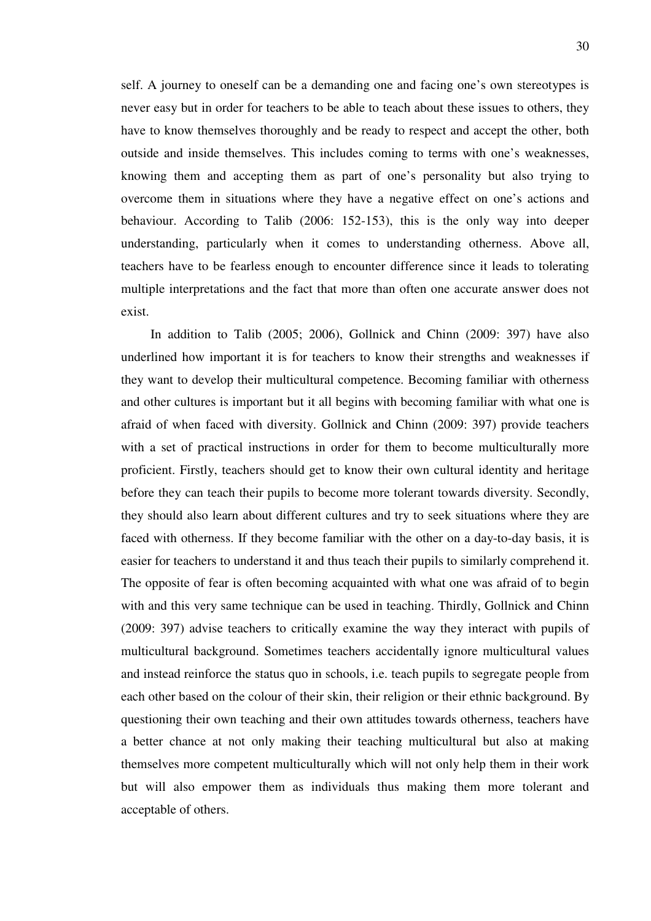self. A journey to oneself can be a demanding one and facing one's own stereotypes is never easy but in order for teachers to be able to teach about these issues to others, they have to know themselves thoroughly and be ready to respect and accept the other, both outside and inside themselves. This includes coming to terms with one's weaknesses, knowing them and accepting them as part of one's personality but also trying to overcome them in situations where they have a negative effect on one's actions and behaviour. According to Talib (2006: 152-153), this is the only way into deeper understanding, particularly when it comes to understanding otherness. Above all, teachers have to be fearless enough to encounter difference since it leads to tolerating multiple interpretations and the fact that more than often one accurate answer does not exist.

In addition to Talib (2005; 2006), Gollnick and Chinn (2009: 397) have also underlined how important it is for teachers to know their strengths and weaknesses if they want to develop their multicultural competence. Becoming familiar with otherness and other cultures is important but it all begins with becoming familiar with what one is afraid of when faced with diversity. Gollnick and Chinn (2009: 397) provide teachers with a set of practical instructions in order for them to become multiculturally more proficient. Firstly, teachers should get to know their own cultural identity and heritage before they can teach their pupils to become more tolerant towards diversity. Secondly, they should also learn about different cultures and try to seek situations where they are faced with otherness. If they become familiar with the other on a day-to-day basis, it is easier for teachers to understand it and thus teach their pupils to similarly comprehend it. The opposite of fear is often becoming acquainted with what one was afraid of to begin with and this very same technique can be used in teaching. Thirdly, Gollnick and Chinn (2009: 397) advise teachers to critically examine the way they interact with pupils of multicultural background. Sometimes teachers accidentally ignore multicultural values and instead reinforce the status quo in schools, i.e. teach pupils to segregate people from each other based on the colour of their skin, their religion or their ethnic background. By questioning their own teaching and their own attitudes towards otherness, teachers have a better chance at not only making their teaching multicultural but also at making themselves more competent multiculturally which will not only help them in their work but will also empower them as individuals thus making them more tolerant and acceptable of others.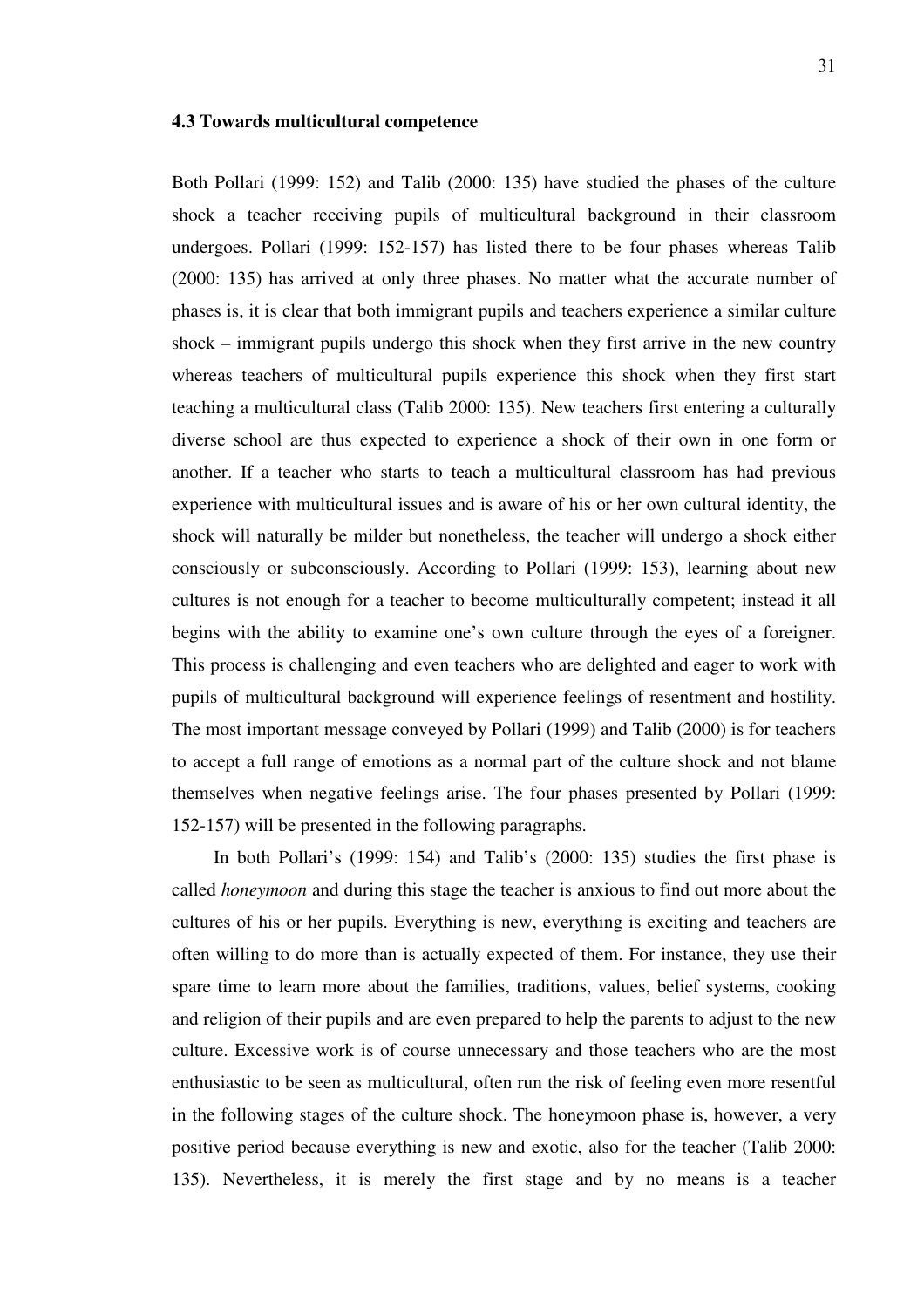### 4.3 Towards multicultural competence

Both Pollari (1999: 152) and Talib (2000: 135) have studied the phases of the culture shock a teacher receiving pupils of multicultural background in their classroom undergoes. Pollari (1999: 152-157) has listed there to be four phases whereas Talib (2000: 135) has arrived at only three phases. No matter what the accurate number of phases is, it is clear that both immigrant pupils and teachers experience a similar culture shock – immigrant pupils undergo this shock when they first arrive in the new country whereas teachers of multicultural pupils experience this shock when they first start teaching a multicultural class (Talib 2000: 135). New teachers first entering a culturally diverse school are thus expected to experience a shock of their own in one form or another. If a teacher who starts to teach a multicultural classroom has had previous experience with multicultural issues and is aware of his or her own cultural identity, the shock will naturally be milder but nonetheless, the teacher will undergo a shock either consciously or subconsciously. According to Pollari (1999: 153), learning about new cultures is not enough for a teacher to become multiculturally competent; instead it all begins with the ability to examine one's own culture through the eyes of a foreigner. This process is challenging and even teachers who are delighted and eager to work with pupils of multicultural background will experience feelings of resentment and hostility. The most important message conveyed by Pollari (1999) and Talib (2000) is for teachers to accept a full range of emotions as a normal part of the culture shock and not blame themselves when negative feelings arise. The four phases presented by Pollari (1999: 152-157) will be presented in the following paragraphs.

In both Pollari's (1999: 154) and Talib's (2000: 135) studies the first phase is called *honeymoon* and during this stage the teacher is anxious to find out more about the cultures of his or her pupils. Everything is new, everything is exciting and teachers are often willing to do more than is actually expected of them. For instance, they use their spare time to learn more about the families, traditions, values, belief systems, cooking and religion of their pupils and are even prepared to help the parents to adjust to the new culture. Excessive work is of course unnecessary and those teachers who are the most enthusiastic to be seen as multicultural, often run the risk of feeling even more resentful in the following stages of the culture shock. The honeymoon phase is, however, a very positive period because everything is new and exotic, also for the teacher (Talib 2000: 135). Nevertheless, it is merely the first stage and by no means is a teacher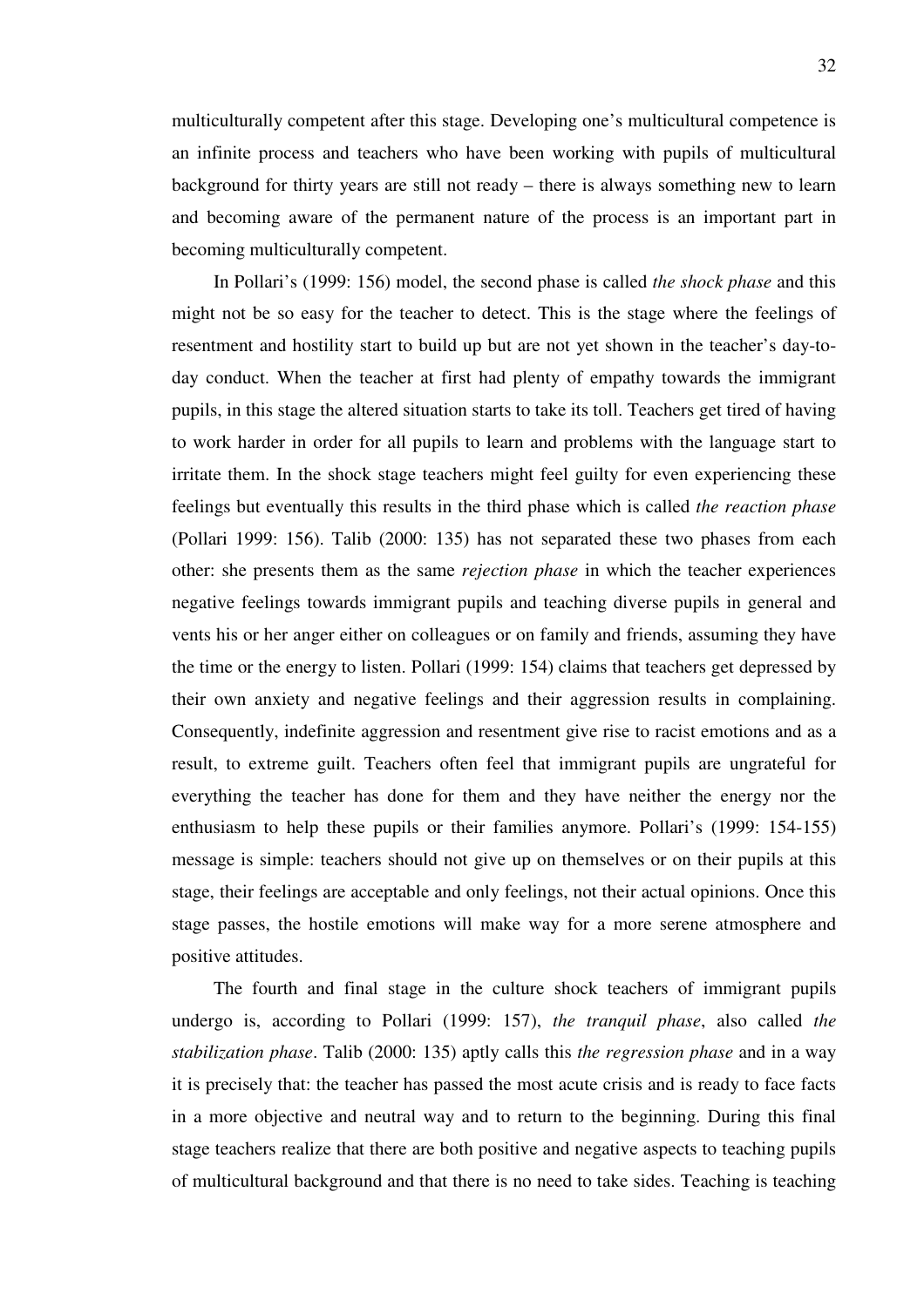multiculturally competent after this stage. Developing one's multicultural competence is an infinite process and teachers who have been working with pupils of multicultural background for thirty years are still not ready – there is always something new to learn and becoming aware of the permanent nature of the process is an important part in becoming multiculturally competent.

In Pollari's (1999: 156) model, the second phase is called *the shock phase* and this might not be so easy for the teacher to detect. This is the stage where the feelings of resentment and hostility start to build up but are not yet shown in the teacher's day-to-day conduct. When the teacher at first had plenty of empathy towards the immigrant pupils, in this stage the altered situation starts to take its toll. Teachers get tired of having to work harder in order for all pupils to learn and problems with the language start to irritate them. In the shock stage teachers might feel guilty for even experiencing these feelings but eventually this results in the third phase which is called *the reaction phase* (Pollari 1999: 156). Talib (2000: 135) has not separated these two phases from each other: she presents them as the same *rejection phase* in which the teacher experiences negative feelings towards immigrant pupils and teaching diverse pupils in general and vents his or her anger either on colleagues or on family and friends, assuming they have the time or the energy to listen. Pollari (1999: 154) claims that teachers get depressed by their own anxiety and negative feelings and their aggression results in complaining. Consequently, indefinite aggression and resentment give rise to racist emotions and as a result, to extreme guilt. Teachers often feel that immigrant pupils are ungrateful for everything the teacher has done for them and they have neither the energy nor the enthusiasm to help these pupils or their families anymore. Pollari's (1999: 154-155) message is simple: teachers should not give up on themselves or on their pupils at this stage, their feelings are acceptable and only feelings, not their actual opinions. Once this stage passes, the hostile emotions will make way for a more serene atmosphere and positive attitudes.

The fourth and final stage in the culture shock teachers of immigrant pupils undergo is, according to Pollari (1999: 157), *the tranquil phase*, also called *the stabilization phase*. Talib (2000: 135) aptly calls this *the regression phase* and in a way it is precisely that: the teacher has passed the most acute crisis and is ready to face facts in a more objective and neutral way and to return to the beginning. During this final stage teachers realize that there are both positive and negative aspects to teaching pupils of multicultural background and that there is no need to take sides. Teaching is teaching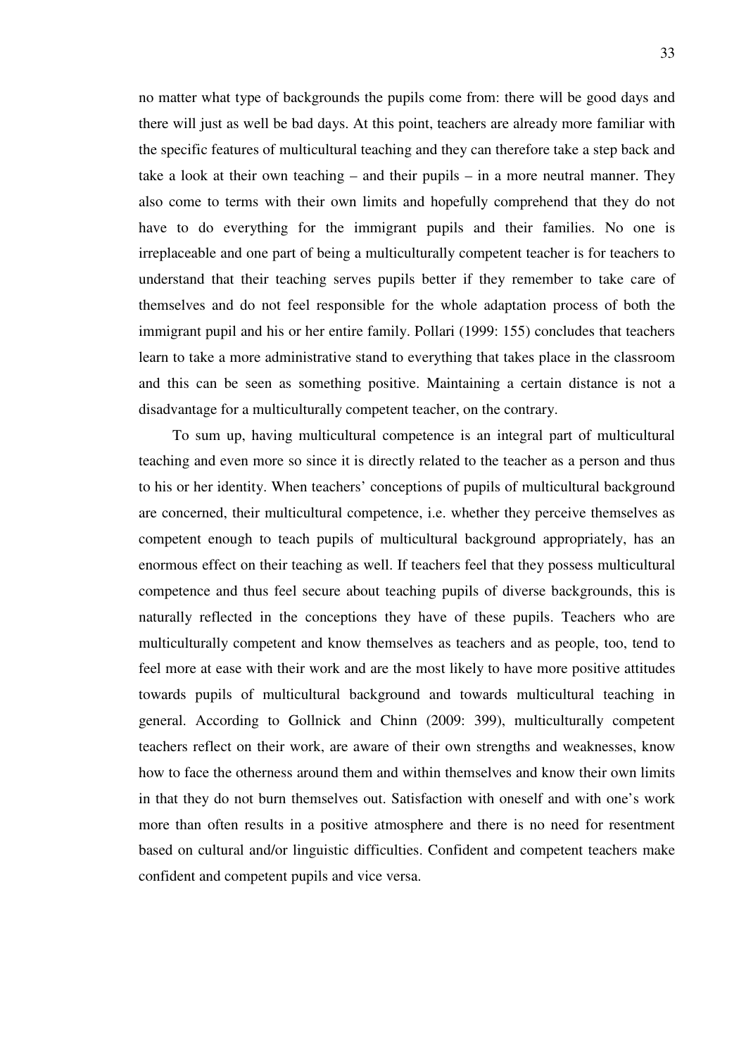no matter what type of backgrounds the pupils come from: there will be good days and there will just as well be bad days. At this point, teachers are already more familiar with the specific features of multicultural teaching and they can therefore take a step back and take a look at their own teaching – and their pupils – in a more neutral manner. They also come to terms with their own limits and hopefully comprehend that they do not have to do everything for the immigrant pupils and their families. No one is irreplaceable and one part of being a multiculturally competent teacher is for teachers to understand that their teaching serves pupils better if they remember to take care of themselves and do not feel responsible for the whole adaptation process of both the immigrant pupil and his or her entire family. Pollari (1999: 155) concludes that teachers learn to take a more administrative stand to everything that takes place in the classroom and this can be seen as something positive. Maintaining a certain distance is not a disadvantage for a multiculturally competent teacher, on the contrary.

To sum up, having multicultural competence is an integral part of multicultural teaching and even more so since it is directly related to the teacher as a person and thus to his or her identity. When teachers' conceptions of pupils of multicultural background are concerned, their multicultural competence, i.e. whether they perceive themselves as competent enough to teach pupils of multicultural background appropriately, has an enormous effect on their teaching as well. If teachers feel that they possess multicultural competence and thus feel secure about teaching pupils of diverse backgrounds, this is naturally reflected in the conceptions they have of these pupils. Teachers who are multiculturally competent and know themselves as teachers and as people, too, tend to feel more at ease with their work and are the most likely to have more positive attitudes towards pupils of multicultural background and towards multicultural teaching in general. According to Gollnick and Chinn (2009: 399), multiculturally competent teachers reflect on their work, are aware of their own strengths and weaknesses, know how to face the otherness around them and within themselves and know their own limits in that they do not burn themselves out. Satisfaction with oneself and with one's work more than often results in a positive atmosphere and there is no need for resentment based on cultural and/or linguistic difficulties. Confident and competent teachers make confident and competent pupils and vice versa.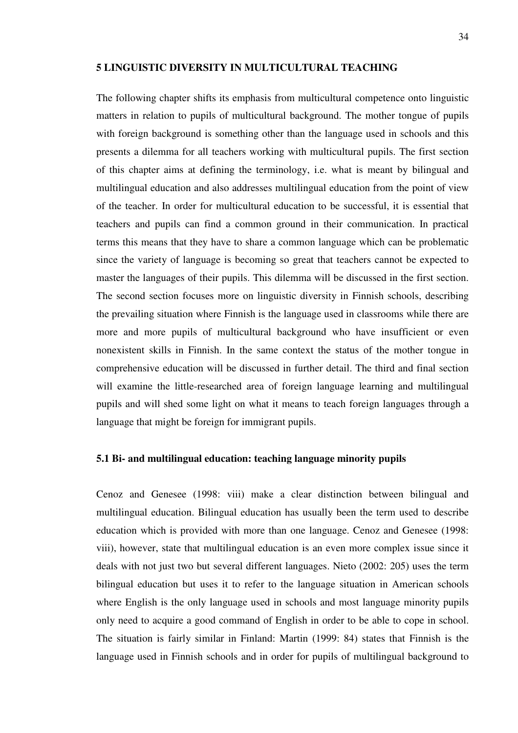## 5 LINGUISTIC DIVERSITY IN MULTICULTURAL TEACHING

The following chapter shifts its emphasis from multicultural competence onto linguistic matters in relation to pupils of multicultural background. The mother tongue of pupils with foreign background is something other than the language used in schools and this presents a dilemma for all teachers working with multicultural pupils. The first section of this chapter aims at defining the terminology, i.e. what is meant by bilingual and multilingual education and also addresses multilingual education from the point of view of the teacher. In order for multicultural education to be successful, it is essential that teachers and pupils can find a common ground in their communication. In practical terms this means that they have to share a common language which can be problematic since the variety of language is becoming so great that teachers cannot be expected to master the languages of their pupils. This dilemma will be discussed in the first section. The second section focuses more on linguistic diversity in Finnish schools, describing the prevailing situation where Finnish is the language used in classrooms while there are more and more pupils of multicultural background who have insufficient or even nonexistent skills in Finnish. In the same context the status of the mother tongue in comprehensive education will be discussed in further detail. The third and final section will examine the little-researched area of foreign language learning and multilingual pupils and will shed some light on what it means to teach foreign languages through a language that might be foreign for immigrant pupils.

### 5.1 Bi- and multilingual education: teaching language minority pupils

Cenoz and Genesee (1998: viii) make a clear distinction between bilingual and multilingual education. Bilingual education has usually been the term used to describe education which is provided with more than one language. Cenoz and Genesee (1998: viii), however, state that multilingual education is an even more complex issue since it deals with not just two but several different languages. Nieto (2002: 205) uses the term bilingual education but uses it to refer to the language situation in American schools where English is the only language used in schools and most language minority pupils only need to acquire a good command of English in order to be able to cope in school. The situation is fairly similar in Finland: Martin (1999: 84) states that Finnish is the language used in Finnish schools and in order for pupils of multilingual background to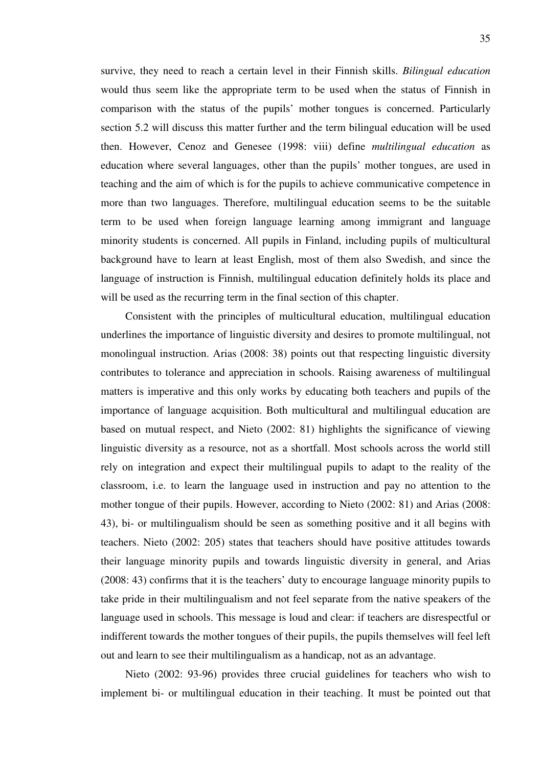survive, they need to reach a certain level in their Finnish skills. *Bilingual education* would thus seem like the appropriate term to be used when the status of Finnish in comparison with the status of the pupils' mother tongues is concerned. Particularly section 5.2 will discuss this matter further and the term bilingual education will be used then. However, Cenoz and Genesee (1998: viii) define *multilingual education* as education where several languages, other than the pupils' mother tongues, are used in teaching and the aim of which is for the pupils to achieve communicative competence in more than two languages. Therefore, multilingual education seems to be the suitable term to be used when foreign language learning among immigrant and language minority students is concerned. All pupils in Finland, including pupils of multicultural background have to learn at least English, most of them also Swedish, and since the language of instruction is Finnish, multilingual education definitely holds its place and will be used as the recurring term in the final section of this chapter.

Consistent with the principles of multicultural education, multilingual education underlines the importance of linguistic diversity and desires to promote multilingual, not monolingual instruction. Arias (2008: 38) points out that respecting linguistic diversity contributes to tolerance and appreciation in schools. Raising awareness of multilingual matters is imperative and this only works by educating both teachers and pupils of the importance of language acquisition. Both multicultural and multilingual education are based on mutual respect, and Nieto (2002: 81) highlights the significance of viewing linguistic diversity as a resource, not as a shortfall. Most schools across the world still rely on integration and expect their multilingual pupils to adapt to the reality of the classroom, i.e. to learn the language used in instruction and pay no attention to the mother tongue of their pupils. However, according to Nieto (2002: 81) and Arias (2008: 43), bi- or multilingualism should be seen as something positive and it all begins with teachers. Nieto (2002: 205) states that teachers should have positive attitudes towards their language minority pupils and towards linguistic diversity in general, and Arias (2008: 43) confirms that it is the teachers' duty to encourage language minority pupils to take pride in their multilingualism and not feel separate from the native speakers of the language used in schools. This message is loud and clear: if teachers are disrespectful or indifferent towards the mother tongues of their pupils, the pupils themselves will feel left out and learn to see their multilingualism as a handicap, not as an advantage.

Nieto (2002: 93-96) provides three crucial guidelines for teachers who wish to implement bi- or multilingual education in their teaching. It must be pointed out that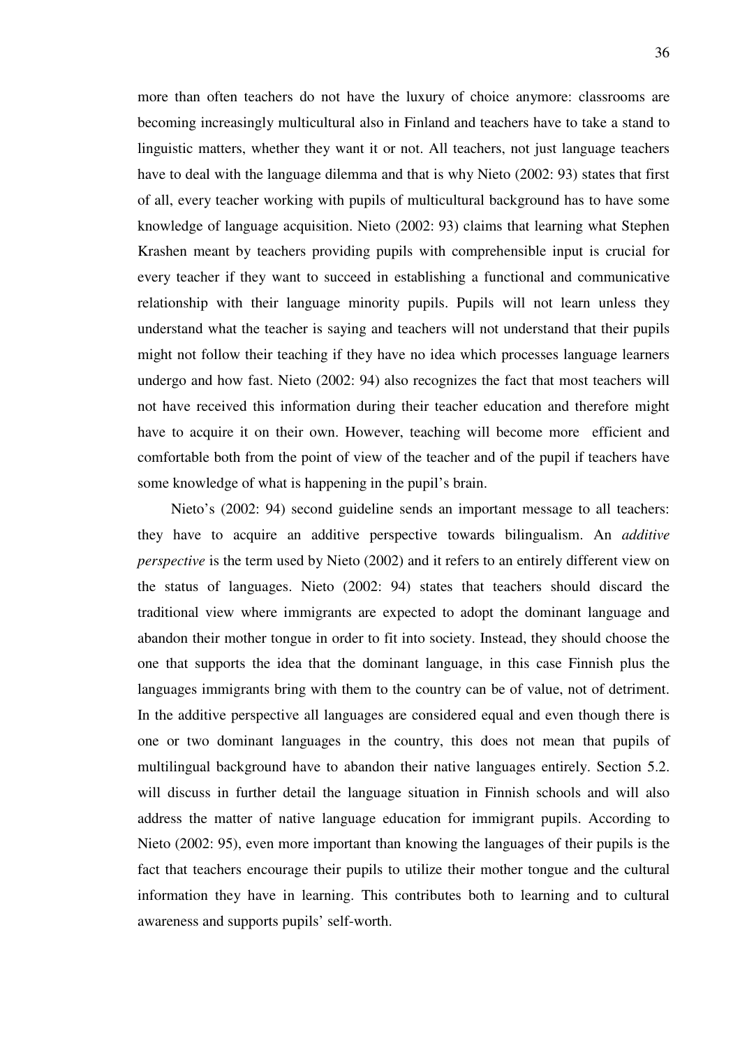more than often teachers do not have the luxury of choice anymore: classrooms are becoming increasingly multicultural also in Finland and teachers have to take a stand to linguistic matters, whether they want it or not. All teachers, not just language teachers have to deal with the language dilemma and that is why Nieto (2002: 93) states that first of all, every teacher working with pupils of multicultural background has to have some knowledge of language acquisition. Nieto (2002: 93) claims that learning what Stephen Krashen meant by teachers providing pupils with comprehensible input is crucial for every teacher if they want to succeed in establishing a functional and communicative relationship with their language minority pupils. Pupils will not learn unless they understand what the teacher is saying and teachers will not understand that their pupils might not follow their teaching if they have no idea which processes language learners undergo and how fast. Nieto (2002: 94) also recognizes the fact that most teachers will not have received this information during their teacher education and therefore might have to acquire it on their own. However, teaching will become more efficient and comfortable both from the point of view of the teacher and of the pupil if teachers have some knowledge of what is happening in the pupil's brain.

Nieto's (2002: 94) second guideline sends an important message to all teachers: they have to acquire an additive perspective towards bilingualism. An *additive perspective* is the term used by Nieto (2002) and it refers to an entirely different view on the status of languages. Nieto (2002: 94) states that teachers should discard the traditional view where immigrants are expected to adopt the dominant language and abandon their mother tongue in order to fit into society. Instead, they should choose the one that supports the idea that the dominant language, in this case Finnish plus the languages immigrants bring with them to the country can be of value, not of detriment. In the additive perspective all languages are considered equal and even though there is one or two dominant languages in the country, this does not mean that pupils of multilingual background have to abandon their native languages entirely. Section 5.2. will discuss in further detail the language situation in Finnish schools and will also address the matter of native language education for immigrant pupils. According to Nieto (2002: 95), even more important than knowing the languages of their pupils is the fact that teachers encourage their pupils to utilize their mother tongue and the cultural information they have in learning. This contributes both to learning and to cultural awareness and supports pupils' self-worth.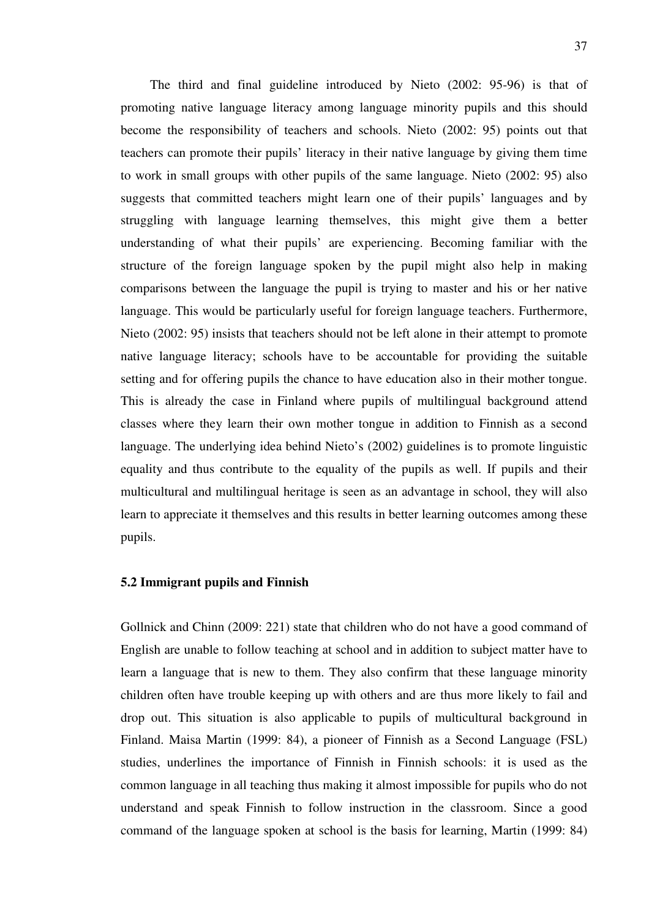The third and final guideline introduced by Nieto (2002: 95-96) is that of promoting native language literacy among language minority pupils and this should become the responsibility of teachers and schools. Nieto (2002: 95) points out that teachers can promote their pupils' literacy in their native language by giving them time to work in small groups with other pupils of the same language. Nieto (2002: 95) also suggests that committed teachers might learn one of their pupils' languages and by struggling with language learning themselves, this might give them a better understanding of what their pupils' are experiencing. Becoming familiar with the structure of the foreign language spoken by the pupil might also help in making comparisons between the language the pupil is trying to master and his or her native language. This would be particularly useful for foreign language teachers. Furthermore, Nieto (2002: 95) insists that teachers should not be left alone in their attempt to promote native language literacy; schools have to be accountable for providing the suitable setting and for offering pupils the chance to have education also in their mother tongue. This is already the case in Finland where pupils of multilingual background attend classes where they learn their own mother tongue in addition to Finnish as a second language. The underlying idea behind Nieto's (2002) guidelines is to promote linguistic equality and thus contribute to the equality of the pupils as well. If pupils and their multicultural and multilingual heritage is seen as an advantage in school, they will also learn to appreciate it themselves and this results in better learning outcomes among these pupils.

### 5.2 Immigrant pupils and Finnish

Gollnick and Chinn (2009: 221) state that children who do not have a good command of English are unable to follow teaching at school and in addition to subject matter have to learn a language that is new to them. They also confirm that these language minority children often have trouble keeping up with others and are thus more likely to fail and drop out. This situation is also applicable to pupils of multicultural background in Finland. Maisa Martin (1999: 84), a pioneer of Finnish as a Second Language (FSL) studies, underlines the importance of Finnish in Finnish schools: it is used as the common language in all teaching thus making it almost impossible for pupils who do not understand and speak Finnish to follow instruction in the classroom. Since a good command of the language spoken at school is the basis for learning, Martin (1999: 84)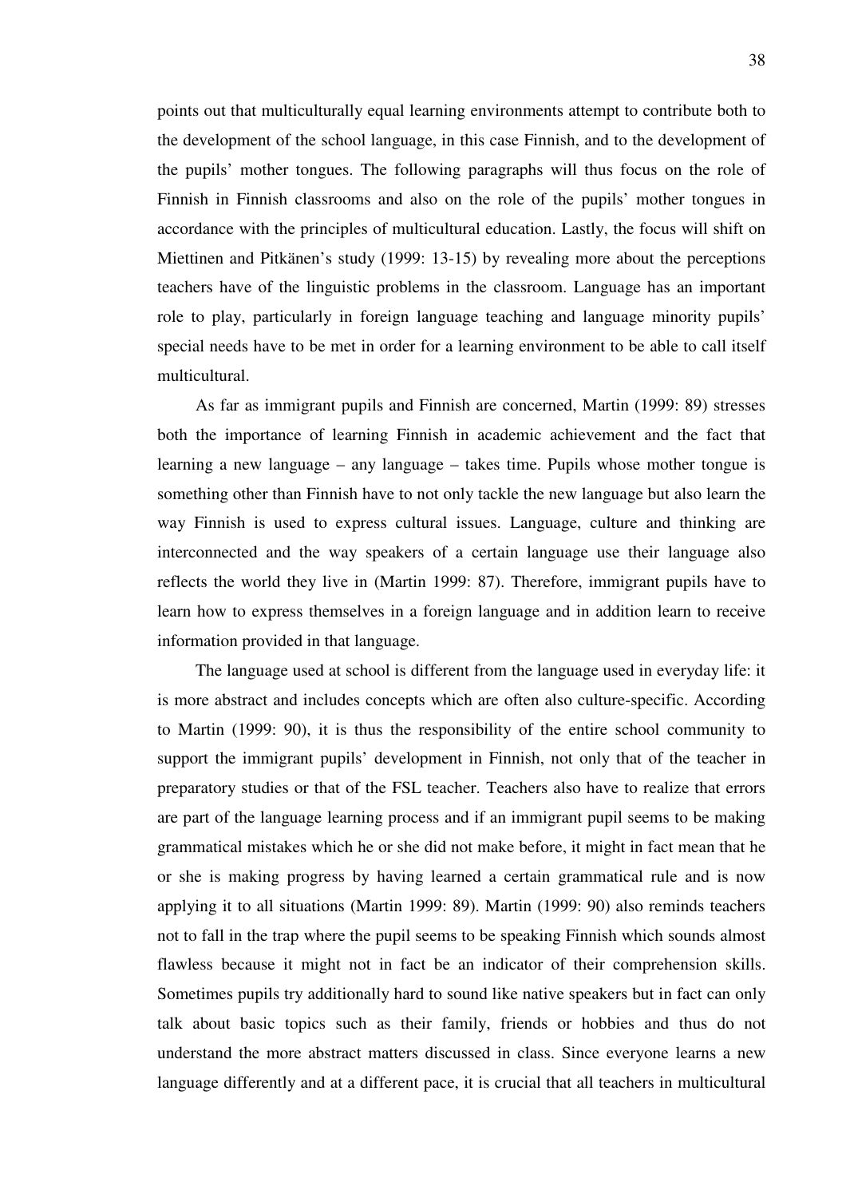points out that multiculturally equal learning environments attempt to contribute both to the development of the school language, in this case Finnish, and to the development of the pupils' mother tongues. The following paragraphs will thus focus on the role of Finnish in Finnish classrooms and also on the role of the pupils' mother tongues in accordance with the principles of multicultural education. Lastly, the focus will shift on Miettinen and Pitkänen's study (1999: 13-15) by revealing more about the perceptions teachers have of the linguistic problems in the classroom. Language has an important role to play, particularly in foreign language teaching and language minority pupils' special needs have to be met in order for a learning environment to be able to call itself multicultural.

As far as immigrant pupils and Finnish are concerned, Martin (1999: 89) stresses both the importance of learning Finnish in academic achievement and the fact that learning a new language – any language – takes time. Pupils whose mother tongue is something other than Finnish have to not only tackle the new language but also learn the way Finnish is used to express cultural issues. Language, culture and thinking are interconnected and the way speakers of a certain language use their language also reflects the world they live in (Martin 1999: 87). Therefore, immigrant pupils have to learn how to express themselves in a foreign language and in addition learn to receive information provided in that language.

The language used at school is different from the language used in everyday life: it is more abstract and includes concepts which are often also culture-specific. According to Martin (1999: 90), it is thus the responsibility of the entire school community to support the immigrant pupils' development in Finnish, not only that of the teacher in preparatory studies or that of the FSL teacher. Teachers also have to realize that errors are part of the language learning process and if an immigrant pupil seems to be making grammatical mistakes which he or she did not make before, it might in fact mean that he or she is making progress by having learned a certain grammatical rule and is now applying it to all situations (Martin 1999: 89). Martin (1999: 90) also reminds teachers not to fall in the trap where the pupil seems to be speaking Finnish which sounds almost flawless because it might not in fact be an indicator of their comprehension skills. Sometimes pupils try additionally hard to sound like native speakers but in fact can only talk about basic topics such as their family, friends or hobbies and thus do not understand the more abstract matters discussed in class. Since everyone learns a new language differently and at a different pace, it is crucial that all teachers in multicultural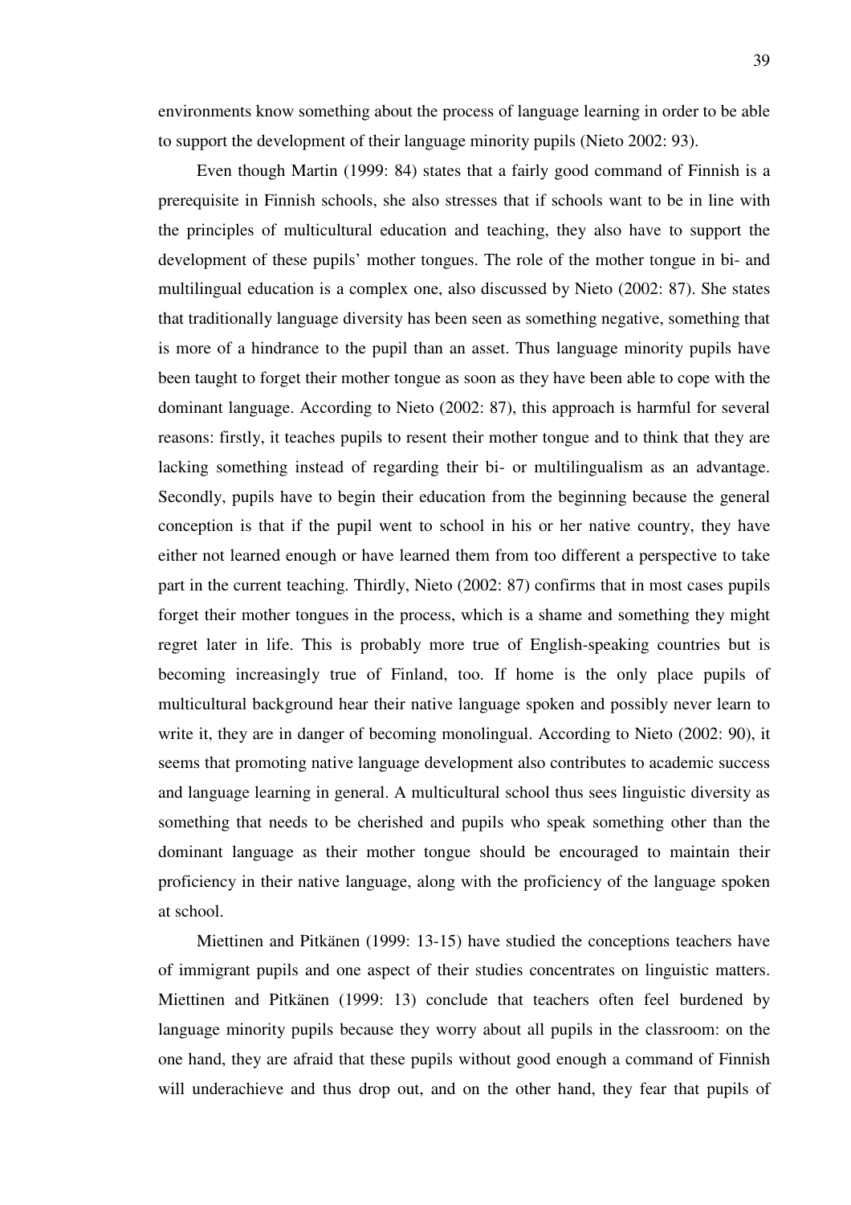environments know something about the process of language learning in order to be able to support the development of their language minority pupils (Nieto 2002: 93).

Even though Martin (1999: 84) states that a fairly good command of Finnish is a prerequisite in Finnish schools, she also stresses that if schools want to be in line with the principles of multicultural education and teaching, they also have to support the development of these pupils' mother tongues. The role of the mother tongue in bi- and multilingual education is a complex one, also discussed by Nieto (2002: 87). She states that traditionally language diversity has been seen as something negative, something that is more of a hindrance to the pupil than an asset. Thus language minority pupils have been taught to forget their mother tongue as soon as they have been able to cope with the dominant language. According to Nieto (2002: 87), this approach is harmful for several reasons: firstly, it teaches pupils to resent their mother tongue and to think that they are lacking something instead of regarding their bi- or multilingualism as an advantage. Secondly, pupils have to begin their education from the beginning because the general conception is that if the pupil went to school in his or her native country, they have either not learned enough or have learned them from too different a perspective to take part in the current teaching. Thirdly, Nieto (2002: 87) confirms that in most cases pupils forget their mother tongues in the process, which is a shame and something they might regret later in life. This is probably more true of English-speaking countries but is becoming increasingly true of Finland, too. If home is the only place pupils of multicultural background hear their native language spoken and possibly never learn to write it, they are in danger of becoming monolingual. According to Nieto (2002: 90), it seems that promoting native language development also contributes to academic success and language learning in general. A multicultural school thus sees linguistic diversity as something that needs to be cherished and pupils who speak something other than the dominant language as their mother tongue should be encouraged to maintain their proficiency in their native language, along with the proficiency of the language spoken at school.

Miettinen and Pitkänen (1999: 13-15) have studied the conceptions teachers have of immigrant pupils and one aspect of their studies concentrates on linguistic matters. Miettinen and Pitkänen (1999: 13) conclude that teachers often feel burdened by language minority pupils because they worry about all pupils in the classroom: on the one hand, they are afraid that these pupils without good enough a command of Finnish will underachieve and thus drop out, and on the other hand, they fear that pupils of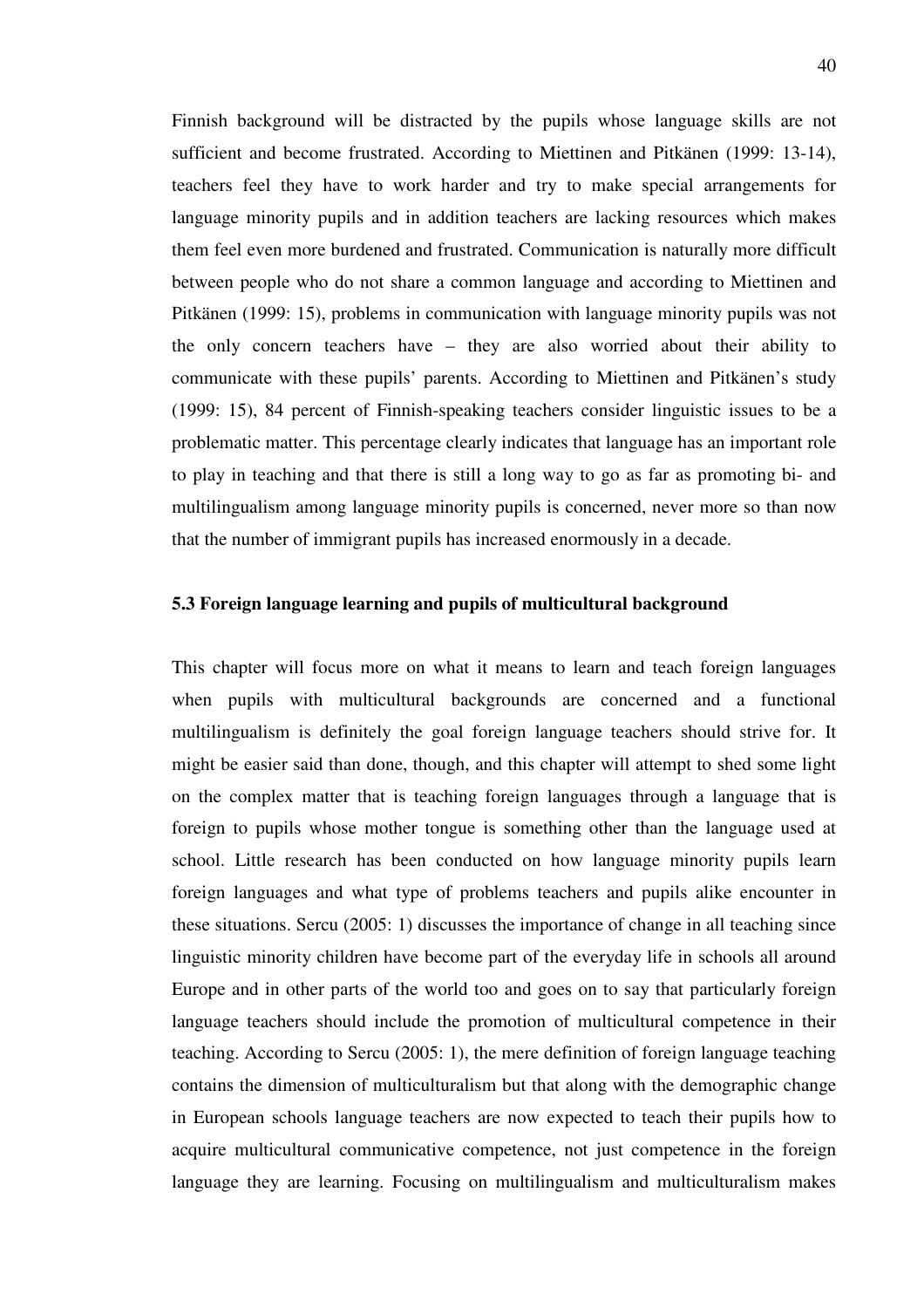Finnish background will be distracted by the pupils whose language skills are not sufficient and become frustrated. According to Miettinen and Pitkänen (1999: 13-14), teachers feel they have to work harder and try to make special arrangements for language minority pupils and in addition teachers are lacking resources which makes them feel even more burdened and frustrated. Communication is naturally more difficult between people who do not share a common language and according to Miettinen and Pitkänen (1999: 15), problems in communication with language minority pupils was not the only concern teachers have – they are also worried about their ability to communicate with these pupils' parents. According to Miettinen and Pitkänen's study (1999: 15), 84 percent of Finnish-speaking teachers consider linguistic issues to be a problematic matter. This percentage clearly indicates that language has an important role to play in teaching and that there is still a long way to go as far as promoting bi- and multilingualism among language minority pupils is concerned, never more so than now that the number of immigrant pupils has increased enormously in a decade.

### 5.3 Foreign language learning and pupils of multicultural background

This chapter will focus more on what it means to learn and teach foreign languages when pupils with multicultural backgrounds are concerned and a functional multilingualism is definitely the goal foreign language teachers should strive for. It might be easier said than done, though, and this chapter will attempt to shed some light on the complex matter that is teaching foreign languages through a language that is foreign to pupils whose mother tongue is something other than the language used at school. Little research has been conducted on how language minority pupils learn foreign languages and what type of problems teachers and pupils alike encounter in these situations. Sercu (2005: 1) discusses the importance of change in all teaching since linguistic minority children have become part of the everyday life in schools all around Europe and in other parts of the world too and goes on to say that particularly foreign language teachers should include the promotion of multicultural competence in their teaching. According to Sercu (2005: 1), the mere definition of foreign language teaching contains the dimension of multiculturalism but that along with the demographic change in European schools language teachers are now expected to teach their pupils how to acquire multicultural communicative competence, not just competence in the foreign language they are learning. Focusing on multilingualism and multiculturalism makes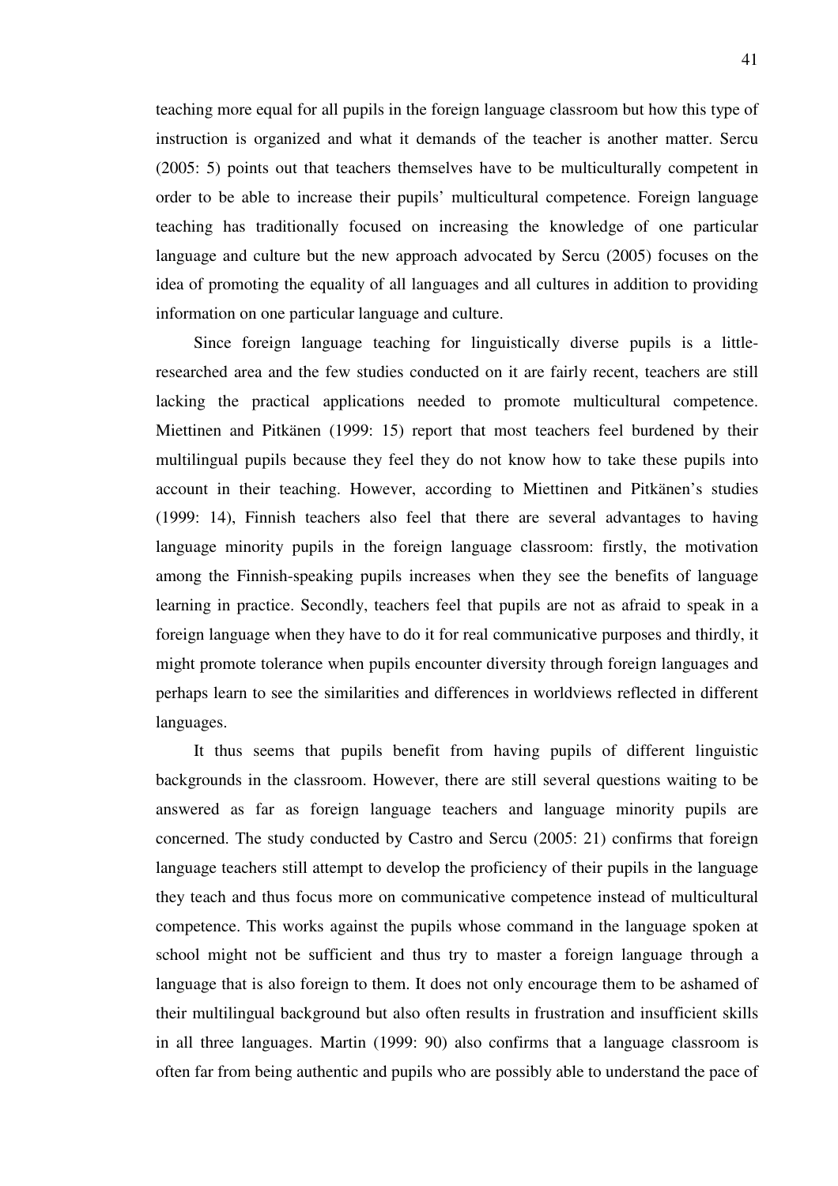teaching more equal for all pupils in the foreign language classroom but how this type of instruction is organized and what it demands of the teacher is another matter. Sercu (2005: 5) points out that teachers themselves have to be multiculturally competent in order to be able to increase their pupils' multicultural competence. Foreign language teaching has traditionally focused on increasing the knowledge of one particular language and culture but the new approach advocated by Sercu (2005) focuses on the idea of promoting the equality of all languages and all cultures in addition to providing information on one particular language and culture.

Since foreign language teaching for linguistically diverse pupils is a little-researched area and the few studies conducted on it are fairly recent, teachers are still lacking the practical applications needed to promote multicultural competence. Miettinen and Pitkänen (1999: 15) report that most teachers feel burdened by their multilingual pupils because they feel they do not know how to take these pupils into account in their teaching. However, according to Miettinen and Pitkänen's studies (1999: 14), Finnish teachers also feel that there are several advantages to having language minority pupils in the foreign language classroom: firstly, the motivation among the Finnish-speaking pupils increases when they see the benefits of language learning in practice. Secondly, teachers feel that pupils are not as afraid to speak in a foreign language when they have to do it for real communicative purposes and thirdly, it might promote tolerance when pupils encounter diversity through foreign languages and perhaps learn to see the similarities and differences in worldviews reflected in different languages.

It thus seems that pupils benefit from having pupils of different linguistic backgrounds in the classroom. However, there are still several questions waiting to be answered as far as foreign language teachers and language minority pupils are concerned. The study conducted by Castro and Sercu (2005: 21) confirms that foreign language teachers still attempt to develop the proficiency of their pupils in the language they teach and thus focus more on communicative competence instead of multicultural competence. This works against the pupils whose command in the language spoken at school might not be sufficient and thus try to master a foreign language through a language that is also foreign to them. It does not only encourage them to be ashamed of their multilingual background but also often results in frustration and insufficient skills in all three languages. Martin (1999: 90) also confirms that a language classroom is often far from being authentic and pupils who are possibly able to understand the pace of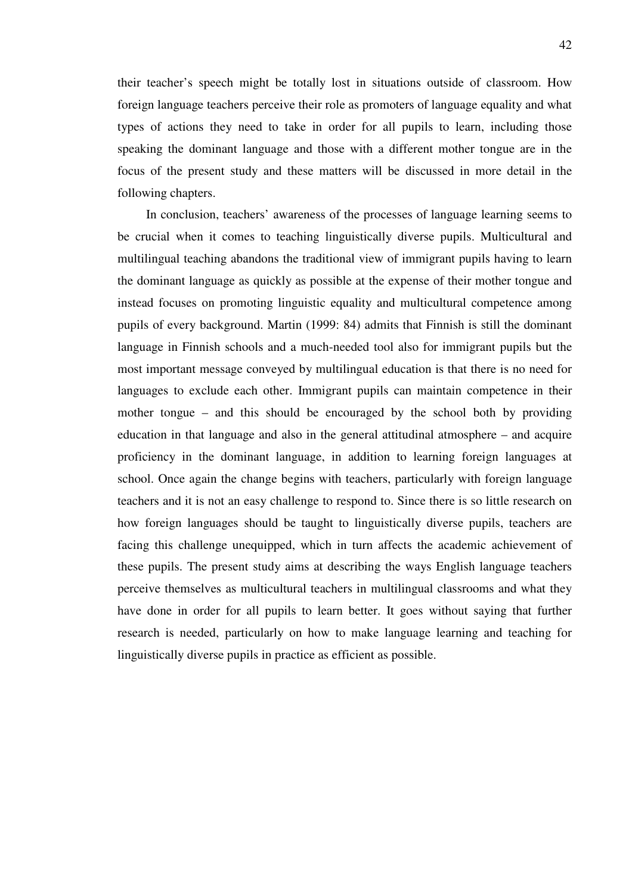their teacher's speech might be totally lost in situations outside of classroom. How foreign language teachers perceive their role as promoters of language equality and what types of actions they need to take in order for all pupils to learn, including those speaking the dominant language and those with a different mother tongue are in the focus of the present study and these matters will be discussed in more detail in the following chapters.

In conclusion, teachers' awareness of the processes of language learning seems to be crucial when it comes to teaching linguistically diverse pupils. Multicultural and multilingual teaching abandons the traditional view of immigrant pupils having to learn the dominant language as quickly as possible at the expense of their mother tongue and instead focuses on promoting linguistic equality and multicultural competence among pupils of every background. Martin (1999: 84) admits that Finnish is still the dominant language in Finnish schools and a much-needed tool also for immigrant pupils but the most important message conveyed by multilingual education is that there is no need for languages to exclude each other. Immigrant pupils can maintain competence in their mother tongue – and this should be encouraged by the school both by providing education in that language and also in the general attitudinal atmosphere – and acquire proficiency in the dominant language, in addition to learning foreign languages at school. Once again the change begins with teachers, particularly with foreign language teachers and it is not an easy challenge to respond to. Since there is so little research on how foreign languages should be taught to linguistically diverse pupils, teachers are facing this challenge unequipped, which in turn affects the academic achievement of these pupils. The present study aims at describing the ways English language teachers perceive themselves as multicultural teachers in multilingual classrooms and what they have done in order for all pupils to learn better. It goes without saying that further research is needed, particularly on how to make language learning and teaching for linguistically diverse pupils in practice as efficient as possible.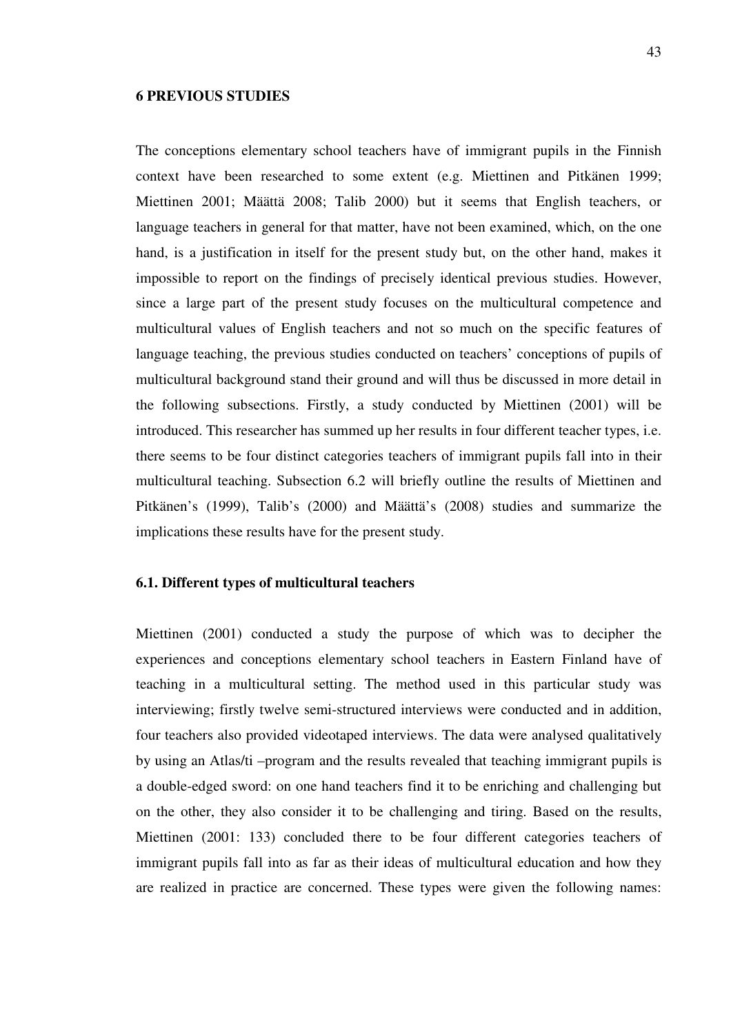# 6 PREVIOUS STUDIES

The conceptions elementary school teachers have of immigrant pupils in the Finnish context have been researched to some extent (e.g. Miettinen and Pitkänen 1999; Miettinen 2001; Määttä 2008; Talib 2000) but it seems that English teachers, or language teachers in general for that matter, have not been examined, which, on the one hand, is a justification in itself for the present study but, on the other hand, makes it impossible to report on the findings of precisely identical previous studies. However, since a large part of the present study focuses on the multicultural competence and multicultural values of English teachers and not so much on the specific features of language teaching, the previous studies conducted on teachers' conceptions of pupils of multicultural background stand their ground and will thus be discussed in more detail in the following subsections. Firstly, a study conducted by Miettinen (2001) will be introduced. This researcher has summed up her results in four different teacher types, i.e. there seems to be four distinct categories teachers of immigrant pupils fall into in their multicultural teaching. Subsection 6.2 will briefly outline the results of Miettinen and Pitkänen's (1999), Talib's (2000) and Määttä's (2008) studies and summarize the implications these results have for the present study.

## 6.1. Different types of multicultural teachers

Miettinen (2001) conducted a study the purpose of which was to decipher the experiences and conceptions elementary school teachers in Eastern Finland have of teaching in a multicultural setting. The method used in this particular study was interviewing; firstly twelve semi-structured interviews were conducted and in addition, four teachers also provided videotaped interviews. The data were analysed qualitatively by using an Atlas/ti –program and the results revealed that teaching immigrant pupils is a double-edged sword: on one hand teachers find it to be enriching and challenging but on the other, they also consider it to be challenging and tiring. Based on the results, Miettinen (2001: 133) concluded there to be four different categories teachers of immigrant pupils fall into as far as their ideas of multicultural education and how they are realized in practice are concerned. These types were given the following names: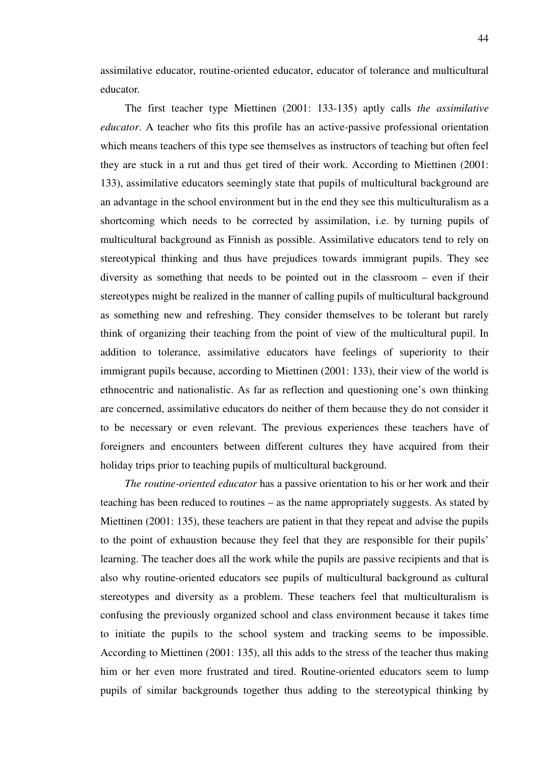assimilative educator, routine-oriented educator, educator of tolerance and multicultural educator.

The first teacher type Miettinen (2001: 133-135) aptly calls *the assimilative educator*. A teacher who fits this profile has an active-passive professional orientation which means teachers of this type see themselves as instructors of teaching but often feel they are stuck in a rut and thus get tired of their work. According to Miettinen (2001: 133), assimilative educators seemingly state that pupils of multicultural background are an advantage in the school environment but in the end they see this multiculturalism as a shortcoming which needs to be corrected by assimilation, i.e. by turning pupils of multicultural background as Finnish as possible. Assimilative educators tend to rely on stereotypical thinking and thus have prejudices towards immigrant pupils. They see diversity as something that needs to be pointed out in the classroom – even if their stereotypes might be realized in the manner of calling pupils of multicultural background as something new and refreshing. They consider themselves to be tolerant but rarely think of organizing their teaching from the point of view of the multicultural pupil. In addition to tolerance, assimilative educators have feelings of superiority to their immigrant pupils because, according to Miettinen (2001: 133), their view of the world is ethnocentric and nationalistic. As far as reflection and questioning one's own thinking are concerned, assimilative educators do neither of them because they do not consider it to be necessary or even relevant. The previous experiences these teachers have of foreigners and encounters between different cultures they have acquired from their holiday trips prior to teaching pupils of multicultural background.

*The routine-oriented educator* has a passive orientation to his or her work and their teaching has been reduced to routines – as the name appropriately suggests. As stated by Miettinen (2001: 135), these teachers are patient in that they repeat and advise the pupils to the point of exhaustion because they feel that they are responsible for their pupils' learning. The teacher does all the work while the pupils are passive recipients and that is also why routine-oriented educators see pupils of multicultural background as cultural stereotypes and diversity as a problem. These teachers feel that multiculturalism is confusing the previously organized school and class environment because it takes time to initiate the pupils to the school system and tracking seems to be impossible. According to Miettinen (2001: 135), all this adds to the stress of the teacher thus making him or her even more frustrated and tired. Routine-oriented educators seem to lump pupils of similar backgrounds together thus adding to the stereotypical thinking by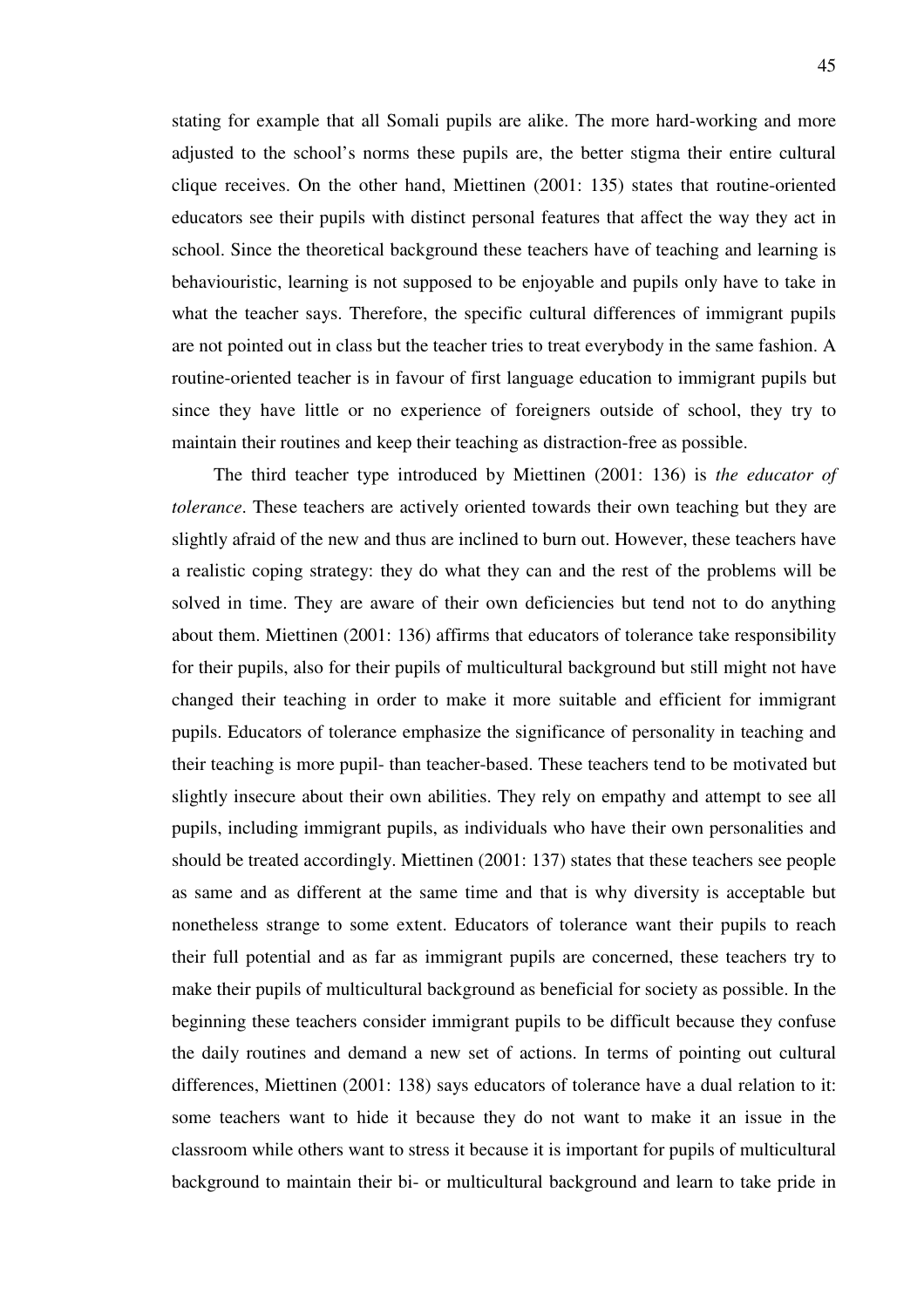stating for example that all Somali pupils are alike. The more hard-working and more adjusted to the school's norms these pupils are, the better stigma their entire cultural clique receives. On the other hand, Miettinen (2001: 135) states that routine-oriented educators see their pupils with distinct personal features that affect the way they act in school. Since the theoretical background these teachers have of teaching and learning is behaviouristic, learning is not supposed to be enjoyable and pupils only have to take in what the teacher says. Therefore, the specific cultural differences of immigrant pupils are not pointed out in class but the teacher tries to treat everybody in the same fashion. A routine-oriented teacher is in favour of first language education to immigrant pupils but since they have little or no experience of foreigners outside of school, they try to maintain their routines and keep their teaching as distraction-free as possible.

The third teacher type introduced by Miettinen (2001: 136) is *the educator of tolerance*. These teachers are actively oriented towards their own teaching but they are slightly afraid of the new and thus are inclined to burn out. However, these teachers have a realistic coping strategy: they do what they can and the rest of the problems will be solved in time. They are aware of their own deficiencies but tend not to do anything about them. Miettinen (2001: 136) affirms that educators of tolerance take responsibility for their pupils, also for their pupils of multicultural background but still might not have changed their teaching in order to make it more suitable and efficient for immigrant pupils. Educators of tolerance emphasize the significance of personality in teaching and their teaching is more pupil- than teacher-based. These teachers tend to be motivated but slightly insecure about their own abilities. They rely on empathy and attempt to see all pupils, including immigrant pupils, as individuals who have their own personalities and should be treated accordingly. Miettinen (2001: 137) states that these teachers see people as same and as different at the same time and that is why diversity is acceptable but nonetheless strange to some extent. Educators of tolerance want their pupils to reach their full potential and as far as immigrant pupils are concerned, these teachers try to make their pupils of multicultural background as beneficial for society as possible. In the beginning these teachers consider immigrant pupils to be difficult because they confuse the daily routines and demand a new set of actions. In terms of pointing out cultural differences, Miettinen (2001: 138) says educators of tolerance have a dual relation to it: some teachers want to hide it because they do not want to make it an issue in the classroom while others want to stress it because it is important for pupils of multicultural background to maintain their bi- or multicultural background and learn to take pride in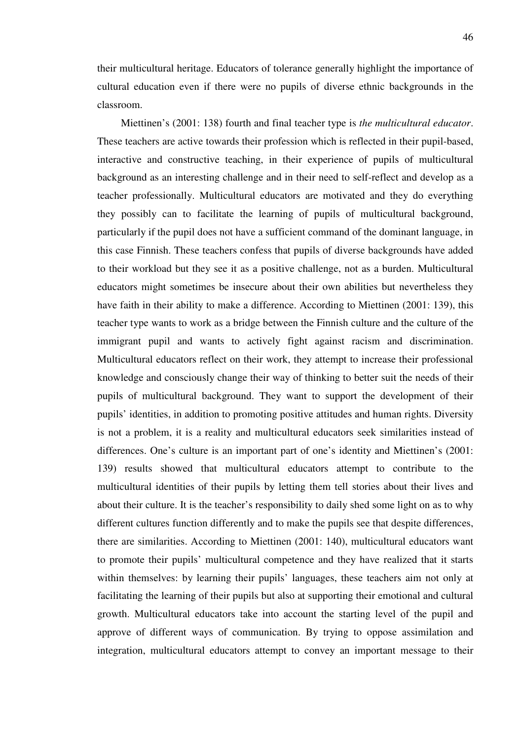their multicultural heritage. Educators of tolerance generally highlight the importance of cultural education even if there were no pupils of diverse ethnic backgrounds in the classroom.

Miettinen's (2001: 138) fourth and final teacher type is *the multicultural educator*. These teachers are active towards their profession which is reflected in their pupil-based, interactive and constructive teaching, in their experience of pupils of multicultural background as an interesting challenge and in their need to self-reflect and develop as a teacher professionally. Multicultural educators are motivated and they do everything they possibly can to facilitate the learning of pupils of multicultural background, particularly if the pupil does not have a sufficient command of the dominant language, in this case Finnish. These teachers confess that pupils of diverse backgrounds have added to their workload but they see it as a positive challenge, not as a burden. Multicultural educators might sometimes be insecure about their own abilities but nevertheless they have faith in their ability to make a difference. According to Miettinen (2001: 139), this teacher type wants to work as a bridge between the Finnish culture and the culture of the immigrant pupil and wants to actively fight against racism and discrimination. Multicultural educators reflect on their work, they attempt to increase their professional knowledge and consciously change their way of thinking to better suit the needs of their pupils of multicultural background. They want to support the development of their pupils' identities, in addition to promoting positive attitudes and human rights. Diversity is not a problem, it is a reality and multicultural educators seek similarities instead of differences. One's culture is an important part of one's identity and Miettinen's (2001: 139) results showed that multicultural educators attempt to contribute to the multicultural identities of their pupils by letting them tell stories about their lives and about their culture. It is the teacher's responsibility to daily shed some light on as to why different cultures function differently and to make the pupils see that despite differences, there are similarities. According to Miettinen (2001: 140), multicultural educators want to promote their pupils' multicultural competence and they have realized that it starts within themselves: by learning their pupils' languages, these teachers aim not only at facilitating the learning of their pupils but also at supporting their emotional and cultural growth. Multicultural educators take into account the starting level of the pupil and approve of different ways of communication. By trying to oppose assimilation and integration, multicultural educators attempt to convey an important message to their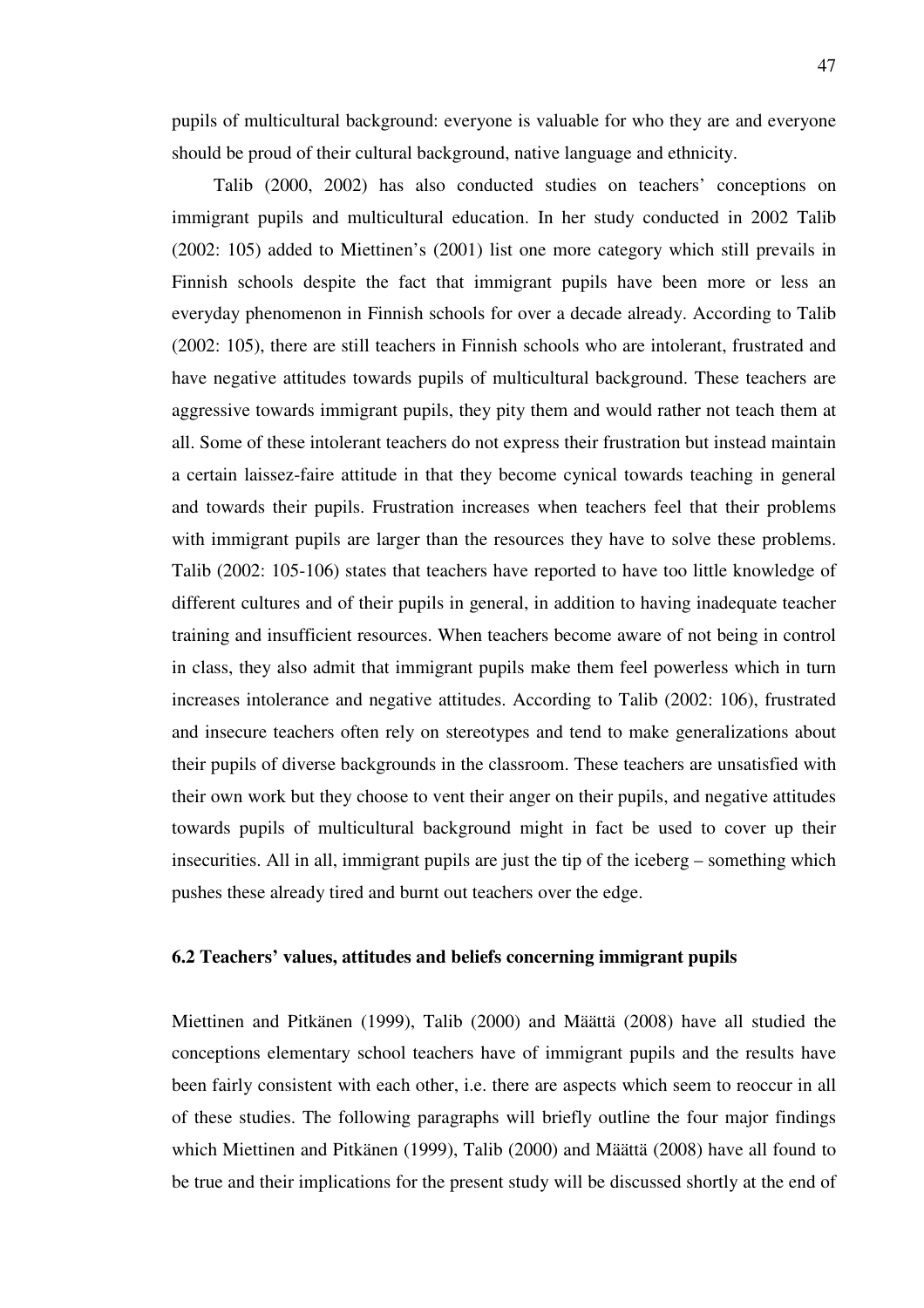pupils of multicultural background: everyone is valuable for who they are and everyone should be proud of their cultural background, native language and ethnicity.

Talib (2000, 2002) has also conducted studies on teachers' conceptions on immigrant pupils and multicultural education. In her study conducted in 2002 Talib (2002: 105) added to Miettinen's (2001) list one more category which still prevails in Finnish schools despite the fact that immigrant pupils have been more or less an everyday phenomenon in Finnish schools for over a decade already. According to Talib (2002: 105), there are still teachers in Finnish schools who are intolerant, frustrated and have negative attitudes towards pupils of multicultural background. These teachers are aggressive towards immigrant pupils, they pity them and would rather not teach them at all. Some of these intolerant teachers do not express their frustration but instead maintain a certain laissez-faire attitude in that they become cynical towards teaching in general and towards their pupils. Frustration increases when teachers feel that their problems with immigrant pupils are larger than the resources they have to solve these problems. Talib (2002: 105-106) states that teachers have reported to have too little knowledge of different cultures and of their pupils in general, in addition to having inadequate teacher training and insufficient resources. When teachers become aware of not being in control in class, they also admit that immigrant pupils make them feel powerless which in turn increases intolerance and negative attitudes. According to Talib (2002: 106), frustrated and insecure teachers often rely on stereotypes and tend to make generalizations about their pupils of diverse backgrounds in the classroom. These teachers are unsatisfied with their own work but they choose to vent their anger on their pupils, and negative attitudes towards pupils of multicultural background might in fact be used to cover up their insecurities. All in all, immigrant pupils are just the tip of the iceberg – something which pushes these already tired and burnt out teachers over the edge.

### 6.2 Teachers' values, attitudes and beliefs concerning immigrant pupils

Miettinen and Pitkänen (1999), Talib (2000) and Määttä (2008) have all studied the conceptions elementary school teachers have of immigrant pupils and the results have been fairly consistent with each other, i.e. there are aspects which seem to reoccur in all of these studies. The following paragraphs will briefly outline the four major findings which Miettinen and Pitkänen (1999), Talib (2000) and Määttä (2008) have all found to be true and their implications for the present study will be discussed shortly at the end of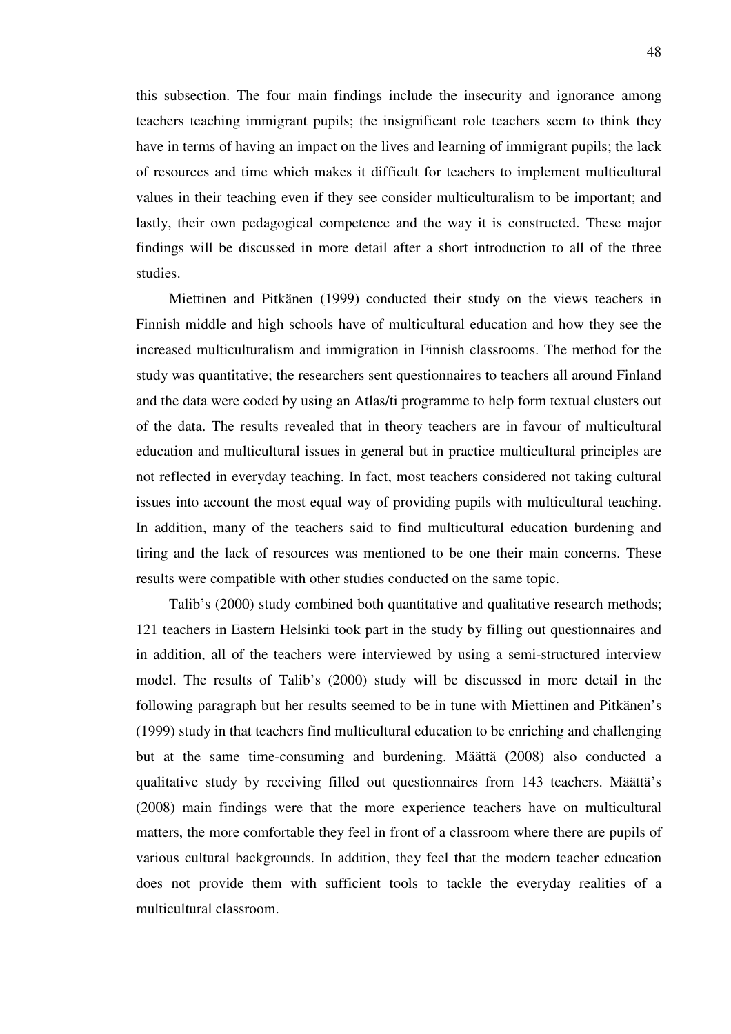this subsection. The four main findings include the insecurity and ignorance among teachers teaching immigrant pupils; the insignificant role teachers seem to think they have in terms of having an impact on the lives and learning of immigrant pupils; the lack of resources and time which makes it difficult for teachers to implement multicultural values in their teaching even if they see consider multiculturalism to be important; and lastly, their own pedagogical competence and the way it is constructed. These major findings will be discussed in more detail after a short introduction to all of the three studies.

Miettinen and Pitkänen (1999) conducted their study on the views teachers in Finnish middle and high schools have of multicultural education and how they see the increased multiculturalism and immigration in Finnish classrooms. The method for the study was quantitative; the researchers sent questionnaires to teachers all around Finland and the data were coded by using an Atlas/ti programme to help form textual clusters out of the data. The results revealed that in theory teachers are in favour of multicultural education and multicultural issues in general but in practice multicultural principles are not reflected in everyday teaching. In fact, most teachers considered not taking cultural issues into account the most equal way of providing pupils with multicultural teaching. In addition, many of the teachers said to find multicultural education burdening and tiring and the lack of resources was mentioned to be one their main concerns. These results were compatible with other studies conducted on the same topic.

Talib's (2000) study combined both quantitative and qualitative research methods; 121 teachers in Eastern Helsinki took part in the study by filling out questionnaires and in addition, all of the teachers were interviewed by using a semi-structured interview model. The results of Talib's (2000) study will be discussed in more detail in the following paragraph but her results seemed to be in tune with Miettinen and Pitkänen's (1999) study in that teachers find multicultural education to be enriching and challenging but at the same time-consuming and burdening. Määttä (2008) also conducted a qualitative study by receiving filled out questionnaires from 143 teachers. Määttä's (2008) main findings were that the more experience teachers have on multicultural matters, the more comfortable they feel in front of a classroom where there are pupils of various cultural backgrounds. In addition, they feel that the modern teacher education does not provide them with sufficient tools to tackle the everyday realities of a multicultural classroom.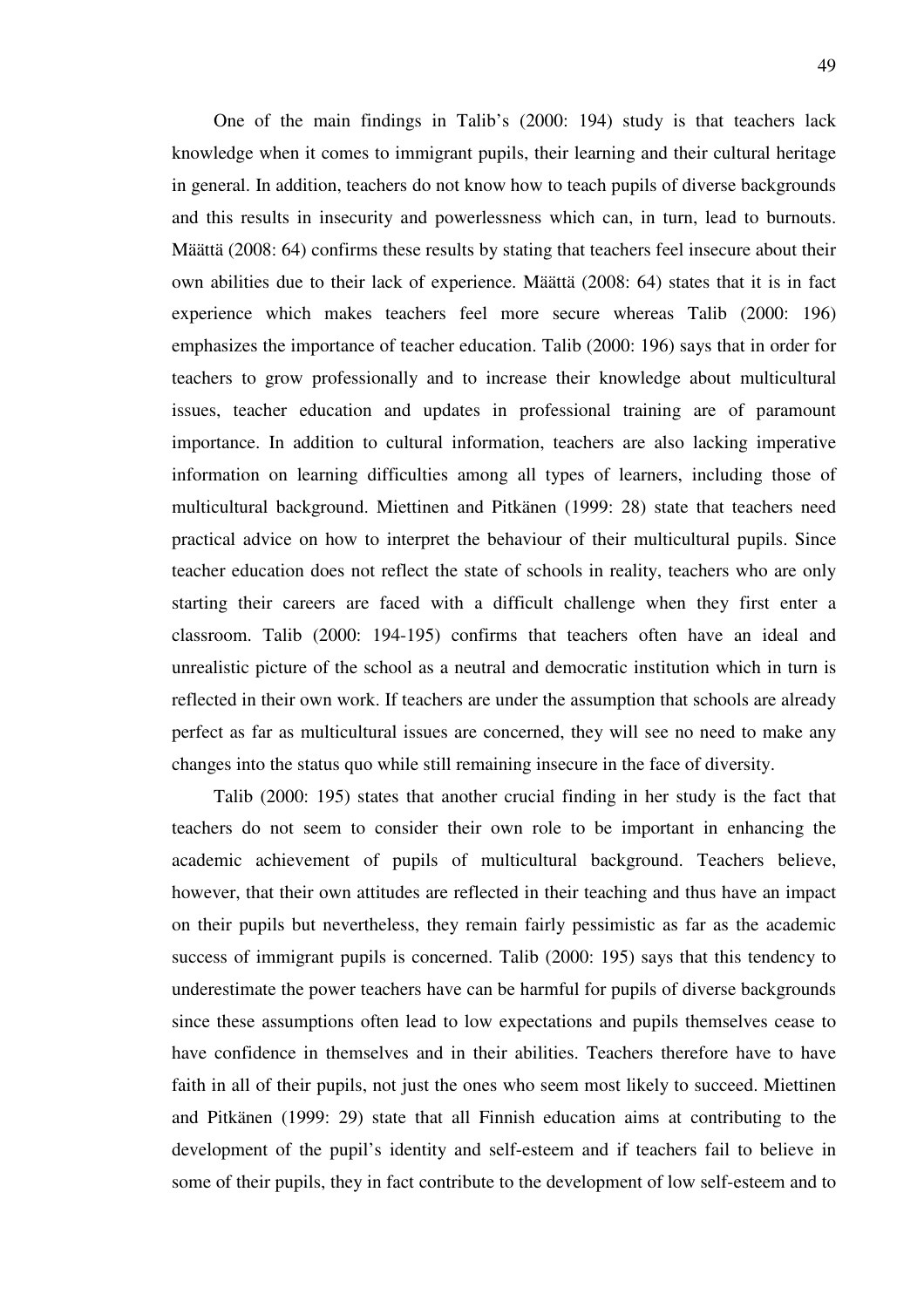One of the main findings in Talib's (2000: 194) study is that teachers lack knowledge when it comes to immigrant pupils, their learning and their cultural heritage in general. In addition, teachers do not know how to teach pupils of diverse backgrounds and this results in insecurity and powerlessness which can, in turn, lead to burnouts. Määttä (2008: 64) confirms these results by stating that teachers feel insecure about their own abilities due to their lack of experience. Määttä (2008: 64) states that it is in fact experience which makes teachers feel more secure whereas Talib (2000: 196) emphasizes the importance of teacher education. Talib (2000: 196) says that in order for teachers to grow professionally and to increase their knowledge about multicultural issues, teacher education and updates in professional training are of paramount importance. In addition to cultural information, teachers are also lacking imperative information on learning difficulties among all types of learners, including those of multicultural background. Miettinen and Pitkänen (1999: 28) state that teachers need practical advice on how to interpret the behaviour of their multicultural pupils. Since teacher education does not reflect the state of schools in reality, teachers who are only starting their careers are faced with a difficult challenge when they first enter a classroom. Talib (2000: 194-195) confirms that teachers often have an ideal and unrealistic picture of the school as a neutral and democratic institution which in turn is reflected in their own work. If teachers are under the assumption that schools are already perfect as far as multicultural issues are concerned, they will see no need to make any changes into the status quo while still remaining insecure in the face of diversity.

Talib (2000: 195) states that another crucial finding in her study is the fact that teachers do not seem to consider their own role to be important in enhancing the academic achievement of pupils of multicultural background. Teachers believe, however, that their own attitudes are reflected in their teaching and thus have an impact on their pupils but nevertheless, they remain fairly pessimistic as far as the academic success of immigrant pupils is concerned. Talib (2000: 195) says that this tendency to underestimate the power teachers have can be harmful for pupils of diverse backgrounds since these assumptions often lead to low expectations and pupils themselves cease to have confidence in themselves and in their abilities. Teachers therefore have to have faith in all of their pupils, not just the ones who seem most likely to succeed. Miettinen and Pitkänen (1999: 29) state that all Finnish education aims at contributing to the development of the pupil's identity and self-esteem and if teachers fail to believe in some of their pupils, they in fact contribute to the development of low self-esteem and to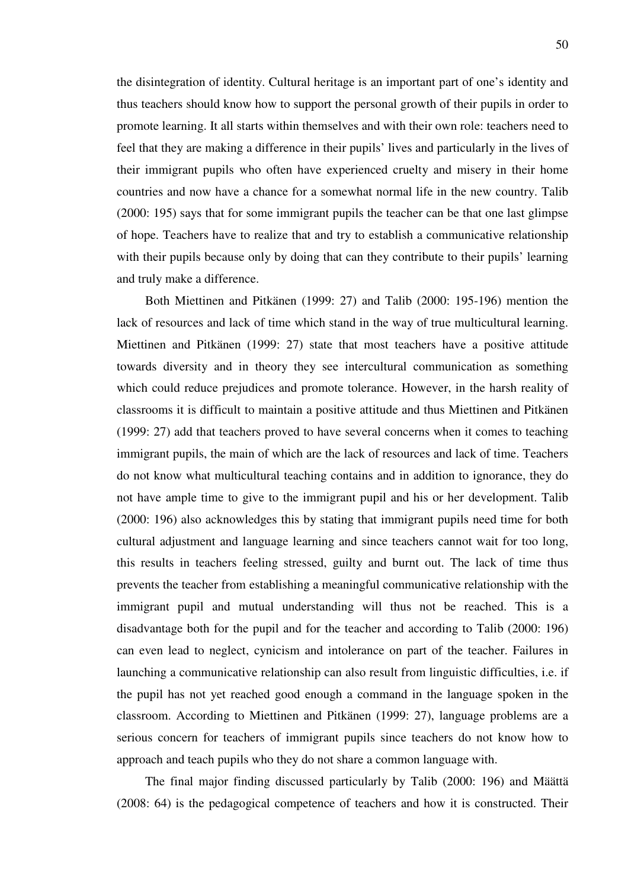the disintegration of identity. Cultural heritage is an important part of one's identity and thus teachers should know how to support the personal growth of their pupils in order to promote learning. It all starts within themselves and with their own role: teachers need to feel that they are making a difference in their pupils' lives and particularly in the lives of their immigrant pupils who often have experienced cruelty and misery in their home countries and now have a chance for a somewhat normal life in the new country. Talib (2000: 195) says that for some immigrant pupils the teacher can be that one last glimpse of hope. Teachers have to realize that and try to establish a communicative relationship with their pupils because only by doing that can they contribute to their pupils' learning and truly make a difference.

Both Miettinen and Pitkänen (1999: 27) and Talib (2000: 195-196) mention the lack of resources and lack of time which stand in the way of true multicultural learning. Miettinen and Pitkänen (1999: 27) state that most teachers have a positive attitude towards diversity and in theory they see intercultural communication as something which could reduce prejudices and promote tolerance. However, in the harsh reality of classrooms it is difficult to maintain a positive attitude and thus Miettinen and Pitkänen (1999: 27) add that teachers proved to have several concerns when it comes to teaching immigrant pupils, the main of which are the lack of resources and lack of time. Teachers do not know what multicultural teaching contains and in addition to ignorance, they do not have ample time to give to the immigrant pupil and his or her development. Talib (2000: 196) also acknowledges this by stating that immigrant pupils need time for both cultural adjustment and language learning and since teachers cannot wait for too long, this results in teachers feeling stressed, guilty and burnt out. The lack of time thus prevents the teacher from establishing a meaningful communicative relationship with the immigrant pupil and mutual understanding will thus not be reached. This is a disadvantage both for the pupil and for the teacher and according to Talib (2000: 196) can even lead to neglect, cynicism and intolerance on part of the teacher. Failures in launching a communicative relationship can also result from linguistic difficulties, i.e. if the pupil has not yet reached good enough a command in the language spoken in the classroom. According to Miettinen and Pitkänen (1999: 27), language problems are a serious concern for teachers of immigrant pupils since teachers do not know how to approach and teach pupils who they do not share a common language with.

The final major finding discussed particularly by Talib (2000: 196) and Määttä (2008: 64) is the pedagogical competence of teachers and how it is constructed. Their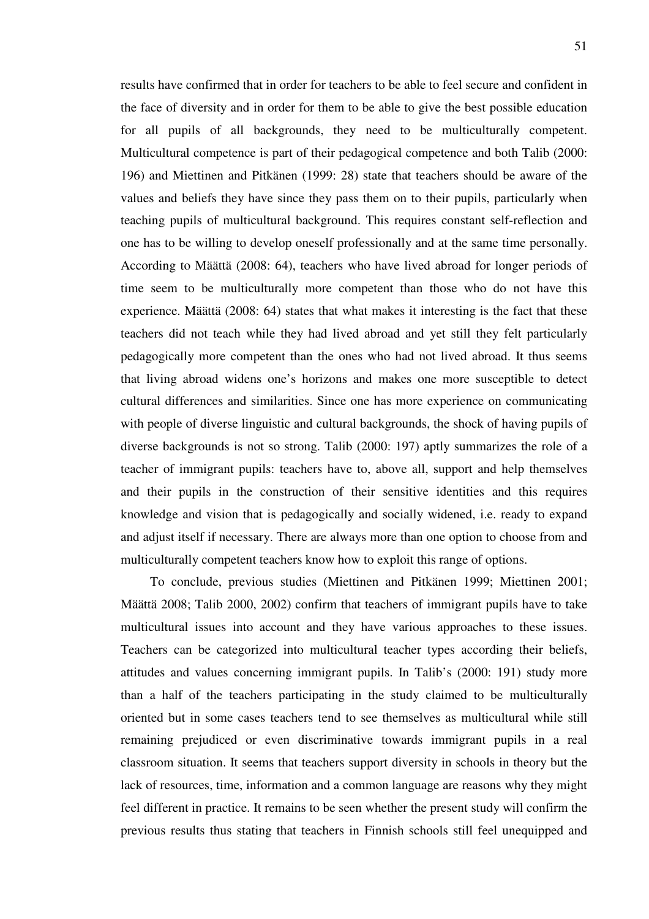results have confirmed that in order for teachers to be able to feel secure and confident in the face of diversity and in order for them to be able to give the best possible education for all pupils of all backgrounds, they need to be multiculturally competent. Multicultural competence is part of their pedagogical competence and both Talib (2000: 196) and Miettinen and Pitkänen (1999: 28) state that teachers should be aware of the values and beliefs they have since they pass them on to their pupils, particularly when teaching pupils of multicultural background. This requires constant self-reflection and one has to be willing to develop oneself professionally and at the same time personally. According to Määttä (2008: 64), teachers who have lived abroad for longer periods of time seem to be multiculturally more competent than those who do not have this experience. Määttä (2008: 64) states that what makes it interesting is the fact that these teachers did not teach while they had lived abroad and yet still they felt particularly pedagogically more competent than the ones who had not lived abroad. It thus seems that living abroad widens one's horizons and makes one more susceptible to detect cultural differences and similarities. Since one has more experience on communicating with people of diverse linguistic and cultural backgrounds, the shock of having pupils of diverse backgrounds is not so strong. Talib (2000: 197) aptly summarizes the role of a teacher of immigrant pupils: teachers have to, above all, support and help themselves and their pupils in the construction of their sensitive identities and this requires knowledge and vision that is pedagogically and socially widened, i.e. ready to expand and adjust itself if necessary. There are always more than one option to choose from and multiculturally competent teachers know how to exploit this range of options.

To conclude, previous studies (Miettinen and Pitkänen 1999; Miettinen 2001; Määttä 2008; Talib 2000, 2002) confirm that teachers of immigrant pupils have to take multicultural issues into account and they have various approaches to these issues. Teachers can be categorized into multicultural teacher types according their beliefs, attitudes and values concerning immigrant pupils. In Talib's (2000: 191) study more than a half of the teachers participating in the study claimed to be multiculturally oriented but in some cases teachers tend to see themselves as multicultural while still remaining prejudiced or even discriminative towards immigrant pupils in a real classroom situation. It seems that teachers support diversity in schools in theory but the lack of resources, time, information and a common language are reasons why they might feel different in practice. It remains to be seen whether the present study will confirm the previous results thus stating that teachers in Finnish schools still feel unequipped and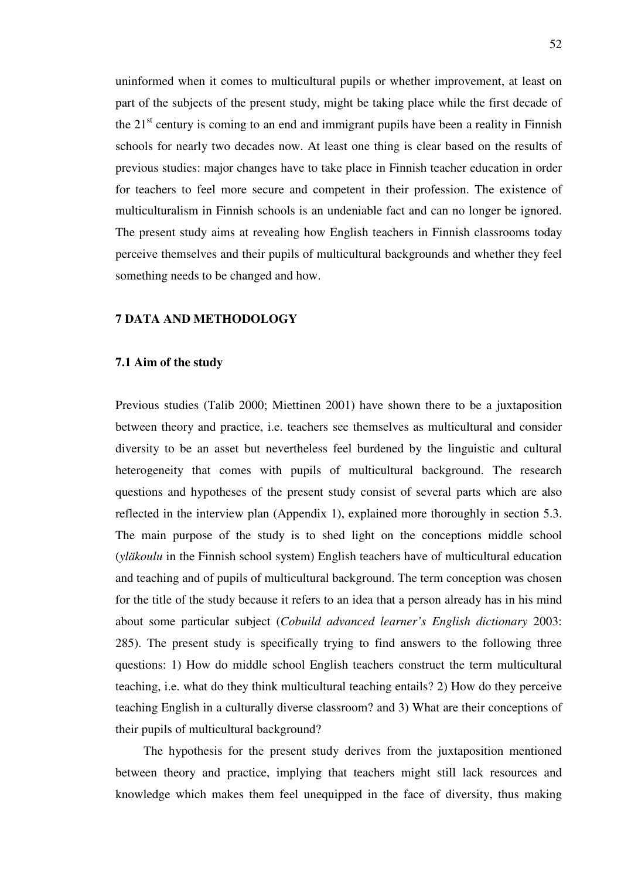uninformed when it comes to multicultural pupils or whether improvement, at least on part of the subjects of the present study, might be taking place while the first decade of the 21st century is coming to an end and immigrant pupils have been a reality in Finnish schools for nearly two decades now. At least one thing is clear based on the results of previous studies: major changes have to take place in Finnish teacher education in order for teachers to feel more secure and competent in their profession. The existence of multiculturalism in Finnish schools is an undeniable fact and can no longer be ignored. The present study aims at revealing how English teachers in Finnish classrooms today perceive themselves and their pupils of multicultural backgrounds and whether they feel something needs to be changed and how.

## 7 DATA AND METHODOLOGY

### 7.1 Aim of the study

Previous studies (Talib 2000; Miettinen 2001) have shown there to be a juxtaposition between theory and practice, i.e. teachers see themselves as multicultural and consider diversity to be an asset but nevertheless feel burdened by the linguistic and cultural heterogeneity that comes with pupils of multicultural background. The research questions and hypotheses of the present study consist of several parts which are also reflected in the interview plan (Appendix 1), explained more thoroughly in section 5.3. The main purpose of the study is to shed light on the conceptions middle school (*yläkoulu* in the Finnish school system) English teachers have of multicultural education and teaching and of pupils of multicultural background. The term conception was chosen for the title of the study because it refers to an idea that a person already has in his mind about some particular subject (*Cobuild advanced learner's English dictionary* 2003: 285). The present study is specifically trying to find answers to the following three questions: 1) How do middle school English teachers construct the term multicultural teaching, i.e. what do they think multicultural teaching entails? 2) How do they perceive teaching English in a culturally diverse classroom? and 3) What are their conceptions of their pupils of multicultural background?

The hypothesis for the present study derives from the juxtaposition mentioned between theory and practice, implying that teachers might still lack resources and knowledge which makes them feel unequipped in the face of diversity, thus making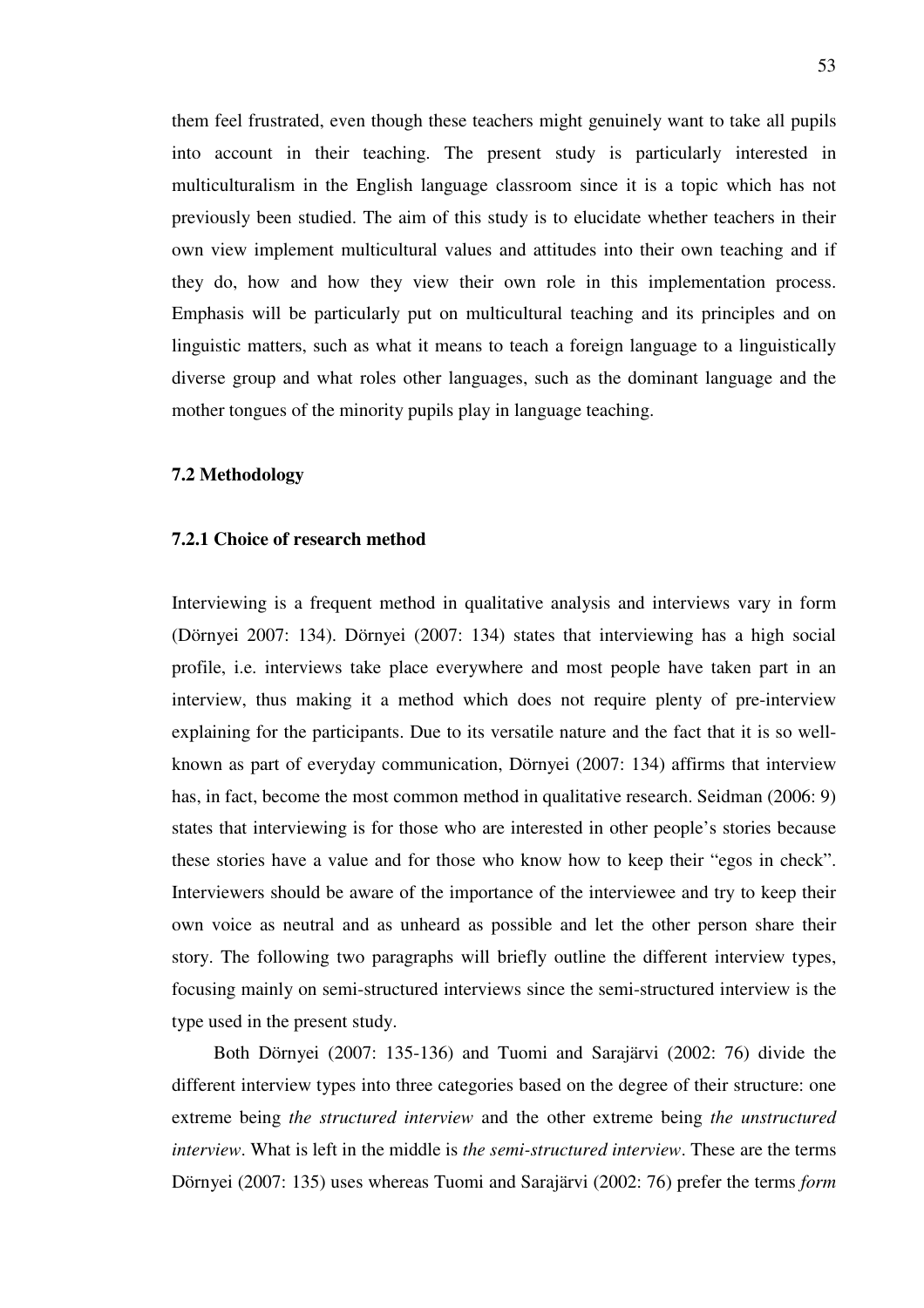them feel frustrated, even though these teachers might genuinely want to take all pupils into account in their teaching. The present study is particularly interested in multiculturalism in the English language classroom since it is a topic which has not previously been studied. The aim of this study is to elucidate whether teachers in their own view implement multicultural values and attitudes into their own teaching and if they do, how and how they view their own role in this implementation process. Emphasis will be particularly put on multicultural teaching and its principles and on linguistic matters, such as what it means to teach a foreign language to a linguistically diverse group and what roles other languages, such as the dominant language and the mother tongues of the minority pupils play in language teaching.

### 7.2 Methodology

#### 7.2.1 Choice of research method

Interviewing is a frequent method in qualitative analysis and interviews vary in form (Dörnyei 2007: 134). Dörnyei (2007: 134) states that interviewing has a high social profile, i.e. interviews take place everywhere and most people have taken part in an interview, thus making it a method which does not require plenty of pre-interview explaining for the participants. Due to its versatile nature and the fact that it is so well-known as part of everyday communication, Dörnyei (2007: 134) affirms that interview has, in fact, become the most common method in qualitative research. Seidman (2006: 9) states that interviewing is for those who are interested in other people's stories because these stories have a value and for those who know how to keep their "egos in check". Interviewers should be aware of the importance of the interviewee and try to keep their own voice as neutral and as unheard as possible and let the other person share their story. The following two paragraphs will briefly outline the different interview types, focusing mainly on semi-structured interviews since the semi-structured interview is the type used in the present study.

Both Dörnyei (2007: 135-136) and Tuomi and Sarajärvi (2002: 76) divide the different interview types into three categories based on the degree of their structure: one extreme being *the structured interview* and the other extreme being *the unstructured interview*. What is left in the middle is *the semi-structured interview*. These are the terms Dörnyei (2007: 135) uses whereas Tuomi and Sarajärvi (2002: 76) prefer the terms *form*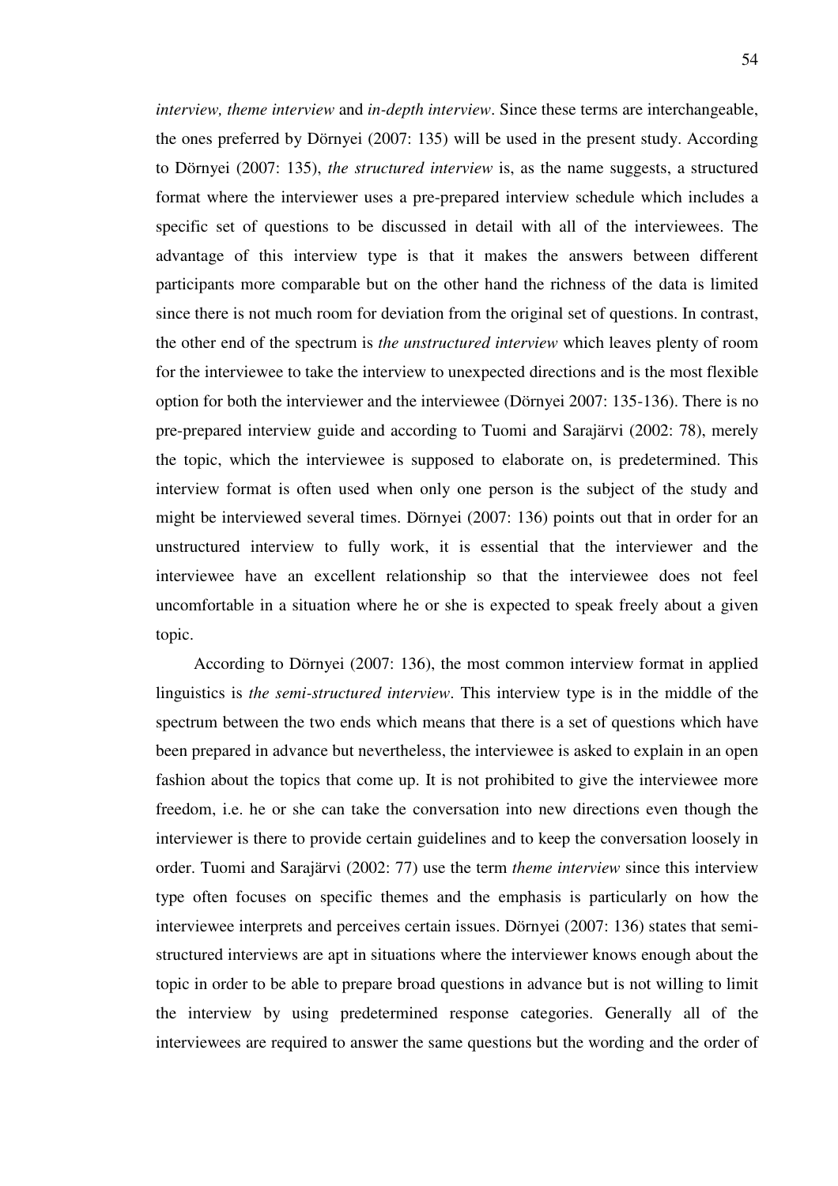*interview, theme interview* and *in-depth interview*. Since these terms are interchangeable, the ones preferred by Dörnyei (2007: 135) will be used in the present study. According to Dörnyei (2007: 135), *the structured interview* is, as the name suggests, a structured format where the interviewer uses a pre-prepared interview schedule which includes a specific set of questions to be discussed in detail with all of the interviewees. The advantage of this interview type is that it makes the answers between different participants more comparable but on the other hand the richness of the data is limited since there is not much room for deviation from the original set of questions. In contrast, the other end of the spectrum is *the unstructured interview* which leaves plenty of room for the interviewee to take the interview to unexpected directions and is the most flexible option for both the interviewer and the interviewee (Dörnyei 2007: 135-136). There is no pre-prepared interview guide and according to Tuomi and Sarajärvi (2002: 78), merely the topic, which the interviewee is supposed to elaborate on, is predetermined. This interview format is often used when only one person is the subject of the study and might be interviewed several times. Dörnyei (2007: 136) points out that in order for an unstructured interview to fully work, it is essential that the interviewer and the interviewee have an excellent relationship so that the interviewee does not feel uncomfortable in a situation where he or she is expected to speak freely about a given topic.

According to Dörnyei (2007: 136), the most common interview format in applied linguistics is *the semi-structured interview*. This interview type is in the middle of the spectrum between the two ends which means that there is a set of questions which have been prepared in advance but nevertheless, the interviewee is asked to explain in an open fashion about the topics that come up. It is not prohibited to give the interviewee more freedom, i.e. he or she can take the conversation into new directions even though the interviewer is there to provide certain guidelines and to keep the conversation loosely in order. Tuomi and Sarajärvi (2002: 77) use the term *theme interview* since this interview type often focuses on specific themes and the emphasis is particularly on how the interviewee interprets and perceives certain issues. Dörnyei (2007: 136) states that semi-structured interviews are apt in situations where the interviewer knows enough about the topic in order to be able to prepare broad questions in advance but is not willing to limit the interview by using predetermined response categories. Generally all of the interviewees are required to answer the same questions but the wording and the order of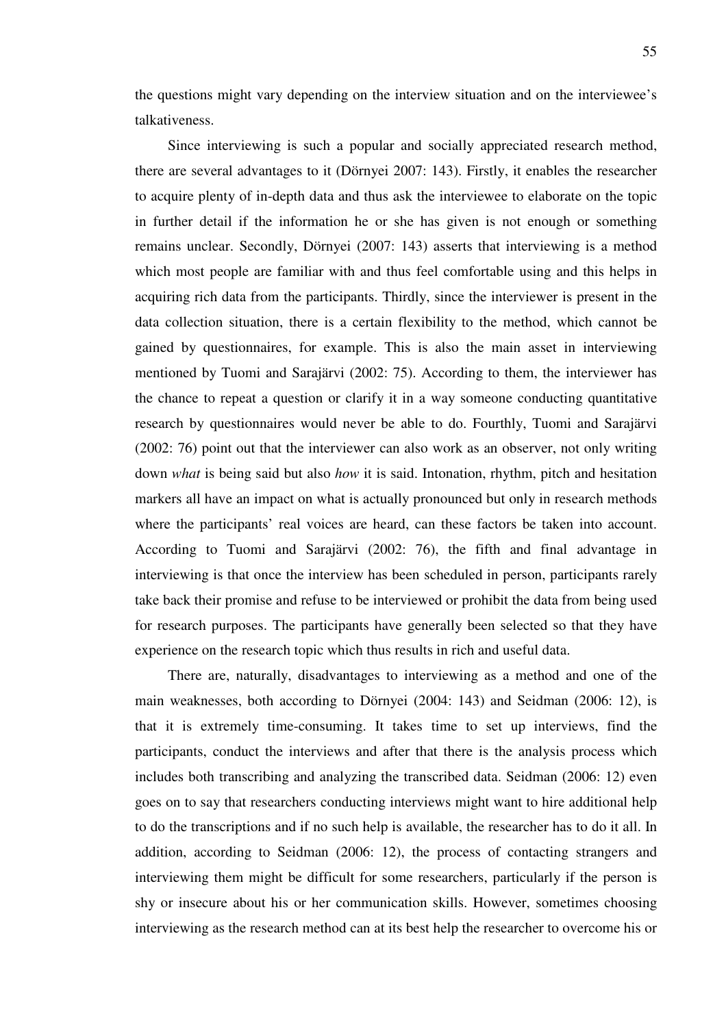the questions might vary depending on the interview situation and on the interviewee's talkativeness.

Since interviewing is such a popular and socially appreciated research method, there are several advantages to it (Dörnyei 2007: 143). Firstly, it enables the researcher to acquire plenty of in-depth data and thus ask the interviewee to elaborate on the topic in further detail if the information he or she has given is not enough or something remains unclear. Secondly, Dörnyei (2007: 143) asserts that interviewing is a method which most people are familiar with and thus feel comfortable using and this helps in acquiring rich data from the participants. Thirdly, since the interviewer is present in the data collection situation, there is a certain flexibility to the method, which cannot be gained by questionnaires, for example. This is also the main asset in interviewing mentioned by Tuomi and Sarajärvi (2002: 75). According to them, the interviewer has the chance to repeat a question or clarify it in a way someone conducting quantitative research by questionnaires would never be able to do. Fourthly, Tuomi and Sarajärvi (2002: 76) point out that the interviewer can also work as an observer, not only writing down *what* is being said but also *how* it is said. Intonation, rhythm, pitch and hesitation markers all have an impact on what is actually pronounced but only in research methods where the participants' real voices are heard, can these factors be taken into account. According to Tuomi and Sarajärvi (2002: 76), the fifth and final advantage in interviewing is that once the interview has been scheduled in person, participants rarely take back their promise and refuse to be interviewed or prohibit the data from being used for research purposes. The participants have generally been selected so that they have experience on the research topic which thus results in rich and useful data.

There are, naturally, disadvantages to interviewing as a method and one of the main weaknesses, both according to Dörnyei (2004: 143) and Seidman (2006: 12), is that it is extremely time-consuming. It takes time to set up interviews, find the participants, conduct the interviews and after that there is the analysis process which includes both transcribing and analyzing the transcribed data. Seidman (2006: 12) even goes on to say that researchers conducting interviews might want to hire additional help to do the transcriptions and if no such help is available, the researcher has to do it all. In addition, according to Seidman (2006: 12), the process of contacting strangers and interviewing them might be difficult for some researchers, particularly if the person is shy or insecure about his or her communication skills. However, sometimes choosing interviewing as the research method can at its best help the researcher to overcome his or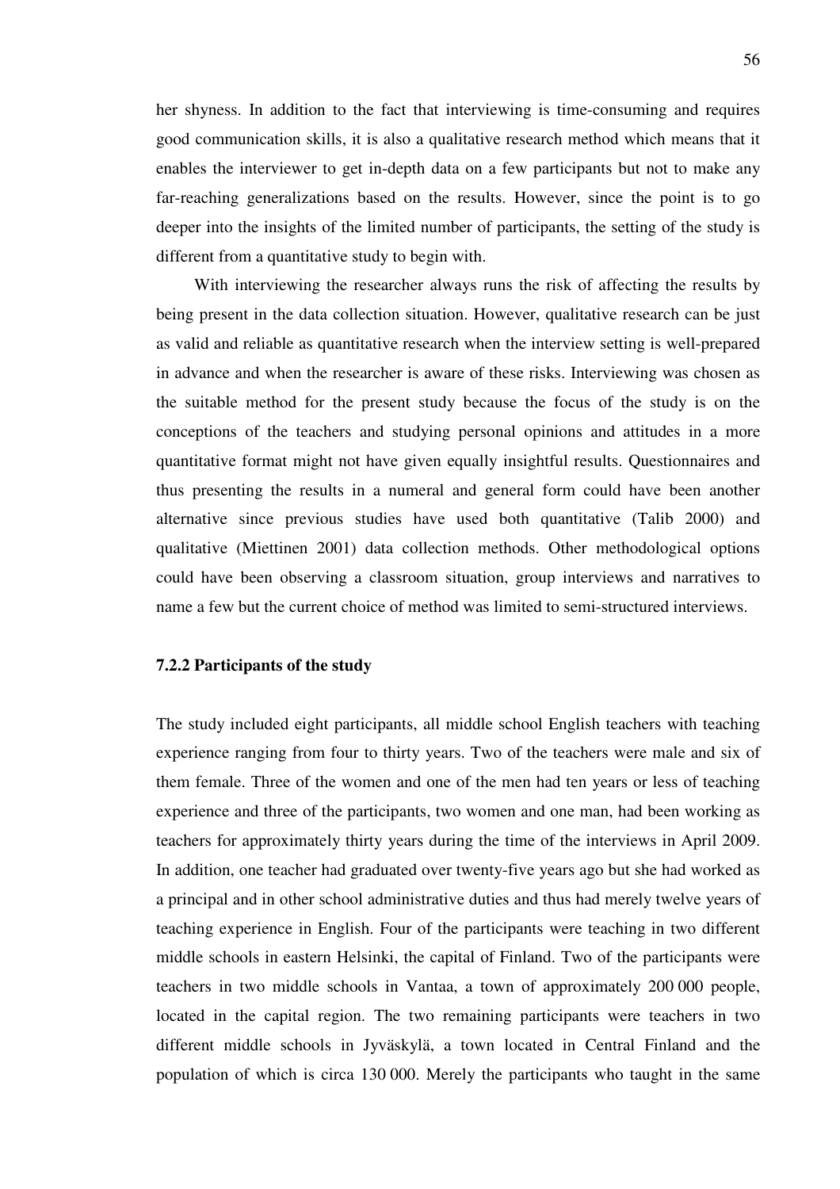her shyness. In addition to the fact that interviewing is time-consuming and requires good communication skills, it is also a qualitative research method which means that it enables the interviewer to get in-depth data on a few participants but not to make any far-reaching generalizations based on the results. However, since the point is to go deeper into the insights of the limited number of participants, the setting of the study is different from a quantitative study to begin with.

With interviewing the researcher always runs the risk of affecting the results by being present in the data collection situation. However, qualitative research can be just as valid and reliable as quantitative research when the interview setting is well-prepared in advance and when the researcher is aware of these risks. Interviewing was chosen as the suitable method for the present study because the focus of the study is on the conceptions of the teachers and studying personal opinions and attitudes in a more quantitative format might not have given equally insightful results. Questionnaires and thus presenting the results in a numeral and general form could have been another alternative since previous studies have used both quantitative (Talib 2000) and qualitative (Miettinen 2001) data collection methods. Other methodological options could have been observing a classroom situation, group interviews and narratives to name a few but the current choice of method was limited to semi-structured interviews.

### 7.2.2 Participants of the study

The study included eight participants, all middle school English teachers with teaching experience ranging from four to thirty years. Two of the teachers were male and six of them female. Three of the women and one of the men had ten years or less of teaching experience and three of the participants, two women and one man, had been working as teachers for approximately thirty years during the time of the interviews in April 2009. In addition, one teacher had graduated over twenty-five years ago but she had worked as a principal and in other school administrative duties and thus had merely twelve years of teaching experience in English. Four of the participants were teaching in two different middle schools in eastern Helsinki, the capital of Finland. Two of the participants were teachers in two middle schools in Vantaa, a town of approximately 200 000 people, located in the capital region. The two remaining participants were teachers in two different middle schools in Jyväskylä, a town located in Central Finland and the population of which is circa 130 000. Merely the participants who taught in the same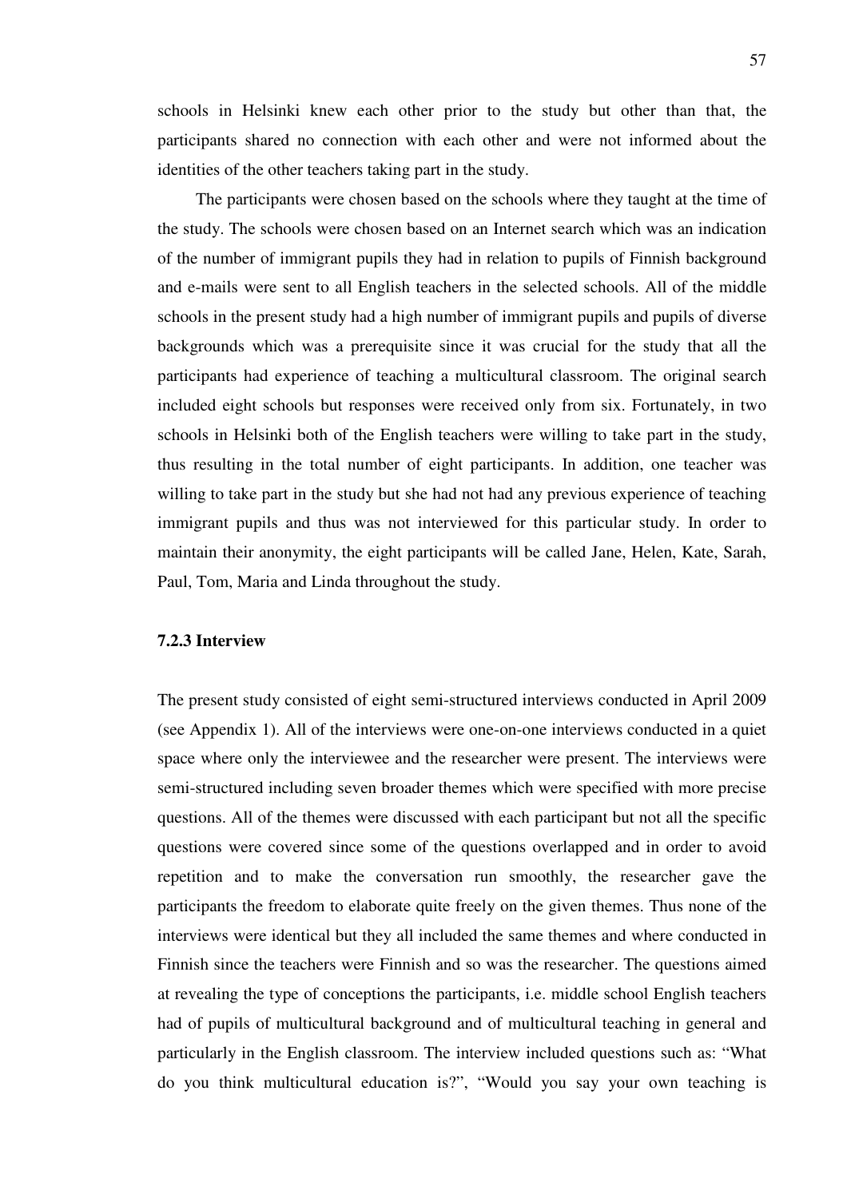schools in Helsinki knew each other prior to the study but other than that, the participants shared no connection with each other and were not informed about the identities of the other teachers taking part in the study.

The participants were chosen based on the schools where they taught at the time of the study. The schools were chosen based on an Internet search which was an indication of the number of immigrant pupils they had in relation to pupils of Finnish background and e-mails were sent to all English teachers in the selected schools. All of the middle schools in the present study had a high number of immigrant pupils and pupils of diverse backgrounds which was a prerequisite since it was crucial for the study that all the participants had experience of teaching a multicultural classroom. The original search included eight schools but responses were received only from six. Fortunately, in two schools in Helsinki both of the English teachers were willing to take part in the study, thus resulting in the total number of eight participants. In addition, one teacher was willing to take part in the study but she had not had any previous experience of teaching immigrant pupils and thus was not interviewed for this particular study. In order to maintain their anonymity, the eight participants will be called Jane, Helen, Kate, Sarah, Paul, Tom, Maria and Linda throughout the study.

### 7.2.3 Interview

The present study consisted of eight semi-structured interviews conducted in April 2009 (see Appendix 1). All of the interviews were one-on-one interviews conducted in a quiet space where only the interviewee and the researcher were present. The interviews were semi-structured including seven broader themes which were specified with more precise questions. All of the themes were discussed with each participant but not all the specific questions were covered since some of the questions overlapped and in order to avoid repetition and to make the conversation run smoothly, the researcher gave the participants the freedom to elaborate quite freely on the given themes. Thus none of the interviews were identical but they all included the same themes and where conducted in Finnish since the teachers were Finnish and so was the researcher. The questions aimed at revealing the type of conceptions the participants, i.e. middle school English teachers had of pupils of multicultural background and of multicultural teaching in general and particularly in the English classroom. The interview included questions such as: "What do you think multicultural education is?", "Would you say your own teaching is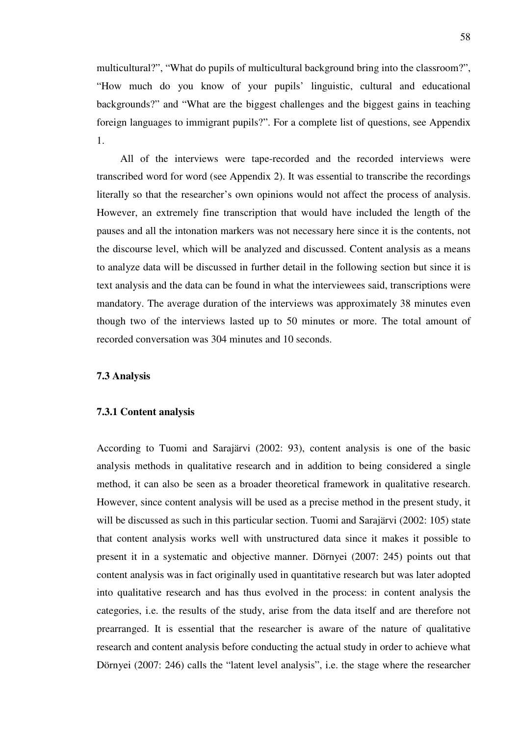multicultural?", "What do pupils of multicultural background bring into the classroom?", "How much do you know of your pupils' linguistic, cultural and educational backgrounds?" and "What are the biggest challenges and the biggest gains in teaching foreign languages to immigrant pupils?". For a complete list of questions, see Appendix 1.

All of the interviews were tape-recorded and the recorded interviews were transcribed word for word (see Appendix 2). It was essential to transcribe the recordings literally so that the researcher's own opinions would not affect the process of analysis. However, an extremely fine transcription that would have included the length of the pauses and all the intonation markers was not necessary here since it is the contents, not the discourse level, which will be analyzed and discussed. Content analysis as a means to analyze data will be discussed in further detail in the following section but since it is text analysis and the data can be found in what the interviewees said, transcriptions were mandatory. The average duration of the interviews was approximately 38 minutes even though two of the interviews lasted up to 50 minutes or more. The total amount of recorded conversation was 304 minutes and 10 seconds.

### 7.3 Analysis

#### 7.3.1 Content analysis

According to Tuomi and Sarajärvi (2002: 93), content analysis is one of the basic analysis methods in qualitative research and in addition to being considered a single method, it can also be seen as a broader theoretical framework in qualitative research. However, since content analysis will be used as a precise method in the present study, it will be discussed as such in this particular section. Tuomi and Sarajärvi (2002: 105) state that content analysis works well with unstructured data since it makes it possible to present it in a systematic and objective manner. Dörnyei (2007: 245) points out that content analysis was in fact originally used in quantitative research but was later adopted into qualitative research and has thus evolved in the process: in content analysis the categories, i.e. the results of the study, arise from the data itself and are therefore not prearranged. It is essential that the researcher is aware of the nature of qualitative research and content analysis before conducting the actual study in order to achieve what Dörnyei (2007: 246) calls the "latent level analysis", i.e. the stage where the researcher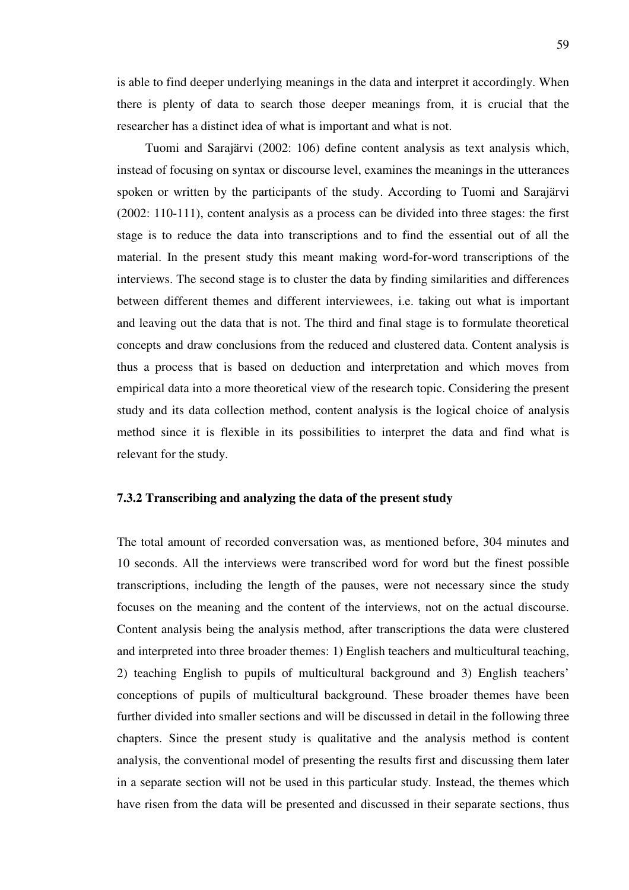is able to find deeper underlying meanings in the data and interpret it accordingly. When there is plenty of data to search those deeper meanings from, it is crucial that the researcher has a distinct idea of what is important and what is not.

Tuomi and Sarajärvi (2002: 106) define content analysis as text analysis which, instead of focusing on syntax or discourse level, examines the meanings in the utterances spoken or written by the participants of the study. According to Tuomi and Sarajärvi (2002: 110-111), content analysis as a process can be divided into three stages: the first stage is to reduce the data into transcriptions and to find the essential out of all the material. In the present study this meant making word-for-word transcriptions of the interviews. The second stage is to cluster the data by finding similarities and differences between different themes and different interviewees, i.e. taking out what is important and leaving out the data that is not. The third and final stage is to formulate theoretical concepts and draw conclusions from the reduced and clustered data. Content analysis is thus a process that is based on deduction and interpretation and which moves from empirical data into a more theoretical view of the research topic. Considering the present study and its data collection method, content analysis is the logical choice of analysis method since it is flexible in its possibilities to interpret the data and find what is relevant for the study.

### 7.3.2 Transcribing and analyzing the data of the present study

The total amount of recorded conversation was, as mentioned before, 304 minutes and 10 seconds. All the interviews were transcribed word for word but the finest possible transcriptions, including the length of the pauses, were not necessary since the study focuses on the meaning and the content of the interviews, not on the actual discourse. Content analysis being the analysis method, after transcriptions the data were clustered and interpreted into three broader themes: 1) English teachers and multicultural teaching, 2) teaching English to pupils of multicultural background and 3) English teachers' conceptions of pupils of multicultural background. These broader themes have been further divided into smaller sections and will be discussed in detail in the following three chapters. Since the present study is qualitative and the analysis method is content analysis, the conventional model of presenting the results first and discussing them later in a separate section will not be used in this particular study. Instead, the themes which have risen from the data will be presented and discussed in their separate sections, thus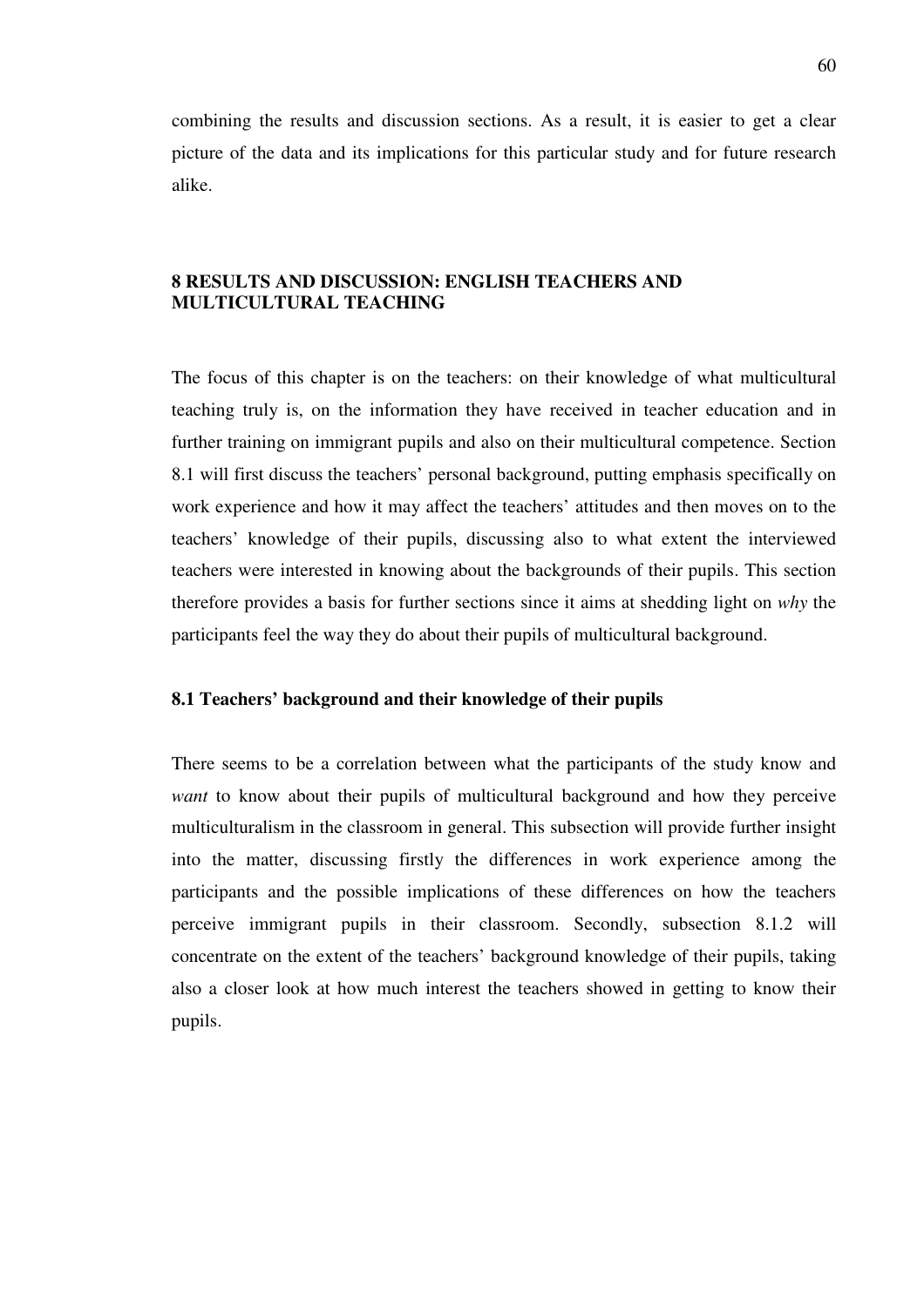combining the results and discussion sections. As a result, it is easier to get a clear picture of the data and its implications for this particular study and for future research alike.

# 8 RESULTS AND DISCUSSION: ENGLISH TEACHERS AND MULTICULTURAL TEACHING

The focus of this chapter is on the teachers: on their knowledge of what multicultural teaching truly is, on the information they have received in teacher education and in further training on immigrant pupils and also on their multicultural competence. Section 8.1 will first discuss the teachers' personal background, putting emphasis specifically on work experience and how it may affect the teachers' attitudes and then moves on to the teachers' knowledge of their pupils, discussing also to what extent the interviewed teachers were interested in knowing about the backgrounds of their pupils. This section therefore provides a basis for further sections since it aims at shedding light on *why* the participants feel the way they do about their pupils of multicultural background.

## 8.1 Teachers' background and their knowledge of their pupils

There seems to be a correlation between what the participants of the study know and *want* to know about their pupils of multicultural background and how they perceive multiculturalism in the classroom in general. This subsection will provide further insight into the matter, discussing firstly the differences in work experience among the participants and the possible implications of these differences on how the teachers perceive immigrant pupils in their classroom. Secondly, subsection 8.1.2 will concentrate on the extent of the teachers' background knowledge of their pupils, taking also a closer look at how much interest the teachers showed in getting to know their pupils.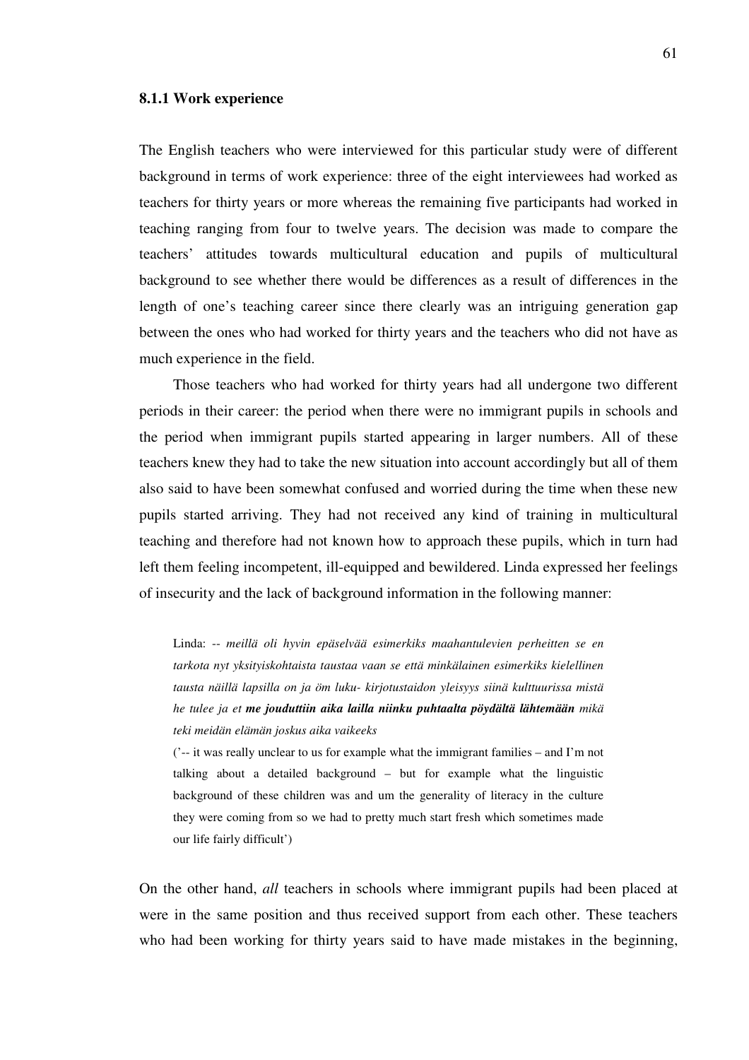### 8.1.1 Work experience

The English teachers who were interviewed for this particular study were of different background in terms of work experience: three of the eight interviewees had worked as teachers for thirty years or more whereas the remaining five participants had worked in teaching ranging from four to twelve years. The decision was made to compare the teachers' attitudes towards multicultural education and pupils of multicultural background to see whether there would be differences as a result of differences in the length of one's teaching career since there clearly was an intriguing generation gap between the ones who had worked for thirty years and the teachers who did not have as much experience in the field.

Those teachers who had worked for thirty years had all undergone two different periods in their career: the period when there were no immigrant pupils in schools and the period when immigrant pupils started appearing in larger numbers. All of these teachers knew they had to take the new situation into account accordingly but all of them also said to have been somewhat confused and worried during the time when these new pupils started arriving. They had not received any kind of training in multicultural teaching and therefore had not known how to approach these pupils, which in turn had left them feeling incompetent, ill-equipped and bewildered. Linda expressed her feelings of insecurity and the lack of background information in the following manner:

> Linda: -- *meillä oli hyvin epäselvää esimerkiks maahantulevien perheitten se en tarkota nyt yksityiskohtaista taustaa vaan se että minkälainen esimerkiks kielellinen tausta näillä lapsilla on ja öm luku- kirjotustaidon yleisyys siinä kulttuurissa mistä he tulee ja et* ***me jouduttiin aika lailla niinku puhtaalta pöydältä lähtemään*** *mikä teki meidän elämän joskus aika vaikeeks*
>
> ('-- it was really unclear to us for example what the immigrant families – and I'm not talking about a detailed background – but for example what the linguistic background of these children was and um the generality of literacy in the culture they were coming from so we had to pretty much start fresh which sometimes made our life fairly difficult')

On the other hand, *all* teachers in schools where immigrant pupils had been placed at were in the same position and thus received support from each other. These teachers who had been working for thirty years said to have made mistakes in the beginning,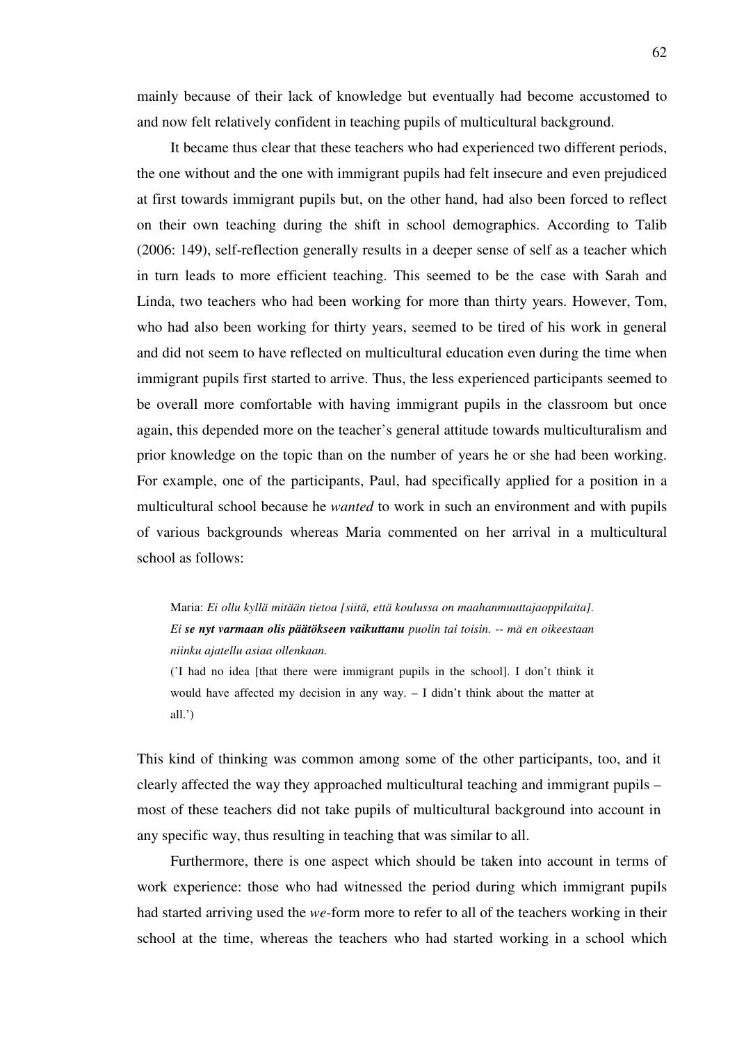mainly because of their lack of knowledge but eventually had become accustomed to and now felt relatively confident in teaching pupils of multicultural background.

It became thus clear that these teachers who had experienced two different periods, the one without and the one with immigrant pupils had felt insecure and even prejudiced at first towards immigrant pupils but, on the other hand, had also been forced to reflect on their own teaching during the shift in school demographics. According to Talib (2006: 149), self-reflection generally results in a deeper sense of self as a teacher which in turn leads to more efficient teaching. This seemed to be the case with Sarah and Linda, two teachers who had been working for more than thirty years. However, Tom, who had also been working for thirty years, seemed to be tired of his work in general and did not seem to have reflected on multicultural education even during the time when immigrant pupils first started to arrive. Thus, the less experienced participants seemed to be overall more comfortable with having immigrant pupils in the classroom but once again, this depended more on the teacher's general attitude towards multiculturalism and prior knowledge on the topic than on the number of years he or she had been working. For example, one of the participants, Paul, had specifically applied for a position in a multicultural school because he *wanted* to work in such an environment and with pupils of various backgrounds whereas Maria commented on her arrival in a multicultural school as follows:

> Maria: *Ei ollu kyllä mitään tietoa [siitä, että koulussa on maahanmuuttajaoppilaita]. Ei **se nyt varmaan olis päätökseen vaikuttanu** puolin tai toisin. -- mä en oikeestaan niinku ajatellu asiaa ollenkaan.*
> ('I had no idea [that there were immigrant pupils in the school]. I don't think it would have affected my decision in any way. – I didn't think about the matter at all.')

This kind of thinking was common among some of the other participants, too, and it clearly affected the way they approached multicultural teaching and immigrant pupils – most of these teachers did not take pupils of multicultural background into account in any specific way, thus resulting in teaching that was similar to all.

Furthermore, there is one aspect which should be taken into account in terms of work experience: those who had witnessed the period during which immigrant pupils had started arriving used the *we*-form more to refer to all of the teachers working in their school at the time, whereas the teachers who had started working in a school which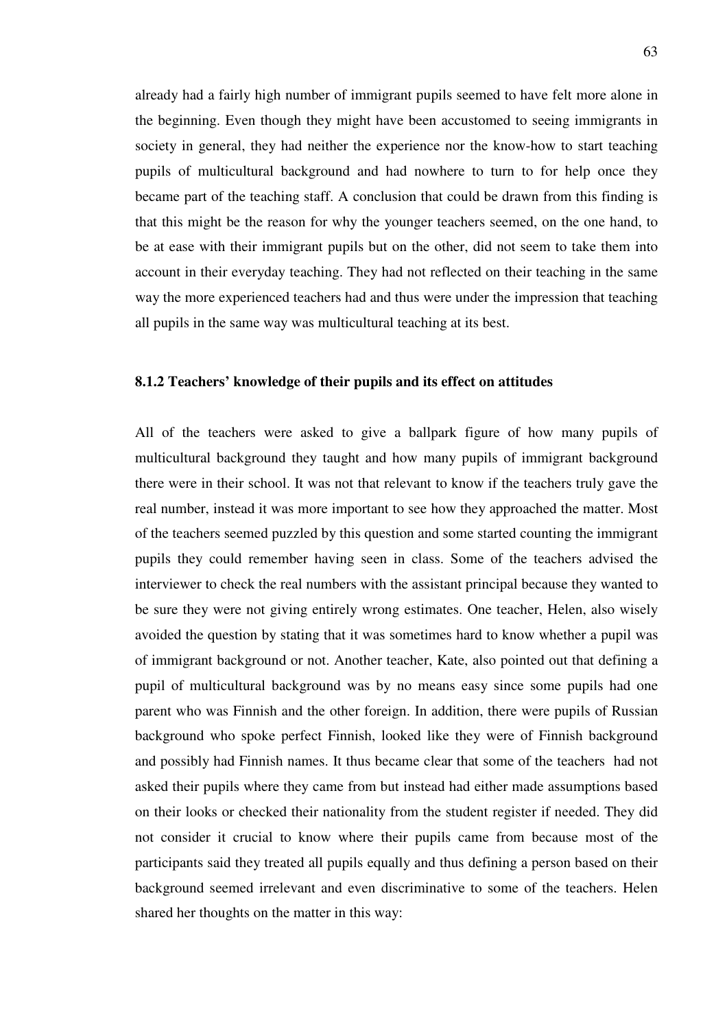already had a fairly high number of immigrant pupils seemed to have felt more alone in the beginning. Even though they might have been accustomed to seeing immigrants in society in general, they had neither the experience nor the know-how to start teaching pupils of multicultural background and had nowhere to turn to for help once they became part of the teaching staff. A conclusion that could be drawn from this finding is that this might be the reason for why the younger teachers seemed, on the one hand, to be at ease with their immigrant pupils but on the other, did not seem to take them into account in their everyday teaching. They had not reflected on their teaching in the same way the more experienced teachers had and thus were under the impression that teaching all pupils in the same way was multicultural teaching at its best.

### 8.1.2 Teachers' knowledge of their pupils and its effect on attitudes

All of the teachers were asked to give a ballpark figure of how many pupils of multicultural background they taught and how many pupils of immigrant background there were in their school. It was not that relevant to know if the teachers truly gave the real number, instead it was more important to see how they approached the matter. Most of the teachers seemed puzzled by this question and some started counting the immigrant pupils they could remember having seen in class. Some of the teachers advised the interviewer to check the real numbers with the assistant principal because they wanted to be sure they were not giving entirely wrong estimates. One teacher, Helen, also wisely avoided the question by stating that it was sometimes hard to know whether a pupil was of immigrant background or not. Another teacher, Kate, also pointed out that defining a pupil of multicultural background was by no means easy since some pupils had one parent who was Finnish and the other foreign. In addition, there were pupils of Russian background who spoke perfect Finnish, looked like they were of Finnish background and possibly had Finnish names. It thus became clear that some of the teachers had not asked their pupils where they came from but instead had either made assumptions based on their looks or checked their nationality from the student register if needed. They did not consider it crucial to know where their pupils came from because most of the participants said they treated all pupils equally and thus defining a person based on their background seemed irrelevant and even discriminative to some of the teachers. Helen shared her thoughts on the matter in this way: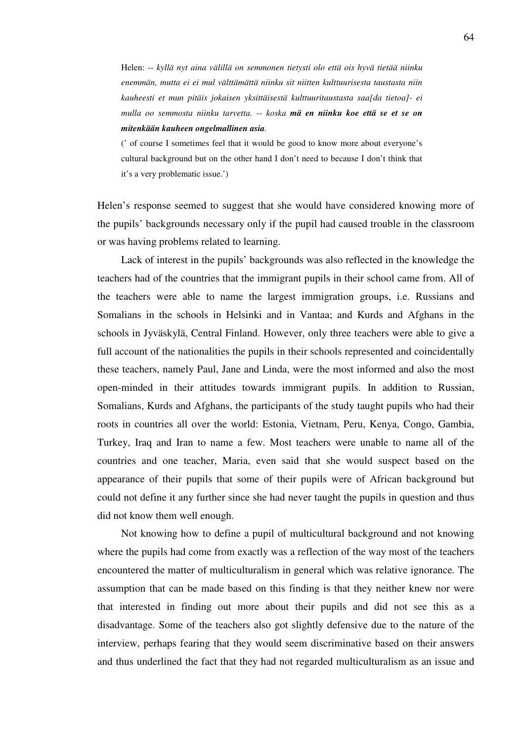Helen: -- *kyllä nyt aina välillä on semmonen tietysti olo että ois hyvä tietää niinku enemmän, mutta ei ei mul välttämättä niinku sit niitten kulttuurisesta taustasta niin kauheesti et mun pitäis jokaisen yksittäisestä kulttuuritaustasta saa[da tietoa]- ei mulla oo semmosta niinku tarvetta. -- koska* ***mä en niinku koe että se et se on mitenkään kauheen ongelmallinen asia***.

(' of course I sometimes feel that it would be good to know more about everyone's cultural background but on the other hand I don't need to because I don't think that it's a very problematic issue.')

Helen's response seemed to suggest that she would have considered knowing more of the pupils' backgrounds necessary only if the pupil had caused trouble in the classroom or was having problems related to learning.

Lack of interest in the pupils' backgrounds was also reflected in the knowledge the teachers had of the countries that the immigrant pupils in their school came from. All of the teachers were able to name the largest immigration groups, i.e. Russians and Somalians in the schools in Helsinki and in Vantaa; and Kurds and Afghans in the schools in Jyväskylä, Central Finland. However, only three teachers were able to give a full account of the nationalities the pupils in their schools represented and coincidentally these teachers, namely Paul, Jane and Linda, were the most informed and also the most open-minded in their attitudes towards immigrant pupils. In addition to Russian, Somalians, Kurds and Afghans, the participants of the study taught pupils who had their roots in countries all over the world: Estonia, Vietnam, Peru, Kenya, Congo, Gambia, Turkey, Iraq and Iran to name a few. Most teachers were unable to name all of the countries and one teacher, Maria, even said that she would suspect based on the appearance of their pupils that some of their pupils were of African background but could not define it any further since she had never taught the pupils in question and thus did not know them well enough.

Not knowing how to define a pupil of multicultural background and not knowing where the pupils had come from exactly was a reflection of the way most of the teachers encountered the matter of multiculturalism in general which was relative ignorance. The assumption that can be made based on this finding is that they neither knew nor were that interested in finding out more about their pupils and did not see this as a disadvantage. Some of the teachers also got slightly defensive due to the nature of the interview, perhaps fearing that they would seem discriminative based on their answers and thus underlined the fact that they had not regarded multiculturalism as an issue and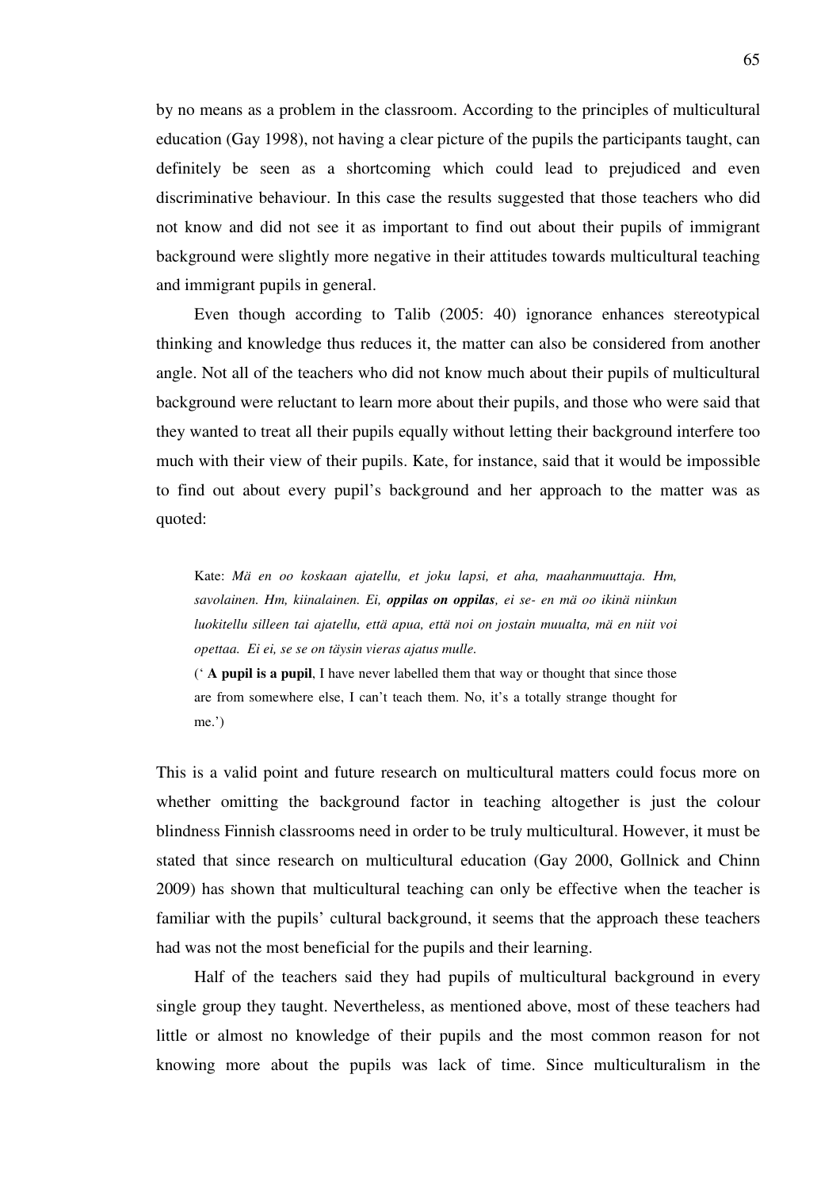by no means as a problem in the classroom. According to the principles of multicultural education (Gay 1998), not having a clear picture of the pupils the participants taught, can definitely be seen as a shortcoming which could lead to prejudiced and even discriminative behaviour. In this case the results suggested that those teachers who did not know and did not see it as important to find out about their pupils of immigrant background were slightly more negative in their attitudes towards multicultural teaching and immigrant pupils in general.

Even though according to Talib (2005: 40) ignorance enhances stereotypical thinking and knowledge thus reduces it, the matter can also be considered from another angle. Not all of the teachers who did not know much about their pupils of multicultural background were reluctant to learn more about their pupils, and those who were said that they wanted to treat all their pupils equally without letting their background interfere too much with their view of their pupils. Kate, for instance, said that it would be impossible to find out about every pupil's background and her approach to the matter was as quoted:

> Kate: *Mä en oo koskaan ajatellu, et joku lapsi, et aha, maahanmuuttaja. Hm, savolainen. Hm, kiinalainen. Ei, **oppilas on oppilas**, ei se- en mä oo ikinä niinkun luokitellu silleen tai ajatellu, että apua, että noi on jostain muualta, mä en niit voi opettaa. Ei ei, se se on täysin vieras ajatus mulle.*
>
> (' **A pupil is a pupil**, I have never labelled them that way or thought that since those are from somewhere else, I can't teach them. No, it's a totally strange thought for me.')

This is a valid point and future research on multicultural matters could focus more on whether omitting the background factor in teaching altogether is just the colour blindness Finnish classrooms need in order to be truly multicultural. However, it must be stated that since research on multicultural education (Gay 2000, Gollnick and Chinn 2009) has shown that multicultural teaching can only be effective when the teacher is familiar with the pupils' cultural background, it seems that the approach these teachers had was not the most beneficial for the pupils and their learning.

Half of the teachers said they had pupils of multicultural background in every single group they taught. Nevertheless, as mentioned above, most of these teachers had little or almost no knowledge of their pupils and the most common reason for not knowing more about the pupils was lack of time. Since multiculturalism in the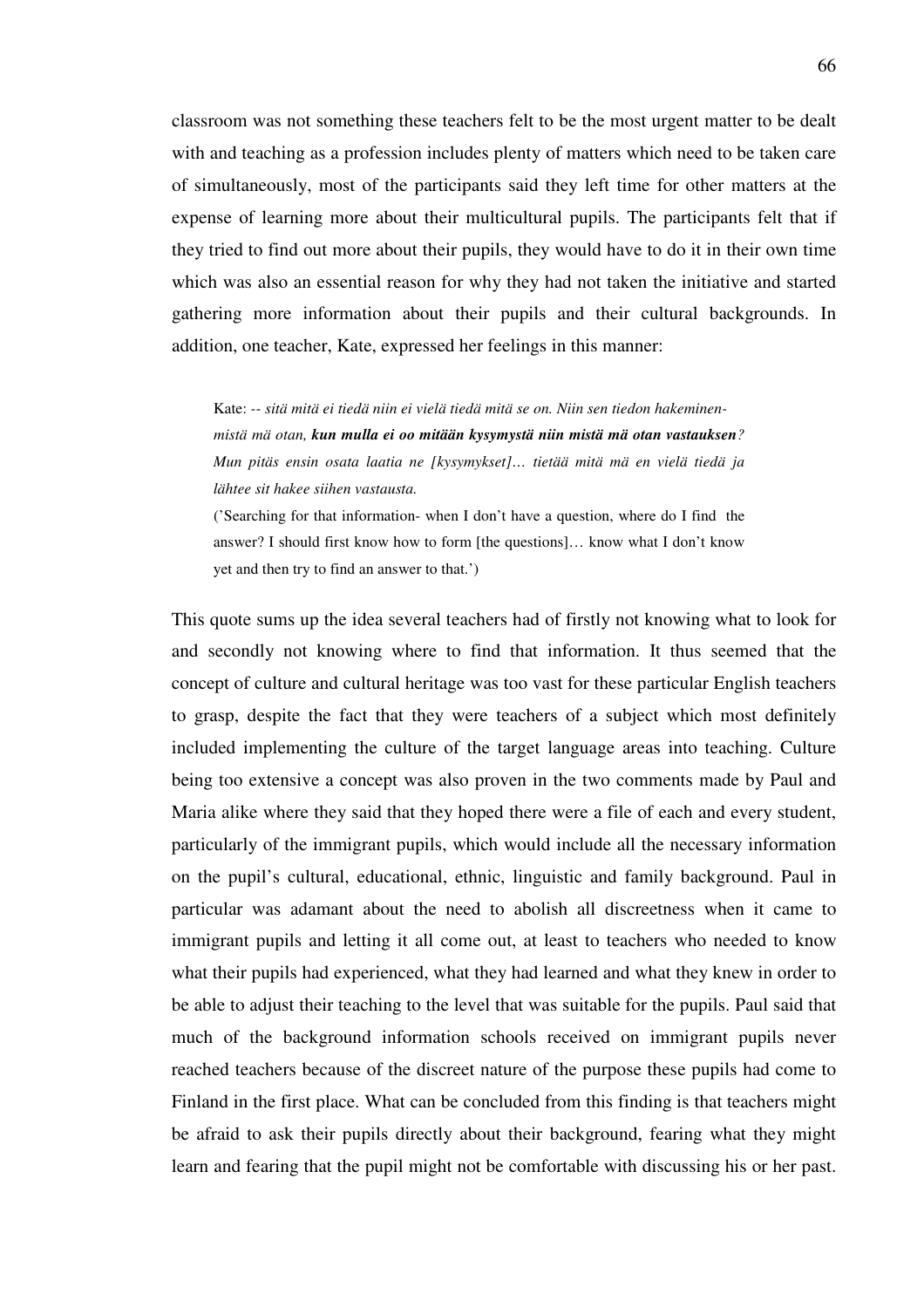classroom was not something these teachers felt to be the most urgent matter to be dealt with and teaching as a profession includes plenty of matters which need to be taken care of simultaneously, most of the participants said they left time for other matters at the expense of learning more about their multicultural pupils. The participants felt that if they tried to find out more about their pupils, they would have to do it in their own time which was also an essential reason for why they had not taken the initiative and started gathering more information about their pupils and their cultural backgrounds. In addition, one teacher, Kate, expressed her feelings in this manner:

> Kate: -- *sitä mitä ei tiedä niin ei vielä tiedä mitä se on. Niin sen tiedon hakeminen- mistä mä otan,* ***kun mulla ei oo mitään kysymystä niin mistä mä otan vastauksen****? Mun pitäs ensin osata laatia ne [kysymykset]… tietää mitä mä en vielä tiedä ja lähtee sit hakee siihen vastausta.*
>
> ('Searching for that information- when I don't have a question, where do I find the answer? I should first know how to form [the questions]… know what I don't know yet and then try to find an answer to that.')

This quote sums up the idea several teachers had of firstly not knowing what to look for and secondly not knowing where to find that information. It thus seemed that the concept of culture and cultural heritage was too vast for these particular English teachers to grasp, despite the fact that they were teachers of a subject which most definitely included implementing the culture of the target language areas into teaching. Culture being too extensive a concept was also proven in the two comments made by Paul and Maria alike where they said that they hoped there were a file of each and every student, particularly of the immigrant pupils, which would include all the necessary information on the pupil's cultural, educational, ethnic, linguistic and family background. Paul in particular was adamant about the need to abolish all discreetness when it came to immigrant pupils and letting it all come out, at least to teachers who needed to know what their pupils had experienced, what they had learned and what they knew in order to be able to adjust their teaching to the level that was suitable for the pupils. Paul said that much of the background information schools received on immigrant pupils never reached teachers because of the discreet nature of the purpose these pupils had come to Finland in the first place. What can be concluded from this finding is that teachers might be afraid to ask their pupils directly about their background, fearing what they might learn and fearing that the pupil might not be comfortable with discussing his or her past.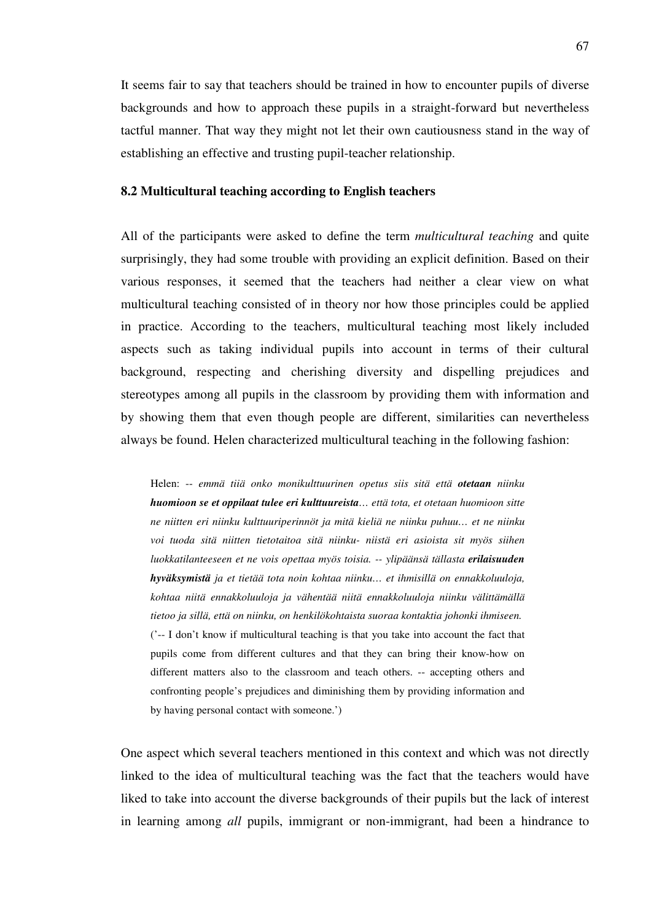It seems fair to say that teachers should be trained in how to encounter pupils of diverse backgrounds and how to approach these pupils in a straight-forward but nevertheless tactful manner. That way they might not let their own cautiousness stand in the way of establishing an effective and trusting pupil-teacher relationship.

### 8.2 Multicultural teaching according to English teachers

All of the participants were asked to define the term *multicultural teaching* and quite surprisingly, they had some trouble with providing an explicit definition. Based on their various responses, it seemed that the teachers had neither a clear view on what multicultural teaching consisted of in theory nor how those principles could be applied in practice. According to the teachers, multicultural teaching most likely included aspects such as taking individual pupils into account in terms of their cultural background, respecting and cherishing diversity and dispelling prejudices and stereotypes among all pupils in the classroom by providing them with information and by showing them that even though people are different, similarities can nevertheless always be found. Helen characterized multicultural teaching in the following fashion:

> Helen: -- *emmä tiiä onko monikulttuurinen opetus siis sitä että **otetaan** niinku **huomioon se et oppilaat tulee eri kulttuureista**… että tota, et otetaan huomioon sitte ne niitten eri niinku kulttuuriperinnöt ja mitä kieliä ne niinku puhuu… et ne niinku voi tuoda sitä niitten tietotaitoa sitä niinku- niistä eri asioista sit myös siihen luokkatilanteeseen et ne vois opettaa myös toisia. -- ylipäänsä tällasta **erilaisuuden hyväksymistä** ja et tietää tota noin kohtaa niinku… et ihmisillä on ennakkoluuloja, kohtaa niitä ennakkoluuloja ja vähentää niitä ennakkoluuloja niinku välittämällä tietoo ja sillä, että on niinku, on henkilökohtaista suoraa kontaktia johonki ihmiseen.*
> ('-- I don't know if multicultural teaching is that you take into account the fact that pupils come from different cultures and that they can bring their know-how on different matters also to the classroom and teach others. -- accepting others and confronting people's prejudices and diminishing them by providing information and by having personal contact with someone.')

One aspect which several teachers mentioned in this context and which was not directly linked to the idea of multicultural teaching was the fact that the teachers would have liked to take into account the diverse backgrounds of their pupils but the lack of interest in learning among *all* pupils, immigrant or non-immigrant, had been a hindrance to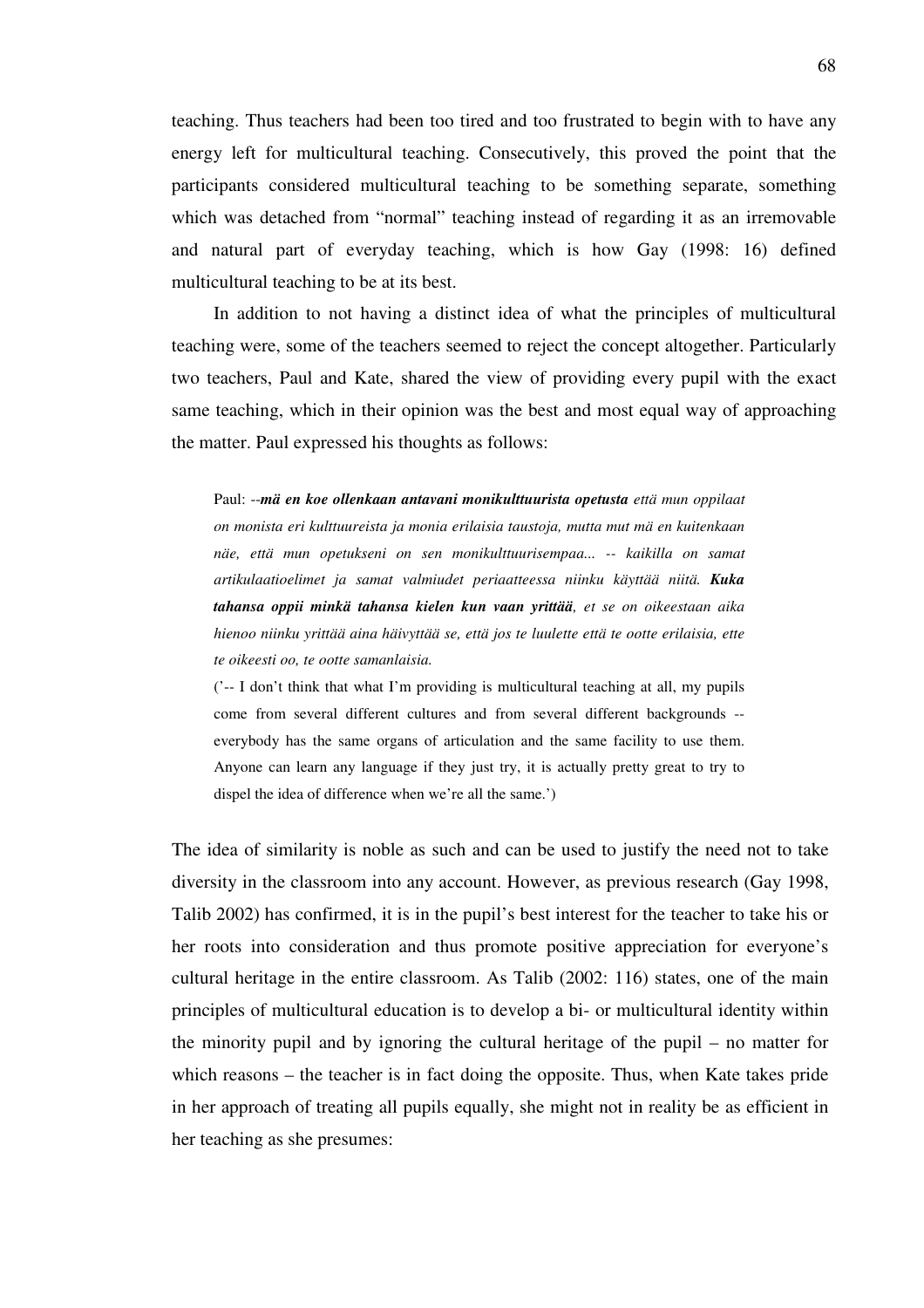teaching. Thus teachers had been too tired and too frustrated to begin with to have any energy left for multicultural teaching. Consecutively, this proved the point that the participants considered multicultural teaching to be something separate, something which was detached from "normal" teaching instead of regarding it as an irremovable and natural part of everyday teaching, which is how Gay (1998: 16) defined multicultural teaching to be at its best.

In addition to not having a distinct idea of what the principles of multicultural teaching were, some of the teachers seemed to reject the concept altogether. Particularly two teachers, Paul and Kate, shared the view of providing every pupil with the exact same teaching, which in their opinion was the best and most equal way of approaching the matter. Paul expressed his thoughts as follows:

> Paul: --***mä en koe ollenkaan antavani monikulttuurista opetusta*** *että mun oppilaat on monista eri kulttuureista ja monia erilaisia taustoja, mutta mut mä en kuitenkaan näe, että mun opetukseni on sen monikulttuurisempaa... -- kaikilla on samat artikulaatioelimet ja samat valmiudet periaatteessa niinku käyttää niitä.* ***Kuka tahansa oppii minkä tahansa kielen kun vaan yrittää****, et se on oikeestaan aika hienoo niinku yrittää aina häivyttää se, että jos te luulette että te ootte erilaisia, ette te oikeesti oo, te ootte samanlaisia.*
>
> ('-- I don't think that what I'm providing is multicultural teaching at all, my pupils come from several different cultures and from several different backgrounds -- everybody has the same organs of articulation and the same facility to use them. Anyone can learn any language if they just try, it is actually pretty great to try to dispel the idea of difference when we're all the same.')

The idea of similarity is noble as such and can be used to justify the need not to take diversity in the classroom into any account. However, as previous research (Gay 1998, Talib 2002) has confirmed, it is in the pupil's best interest for the teacher to take his or her roots into consideration and thus promote positive appreciation for everyone's cultural heritage in the entire classroom. As Talib (2002: 116) states, one of the main principles of multicultural education is to develop a bi- or multicultural identity within the minority pupil and by ignoring the cultural heritage of the pupil – no matter for which reasons – the teacher is in fact doing the opposite. Thus, when Kate takes pride in her approach of treating all pupils equally, she might not in reality be as efficient in her teaching as she presumes: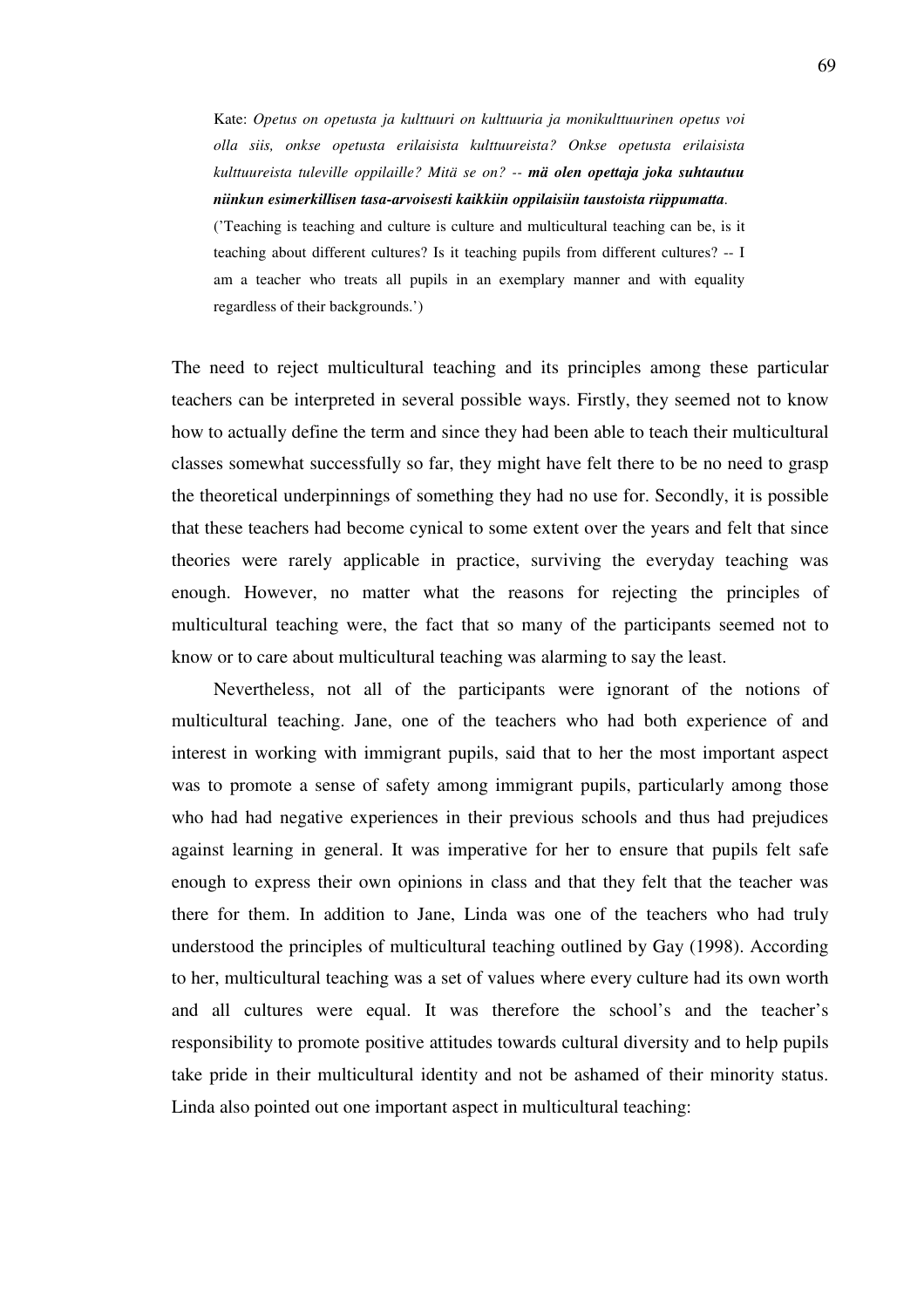> Kate: *Opetus on opetusta ja kulttuuri on kulttuuria ja monikulttuurinen opetus voi olla siis, onkse opetusta erilaisista kulttuureista? Onkse opetusta erilaisista kulttuureista tuleville oppilaille? Mitä se on? --* ***mä olen opettaja joka suhtautuu niinkun esimerkillisen tasa-arvoisesti kaikkiin oppilaisiin taustoista riippumatta****.*
> ('Teaching is teaching and culture is culture and multicultural teaching can be, is it teaching about different cultures? Is it teaching pupils from different cultures? -- I am a teacher who treats all pupils in an exemplary manner and with equality regardless of their backgrounds.')

The need to reject multicultural teaching and its principles among these particular teachers can be interpreted in several possible ways. Firstly, they seemed not to know how to actually define the term and since they had been able to teach their multicultural classes somewhat successfully so far, they might have felt there to be no need to grasp the theoretical underpinnings of something they had no use for. Secondly, it is possible that these teachers had become cynical to some extent over the years and felt that since theories were rarely applicable in practice, surviving the everyday teaching was enough. However, no matter what the reasons for rejecting the principles of multicultural teaching were, the fact that so many of the participants seemed not to know or to care about multicultural teaching was alarming to say the least.

Nevertheless, not all of the participants were ignorant of the notions of multicultural teaching. Jane, one of the teachers who had both experience of and interest in working with immigrant pupils, said that to her the most important aspect was to promote a sense of safety among immigrant pupils, particularly among those who had had negative experiences in their previous schools and thus had prejudices against learning in general. It was imperative for her to ensure that pupils felt safe enough to express their own opinions in class and that they felt that the teacher was there for them. In addition to Jane, Linda was one of the teachers who had truly understood the principles of multicultural teaching outlined by Gay (1998). According to her, multicultural teaching was a set of values where every culture had its own worth and all cultures were equal. It was therefore the school's and the teacher's responsibility to promote positive attitudes towards cultural diversity and to help pupils take pride in their multicultural identity and not be ashamed of their minority status. Linda also pointed out one important aspect in multicultural teaching: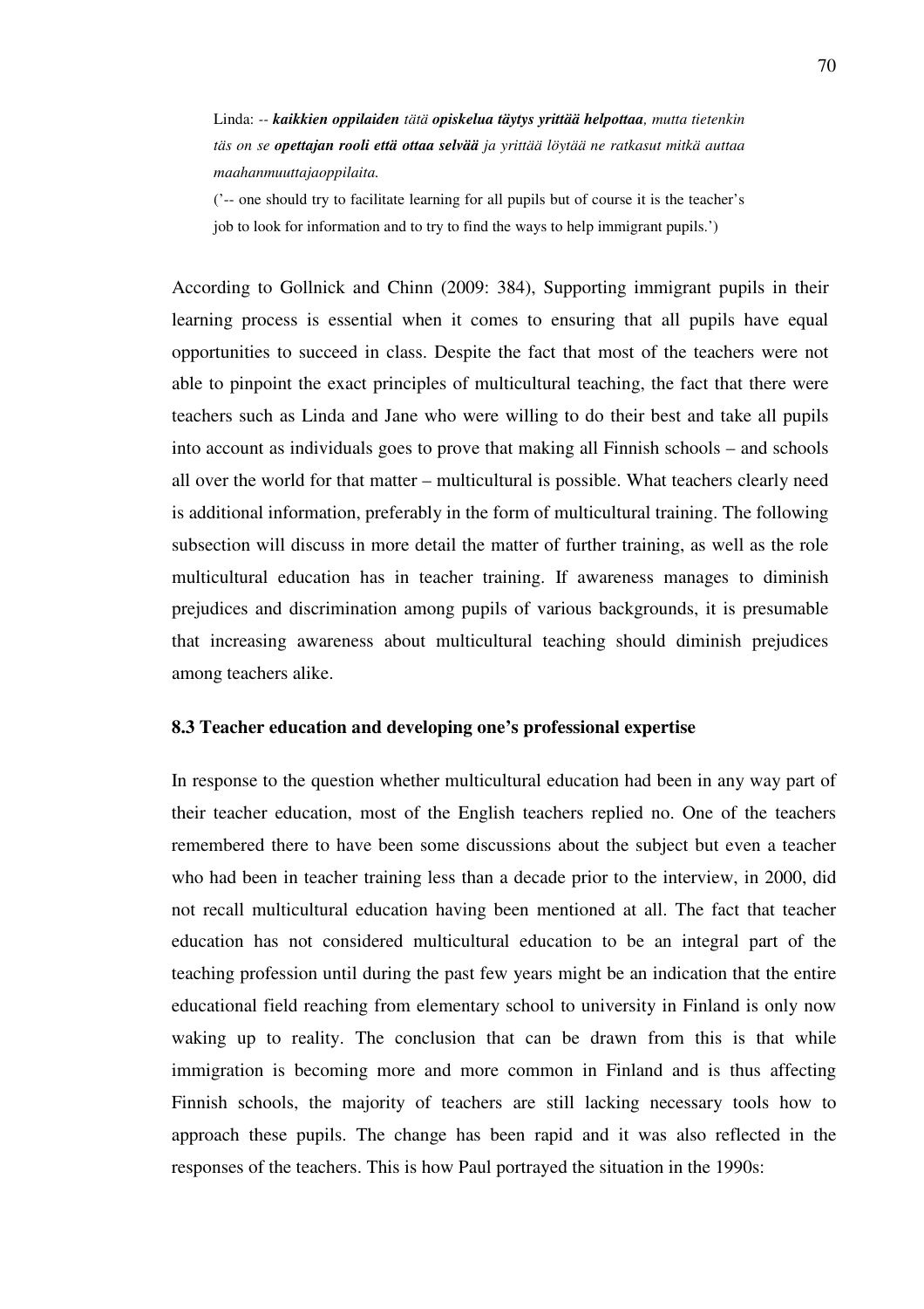> Linda: -- ***kaikkien oppilaiden*** *tätä* ***opiskelua täytys yrittää helpottaa****, mutta tietenkin täs on se* ***opettajan rooli että ottaa selvää*** *ja yrittää löytää ne ratkasut mitkä auttaa maahanmuuttajaoppilaita.*
>
> ('-- one should try to facilitate learning for all pupils but of course it is the teacher's job to look for information and to try to find the ways to help immigrant pupils.')

According to Gollnick and Chinn (2009: 384), Supporting immigrant pupils in their learning process is essential when it comes to ensuring that all pupils have equal opportunities to succeed in class. Despite the fact that most of the teachers were not able to pinpoint the exact principles of multicultural teaching, the fact that there were teachers such as Linda and Jane who were willing to do their best and take all pupils into account as individuals goes to prove that making all Finnish schools – and schools all over the world for that matter – multicultural is possible. What teachers clearly need is additional information, preferably in the form of multicultural training. The following subsection will discuss in more detail the matter of further training, as well as the role multicultural education has in teacher training. If awareness manages to diminish prejudices and discrimination among pupils of various backgrounds, it is presumable that increasing awareness about multicultural teaching should diminish prejudices among teachers alike.

### 8.3 Teacher education and developing one's professional expertise

In response to the question whether multicultural education had been in any way part of their teacher education, most of the English teachers replied no. One of the teachers remembered there to have been some discussions about the subject but even a teacher who had been in teacher training less than a decade prior to the interview, in 2000, did not recall multicultural education having been mentioned at all. The fact that teacher education has not considered multicultural education to be an integral part of the teaching profession until during the past few years might be an indication that the entire educational field reaching from elementary school to university in Finland is only now waking up to reality. The conclusion that can be drawn from this is that while immigration is becoming more and more common in Finland and is thus affecting Finnish schools, the majority of teachers are still lacking necessary tools how to approach these pupils. The change has been rapid and it was also reflected in the responses of the teachers. This is how Paul portrayed the situation in the 1990s: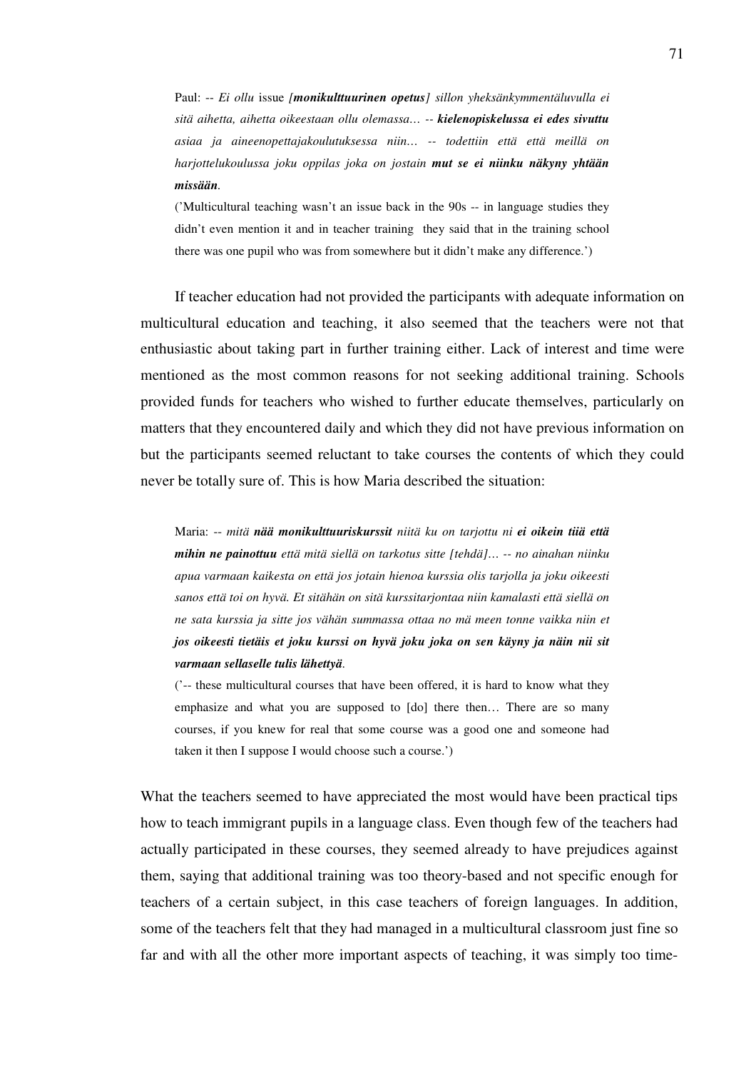> Paul: -- *Ei ollu* issue *[**monikulttuurinen opetus**] sillon yheksänkymmentäluvulla ei sitä aihetta, aihetta oikeestaan ollu olemassa… -- **kielenopiskelussa ei edes sivuttu** asiaa ja aineenopettajakoulutuksessa niin… -- todettiin että että meillä on harjottelukoulussa joku oppilas joka on jostain **mut se ei niinku näkyny yhtään missään**.*
>
> ('Multicultural teaching wasn't an issue back in the 90s -- in language studies they didn't even mention it and in teacher training they said that in the training school there was one pupil who was from somewhere but it didn't make any difference.')

If teacher education had not provided the participants with adequate information on multicultural education and teaching, it also seemed that the teachers were not that enthusiastic about taking part in further training either. Lack of interest and time were mentioned as the most common reasons for not seeking additional training. Schools provided funds for teachers who wished to further educate themselves, particularly on matters that they encountered daily and which they did not have previous information on but the participants seemed reluctant to take courses the contents of which they could never be totally sure of. This is how Maria described the situation:

> Maria: -- *mitä **nää monikulttuuriskurssit** niitä ku on tarjottu ni **ei oikein tiiä että mihin ne painottuu** että mitä siellä on tarkotus sitte [tehdä]… -- no ainahan niinku apua varmaan kaikesta on että jos jotain hienoa kurssia olis tarjolla ja joku oikeesti sanos että toi on hyvä. Et sitähän on sitä kurssitarjontaa niin kamalasti että siellä on ne sata kurssia ja sitte jos vähän summassa ottaa no mä meen tonne vaikka niin et **jos oikeesti tietäis et joku kurssi on hyvä joku joka on sen käyny ja näin nii sit varmaan sellaselle tulis lähettyä**.*
>
> ('-- these multicultural courses that have been offered, it is hard to know what they emphasize and what you are supposed to [do] there then… There are so many courses, if you knew for real that some course was a good one and someone had taken it then I suppose I would choose such a course.')

What the teachers seemed to have appreciated the most would have been practical tips how to teach immigrant pupils in a language class. Even though few of the teachers had actually participated in these courses, they seemed already to have prejudices against them, saying that additional training was too theory-based and not specific enough for teachers of a certain subject, in this case teachers of foreign languages. In addition, some of the teachers felt that they had managed in a multicultural classroom just fine so far and with all the other more important aspects of teaching, it was simply too time-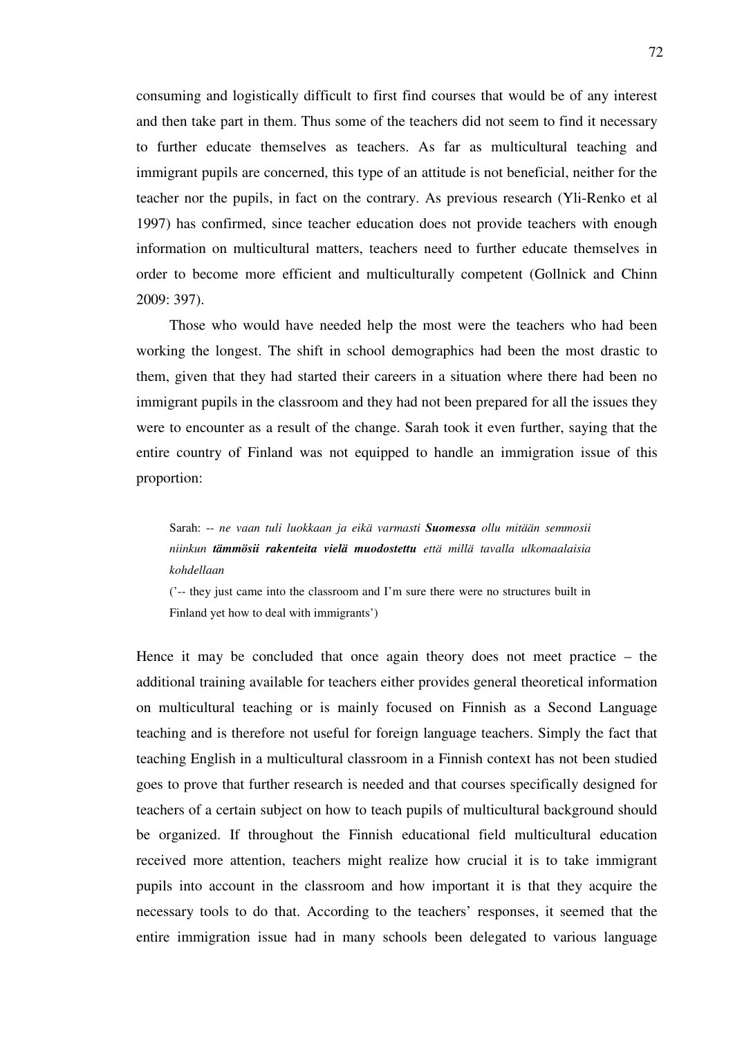consuming and logistically difficult to first find courses that would be of any interest and then take part in them. Thus some of the teachers did not seem to find it necessary to further educate themselves as teachers. As far as multicultural teaching and immigrant pupils are concerned, this type of an attitude is not beneficial, neither for the teacher nor the pupils, in fact on the contrary. As previous research (Yli-Renko et al 1997) has confirmed, since teacher education does not provide teachers with enough information on multicultural matters, teachers need to further educate themselves in order to become more efficient and multiculturally competent (Gollnick and Chinn 2009: 397).

Those who would have needed help the most were the teachers who had been working the longest. The shift in school demographics had been the most drastic to them, given that they had started their careers in a situation where there had been no immigrant pupils in the classroom and they had not been prepared for all the issues they were to encounter as a result of the change. Sarah took it even further, saying that the entire country of Finland was not equipped to handle an immigration issue of this proportion:

> Sarah: -- *ne vaan tuli luokkaan ja eikä varmasti **Suomessa** ollu mitään semmosii niinkun **tämmösii rakenteita vielä muodostettu** että millä tavalla ulkomaalaisia kohdellaan*
>
> ('-- they just came into the classroom and I'm sure there were no structures built in Finland yet how to deal with immigrants')

Hence it may be concluded that once again theory does not meet practice – the additional training available for teachers either provides general theoretical information on multicultural teaching or is mainly focused on Finnish as a Second Language teaching and is therefore not useful for foreign language teachers. Simply the fact that teaching English in a multicultural classroom in a Finnish context has not been studied goes to prove that further research is needed and that courses specifically designed for teachers of a certain subject on how to teach pupils of multicultural background should be organized. If throughout the Finnish educational field multicultural education received more attention, teachers might realize how crucial it is to take immigrant pupils into account in the classroom and how important it is that they acquire the necessary tools to do that. According to the teachers' responses, it seemed that the entire immigration issue had in many schools been delegated to various language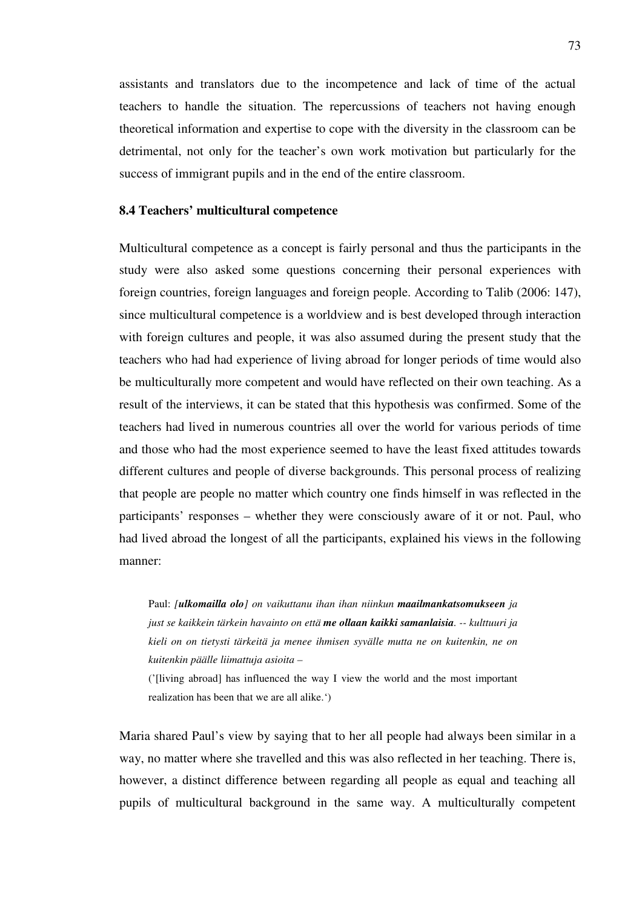assistants and translators due to the incompetence and lack of time of the actual teachers to handle the situation. The repercussions of teachers not having enough theoretical information and expertise to cope with the diversity in the classroom can be detrimental, not only for the teacher's own work motivation but particularly for the success of immigrant pupils and in the end of the entire classroom.

### 8.4 Teachers' multicultural competence

Multicultural competence as a concept is fairly personal and thus the participants in the study were also asked some questions concerning their personal experiences with foreign countries, foreign languages and foreign people. According to Talib (2006: 147), since multicultural competence is a worldview and is best developed through interaction with foreign cultures and people, it was also assumed during the present study that the teachers who had had experience of living abroad for longer periods of time would also be multiculturally more competent and would have reflected on their own teaching. As a result of the interviews, it can be stated that this hypothesis was confirmed. Some of the teachers had lived in numerous countries all over the world for various periods of time and those who had the most experience seemed to have the least fixed attitudes towards different cultures and people of diverse backgrounds. This personal process of realizing that people are people no matter which country one finds himself in was reflected in the participants' responses – whether they were consciously aware of it or not. Paul, who had lived abroad the longest of all the participants, explained his views in the following manner:

> Paul: *[**ulkomailla olo**] on vaikuttanu ihan ihan niinkun **maailmankatsomukseen** ja just se kaikkein tärkein havainto on että **me ollaan kaikki samanlaisia**. -- kulttuuri ja kieli on on tietysti tärkeitä ja menee ihmisen syvälle mutta ne on kuitenkin, ne on kuitenkin päälle liimattuja asioita* –
>
> ('[living abroad] has influenced the way I view the world and the most important realization has been that we are all alike.')

Maria shared Paul's view by saying that to her all people had always been similar in a way, no matter where she travelled and this was also reflected in her teaching. There is, however, a distinct difference between regarding all people as equal and teaching all pupils of multicultural background in the same way. A multiculturally competent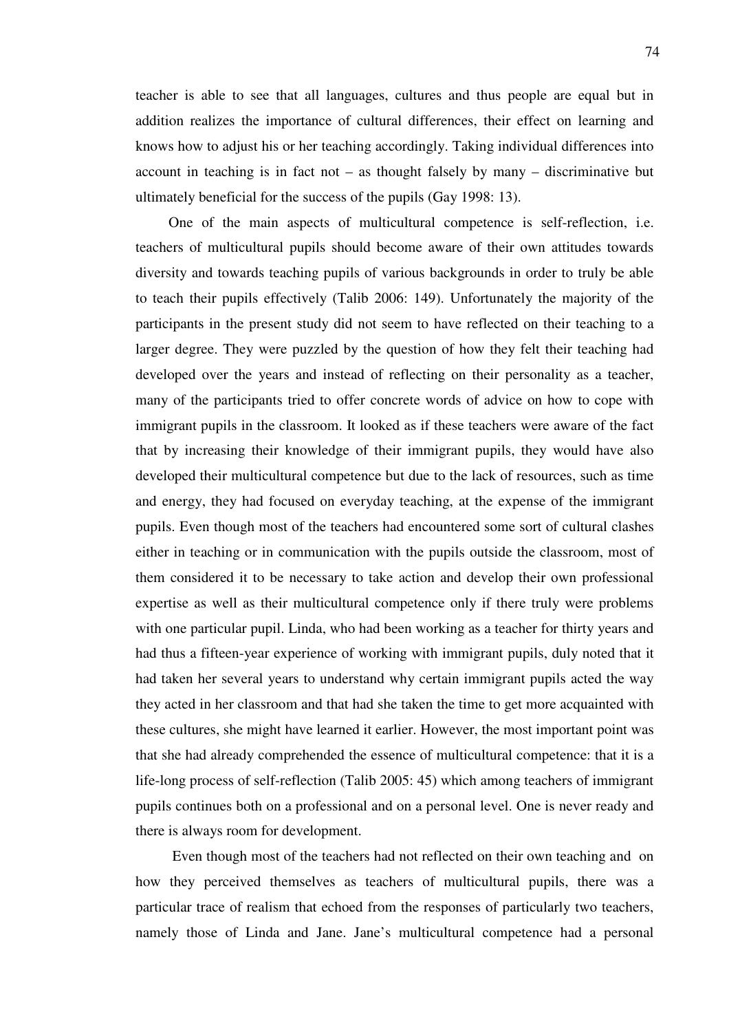teacher is able to see that all languages, cultures and thus people are equal but in addition realizes the importance of cultural differences, their effect on learning and knows how to adjust his or her teaching accordingly. Taking individual differences into account in teaching is in fact not – as thought falsely by many – discriminative but ultimately beneficial for the success of the pupils (Gay 1998: 13).

One of the main aspects of multicultural competence is self-reflection, i.e. teachers of multicultural pupils should become aware of their own attitudes towards diversity and towards teaching pupils of various backgrounds in order to truly be able to teach their pupils effectively (Talib 2006: 149). Unfortunately the majority of the participants in the present study did not seem to have reflected on their teaching to a larger degree. They were puzzled by the question of how they felt their teaching had developed over the years and instead of reflecting on their personality as a teacher, many of the participants tried to offer concrete words of advice on how to cope with immigrant pupils in the classroom. It looked as if these teachers were aware of the fact that by increasing their knowledge of their immigrant pupils, they would have also developed their multicultural competence but due to the lack of resources, such as time and energy, they had focused on everyday teaching, at the expense of the immigrant pupils. Even though most of the teachers had encountered some sort of cultural clashes either in teaching or in communication with the pupils outside the classroom, most of them considered it to be necessary to take action and develop their own professional expertise as well as their multicultural competence only if there truly were problems with one particular pupil. Linda, who had been working as a teacher for thirty years and had thus a fifteen-year experience of working with immigrant pupils, duly noted that it had taken her several years to understand why certain immigrant pupils acted the way they acted in her classroom and that had she taken the time to get more acquainted with these cultures, she might have learned it earlier. However, the most important point was that she had already comprehended the essence of multicultural competence: that it is a life-long process of self-reflection (Talib 2005: 45) which among teachers of immigrant pupils continues both on a professional and on a personal level. One is never ready and there is always room for development.

Even though most of the teachers had not reflected on their own teaching and on how they perceived themselves as teachers of multicultural pupils, there was a particular trace of realism that echoed from the responses of particularly two teachers, namely those of Linda and Jane. Jane's multicultural competence had a personal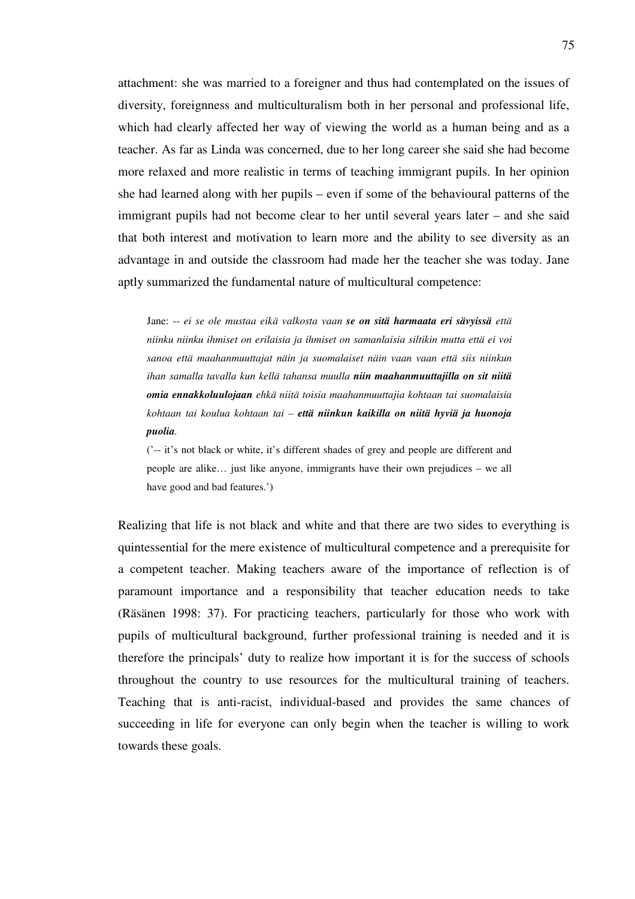attachment: she was married to a foreigner and thus had contemplated on the issues of diversity, foreignness and multiculturalism both in her personal and professional life, which had clearly affected her way of viewing the world as a human being and as a teacher. As far as Linda was concerned, due to her long career she said she had become more relaxed and more realistic in terms of teaching immigrant pupils. In her opinion she had learned along with her pupils – even if some of the behavioural patterns of the immigrant pupils had not become clear to her until several years later – and she said that both interest and motivation to learn more and the ability to see diversity as an advantage in and outside the classroom had made her the teacher she was today. Jane aptly summarized the fundamental nature of multicultural competence:

> Jane: -- *ei se ole mustaa eikä valkosta vaan* ***se on sitä harmaata eri sävyissä*** *että niinku niinku ihmiset on erilaisia ja ihmiset on samanlaisia siltikin mutta että ei voi sanoa että maahanmuuttajat näin ja suomalaiset näin vaan vaan että siis niinkun ihan samalla tavalla kun kellä tahansa muulla* ***niin maahanmuuttajilla on sit niitä omia ennakkoluulojaan*** *ehkä niitä toisia maahanmuuttajia kohtaan tai suomalaisia kohtaan tai koulua kohtaan tai –* ***että niinkun kaikilla on niitä hyviä ja huonoja puolia****.*
>
> ('-- it's not black or white, it's different shades of grey and people are different and people are alike… just like anyone, immigrants have their own prejudices – we all have good and bad features.')

Realizing that life is not black and white and that there are two sides to everything is quintessential for the mere existence of multicultural competence and a prerequisite for a competent teacher. Making teachers aware of the importance of reflection is of paramount importance and a responsibility that teacher education needs to take (Räsänen 1998: 37). For practicing teachers, particularly for those who work with pupils of multicultural background, further professional training is needed and it is therefore the principals' duty to realize how important it is for the success of schools throughout the country to use resources for the multicultural training of teachers. Teaching that is anti-racist, individual-based and provides the same chances of succeeding in life for everyone can only begin when the teacher is willing to work towards these goals.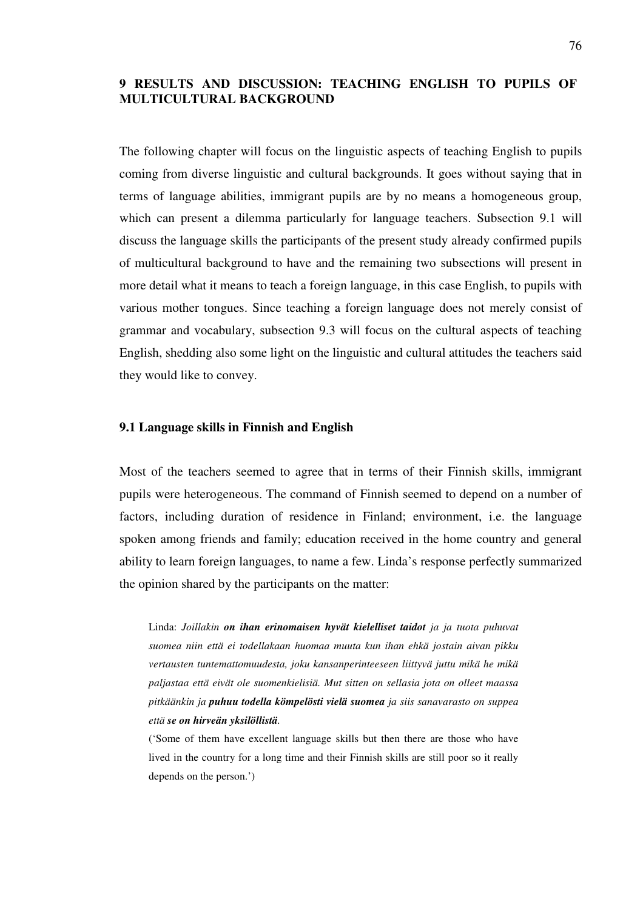# 9 RESULTS AND DISCUSSION: TEACHING ENGLISH TO PUPILS OF MULTICULTURAL BACKGROUND

The following chapter will focus on the linguistic aspects of teaching English to pupils coming from diverse linguistic and cultural backgrounds. It goes without saying that in terms of language abilities, immigrant pupils are by no means a homogeneous group, which can present a dilemma particularly for language teachers. Subsection 9.1 will discuss the language skills the participants of the present study already confirmed pupils of multicultural background to have and the remaining two subsections will present in more detail what it means to teach a foreign language, in this case English, to pupils with various mother tongues. Since teaching a foreign language does not merely consist of grammar and vocabulary, subsection 9.3 will focus on the cultural aspects of teaching English, shedding also some light on the linguistic and cultural attitudes the teachers said they would like to convey.

## 9.1 Language skills in Finnish and English

Most of the teachers seemed to agree that in terms of their Finnish skills, immigrant pupils were heterogeneous. The command of Finnish seemed to depend on a number of factors, including duration of residence in Finland; environment, i.e. the language spoken among friends and family; education received in the home country and general ability to learn foreign languages, to name a few. Linda's response perfectly summarized the opinion shared by the participants on the matter:

> Linda: *Joillakin **on ihan erinomaisen hyvät kielelliset taidot** ja ja tuota puhuvat suomea niin että ei todellakaan huomaa muuta kun ihan ehkä jostain aivan pikku vertausten tuntemattomuudesta, joku kansanperinteeseen liittyvä juttu mikä he mikä paljastaa että eivät ole suomenkielisiä. Mut sitten on sellasia jota on olleet maassa pitkäänkin ja **puhuu todella kömpelösti vielä suomea** ja siis sanavarasto on suppea että **se on hirveän yksilöllistä**.*
>
> ('Some of them have excellent language skills but then there are those who have lived in the country for a long time and their Finnish skills are still poor so it really depends on the person.')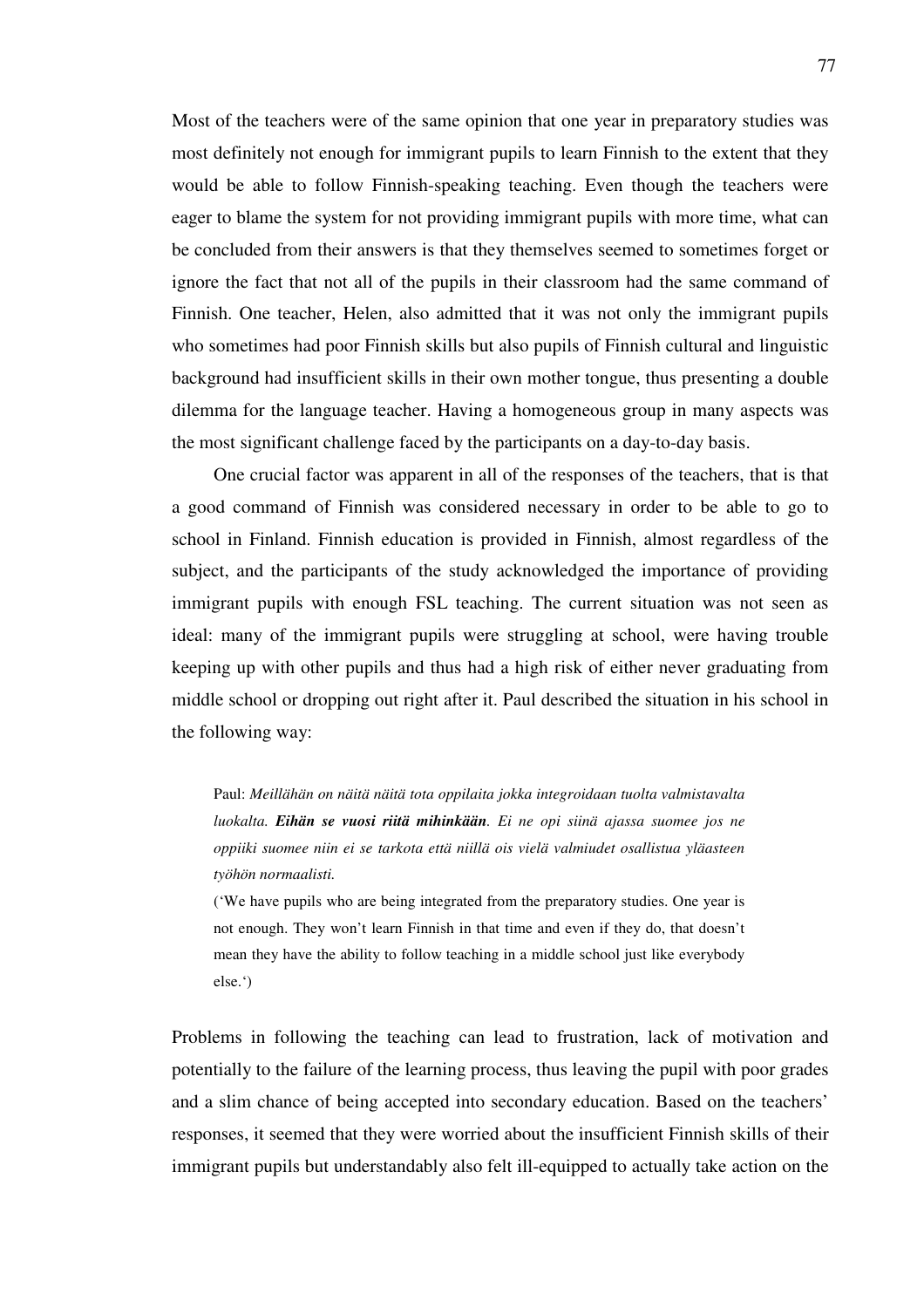Most of the teachers were of the same opinion that one year in preparatory studies was most definitely not enough for immigrant pupils to learn Finnish to the extent that they would be able to follow Finnish-speaking teaching. Even though the teachers were eager to blame the system for not providing immigrant pupils with more time, what can be concluded from their answers is that they themselves seemed to sometimes forget or ignore the fact that not all of the pupils in their classroom had the same command of Finnish. One teacher, Helen, also admitted that it was not only the immigrant pupils who sometimes had poor Finnish skills but also pupils of Finnish cultural and linguistic background had insufficient skills in their own mother tongue, thus presenting a double dilemma for the language teacher. Having a homogeneous group in many aspects was the most significant challenge faced by the participants on a day-to-day basis.

One crucial factor was apparent in all of the responses of the teachers, that is that a good command of Finnish was considered necessary in order to be able to go to school in Finland. Finnish education is provided in Finnish, almost regardless of the subject, and the participants of the study acknowledged the importance of providing immigrant pupils with enough FSL teaching. The current situation was not seen as ideal: many of the immigrant pupils were struggling at school, were having trouble keeping up with other pupils and thus had a high risk of either never graduating from middle school or dropping out right after it. Paul described the situation in his school in the following way:

> Paul: *Meillähän on näitä näitä tota oppilaita jokka integroidaan tuolta valmistavalta luokalta.* ***Eihän se vuosi riitä mihinkään****. Ei ne opi siinä ajassa suomee jos ne oppiiki suomee niin ei se tarkota että niillä ois vielä valmiudet osallistua yläasteen työhön normaalisti.*
>
> ('We have pupils who are being integrated from the preparatory studies. One year is not enough. They won't learn Finnish in that time and even if they do, that doesn't mean they have the ability to follow teaching in a middle school just like everybody else.')

Problems in following the teaching can lead to frustration, lack of motivation and potentially to the failure of the learning process, thus leaving the pupil with poor grades and a slim chance of being accepted into secondary education. Based on the teachers' responses, it seemed that they were worried about the insufficient Finnish skills of their immigrant pupils but understandably also felt ill-equipped to actually take action on the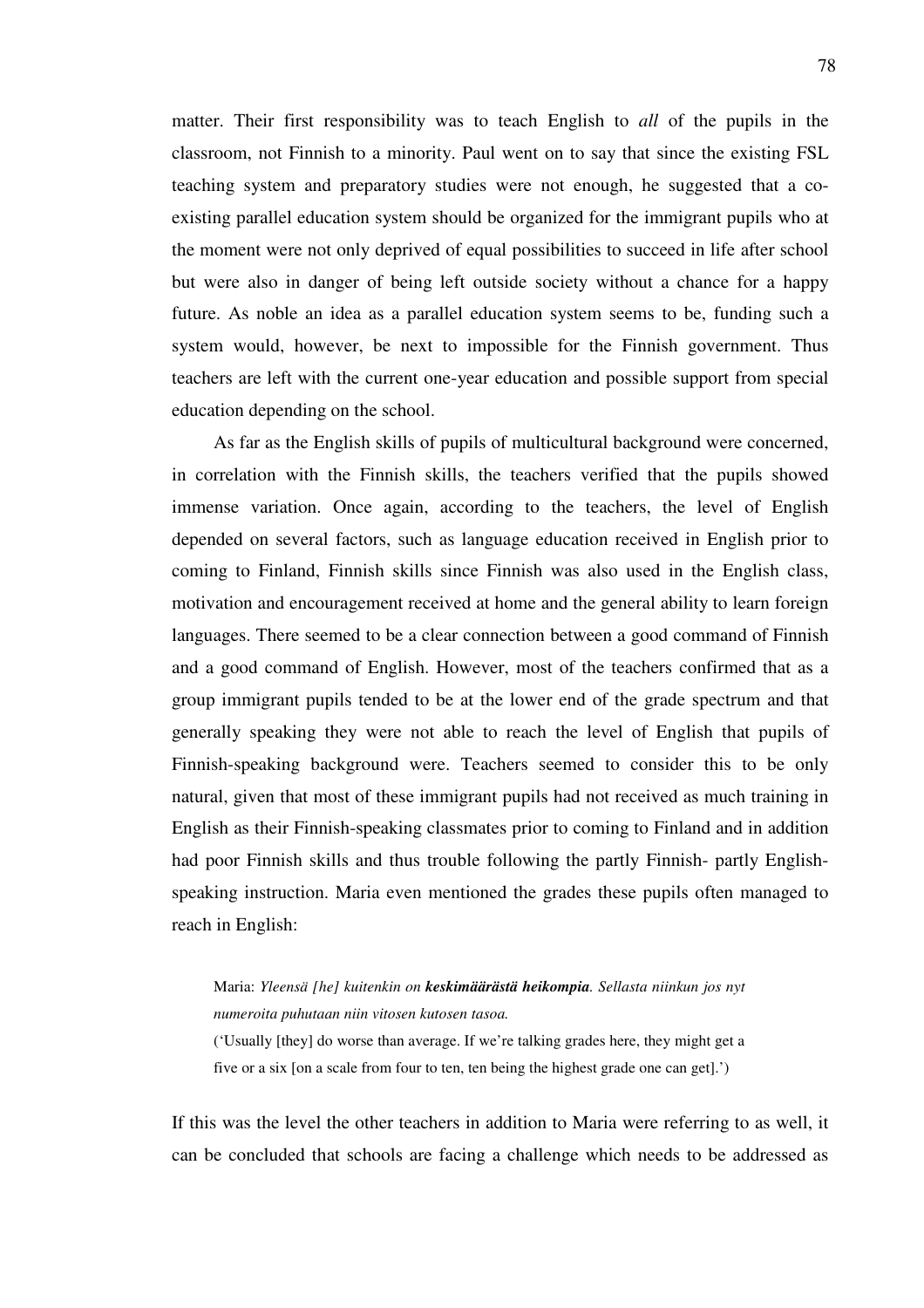matter. Their first responsibility was to teach English to *all* of the pupils in the classroom, not Finnish to a minority. Paul went on to say that since the existing FSL teaching system and preparatory studies were not enough, he suggested that a co-existing parallel education system should be organized for the immigrant pupils who at the moment were not only deprived of equal possibilities to succeed in life after school but were also in danger of being left outside society without a chance for a happy future. As noble an idea as a parallel education system seems to be, funding such a system would, however, be next to impossible for the Finnish government. Thus teachers are left with the current one-year education and possible support from special education depending on the school.

As far as the English skills of pupils of multicultural background were concerned, in correlation with the Finnish skills, the teachers verified that the pupils showed immense variation. Once again, according to the teachers, the level of English depended on several factors, such as language education received in English prior to coming to Finland, Finnish skills since Finnish was also used in the English class, motivation and encouragement received at home and the general ability to learn foreign languages. There seemed to be a clear connection between a good command of Finnish and a good command of English. However, most of the teachers confirmed that as a group immigrant pupils tended to be at the lower end of the grade spectrum and that generally speaking they were not able to reach the level of English that pupils of Finnish-speaking background were. Teachers seemed to consider this to be only natural, given that most of these immigrant pupils had not received as much training in English as their Finnish-speaking classmates prior to coming to Finland and in addition had poor Finnish skills and thus trouble following the partly Finnish- partly English-speaking instruction. Maria even mentioned the grades these pupils often managed to reach in English:

> Maria: *Yleensä [he] kuitenkin on* ***keskimäärästä heikompia****. Sellasta niinkun jos nyt numeroita puhutaan niin vitosen kutosen tasoa.*
>
> ('Usually [they] do worse than average. If we're talking grades here, they might get a five or a six [on a scale from four to ten, ten being the highest grade one can get].')

If this was the level the other teachers in addition to Maria were referring to as well, it can be concluded that schools are facing a challenge which needs to be addressed as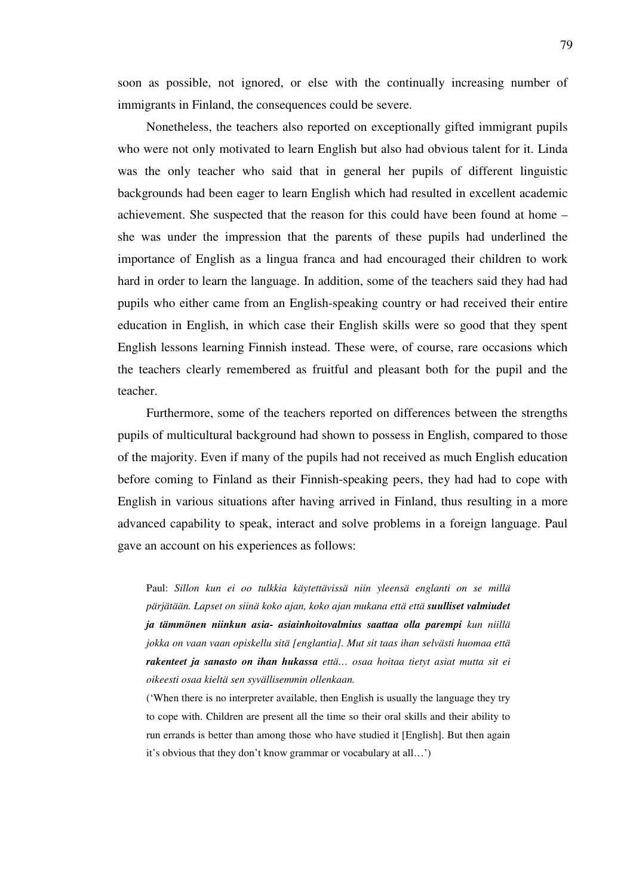soon as possible, not ignored, or else with the continually increasing number of immigrants in Finland, the consequences could be severe.

Nonetheless, the teachers also reported on exceptionally gifted immigrant pupils who were not only motivated to learn English but also had obvious talent for it. Linda was the only teacher who said that in general her pupils of different linguistic backgrounds had been eager to learn English which had resulted in excellent academic achievement. She suspected that the reason for this could have been found at home – she was under the impression that the parents of these pupils had underlined the importance of English as a lingua franca and had encouraged their children to work hard in order to learn the language. In addition, some of the teachers said they had had pupils who either came from an English-speaking country or had received their entire education in English, in which case their English skills were so good that they spent English lessons learning Finnish instead. These were, of course, rare occasions which the teachers clearly remembered as fruitful and pleasant both for the pupil and the teacher.

Furthermore, some of the teachers reported on differences between the strengths pupils of multicultural background had shown to possess in English, compared to those of the majority. Even if many of the pupils had not received as much English education before coming to Finland as their Finnish-speaking peers, they had had to cope with English in various situations after having arrived in Finland, thus resulting in a more advanced capability to speak, interact and solve problems in a foreign language. Paul gave an account on his experiences as follows:

> Paul: *Sillon kun ei oo tulkkia käytettävissä niin yleensä englanti on se millä pärjätään. Lapset on siinä koko ajan, koko ajan mukana että että **suulliset valmiudet ja tämmönen niinkun asia- asiainhoitovalmius saattaa olla parempi** kun niillä jokka on vaan vaan opiskellu sitä [englantia]. Mut sit taas ihan selvästi huomaa että **rakenteet ja sanasto on ihan hukassa** että… osaa hoitaa tietyt asiat mutta sit ei oikeesti osaa kieltä sen syvällisemmin ollenkaan.*
>
> ('When there is no interpreter available, then English is usually the language they try to cope with. Children are present all the time so their oral skills and their ability to run errands is better than among those who have studied it [English]. But then again it's obvious that they don't know grammar or vocabulary at all…')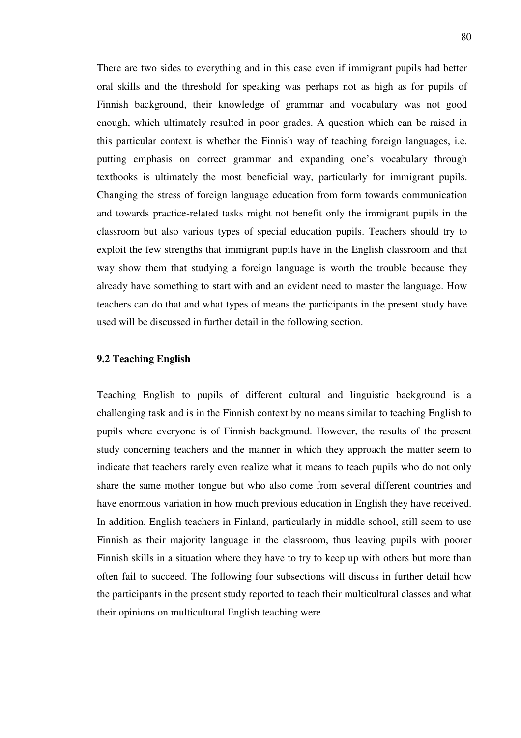There are two sides to everything and in this case even if immigrant pupils had better oral skills and the threshold for speaking was perhaps not as high as for pupils of Finnish background, their knowledge of grammar and vocabulary was not good enough, which ultimately resulted in poor grades. A question which can be raised in this particular context is whether the Finnish way of teaching foreign languages, i.e. putting emphasis on correct grammar and expanding one's vocabulary through textbooks is ultimately the most beneficial way, particularly for immigrant pupils. Changing the stress of foreign language education from form towards communication and towards practice-related tasks might not benefit only the immigrant pupils in the classroom but also various types of special education pupils. Teachers should try to exploit the few strengths that immigrant pupils have in the English classroom and that way show them that studying a foreign language is worth the trouble because they already have something to start with and an evident need to master the language. How teachers can do that and what types of means the participants in the present study have used will be discussed in further detail in the following section.

### 9.2 Teaching English

Teaching English to pupils of different cultural and linguistic background is a challenging task and is in the Finnish context by no means similar to teaching English to pupils where everyone is of Finnish background. However, the results of the present study concerning teachers and the manner in which they approach the matter seem to indicate that teachers rarely even realize what it means to teach pupils who do not only share the same mother tongue but who also come from several different countries and have enormous variation in how much previous education in English they have received. In addition, English teachers in Finland, particularly in middle school, still seem to use Finnish as their majority language in the classroom, thus leaving pupils with poorer Finnish skills in a situation where they have to try to keep up with others but more than often fail to succeed. The following four subsections will discuss in further detail how the participants in the present study reported to teach their multicultural classes and what their opinions on multicultural English teaching were.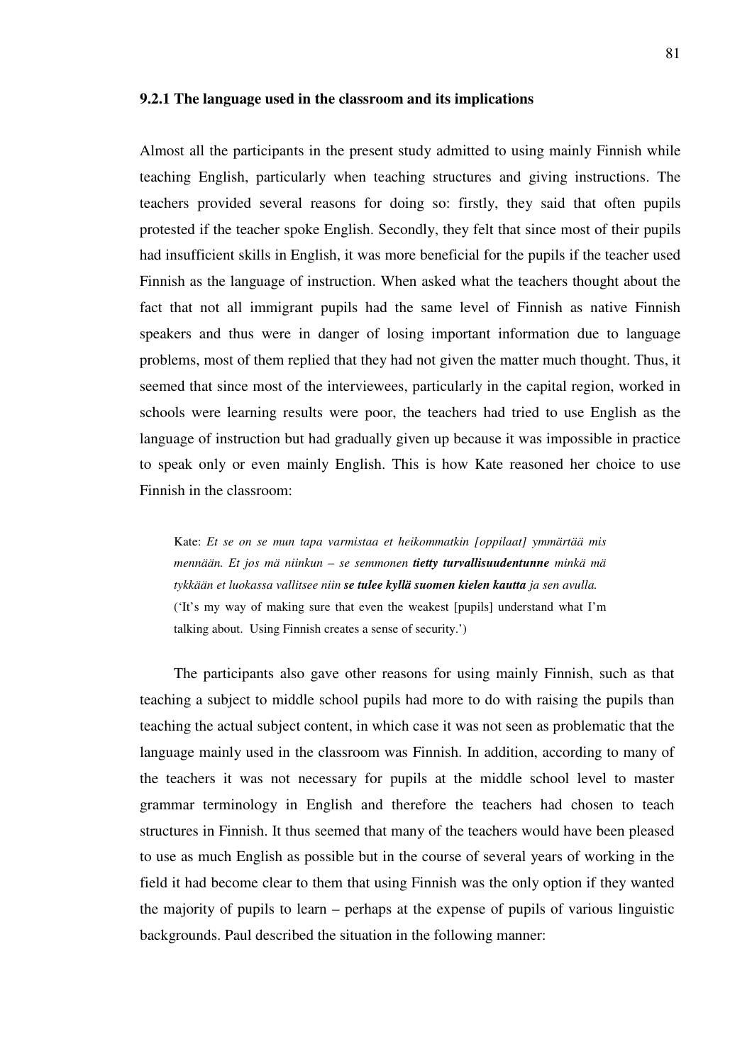### 9.2.1 The language used in the classroom and its implications

Almost all the participants in the present study admitted to using mainly Finnish while teaching English, particularly when teaching structures and giving instructions. The teachers provided several reasons for doing so: firstly, they said that often pupils protested if the teacher spoke English. Secondly, they felt that since most of their pupils had insufficient skills in English, it was more beneficial for the pupils if the teacher used Finnish as the language of instruction. When asked what the teachers thought about the fact that not all immigrant pupils had the same level of Finnish as native Finnish speakers and thus were in danger of losing important information due to language problems, most of them replied that they had not given the matter much thought. Thus, it seemed that since most of the interviewees, particularly in the capital region, worked in schools were learning results were poor, the teachers had tried to use English as the language of instruction but had gradually given up because it was impossible in practice to speak only or even mainly English. This is how Kate reasoned her choice to use Finnish in the classroom:

> Kate: *Et se on se mun tapa varmistaa et heikommatkin [oppilaat] ymmärtää mis mennään. Et jos mä niinkun – se semmonen **tietty turvallisuudentunne** minkä mä tykkään et luokassa vallitsee niin **se tulee kyllä suomen kielen kautta** ja sen avulla.*
> ('It's my way of making sure that even the weakest [pupils] understand what I'm talking about. Using Finnish creates a sense of security.')

The participants also gave other reasons for using mainly Finnish, such as that teaching a subject to middle school pupils had more to do with raising the pupils than teaching the actual subject content, in which case it was not seen as problematic that the language mainly used in the classroom was Finnish. In addition, according to many of the teachers it was not necessary for pupils at the middle school level to master grammar terminology in English and therefore the teachers had chosen to teach structures in Finnish. It thus seemed that many of the teachers would have been pleased to use as much English as possible but in the course of several years of working in the field it had become clear to them that using Finnish was the only option if they wanted the majority of pupils to learn – perhaps at the expense of pupils of various linguistic backgrounds. Paul described the situation in the following manner: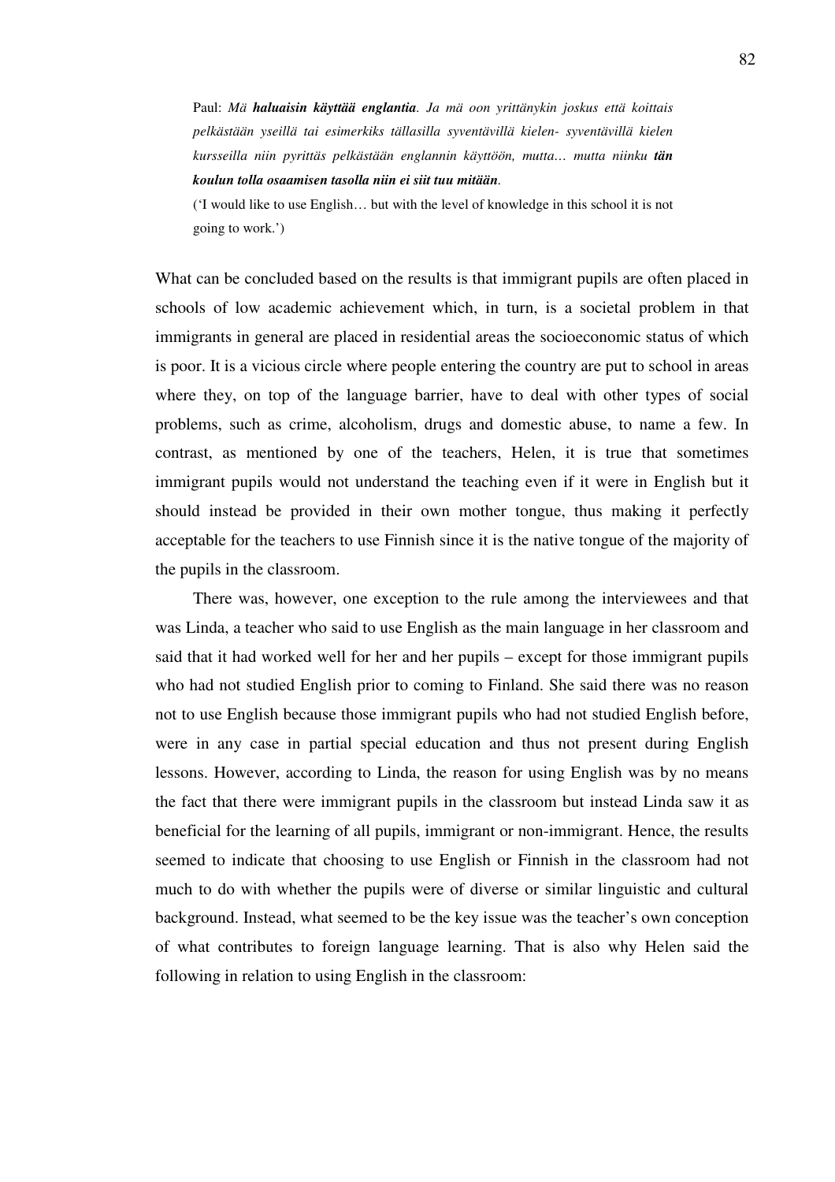Paul: *Mä **haluaisin käyttää englantia**. Ja mä oon yrittänykin joskus että koittais pelkästään yseillä tai esimerkiks tällasilla syventävillä kielen- syventävillä kielen kursseilla niin pyrittäs pelkästään englannin käyttöön, mutta… mutta niinku **tän koulun tolla osaamisen tasolla niin ei siit tuu mitään**.*

('I would like to use English… but with the level of knowledge in this school it is not going to work.')

What can be concluded based on the results is that immigrant pupils are often placed in schools of low academic achievement which, in turn, is a societal problem in that immigrants in general are placed in residential areas the socioeconomic status of which is poor. It is a vicious circle where people entering the country are put to school in areas where they, on top of the language barrier, have to deal with other types of social problems, such as crime, alcoholism, drugs and domestic abuse, to name a few. In contrast, as mentioned by one of the teachers, Helen, it is true that sometimes immigrant pupils would not understand the teaching even if it were in English but it should instead be provided in their own mother tongue, thus making it perfectly acceptable for the teachers to use Finnish since it is the native tongue of the majority of the pupils in the classroom.

There was, however, one exception to the rule among the interviewees and that was Linda, a teacher who said to use English as the main language in her classroom and said that it had worked well for her and her pupils – except for those immigrant pupils who had not studied English prior to coming to Finland. She said there was no reason not to use English because those immigrant pupils who had not studied English before, were in any case in partial special education and thus not present during English lessons. However, according to Linda, the reason for using English was by no means the fact that there were immigrant pupils in the classroom but instead Linda saw it as beneficial for the learning of all pupils, immigrant or non-immigrant. Hence, the results seemed to indicate that choosing to use English or Finnish in the classroom had not much to do with whether the pupils were of diverse or similar linguistic and cultural background. Instead, what seemed to be the key issue was the teacher's own conception of what contributes to foreign language learning. That is also why Helen said the following in relation to using English in the classroom: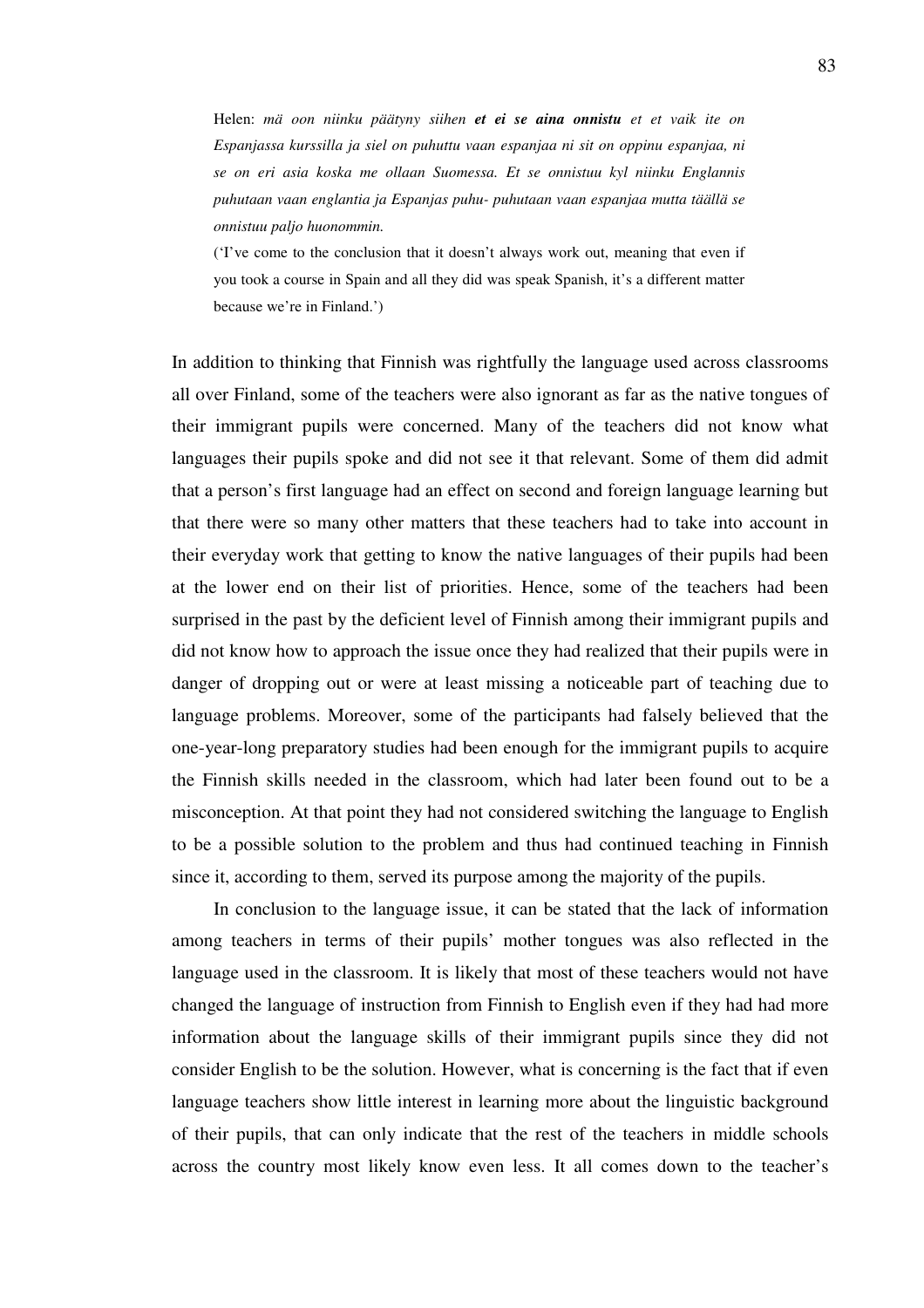> Helen: *mä oon niinku päätyny siihen* ***et ei se aina onnistu*** *et et vaik ite on Espanjassa kurssilla ja siel on puhuttu vaan espanjaa ni sit on oppinu espanjaa, ni se on eri asia koska me ollaan Suomessa. Et se onnistuu kyl niinku Englannis puhutaan vaan englantia ja Espanjas puhu- puhutaan vaan espanjaa mutta täällä se onnistuu paljo huonommin.*
>
> ('I've come to the conclusion that it doesn't always work out, meaning that even if you took a course in Spain and all they did was speak Spanish, it's a different matter because we're in Finland.')

In addition to thinking that Finnish was rightfully the language used across classrooms all over Finland, some of the teachers were also ignorant as far as the native tongues of their immigrant pupils were concerned. Many of the teachers did not know what languages their pupils spoke and did not see it that relevant. Some of them did admit that a person's first language had an effect on second and foreign language learning but that there were so many other matters that these teachers had to take into account in their everyday work that getting to know the native languages of their pupils had been at the lower end on their list of priorities. Hence, some of the teachers had been surprised in the past by the deficient level of Finnish among their immigrant pupils and did not know how to approach the issue once they had realized that their pupils were in danger of dropping out or were at least missing a noticeable part of teaching due to language problems. Moreover, some of the participants had falsely believed that the one-year-long preparatory studies had been enough for the immigrant pupils to acquire the Finnish skills needed in the classroom, which had later been found out to be a misconception. At that point they had not considered switching the language to English to be a possible solution to the problem and thus had continued teaching in Finnish since it, according to them, served its purpose among the majority of the pupils.

In conclusion to the language issue, it can be stated that the lack of information among teachers in terms of their pupils' mother tongues was also reflected in the language used in the classroom. It is likely that most of these teachers would not have changed the language of instruction from Finnish to English even if they had had more information about the language skills of their immigrant pupils since they did not consider English to be the solution. However, what is concerning is the fact that if even language teachers show little interest in learning more about the linguistic background of their pupils, that can only indicate that the rest of the teachers in middle schools across the country most likely know even less. It all comes down to the teacher's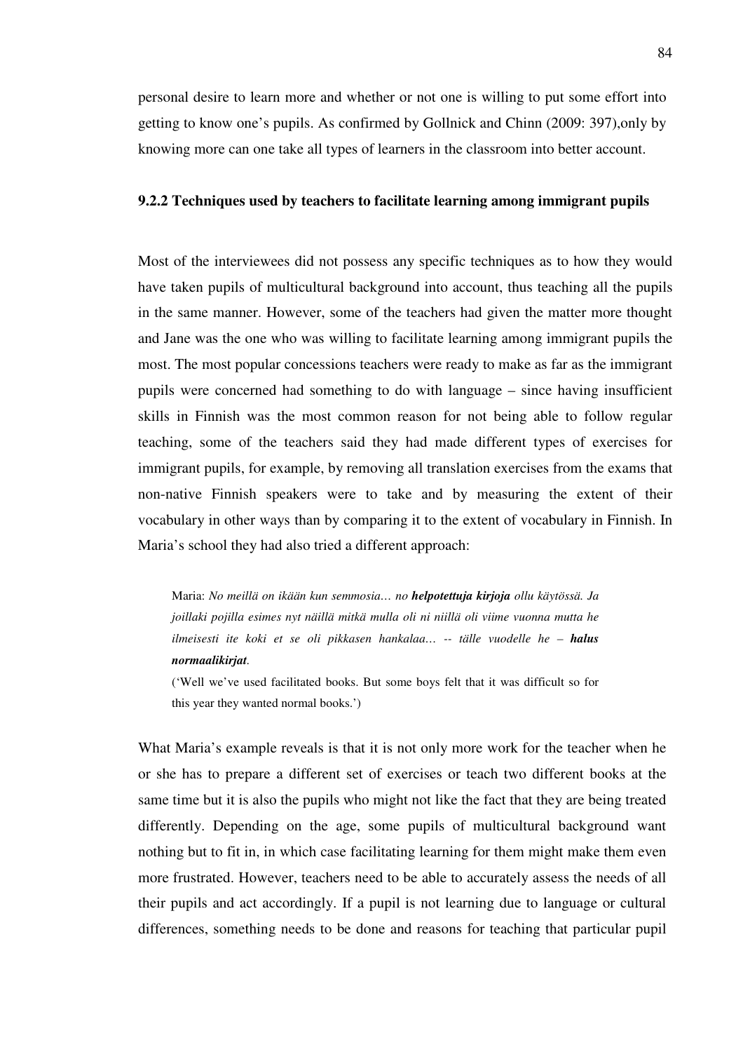personal desire to learn more and whether or not one is willing to put some effort into getting to know one's pupils. As confirmed by Gollnick and Chinn (2009: 397),only by knowing more can one take all types of learners in the classroom into better account.

### 9.2.2 Techniques used by teachers to facilitate learning among immigrant pupils

Most of the interviewees did not possess any specific techniques as to how they would have taken pupils of multicultural background into account, thus teaching all the pupils in the same manner. However, some of the teachers had given the matter more thought and Jane was the one who was willing to facilitate learning among immigrant pupils the most. The most popular concessions teachers were ready to make as far as the immigrant pupils were concerned had something to do with language – since having insufficient skills in Finnish was the most common reason for not being able to follow regular teaching, some of the teachers said they had made different types of exercises for immigrant pupils, for example, by removing all translation exercises from the exams that non-native Finnish speakers were to take and by measuring the extent of their vocabulary in other ways than by comparing it to the extent of vocabulary in Finnish. In Maria's school they had also tried a different approach:

> Maria: *No meillä on ikään kun semmosia… no* ***helpotettuja kirjoja*** *ollu käytössä. Ja joillaki pojilla esimes nyt näillä mitkä mulla oli ni niillä oli viime vuonna mutta he ilmeisesti ite koki et se oli pikkasen hankalaa… -- tälle vuodelle he –* ***halus normaalikirjat****.*
>
> ('Well we've used facilitated books. But some boys felt that it was difficult so for this year they wanted normal books.')

What Maria's example reveals is that it is not only more work for the teacher when he or she has to prepare a different set of exercises or teach two different books at the same time but it is also the pupils who might not like the fact that they are being treated differently. Depending on the age, some pupils of multicultural background want nothing but to fit in, in which case facilitating learning for them might make them even more frustrated. However, teachers need to be able to accurately assess the needs of all their pupils and act accordingly. If a pupil is not learning due to language or cultural differences, something needs to be done and reasons for teaching that particular pupil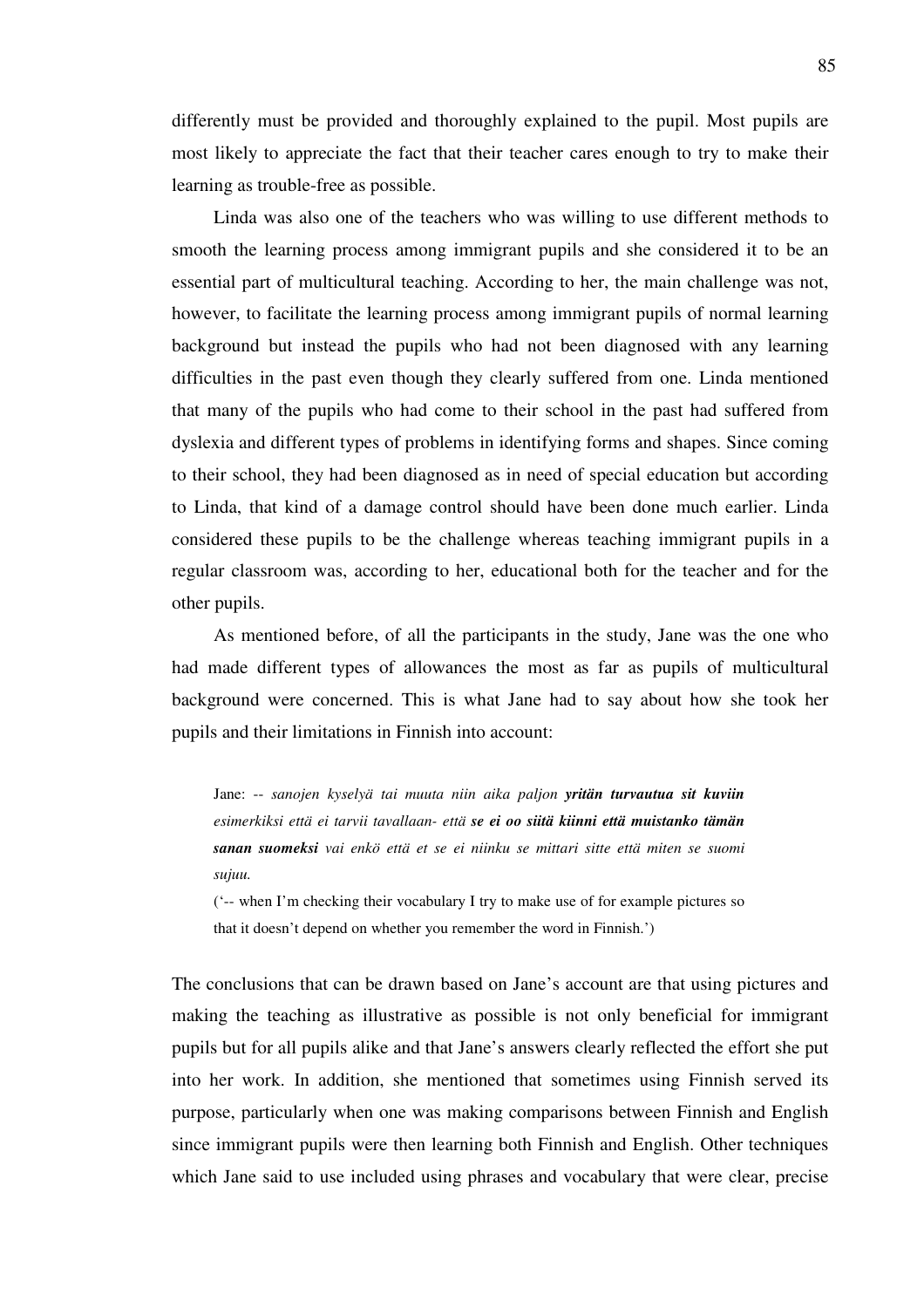differently must be provided and thoroughly explained to the pupil. Most pupils are most likely to appreciate the fact that their teacher cares enough to try to make their learning as trouble-free as possible.

Linda was also one of the teachers who was willing to use different methods to smooth the learning process among immigrant pupils and she considered it to be an essential part of multicultural teaching. According to her, the main challenge was not, however, to facilitate the learning process among immigrant pupils of normal learning background but instead the pupils who had not been diagnosed with any learning difficulties in the past even though they clearly suffered from one. Linda mentioned that many of the pupils who had come to their school in the past had suffered from dyslexia and different types of problems in identifying forms and shapes. Since coming to their school, they had been diagnosed as in need of special education but according to Linda, that kind of a damage control should have been done much earlier. Linda considered these pupils to be the challenge whereas teaching immigrant pupils in a regular classroom was, according to her, educational both for the teacher and for the other pupils.

As mentioned before, of all the participants in the study, Jane was the one who had made different types of allowances the most as far as pupils of multicultural background were concerned. This is what Jane had to say about how she took her pupils and their limitations in Finnish into account:

> Jane: -- *sanojen kyselyä tai muuta niin aika paljon* ***yritän turvautua sit kuviin*** *esimerkiksi että ei tarvii tavallaan- että* ***se ei oo siitä kiinni että muistanko tämän sanan suomeksi*** *vai enkö että et se ei niinku se mittari sitte että miten se suomi sujuu.*
> ('-- when I'm checking their vocabulary I try to make use of for example pictures so that it doesn't depend on whether you remember the word in Finnish.')

The conclusions that can be drawn based on Jane's account are that using pictures and making the teaching as illustrative as possible is not only beneficial for immigrant pupils but for all pupils alike and that Jane's answers clearly reflected the effort she put into her work. In addition, she mentioned that sometimes using Finnish served its purpose, particularly when one was making comparisons between Finnish and English since immigrant pupils were then learning both Finnish and English. Other techniques which Jane said to use included using phrases and vocabulary that were clear, precise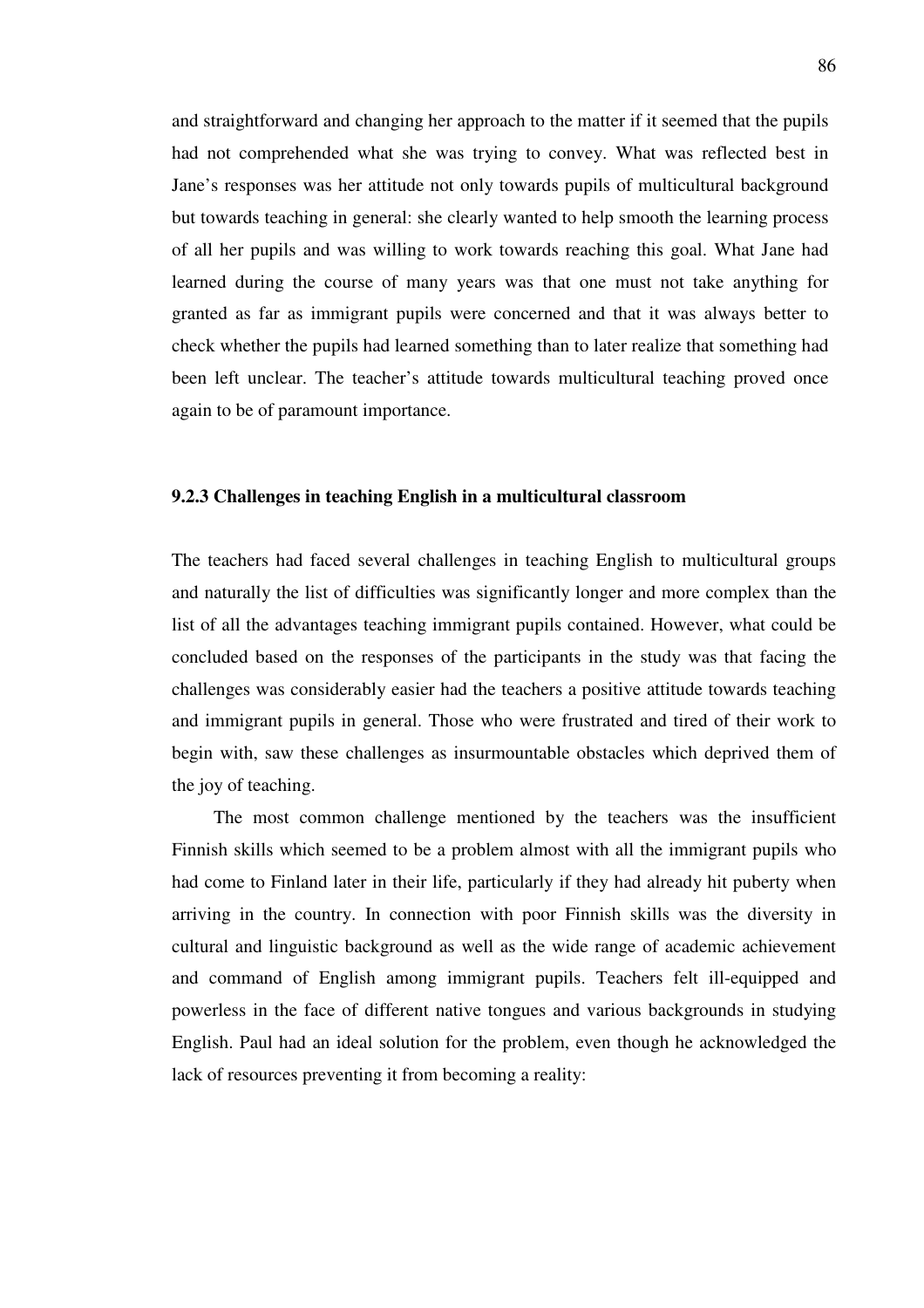and straightforward and changing her approach to the matter if it seemed that the pupils had not comprehended what she was trying to convey. What was reflected best in Jane's responses was her attitude not only towards pupils of multicultural background but towards teaching in general: she clearly wanted to help smooth the learning process of all her pupils and was willing to work towards reaching this goal. What Jane had learned during the course of many years was that one must not take anything for granted as far as immigrant pupils were concerned and that it was always better to check whether the pupils had learned something than to later realize that something had been left unclear. The teacher's attitude towards multicultural teaching proved once again to be of paramount importance.

### 9.2.3 Challenges in teaching English in a multicultural classroom

The teachers had faced several challenges in teaching English to multicultural groups and naturally the list of difficulties was significantly longer and more complex than the list of all the advantages teaching immigrant pupils contained. However, what could be concluded based on the responses of the participants in the study was that facing the challenges was considerably easier had the teachers a positive attitude towards teaching and immigrant pupils in general. Those who were frustrated and tired of their work to begin with, saw these challenges as insurmountable obstacles which deprived them of the joy of teaching.

The most common challenge mentioned by the teachers was the insufficient Finnish skills which seemed to be a problem almost with all the immigrant pupils who had come to Finland later in their life, particularly if they had already hit puberty when arriving in the country. In connection with poor Finnish skills was the diversity in cultural and linguistic background as well as the wide range of academic achievement and command of English among immigrant pupils. Teachers felt ill-equipped and powerless in the face of different native tongues and various backgrounds in studying English. Paul had an ideal solution for the problem, even though he acknowledged the lack of resources preventing it from becoming a reality: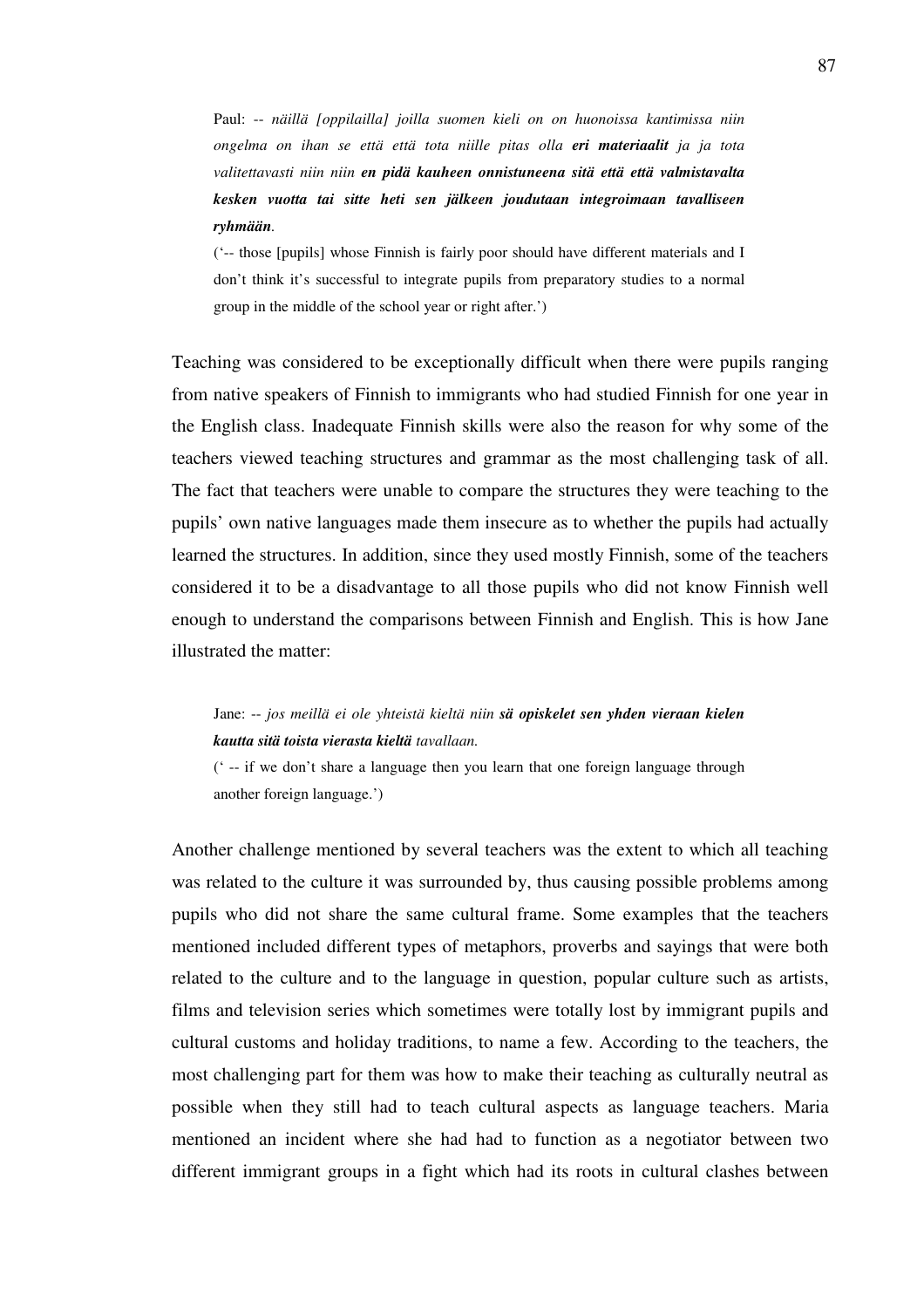> Paul: -- *näillä [oppilailla] joilla suomen kieli on on huonoissa kantimissa niin ongelma on ihan se että että tota niille pitas olla* ***eri materiaalit*** *ja ja tota valitettavasti niin niin* ***en pidä kauheen onnistuneena sitä että että valmistavalta kesken vuotta tai sitte heti sen jälkeen joudutaan integroimaan tavalliseen ryhmään****.*
>
> ('-- those [pupils] whose Finnish is fairly poor should have different materials and I don't think it's successful to integrate pupils from preparatory studies to a normal group in the middle of the school year or right after.')

Teaching was considered to be exceptionally difficult when there were pupils ranging from native speakers of Finnish to immigrants who had studied Finnish for one year in the English class. Inadequate Finnish skills were also the reason for why some of the teachers viewed teaching structures and grammar as the most challenging task of all. The fact that teachers were unable to compare the structures they were teaching to the pupils' own native languages made them insecure as to whether the pupils had actually learned the structures. In addition, since they used mostly Finnish, some of the teachers considered it to be a disadvantage to all those pupils who did not know Finnish well enough to understand the comparisons between Finnish and English. This is how Jane illustrated the matter:

> Jane: -- *jos meillä ei ole yhteistä kieltä niin* ***sä opiskelet sen yhden vieraan kielen kautta sitä toista vierasta kieltä*** *tavallaan.*
>
> (' -- if we don't share a language then you learn that one foreign language through another foreign language.')

Another challenge mentioned by several teachers was the extent to which all teaching was related to the culture it was surrounded by, thus causing possible problems among pupils who did not share the same cultural frame. Some examples that the teachers mentioned included different types of metaphors, proverbs and sayings that were both related to the culture and to the language in question, popular culture such as artists, films and television series which sometimes were totally lost by immigrant pupils and cultural customs and holiday traditions, to name a few. According to the teachers, the most challenging part for them was how to make their teaching as culturally neutral as possible when they still had to teach cultural aspects as language teachers. Maria mentioned an incident where she had had to function as a negotiator between two different immigrant groups in a fight which had its roots in cultural clashes between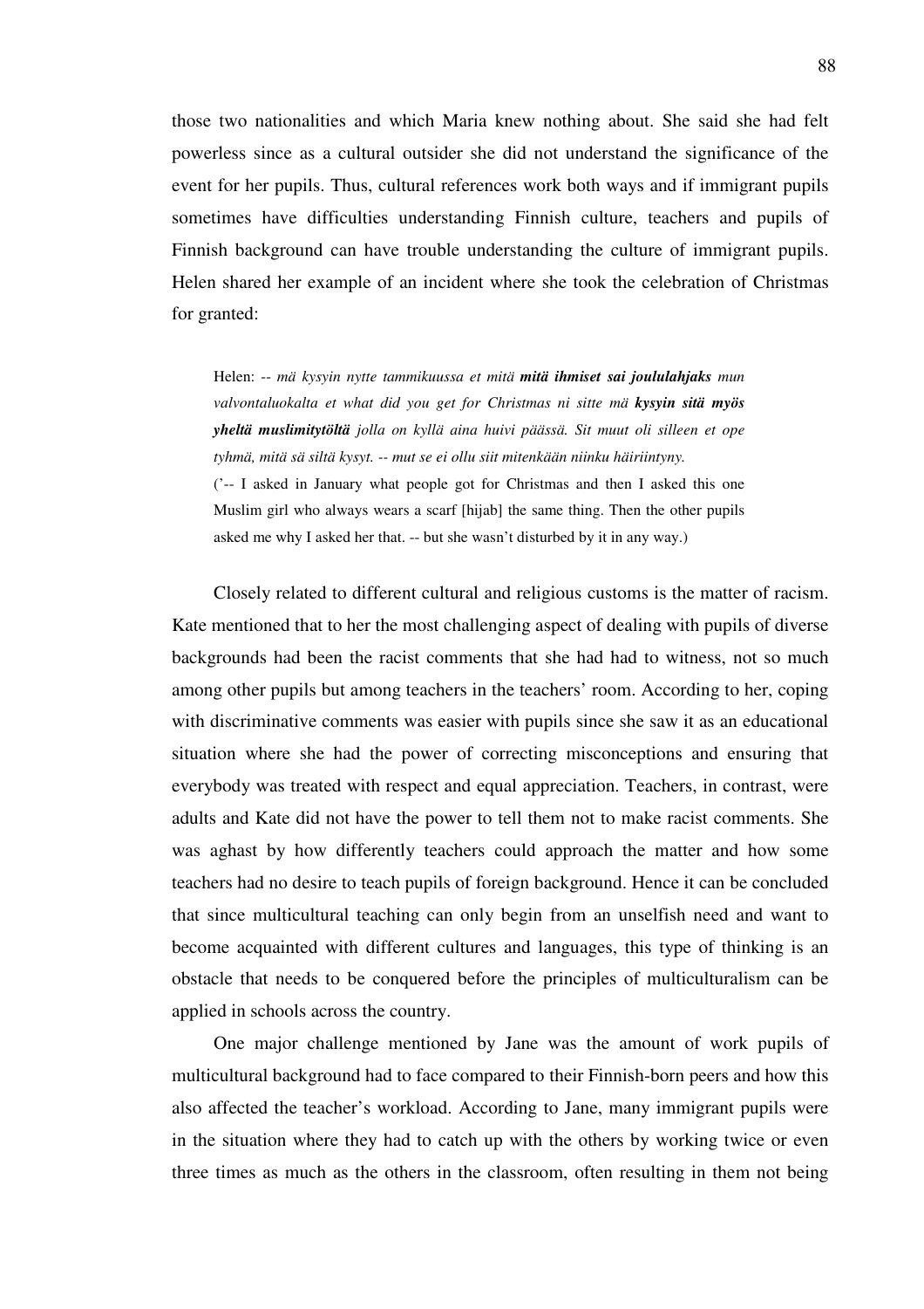those two nationalities and which Maria knew nothing about. She said she had felt powerless since as a cultural outsider she did not understand the significance of the event for her pupils. Thus, cultural references work both ways and if immigrant pupils sometimes have difficulties understanding Finnish culture, teachers and pupils of Finnish background can have trouble understanding the culture of immigrant pupils. Helen shared her example of an incident where she took the celebration of Christmas for granted:

> Helen: -- *mä kysyin nytte tammikuussa et mitä* ***mitä ihmiset sai joululahjaks*** *mun valvontaluokalta et what did you get for Christmas ni sitte mä* ***kysyin sitä myös yheltä muslimitytöltä*** *jolla on kyllä aina huivi päässä. Sit muut oli silleen et ope tyhmä, mitä sä siltä kysyt. -- mut se ei ollu siit mitenkään niinku häiriintyny.*
> ('-- I asked in January what people got for Christmas and then I asked this one Muslim girl who always wears a scarf [hijab] the same thing. Then the other pupils asked me why I asked her that. -- but she wasn't disturbed by it in any way.)

Closely related to different cultural and religious customs is the matter of racism. Kate mentioned that to her the most challenging aspect of dealing with pupils of diverse backgrounds had been the racist comments that she had had to witness, not so much among other pupils but among teachers in the teachers' room. According to her, coping with discriminative comments was easier with pupils since she saw it as an educational situation where she had the power of correcting misconceptions and ensuring that everybody was treated with respect and equal appreciation. Teachers, in contrast, were adults and Kate did not have the power to tell them not to make racist comments. She was aghast by how differently teachers could approach the matter and how some teachers had no desire to teach pupils of foreign background. Hence it can be concluded that since multicultural teaching can only begin from an unselfish need and want to become acquainted with different cultures and languages, this type of thinking is an obstacle that needs to be conquered before the principles of multiculturalism can be applied in schools across the country.

One major challenge mentioned by Jane was the amount of work pupils of multicultural background had to face compared to their Finnish-born peers and how this also affected the teacher's workload. According to Jane, many immigrant pupils were in the situation where they had to catch up with the others by working twice or even three times as much as the others in the classroom, often resulting in them not being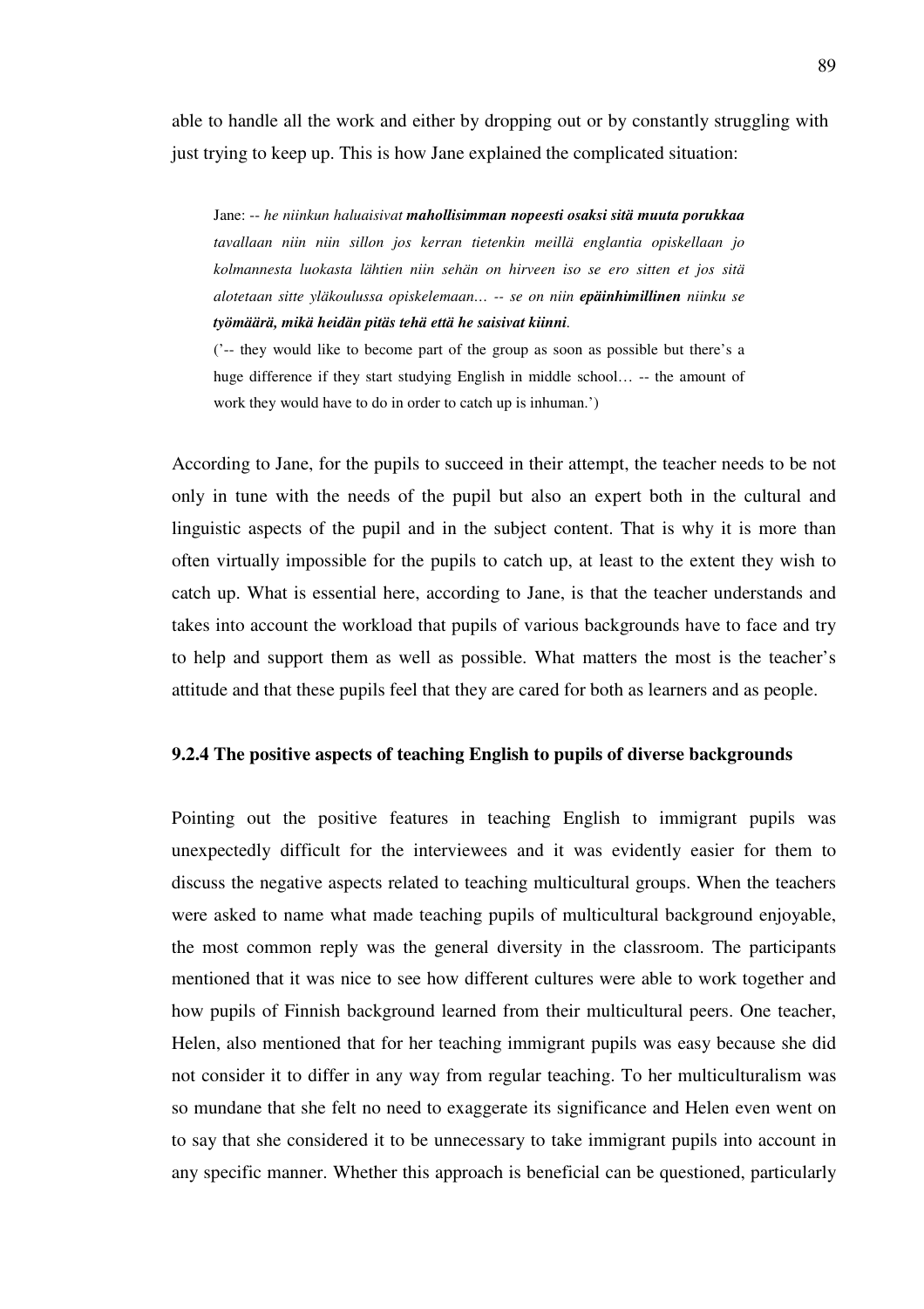able to handle all the work and either by dropping out or by constantly struggling with just trying to keep up. This is how Jane explained the complicated situation:

> Jane: -- *he niinkun haluaisivat* ***mahollisimman nopeesti osaksi sitä muuta porukkaa*** *tavallaan niin niin sillon jos kerran tietenkin meillä englantia opiskellaan jo kolmannesta luokasta lähtien niin sehän on hirveen iso se ero sitten et jos sitä alotetaan sitte yläkoulussa opiskelemaan… -- se on niin* ***epäinhimillinen*** *niinku se* ***työmäärä, mikä heidän pitäs tehä että he saisivat kiinni****.*
>
> ('-- they would like to become part of the group as soon as possible but there's a huge difference if they start studying English in middle school… -- the amount of work they would have to do in order to catch up is inhuman.')

According to Jane, for the pupils to succeed in their attempt, the teacher needs to be not only in tune with the needs of the pupil but also an expert both in the cultural and linguistic aspects of the pupil and in the subject content. That is why it is more than often virtually impossible for the pupils to catch up, at least to the extent they wish to catch up. What is essential here, according to Jane, is that the teacher understands and takes into account the workload that pupils of various backgrounds have to face and try to help and support them as well as possible. What matters the most is the teacher's attitude and that these pupils feel that they are cared for both as learners and as people.

### 9.2.4 The positive aspects of teaching English to pupils of diverse backgrounds

Pointing out the positive features in teaching English to immigrant pupils was unexpectedly difficult for the interviewees and it was evidently easier for them to discuss the negative aspects related to teaching multicultural groups. When the teachers were asked to name what made teaching pupils of multicultural background enjoyable, the most common reply was the general diversity in the classroom. The participants mentioned that it was nice to see how different cultures were able to work together and how pupils of Finnish background learned from their multicultural peers. One teacher, Helen, also mentioned that for her teaching immigrant pupils was easy because she did not consider it to differ in any way from regular teaching. To her multiculturalism was so mundane that she felt no need to exaggerate its significance and Helen even went on to say that she considered it to be unnecessary to take immigrant pupils into account in any specific manner. Whether this approach is beneficial can be questioned, particularly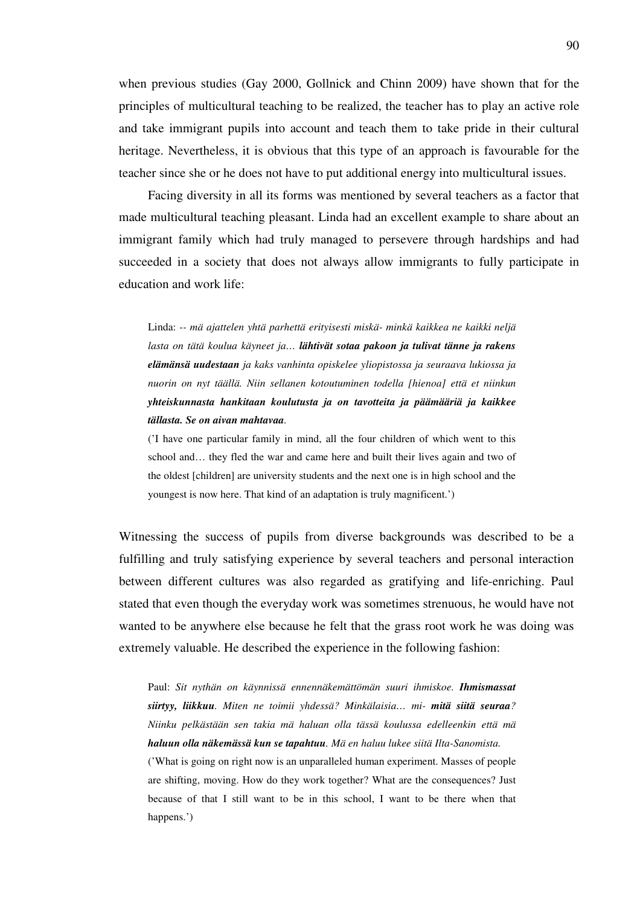when previous studies (Gay 2000, Gollnick and Chinn 2009) have shown that for the principles of multicultural teaching to be realized, the teacher has to play an active role and take immigrant pupils into account and teach them to take pride in their cultural heritage. Nevertheless, it is obvious that this type of an approach is favourable for the teacher since she or he does not have to put additional energy into multicultural issues.

Facing diversity in all its forms was mentioned by several teachers as a factor that made multicultural teaching pleasant. Linda had an excellent example to share about an immigrant family which had truly managed to persevere through hardships and had succeeded in a society that does not always allow immigrants to fully participate in education and work life:

> Linda: *-- mä ajattelen yhtä parhettä erityisesti miskä- minkä kaikkea ne kaikki neljä lasta on tätä koulua käyneet ja…* ***lähtivät sotaa pakoon ja tulivat tänne ja rakens elämänsä uudestaan*** *ja kaks vanhinta opiskelee yliopistossa ja seuraava lukiossa ja nuorin on nyt täällä. Niin sellanen kotoutuminen todella [hienoa] että et niinkun* ***yhteiskunnasta hankitaan koulutusta ja on tavotteita ja päämääriä ja kaikkee tällasta. Se on aivan mahtavaa****.*
>
> ('I have one particular family in mind, all the four children of which went to this school and… they fled the war and came here and built their lives again and two of the oldest [children] are university students and the next one is in high school and the youngest is now here. That kind of an adaptation is truly magnificent.')

Witnessing the success of pupils from diverse backgrounds was described to be a fulfilling and truly satisfying experience by several teachers and personal interaction between different cultures was also regarded as gratifying and life-enriching. Paul stated that even though the everyday work was sometimes strenuous, he would have not wanted to be anywhere else because he felt that the grass root work he was doing was extremely valuable. He described the experience in the following fashion:

> Paul: *Sit nythän on käynnissä ennennäkemättömän suuri ihmiskoe.* ***Ihmismassat siirtyy, liikkuu****. Miten ne toimii yhdessä? Minkälaisia… mi-* ***mitä siitä seuraa****? Niinku pelkästään sen takia mä haluan olla tässä koulussa edelleenkin että mä* ***haluun olla näkemässä kun se tapahtuu****. Mä en haluu lukee siitä Ilta-Sanomista.*
>
> ('What is going on right now is an unparalleled human experiment. Masses of people are shifting, moving. How do they work together? What are the consequences? Just because of that I still want to be in this school, I want to be there when that happens.')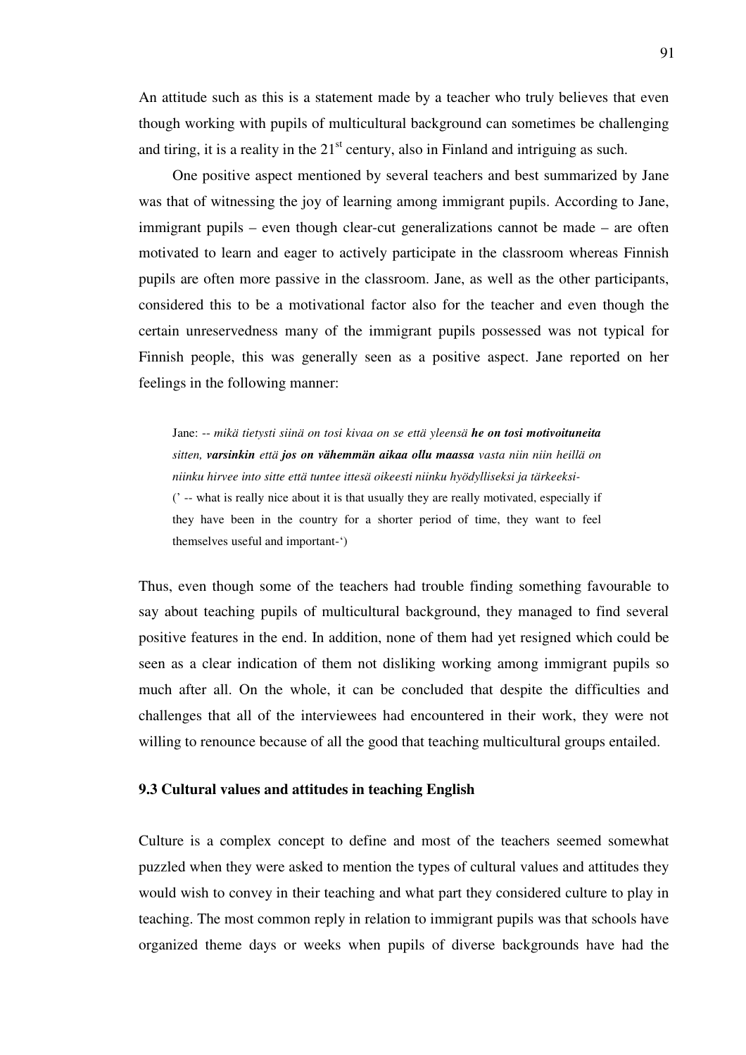An attitude such as this is a statement made by a teacher who truly believes that even though working with pupils of multicultural background can sometimes be challenging and tiring, it is a reality in the 21st century, also in Finland and intriguing as such.

One positive aspect mentioned by several teachers and best summarized by Jane was that of witnessing the joy of learning among immigrant pupils. According to Jane, immigrant pupils – even though clear-cut generalizations cannot be made – are often motivated to learn and eager to actively participate in the classroom whereas Finnish pupils are often more passive in the classroom. Jane, as well as the other participants, considered this to be a motivational factor also for the teacher and even though the certain unreservedness many of the immigrant pupils possessed was not typical for Finnish people, this was generally seen as a positive aspect. Jane reported on her feelings in the following manner:

> Jane: -- *mikä tietysti siinä on tosi kivaa on se että yleensä* ***he on tosi motivoituneita*** *sitten,* ***varsinkin*** *että* ***jos on vähemmän aikaa ollu maassa*** *vasta niin niin heillä on niinku hirvee into sitte että tuntee ittesä oikeesti niinku hyödylliseksi ja tärkeeksi-*
> (' -- what is really nice about it is that usually they are really motivated, especially if they have been in the country for a shorter period of time, they want to feel themselves useful and important-')

Thus, even though some of the teachers had trouble finding something favourable to say about teaching pupils of multicultural background, they managed to find several positive features in the end. In addition, none of them had yet resigned which could be seen as a clear indication of them not disliking working among immigrant pupils so much after all. On the whole, it can be concluded that despite the difficulties and challenges that all of the interviewees had encountered in their work, they were not willing to renounce because of all the good that teaching multicultural groups entailed.

### 9.3 Cultural values and attitudes in teaching English

Culture is a complex concept to define and most of the teachers seemed somewhat puzzled when they were asked to mention the types of cultural values and attitudes they would wish to convey in their teaching and what part they considered culture to play in teaching. The most common reply in relation to immigrant pupils was that schools have organized theme days or weeks when pupils of diverse backgrounds have had the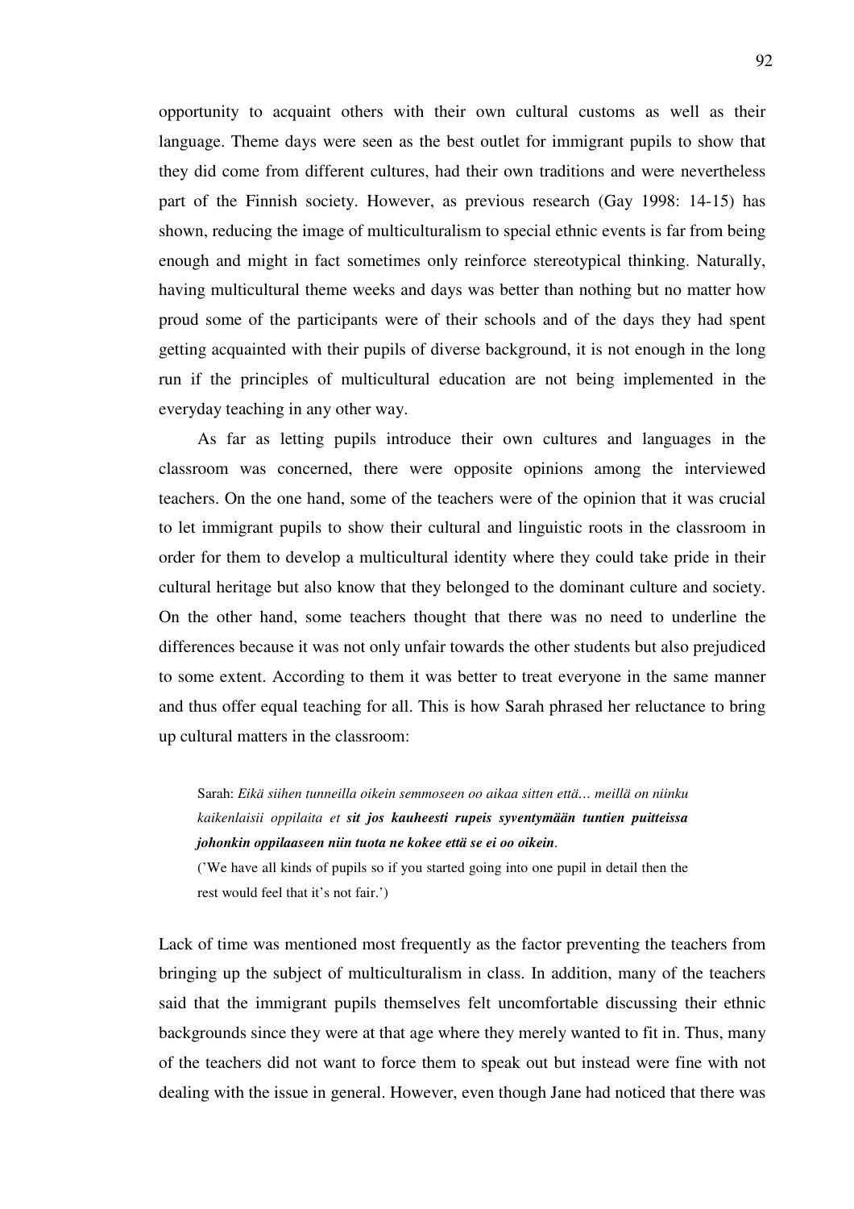opportunity to acquaint others with their own cultural customs as well as their language. Theme days were seen as the best outlet for immigrant pupils to show that they did come from different cultures, had their own traditions and were nevertheless part of the Finnish society. However, as previous research (Gay 1998: 14-15) has shown, reducing the image of multiculturalism to special ethnic events is far from being enough and might in fact sometimes only reinforce stereotypical thinking. Naturally, having multicultural theme weeks and days was better than nothing but no matter how proud some of the participants were of their schools and of the days they had spent getting acquainted with their pupils of diverse background, it is not enough in the long run if the principles of multicultural education are not being implemented in the everyday teaching in any other way.

As far as letting pupils introduce their own cultures and languages in the classroom was concerned, there were opposite opinions among the interviewed teachers. On the one hand, some of the teachers were of the opinion that it was crucial to let immigrant pupils to show their cultural and linguistic roots in the classroom in order for them to develop a multicultural identity where they could take pride in their cultural heritage but also know that they belonged to the dominant culture and society. On the other hand, some teachers thought that there was no need to underline the differences because it was not only unfair towards the other students but also prejudiced to some extent. According to them it was better to treat everyone in the same manner and thus offer equal teaching for all. This is how Sarah phrased her reluctance to bring up cultural matters in the classroom:

> Sarah: *Eikä siihen tunneilla oikein semmoseen oo aikaa sitten että… meillä on niinku kaikenlaisii oppilaita et **sit jos kauheesti rupeis syventymään tuntien puitteissa johonkin oppilaaseen niin tuota ne kokee että se ei oo oikein**.*
> ('We have all kinds of pupils so if you started going into one pupil in detail then the rest would feel that it's not fair.')

Lack of time was mentioned most frequently as the factor preventing the teachers from bringing up the subject of multiculturalism in class. In addition, many of the teachers said that the immigrant pupils themselves felt uncomfortable discussing their ethnic backgrounds since they were at that age where they merely wanted to fit in. Thus, many of the teachers did not want to force them to speak out but instead were fine with not dealing with the issue in general. However, even though Jane had noticed that there was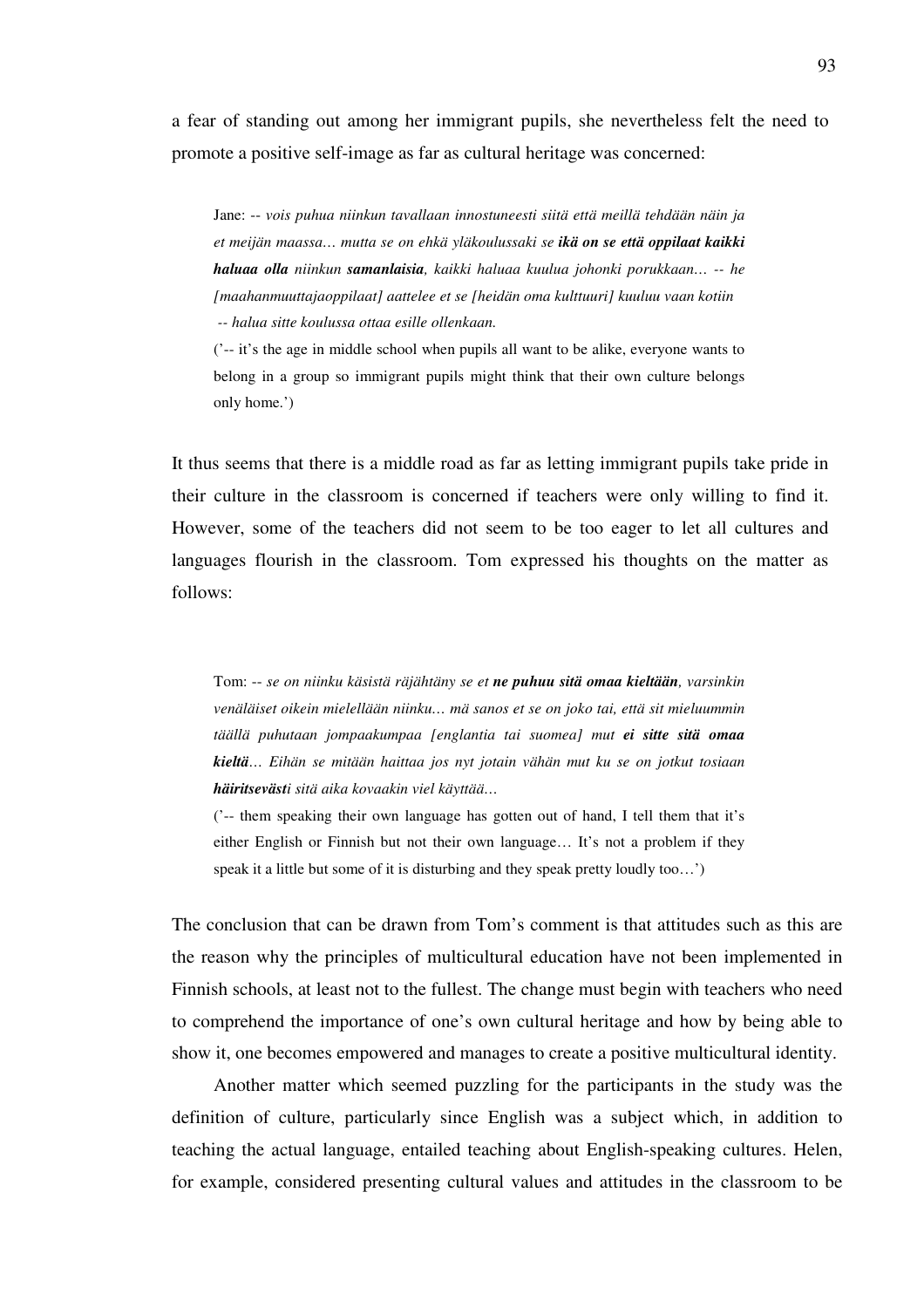a fear of standing out among her immigrant pupils, she nevertheless felt the need to promote a positive self-image as far as cultural heritage was concerned:

> Jane: -- *vois puhua niinkun tavallaan innostuneesti siitä että meillä tehdään näin ja et meijän maassa… mutta se on ehkä yläkoulussaki se **ikä on se että oppilaat kaikki haluaa olla** niinkun **samanlaisia**, kaikki haluaa kuulua johonki porukkaan… -- he [maahanmuuttajaoppilaat] aattelee et se [heidän oma kulttuuri] kuuluu vaan kotiin -- halua sitte koulussa ottaa esille ollenkaan.*
>
> ('-- it's the age in middle school when pupils all want to be alike, everyone wants to belong in a group so immigrant pupils might think that their own culture belongs only home.')

It thus seems that there is a middle road as far as letting immigrant pupils take pride in their culture in the classroom is concerned if teachers were only willing to find it. However, some of the teachers did not seem to be too eager to let all cultures and languages flourish in the classroom. Tom expressed his thoughts on the matter as follows:

> Tom: -- *se on niinku käsistä räjähtäny se et **ne puhuu sitä omaa kieltään**, varsinkin venäläiset oikein mielellään niinku… mä sanos et se on joko tai, että sit mieluummin täällä puhutaan jompaakumpaa [englantia tai suomea] mut **ei sitte sitä omaa kieltä**… Eihän se mitään haittaa jos nyt jotain vähän mut ku se on jotkut tosiaan **häiritsevästi** sitä aika kovaakin viel käyttää…*
>
> ('-- them speaking their own language has gotten out of hand, I tell them that it's either English or Finnish but not their own language… It's not a problem if they speak it a little but some of it is disturbing and they speak pretty loudly too…')

The conclusion that can be drawn from Tom's comment is that attitudes such as this are the reason why the principles of multicultural education have not been implemented in Finnish schools, at least not to the fullest. The change must begin with teachers who need to comprehend the importance of one's own cultural heritage and how by being able to show it, one becomes empowered and manages to create a positive multicultural identity.

Another matter which seemed puzzling for the participants in the study was the definition of culture, particularly since English was a subject which, in addition to teaching the actual language, entailed teaching about English-speaking cultures. Helen, for example, considered presenting cultural values and attitudes in the classroom to be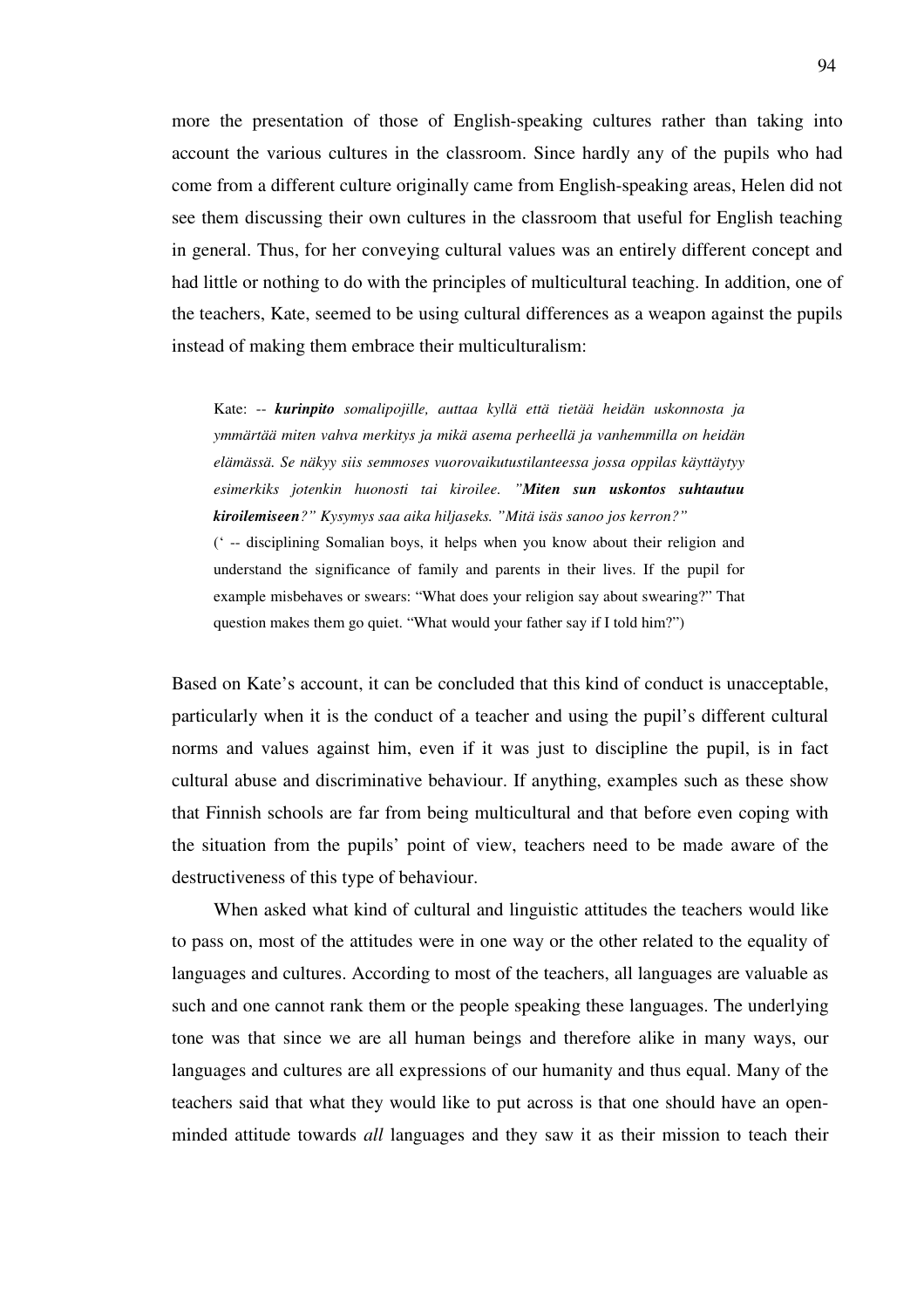more the presentation of those of English-speaking cultures rather than taking into account the various cultures in the classroom. Since hardly any of the pupils who had come from a different culture originally came from English-speaking areas, Helen did not see them discussing their own cultures in the classroom that useful for English teaching in general. Thus, for her conveying cultural values was an entirely different concept and had little or nothing to do with the principles of multicultural teaching. In addition, one of the teachers, Kate, seemed to be using cultural differences as a weapon against the pupils instead of making them embrace their multiculturalism:

> Kate: -- ***kurinpito** somalipojille, auttaa kyllä että tietää heidän uskonnosta ja ymmärtää miten vahva merkitys ja mikä asema perheellä ja vanhemmilla on heidän elämässä. Se näkyy siis semmoses vuorovaikutustilanteessa jossa oppilas käyttäytyy esimerkiks jotenkin huonosti tai kiroilee. "**Miten sun uskontos suhtautuu kiroilemiseen**?" Kysymys saa aika hiljaseks. "Mitä isäs sanoo jos kerron?"*
> (' -- disciplining Somalian boys, it helps when you know about their religion and understand the significance of family and parents in their lives. If the pupil for example misbehaves or swears: "What does your religion say about swearing?" That question makes them go quiet. "What would your father say if I told him?")

Based on Kate's account, it can be concluded that this kind of conduct is unacceptable, particularly when it is the conduct of a teacher and using the pupil's different cultural norms and values against him, even if it was just to discipline the pupil, is in fact cultural abuse and discriminative behaviour. If anything, examples such as these show that Finnish schools are far from being multicultural and that before even coping with the situation from the pupils' point of view, teachers need to be made aware of the destructiveness of this type of behaviour.

When asked what kind of cultural and linguistic attitudes the teachers would like to pass on, most of the attitudes were in one way or the other related to the equality of languages and cultures. According to most of the teachers, all languages are valuable as such and one cannot rank them or the people speaking these languages. The underlying tone was that since we are all human beings and therefore alike in many ways, our languages and cultures are all expressions of our humanity and thus equal. Many of the teachers said that what they would like to put across is that one should have an open-minded attitude towards *all* languages and they saw it as their mission to teach their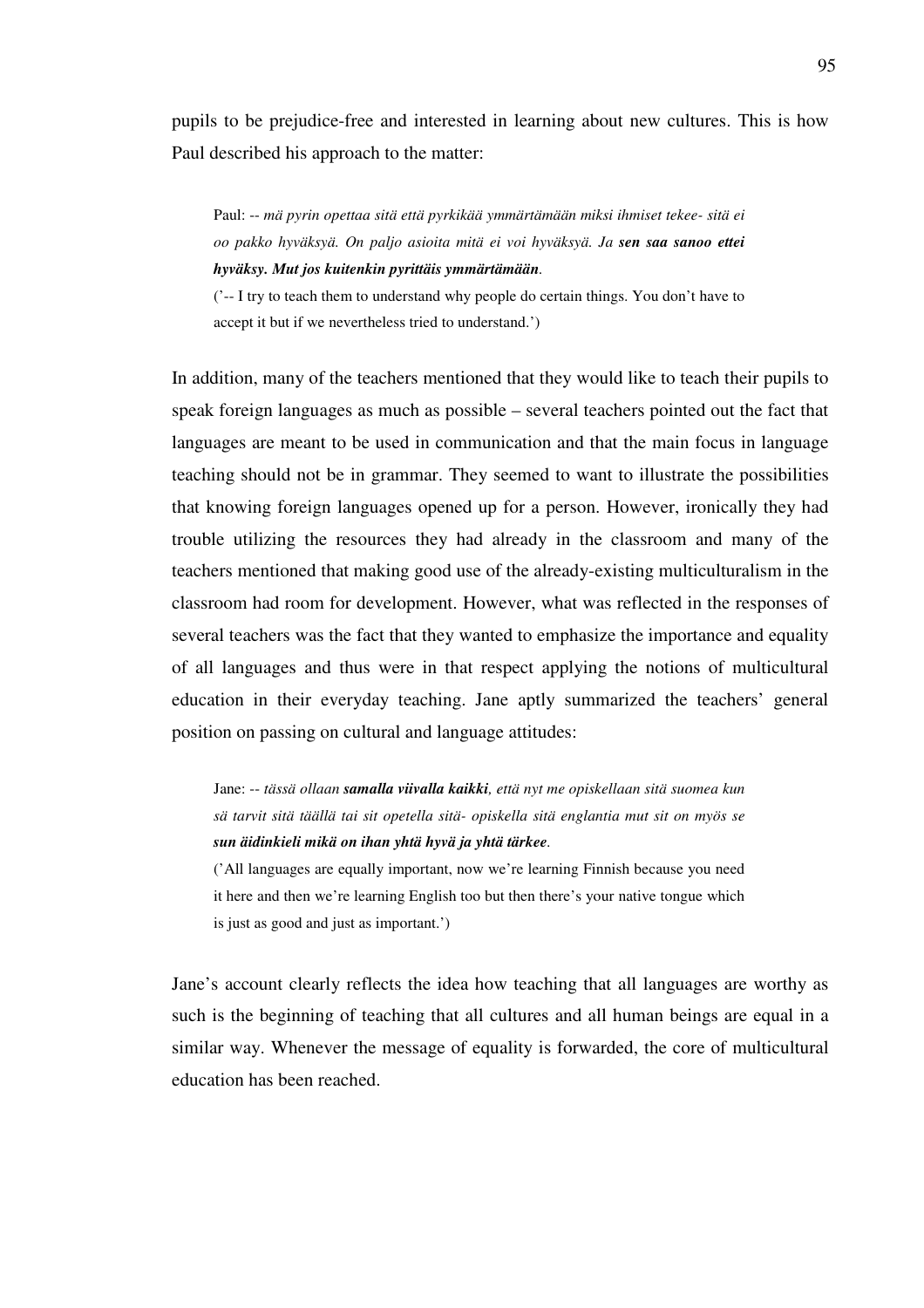pupils to be prejudice-free and interested in learning about new cultures. This is how Paul described his approach to the matter:

> Paul: -- *mä pyrin opettaa sitä että pyrkikää ymmärtämään miksi ihmiset tekee- sitä ei oo pakko hyväksyä. On paljo asioita mitä ei voi hyväksyä. Ja* ***sen saa sanoo ettei hyväksy. Mut jos kuitenkin pyrittäis ymmärtämään****.*
>
> ('-- I try to teach them to understand why people do certain things. You don't have to accept it but if we nevertheless tried to understand.')

In addition, many of the teachers mentioned that they would like to teach their pupils to speak foreign languages as much as possible – several teachers pointed out the fact that languages are meant to be used in communication and that the main focus in language teaching should not be in grammar. They seemed to want to illustrate the possibilities that knowing foreign languages opened up for a person. However, ironically they had trouble utilizing the resources they had already in the classroom and many of the teachers mentioned that making good use of the already-existing multiculturalism in the classroom had room for development. However, what was reflected in the responses of several teachers was the fact that they wanted to emphasize the importance and equality of all languages and thus were in that respect applying the notions of multicultural education in their everyday teaching. Jane aptly summarized the teachers' general position on passing on cultural and language attitudes:

> Jane: -- *tässä ollaan* ***samalla viivalla kaikki****, että nyt me opiskellaan sitä suomea kun sä tarvit sitä täällä tai sit opetella sitä- opiskella sitä englantia mut sit on myös se* ***sun äidinkieli mikä on ihan yhtä hyvä ja yhtä tärkee****.*
>
> ('All languages are equally important, now we're learning Finnish because you need it here and then we're learning English too but then there's your native tongue which is just as good and just as important.')

Jane's account clearly reflects the idea how teaching that all languages are worthy as such is the beginning of teaching that all cultures and all human beings are equal in a similar way. Whenever the message of equality is forwarded, the core of multicultural education has been reached.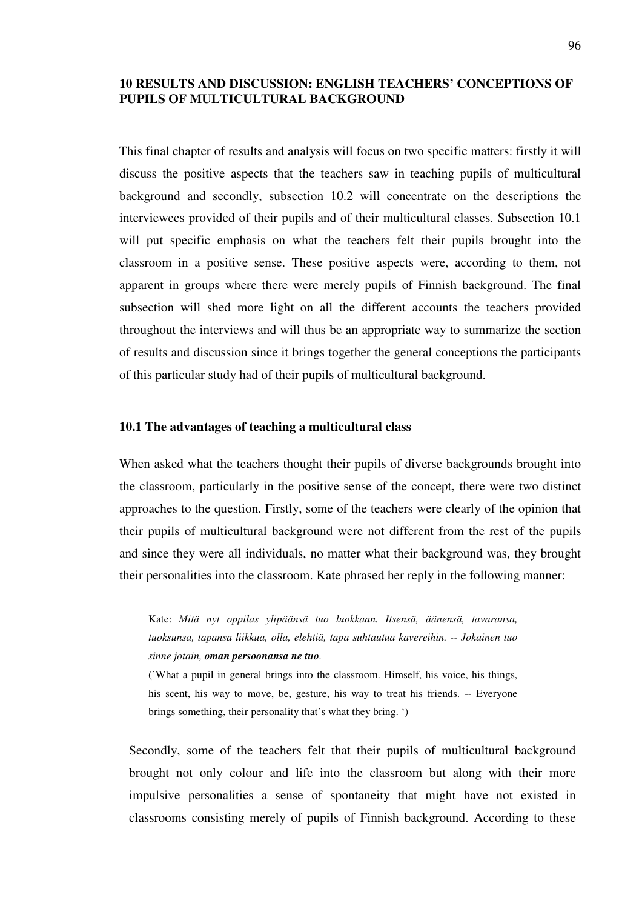## 10 RESULTS AND DISCUSSION: ENGLISH TEACHERS' CONCEPTIONS OF PUPILS OF MULTICULTURAL BACKGROUND

This final chapter of results and analysis will focus on two specific matters: firstly it will discuss the positive aspects that the teachers saw in teaching pupils of multicultural background and secondly, subsection 10.2 will concentrate on the descriptions the interviewees provided of their pupils and of their multicultural classes. Subsection 10.1 will put specific emphasis on what the teachers felt their pupils brought into the classroom in a positive sense. These positive aspects were, according to them, not apparent in groups where there were merely pupils of Finnish background. The final subsection will shed more light on all the different accounts the teachers provided throughout the interviews and will thus be an appropriate way to summarize the section of results and discussion since it brings together the general conceptions the participants of this particular study had of their pupils of multicultural background.

### 10.1 The advantages of teaching a multicultural class

When asked what the teachers thought their pupils of diverse backgrounds brought into the classroom, particularly in the positive sense of the concept, there were two distinct approaches to the question. Firstly, some of the teachers were clearly of the opinion that their pupils of multicultural background were not different from the rest of the pupils and since they were all individuals, no matter what their background was, they brought their personalities into the classroom. Kate phrased her reply in the following manner:

> Kate: *Mitä nyt oppilas ylipäänsä tuo luokkaan. Itsensä, äänensä, tavaransa, tuoksunsa, tapansa liikkua, olla, elehtiä, tapa suhtautua kavereihin. -- Jokainen tuo sinne jotain,* ***oman persoonansa ne tuo****.*
>
> ('What a pupil in general brings into the classroom. Himself, his voice, his things, his scent, his way to move, be, gesture, his way to treat his friends. -- Everyone brings something, their personality that's what they bring. ')

Secondly, some of the teachers felt that their pupils of multicultural background brought not only colour and life into the classroom but along with their more impulsive personalities a sense of spontaneity that might have not existed in classrooms consisting merely of pupils of Finnish background. According to these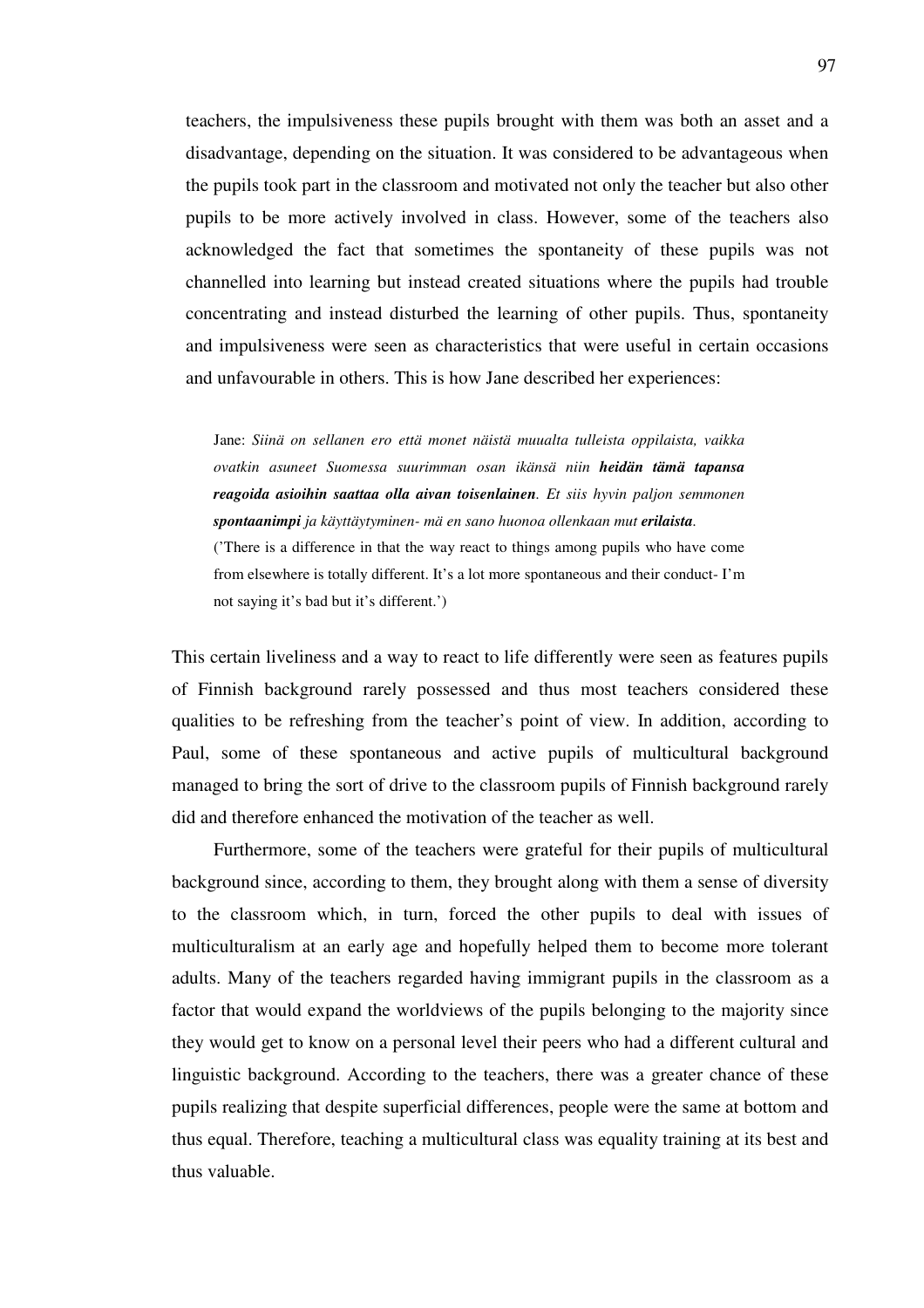teachers, the impulsiveness these pupils brought with them was both an asset and a disadvantage, depending on the situation. It was considered to be advantageous when the pupils took part in the classroom and motivated not only the teacher but also other pupils to be more actively involved in class. However, some of the teachers also acknowledged the fact that sometimes the spontaneity of these pupils was not channelled into learning but instead created situations where the pupils had trouble concentrating and instead disturbed the learning of other pupils. Thus, spontaneity and impulsiveness were seen as characteristics that were useful in certain occasions and unfavourable in others. This is how Jane described her experiences:

> Jane: *Siinä on sellanen ero että monet näistä muualta tulleista oppilaista, vaikka ovatkin asuneet Suomessa suurimman osan ikänsä niin* ***heidän tämä tapansa reagoida asioihin saattaa olla aivan toisenlainen****. Et siis hyvin paljon semmonen* ***spontaanimpi*** *ja käyttäytyminen- mä en sano huonoa ollenkaan mut* ***erilaista****.*
> ('There is a difference in that the way react to things among pupils who have come from elsewhere is totally different. It's a lot more spontaneous and their conduct- I'm not saying it's bad but it's different.')

This certain liveliness and a way to react to life differently were seen as features pupils of Finnish background rarely possessed and thus most teachers considered these qualities to be refreshing from the teacher's point of view. In addition, according to Paul, some of these spontaneous and active pupils of multicultural background managed to bring the sort of drive to the classroom pupils of Finnish background rarely did and therefore enhanced the motivation of the teacher as well.

Furthermore, some of the teachers were grateful for their pupils of multicultural background since, according to them, they brought along with them a sense of diversity to the classroom which, in turn, forced the other pupils to deal with issues of multiculturalism at an early age and hopefully helped them to become more tolerant adults. Many of the teachers regarded having immigrant pupils in the classroom as a factor that would expand the worldviews of the pupils belonging to the majority since they would get to know on a personal level their peers who had a different cultural and linguistic background. According to the teachers, there was a greater chance of these pupils realizing that despite superficial differences, people were the same at bottom and thus equal. Therefore, teaching a multicultural class was equality training at its best and thus valuable.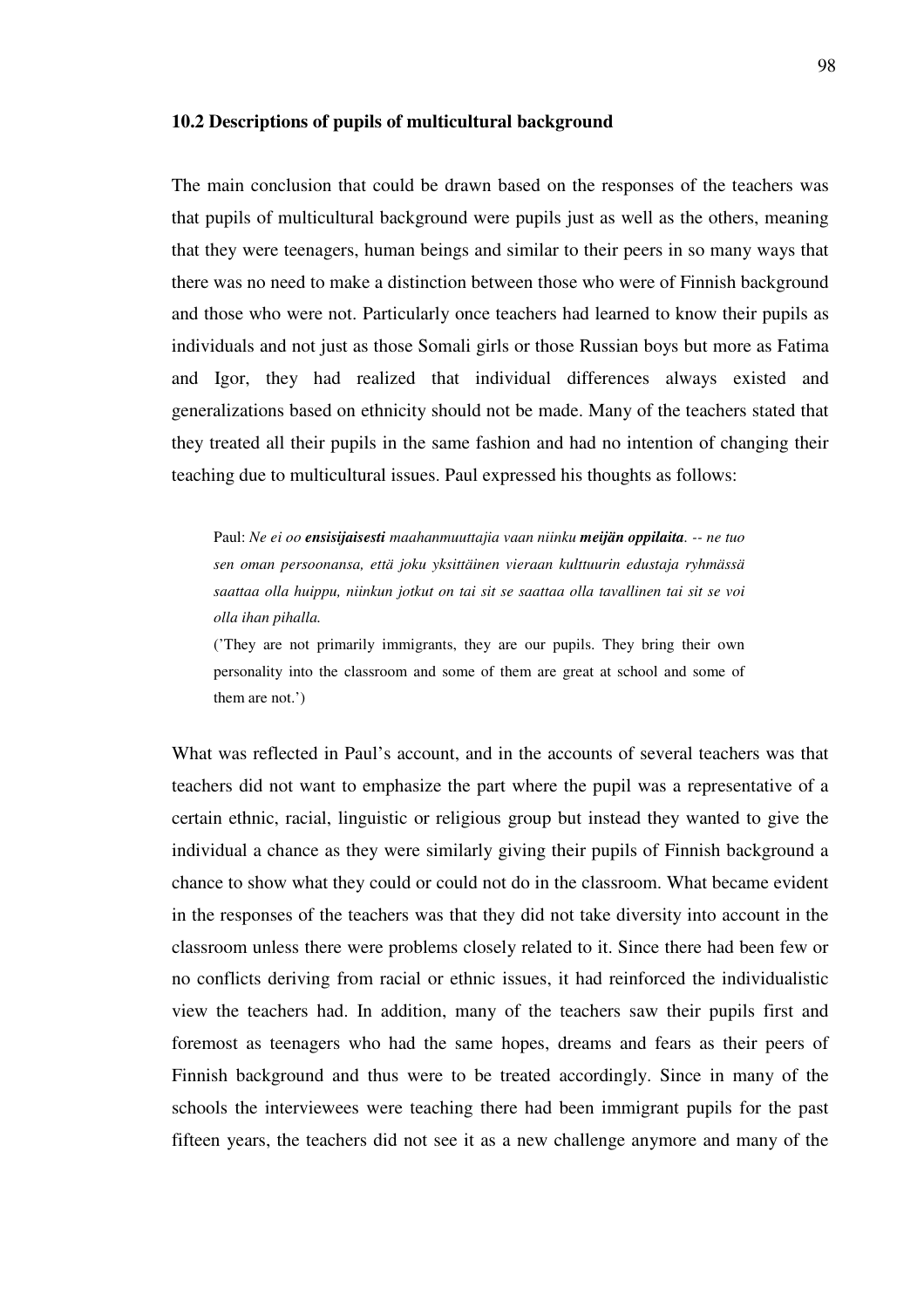### 10.2 Descriptions of pupils of multicultural background

The main conclusion that could be drawn based on the responses of the teachers was that pupils of multicultural background were pupils just as well as the others, meaning that they were teenagers, human beings and similar to their peers in so many ways that there was no need to make a distinction between those who were of Finnish background and those who were not. Particularly once teachers had learned to know their pupils as individuals and not just as those Somali girls or those Russian boys but more as Fatima and Igor, they had realized that individual differences always existed and generalizations based on ethnicity should not be made. Many of the teachers stated that they treated all their pupils in the same fashion and had no intention of changing their teaching due to multicultural issues. Paul expressed his thoughts as follows:

> Paul: *Ne ei oo **ensisijaisesti** maahanmuuttajia vaan niinku **meijän oppilaita**. -- ne tuo sen oman persoonansa, että joku yksittäinen vieraan kulttuurin edustaja ryhmässä saattaa olla huippu, niinkun jotkut on tai sit se saattaa olla tavallinen tai sit se voi olla ihan pihalla.*
>
> ('They are not primarily immigrants, they are our pupils. They bring their own personality into the classroom and some of them are great at school and some of them are not.')

What was reflected in Paul's account, and in the accounts of several teachers was that teachers did not want to emphasize the part where the pupil was a representative of a certain ethnic, racial, linguistic or religious group but instead they wanted to give the individual a chance as they were similarly giving their pupils of Finnish background a chance to show what they could or could not do in the classroom. What became evident in the responses of the teachers was that they did not take diversity into account in the classroom unless there were problems closely related to it. Since there had been few or no conflicts deriving from racial or ethnic issues, it had reinforced the individualistic view the teachers had. In addition, many of the teachers saw their pupils first and foremost as teenagers who had the same hopes, dreams and fears as their peers of Finnish background and thus were to be treated accordingly. Since in many of the schools the interviewees were teaching there had been immigrant pupils for the past fifteen years, the teachers did not see it as a new challenge anymore and many of the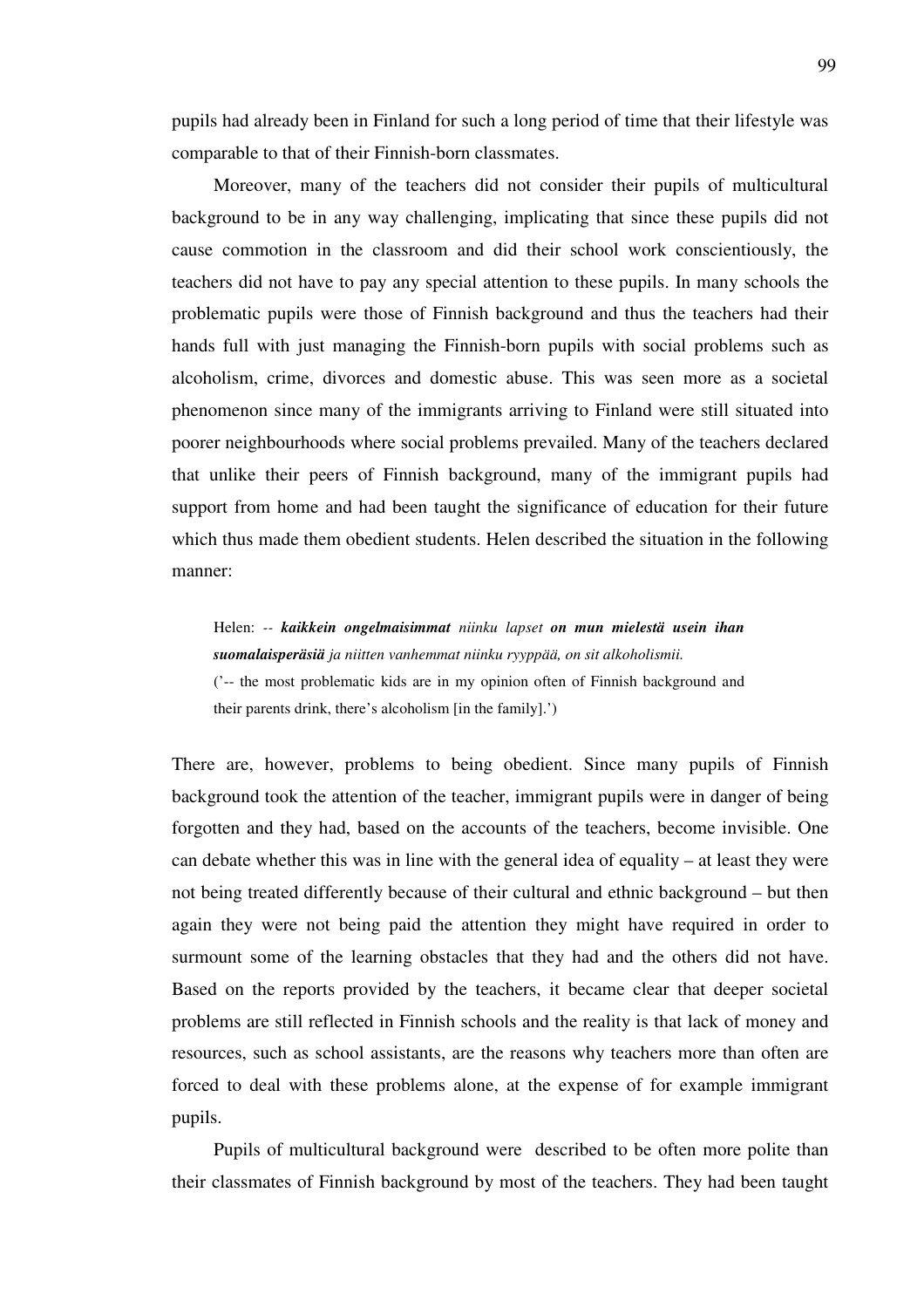pupils had already been in Finland for such a long period of time that their lifestyle was comparable to that of their Finnish-born classmates.

Moreover, many of the teachers did not consider their pupils of multicultural background to be in any way challenging, implicating that since these pupils did not cause commotion in the classroom and did their school work conscientiously, the teachers did not have to pay any special attention to these pupils. In many schools the problematic pupils were those of Finnish background and thus the teachers had their hands full with just managing the Finnish-born pupils with social problems such as alcoholism, crime, divorces and domestic abuse. This was seen more as a societal phenomenon since many of the immigrants arriving to Finland were still situated into poorer neighbourhoods where social problems prevailed. Many of the teachers declared that unlike their peers of Finnish background, many of the immigrant pupils had support from home and had been taught the significance of education for their future which thus made them obedient students. Helen described the situation in the following manner:

> Helen: -- ***kaikkein ongelmaisimmat*** *niinku lapset* ***on mun mielestä usein ihan suomalaisperäsiä*** *ja niitten vanhemmat niinku ryyppää, on sit alkoholismii.*
> ('-- the most problematic kids are in my opinion often of Finnish background and their parents drink, there's alcoholism [in the family].')

There are, however, problems to being obedient. Since many pupils of Finnish background took the attention of the teacher, immigrant pupils were in danger of being forgotten and they had, based on the accounts of the teachers, become invisible. One can debate whether this was in line with the general idea of equality – at least they were not being treated differently because of their cultural and ethnic background – but then again they were not being paid the attention they might have required in order to surmount some of the learning obstacles that they had and the others did not have. Based on the reports provided by the teachers, it became clear that deeper societal problems are still reflected in Finnish schools and the reality is that lack of money and resources, such as school assistants, are the reasons why teachers more than often are forced to deal with these problems alone, at the expense of for example immigrant pupils.

Pupils of multicultural background were described to be often more polite than their classmates of Finnish background by most of the teachers. They had been taught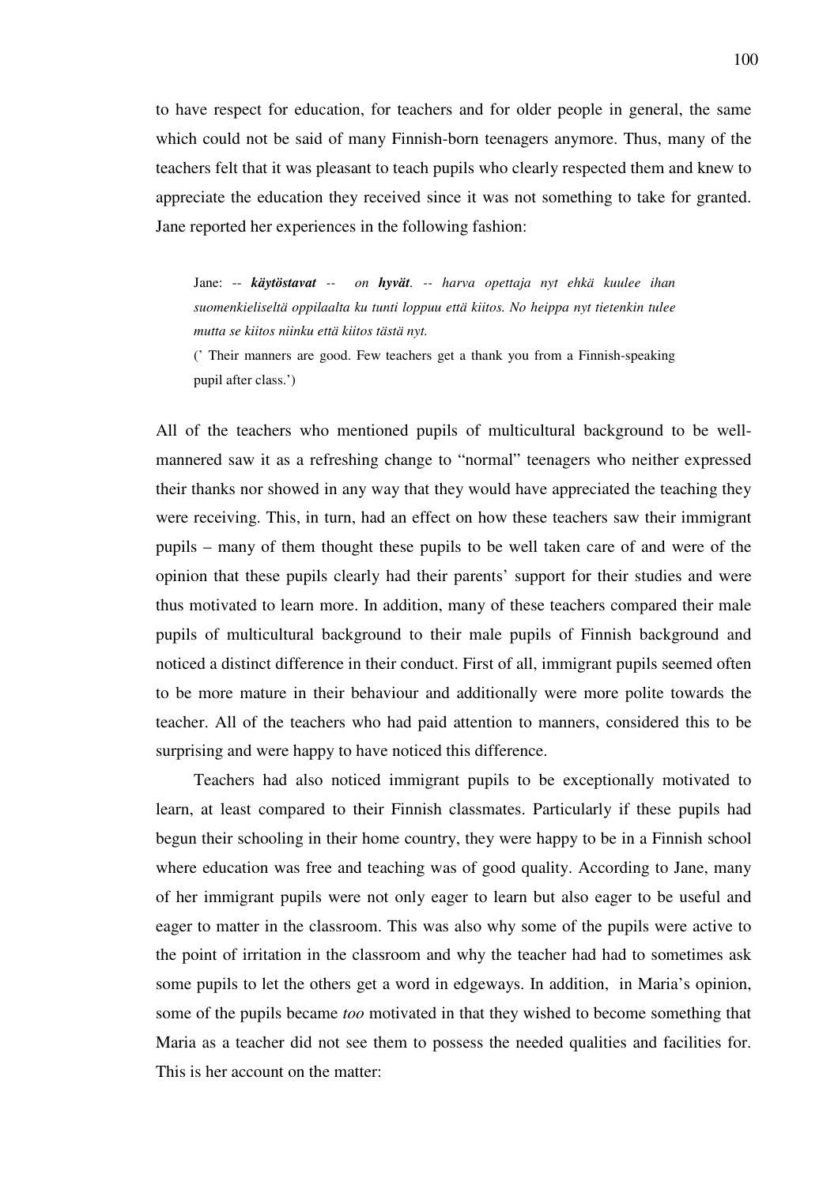to have respect for education, for teachers and for older people in general, the same which could not be said of many Finnish-born teenagers anymore. Thus, many of the teachers felt that it was pleasant to teach pupils who clearly respected them and knew to appreciate the education they received since it was not something to take for granted. Jane reported her experiences in the following fashion:

> Jane: -- ***käytöstavat*** -- *on* ***hyvät****. -- harva opettaja nyt ehkä kuulee ihan suomenkieliseltä oppilaalta ku tunti loppuu että kiitos. No heippa nyt tietenkin tulee mutta se kiitos niinku että kiitos tästä nyt.*
> (' Their manners are good. Few teachers get a thank you from a Finnish-speaking pupil after class.')

All of the teachers who mentioned pupils of multicultural background to be well-mannered saw it as a refreshing change to "normal" teenagers who neither expressed their thanks nor showed in any way that they would have appreciated the teaching they were receiving. This, in turn, had an effect on how these teachers saw their immigrant pupils – many of them thought these pupils to be well taken care of and were of the opinion that these pupils clearly had their parents' support for their studies and were thus motivated to learn more. In addition, many of these teachers compared their male pupils of multicultural background to their male pupils of Finnish background and noticed a distinct difference in their conduct. First of all, immigrant pupils seemed often to be more mature in their behaviour and additionally were more polite towards the teacher. All of the teachers who had paid attention to manners, considered this to be surprising and were happy to have noticed this difference.

Teachers had also noticed immigrant pupils to be exceptionally motivated to learn, at least compared to their Finnish classmates. Particularly if these pupils had begun their schooling in their home country, they were happy to be in a Finnish school where education was free and teaching was of good quality. According to Jane, many of her immigrant pupils were not only eager to learn but also eager to be useful and eager to matter in the classroom. This was also why some of the pupils were active to the point of irritation in the classroom and why the teacher had had to sometimes ask some pupils to let the others get a word in edgeways. In addition, in Maria's opinion, some of the pupils became *too* motivated in that they wished to become something that Maria as a teacher did not see them to possess the needed qualities and facilities for. This is her account on the matter: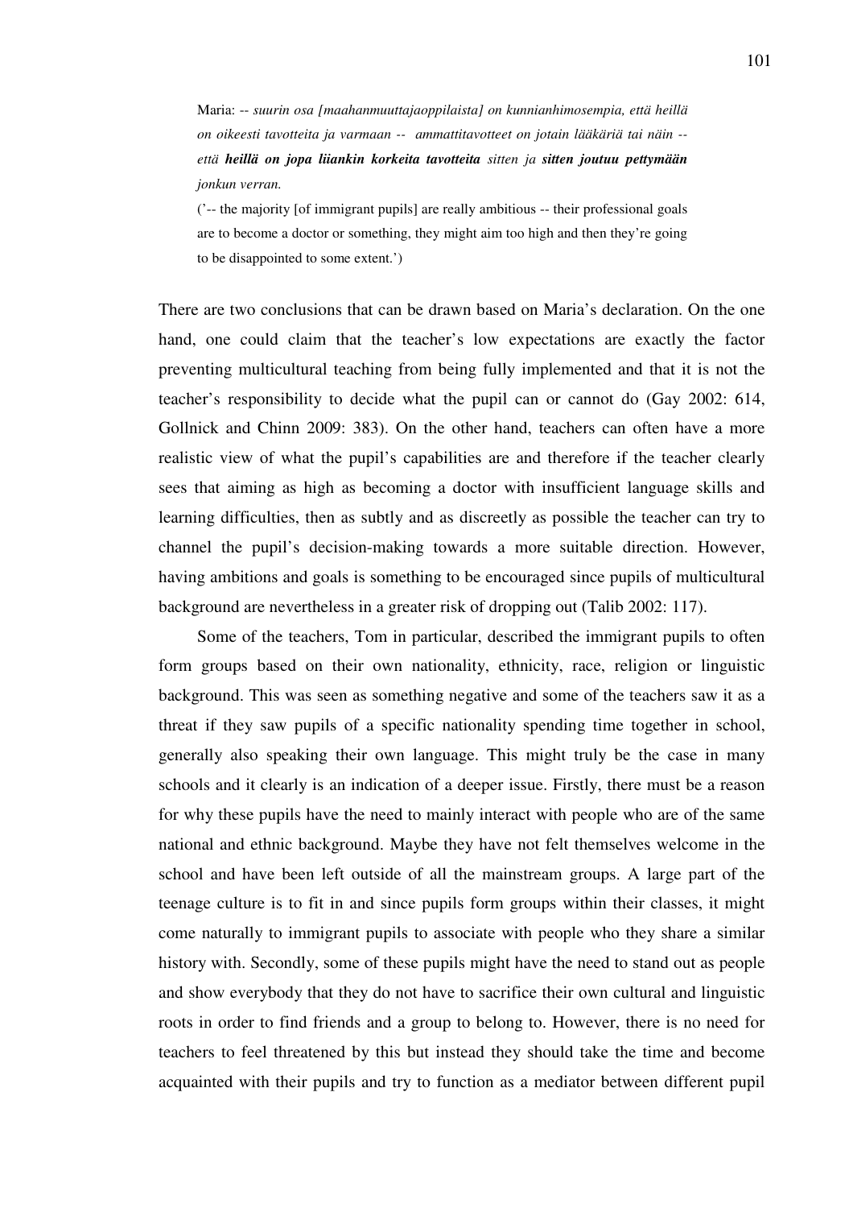> Maria: -- *suurin osa [maahanmuuttajaoppilaista] on kunnianhimosempia, että heillä on oikeesti tavotteita ja varmaan -- ammattitavotteet on jotain lääkäriä tai näin -- että* ***heillä on jopa liiankin korkeita tavotteita*** *sitten ja* ***sitten joutuu pettymään*** *jonkun verran.*
>
> ('-- the majority [of immigrant pupils] are really ambitious -- their professional goals are to become a doctor or something, they might aim too high and then they're going to be disappointed to some extent.')

There are two conclusions that can be drawn based on Maria's declaration. On the one hand, one could claim that the teacher's low expectations are exactly the factor preventing multicultural teaching from being fully implemented and that it is not the teacher's responsibility to decide what the pupil can or cannot do (Gay 2002: 614, Gollnick and Chinn 2009: 383). On the other hand, teachers can often have a more realistic view of what the pupil's capabilities are and therefore if the teacher clearly sees that aiming as high as becoming a doctor with insufficient language skills and learning difficulties, then as subtly and as discreetly as possible the teacher can try to channel the pupil's decision-making towards a more suitable direction. However, having ambitions and goals is something to be encouraged since pupils of multicultural background are nevertheless in a greater risk of dropping out (Talib 2002: 117).

Some of the teachers, Tom in particular, described the immigrant pupils to often form groups based on their own nationality, ethnicity, race, religion or linguistic background. This was seen as something negative and some of the teachers saw it as a threat if they saw pupils of a specific nationality spending time together in school, generally also speaking their own language. This might truly be the case in many schools and it clearly is an indication of a deeper issue. Firstly, there must be a reason for why these pupils have the need to mainly interact with people who are of the same national and ethnic background. Maybe they have not felt themselves welcome in the school and have been left outside of all the mainstream groups. A large part of the teenage culture is to fit in and since pupils form groups within their classes, it might come naturally to immigrant pupils to associate with people who they share a similar history with. Secondly, some of these pupils might have the need to stand out as people and show everybody that they do not have to sacrifice their own cultural and linguistic roots in order to find friends and a group to belong to. However, there is no need for teachers to feel threatened by this but instead they should take the time and become acquainted with their pupils and try to function as a mediator between different pupil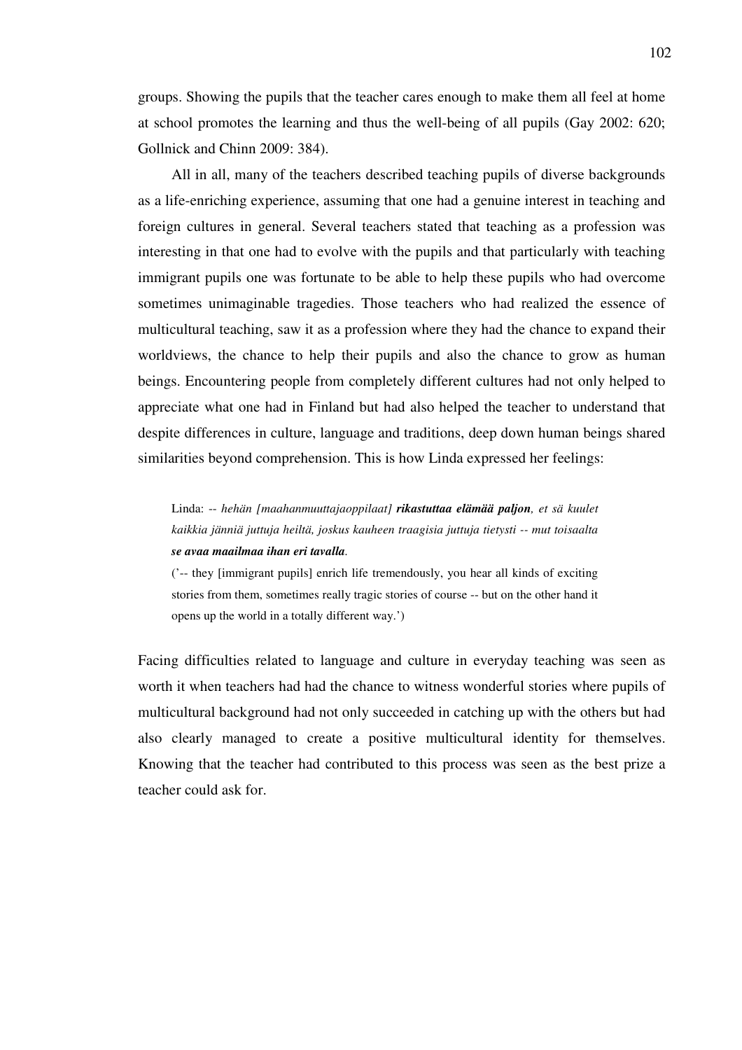groups. Showing the pupils that the teacher cares enough to make them all feel at home at school promotes the learning and thus the well-being of all pupils (Gay 2002: 620; Gollnick and Chinn 2009: 384).

All in all, many of the teachers described teaching pupils of diverse backgrounds as a life-enriching experience, assuming that one had a genuine interest in teaching and foreign cultures in general. Several teachers stated that teaching as a profession was interesting in that one had to evolve with the pupils and that particularly with teaching immigrant pupils one was fortunate to be able to help these pupils who had overcome sometimes unimaginable tragedies. Those teachers who had realized the essence of multicultural teaching, saw it as a profession where they had the chance to expand their worldviews, the chance to help their pupils and also the chance to grow as human beings. Encountering people from completely different cultures had not only helped to appreciate what one had in Finland but had also helped the teacher to understand that despite differences in culture, language and traditions, deep down human beings shared similarities beyond comprehension. This is how Linda expressed her feelings:

> Linda: -- *hehän [maahanmuuttajaoppilaat]* ***rikastuttaa elämää paljon****, et sä kuulet kaikkia jänniä juttuja heiltä, joskus kauheen traagisia juttuja tietysti -- mut toisaalta* ***se avaa maailmaa ihan eri tavalla****.*
> ('-- they [immigrant pupils] enrich life tremendously, you hear all kinds of exciting stories from them, sometimes really tragic stories of course -- but on the other hand it opens up the world in a totally different way.')

Facing difficulties related to language and culture in everyday teaching was seen as worth it when teachers had had the chance to witness wonderful stories where pupils of multicultural background had not only succeeded in catching up with the others but had also clearly managed to create a positive multicultural identity for themselves. Knowing that the teacher had contributed to this process was seen as the best prize a teacher could ask for.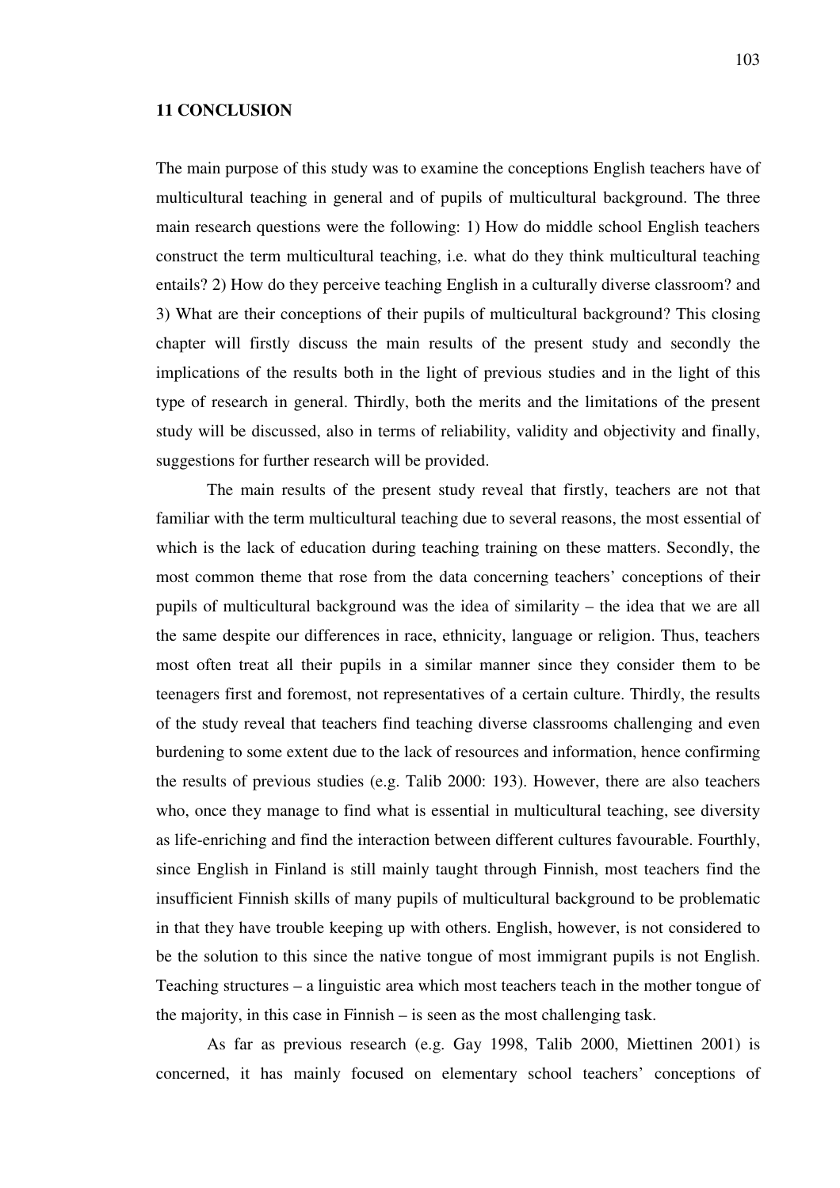# 11 CONCLUSION

The main purpose of this study was to examine the conceptions English teachers have of multicultural teaching in general and of pupils of multicultural background. The three main research questions were the following: 1) How do middle school English teachers construct the term multicultural teaching, i.e. what do they think multicultural teaching entails? 2) How do they perceive teaching English in a culturally diverse classroom? and 3) What are their conceptions of their pupils of multicultural background? This closing chapter will firstly discuss the main results of the present study and secondly the implications of the results both in the light of previous studies and in the light of this type of research in general. Thirdly, both the merits and the limitations of the present study will be discussed, also in terms of reliability, validity and objectivity and finally, suggestions for further research will be provided.

The main results of the present study reveal that firstly, teachers are not that familiar with the term multicultural teaching due to several reasons, the most essential of which is the lack of education during teaching training on these matters. Secondly, the most common theme that rose from the data concerning teachers' conceptions of their pupils of multicultural background was the idea of similarity – the idea that we are all the same despite our differences in race, ethnicity, language or religion. Thus, teachers most often treat all their pupils in a similar manner since they consider them to be teenagers first and foremost, not representatives of a certain culture. Thirdly, the results of the study reveal that teachers find teaching diverse classrooms challenging and even burdening to some extent due to the lack of resources and information, hence confirming the results of previous studies (e.g. Talib 2000: 193). However, there are also teachers who, once they manage to find what is essential in multicultural teaching, see diversity as life-enriching and find the interaction between different cultures favourable. Fourthly, since English in Finland is still mainly taught through Finnish, most teachers find the insufficient Finnish skills of many pupils of multicultural background to be problematic in that they have trouble keeping up with others. English, however, is not considered to be the solution to this since the native tongue of most immigrant pupils is not English. Teaching structures – a linguistic area which most teachers teach in the mother tongue of the majority, in this case in Finnish – is seen as the most challenging task.

As far as previous research (e.g. Gay 1998, Talib 2000, Miettinen 2001) is concerned, it has mainly focused on elementary school teachers' conceptions of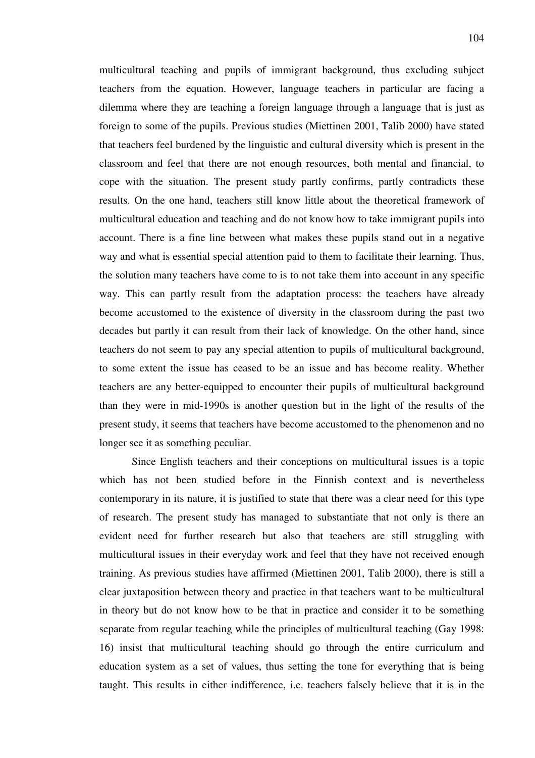multicultural teaching and pupils of immigrant background, thus excluding subject teachers from the equation. However, language teachers in particular are facing a dilemma where they are teaching a foreign language through a language that is just as foreign to some of the pupils. Previous studies (Miettinen 2001, Talib 2000) have stated that teachers feel burdened by the linguistic and cultural diversity which is present in the classroom and feel that there are not enough resources, both mental and financial, to cope with the situation. The present study partly confirms, partly contradicts these results. On the one hand, teachers still know little about the theoretical framework of multicultural education and teaching and do not know how to take immigrant pupils into account. There is a fine line between what makes these pupils stand out in a negative way and what is essential special attention paid to them to facilitate their learning. Thus, the solution many teachers have come to is to not take them into account in any specific way. This can partly result from the adaptation process: the teachers have already become accustomed to the existence of diversity in the classroom during the past two decades but partly it can result from their lack of knowledge. On the other hand, since teachers do not seem to pay any special attention to pupils of multicultural background, to some extent the issue has ceased to be an issue and has become reality. Whether teachers are any better-equipped to encounter their pupils of multicultural background than they were in mid-1990s is another question but in the light of the results of the present study, it seems that teachers have become accustomed to the phenomenon and no longer see it as something peculiar.

Since English teachers and their conceptions on multicultural issues is a topic which has not been studied before in the Finnish context and is nevertheless contemporary in its nature, it is justified to state that there was a clear need for this type of research. The present study has managed to substantiate that not only is there an evident need for further research but also that teachers are still struggling with multicultural issues in their everyday work and feel that they have not received enough training. As previous studies have affirmed (Miettinen 2001, Talib 2000), there is still a clear juxtaposition between theory and practice in that teachers want to be multicultural in theory but do not know how to be that in practice and consider it to be something separate from regular teaching while the principles of multicultural teaching (Gay 1998: 16) insist that multicultural teaching should go through the entire curriculum and education system as a set of values, thus setting the tone for everything that is being taught. This results in either indifference, i.e. teachers falsely believe that it is in the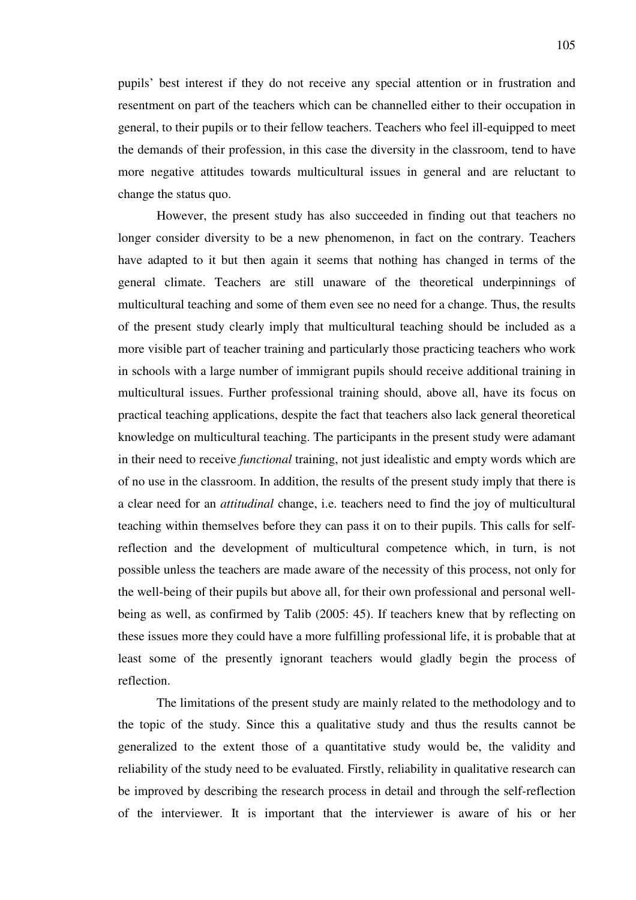pupils' best interest if they do not receive any special attention or in frustration and resentment on part of the teachers which can be channelled either to their occupation in general, to their pupils or to their fellow teachers. Teachers who feel ill-equipped to meet the demands of their profession, in this case the diversity in the classroom, tend to have more negative attitudes towards multicultural issues in general and are reluctant to change the status quo.

However, the present study has also succeeded in finding out that teachers no longer consider diversity to be a new phenomenon, in fact on the contrary. Teachers have adapted to it but then again it seems that nothing has changed in terms of the general climate. Teachers are still unaware of the theoretical underpinnings of multicultural teaching and some of them even see no need for a change. Thus, the results of the present study clearly imply that multicultural teaching should be included as a more visible part of teacher training and particularly those practicing teachers who work in schools with a large number of immigrant pupils should receive additional training in multicultural issues. Further professional training should, above all, have its focus on practical teaching applications, despite the fact that teachers also lack general theoretical knowledge on multicultural teaching. The participants in the present study were adamant in their need to receive *functional* training, not just idealistic and empty words which are of no use in the classroom. In addition, the results of the present study imply that there is a clear need for an *attitudinal* change, i.e. teachers need to find the joy of multicultural teaching within themselves before they can pass it on to their pupils. This calls for self-reflection and the development of multicultural competence which, in turn, is not possible unless the teachers are made aware of the necessity of this process, not only for the well-being of their pupils but above all, for their own professional and personal well-being as well, as confirmed by Talib (2005: 45). If teachers knew that by reflecting on these issues more they could have a more fulfilling professional life, it is probable that at least some of the presently ignorant teachers would gladly begin the process of reflection.

The limitations of the present study are mainly related to the methodology and to the topic of the study. Since this a qualitative study and thus the results cannot be generalized to the extent those of a quantitative study would be, the validity and reliability of the study need to be evaluated. Firstly, reliability in qualitative research can be improved by describing the research process in detail and through the self-reflection of the interviewer. It is important that the interviewer is aware of his or her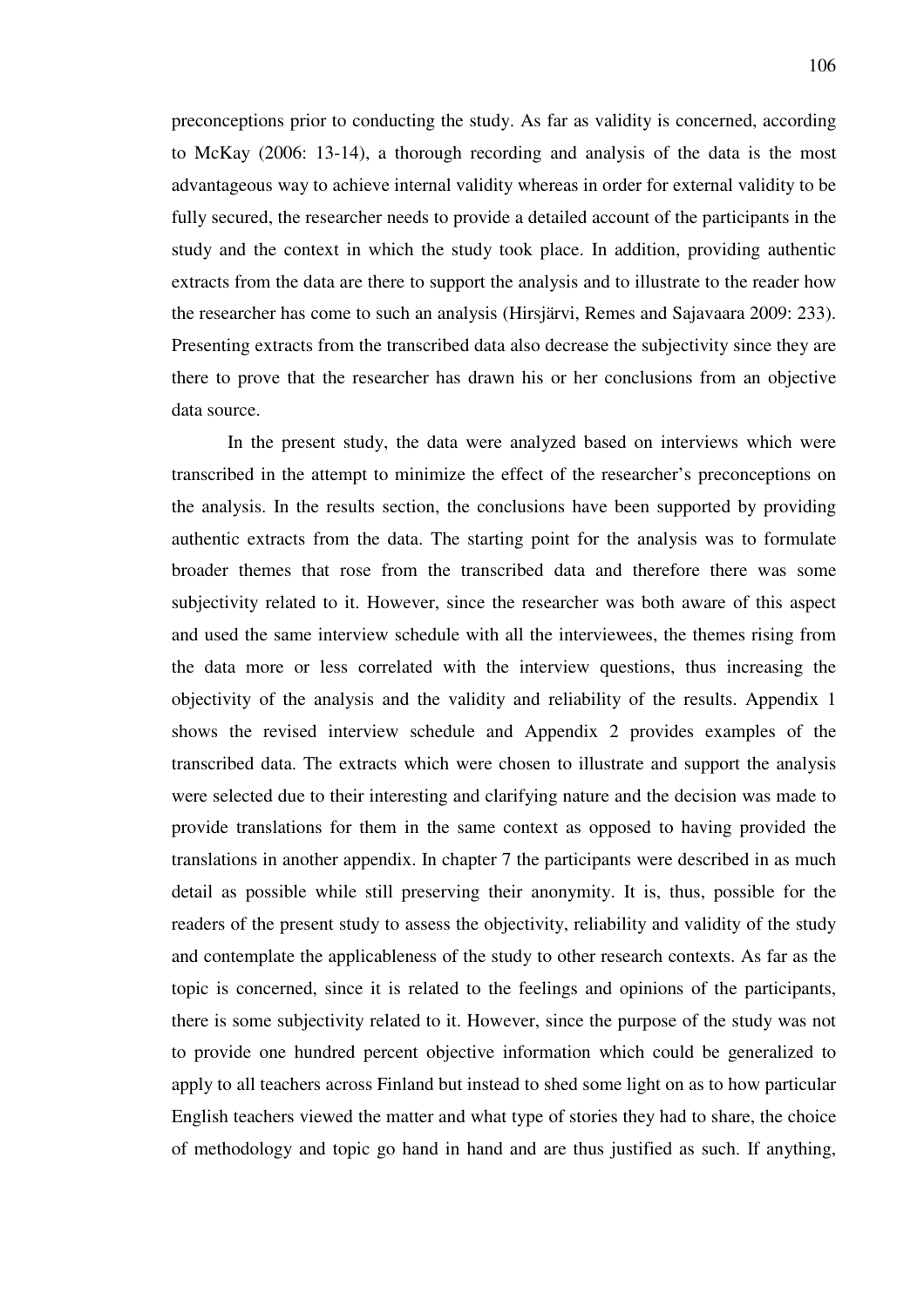preconceptions prior to conducting the study. As far as validity is concerned, according to McKay (2006: 13-14), a thorough recording and analysis of the data is the most advantageous way to achieve internal validity whereas in order for external validity to be fully secured, the researcher needs to provide a detailed account of the participants in the study and the context in which the study took place. In addition, providing authentic extracts from the data are there to support the analysis and to illustrate to the reader how the researcher has come to such an analysis (Hirsjärvi, Remes and Sajavaara 2009: 233). Presenting extracts from the transcribed data also decrease the subjectivity since they are there to prove that the researcher has drawn his or her conclusions from an objective data source.

In the present study, the data were analyzed based on interviews which were transcribed in the attempt to minimize the effect of the researcher's preconceptions on the analysis. In the results section, the conclusions have been supported by providing authentic extracts from the data. The starting point for the analysis was to formulate broader themes that rose from the transcribed data and therefore there was some subjectivity related to it. However, since the researcher was both aware of this aspect and used the same interview schedule with all the interviewees, the themes rising from the data more or less correlated with the interview questions, thus increasing the objectivity of the analysis and the validity and reliability of the results. Appendix 1 shows the revised interview schedule and Appendix 2 provides examples of the transcribed data. The extracts which were chosen to illustrate and support the analysis were selected due to their interesting and clarifying nature and the decision was made to provide translations for them in the same context as opposed to having provided the translations in another appendix. In chapter 7 the participants were described in as much detail as possible while still preserving their anonymity. It is, thus, possible for the readers of the present study to assess the objectivity, reliability and validity of the study and contemplate the applicableness of the study to other research contexts. As far as the topic is concerned, since it is related to the feelings and opinions of the participants, there is some subjectivity related to it. However, since the purpose of the study was not to provide one hundred percent objective information which could be generalized to apply to all teachers across Finland but instead to shed some light on as to how particular English teachers viewed the matter and what type of stories they had to share, the choice of methodology and topic go hand in hand and are thus justified as such. If anything,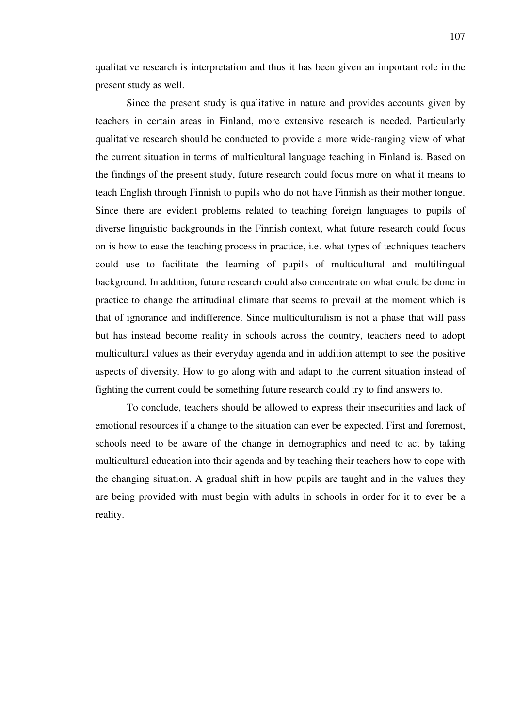qualitative research is interpretation and thus it has been given an important role in the present study as well.

Since the present study is qualitative in nature and provides accounts given by teachers in certain areas in Finland, more extensive research is needed. Particularly qualitative research should be conducted to provide a more wide-ranging view of what the current situation in terms of multicultural language teaching in Finland is. Based on the findings of the present study, future research could focus more on what it means to teach English through Finnish to pupils who do not have Finnish as their mother tongue. Since there are evident problems related to teaching foreign languages to pupils of diverse linguistic backgrounds in the Finnish context, what future research could focus on is how to ease the teaching process in practice, i.e. what types of techniques teachers could use to facilitate the learning of pupils of multicultural and multilingual background. In addition, future research could also concentrate on what could be done in practice to change the attitudinal climate that seems to prevail at the moment which is that of ignorance and indifference. Since multiculturalism is not a phase that will pass but has instead become reality in schools across the country, teachers need to adopt multicultural values as their everyday agenda and in addition attempt to see the positive aspects of diversity. How to go along with and adapt to the current situation instead of fighting the current could be something future research could try to find answers to.

To conclude, teachers should be allowed to express their insecurities and lack of emotional resources if a change to the situation can ever be expected. First and foremost, schools need to be aware of the change in demographics and need to act by taking multicultural education into their agenda and by teaching their teachers how to cope with the changing situation. A gradual shift in how pupils are taught and in the values they are being provided with must begin with adults in schools in order for it to ever be a reality.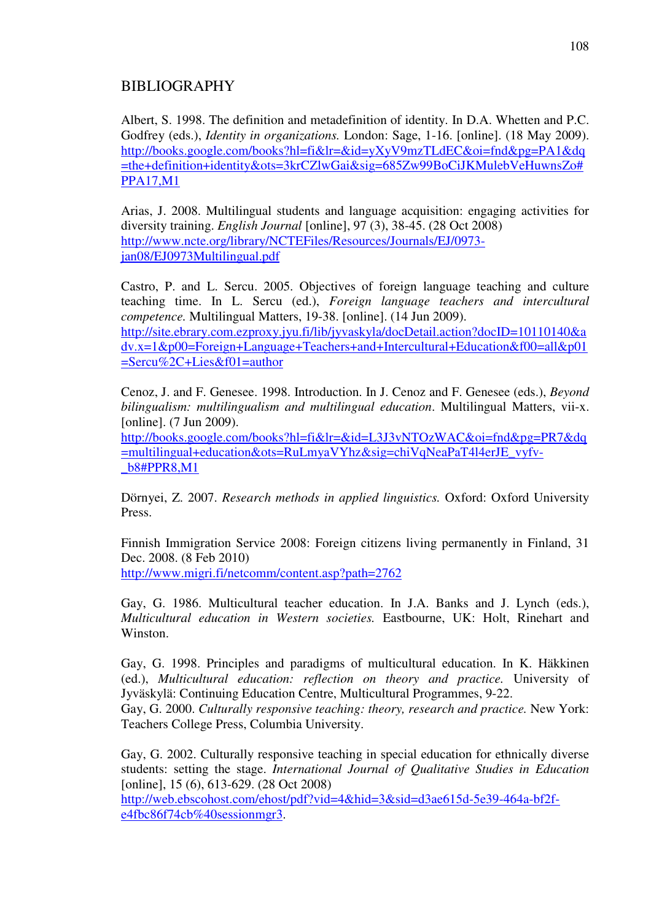# BIBLIOGRAPHY

Albert, S. 1998. The definition and metadefinition of identity. In D.A. Whetten and P.C. Godfrey (eds.), *Identity in organizations.* London: Sage, 1-16. [online]. (18 May 2009). http://books.google.com/books?hl=fi&lr=&id=yXyV9mzTLdEC&oi=fnd&pg=PA1&dq=the+definition+identity&ots=3krCZlwGai&sig=685Zw99BoCiJKMulebVeHuwnsZo#PPA17,M1

Arias, J. 2008. Multilingual students and language acquisition: engaging activities for diversity training. *English Journal* [online], 97 (3), 38-45. (28 Oct 2008) http://www.ncte.org/library/NCTEFiles/Resources/Journals/EJ/0973-jan08/EJ0973Multilingual.pdf

Castro, P. and L. Sercu. 2005. Objectives of foreign language teaching and culture teaching time. In L. Sercu (ed.), *Foreign language teachers and intercultural competence.* Multilingual Matters, 19-38. [online]. (14 Jun 2009). http://site.ebrary.com.ezproxy.jyu.fi/lib/jyvaskyla/docDetail.action?docID=10110140&adv.x=1&p00=Foreign+Language+Teachers+and+Intercultural+Education&f00=all&p01=Sercu%2C+Lies&f01=author

Cenoz, J. and F. Genesee. 1998. Introduction. In J. Cenoz and F. Genesee (eds.), *Beyond bilingualism: multilingualism and multilingual education*. Multilingual Matters, vii-x. [online]. (7 Jun 2009). http://books.google.com/books?hl=fi&lr=&id=L3J3vNTOzWAC&oi=fnd&pg=PR7&dq=multilingual+education&ots=RuLmyaVYhz&sig=chiVqNeaPaT4l4erJE_vyfv-_b8#PPR8,M1

Dörnyei, Z. 2007. *Research methods in applied linguistics.* Oxford: Oxford University Press.

Finnish Immigration Service 2008: Foreign citizens living permanently in Finland, 31 Dec. 2008. (8 Feb 2010) http://www.migri.fi/netcomm/content.asp?path=2762

Gay, G. 1986. Multicultural teacher education. In J.A. Banks and J. Lynch (eds.), *Multicultural education in Western societies.* Eastbourne, UK: Holt, Rinehart and Winston.

Gay, G. 1998. Principles and paradigms of multicultural education. In K. Häkkinen (ed.), *Multicultural education: reflection on theory and practice.* University of Jyväskylä: Continuing Education Centre, Multicultural Programmes, 9-22.
Gay, G. 2000. *Culturally responsive teaching: theory, research and practice.* New York: Teachers College Press, Columbia University.

Gay, G. 2002. Culturally responsive teaching in special education for ethnically diverse students: setting the stage. *International Journal of Qualitative Studies in Education* [online], 15 (6), 613-629. (28 Oct 2008) http://web.ebscohost.com/ehost/pdf?vid=4&hid=3&sid=d3ae615d-5e39-464a-bf2f-e4fbc86f74cb%40sessionmgr3.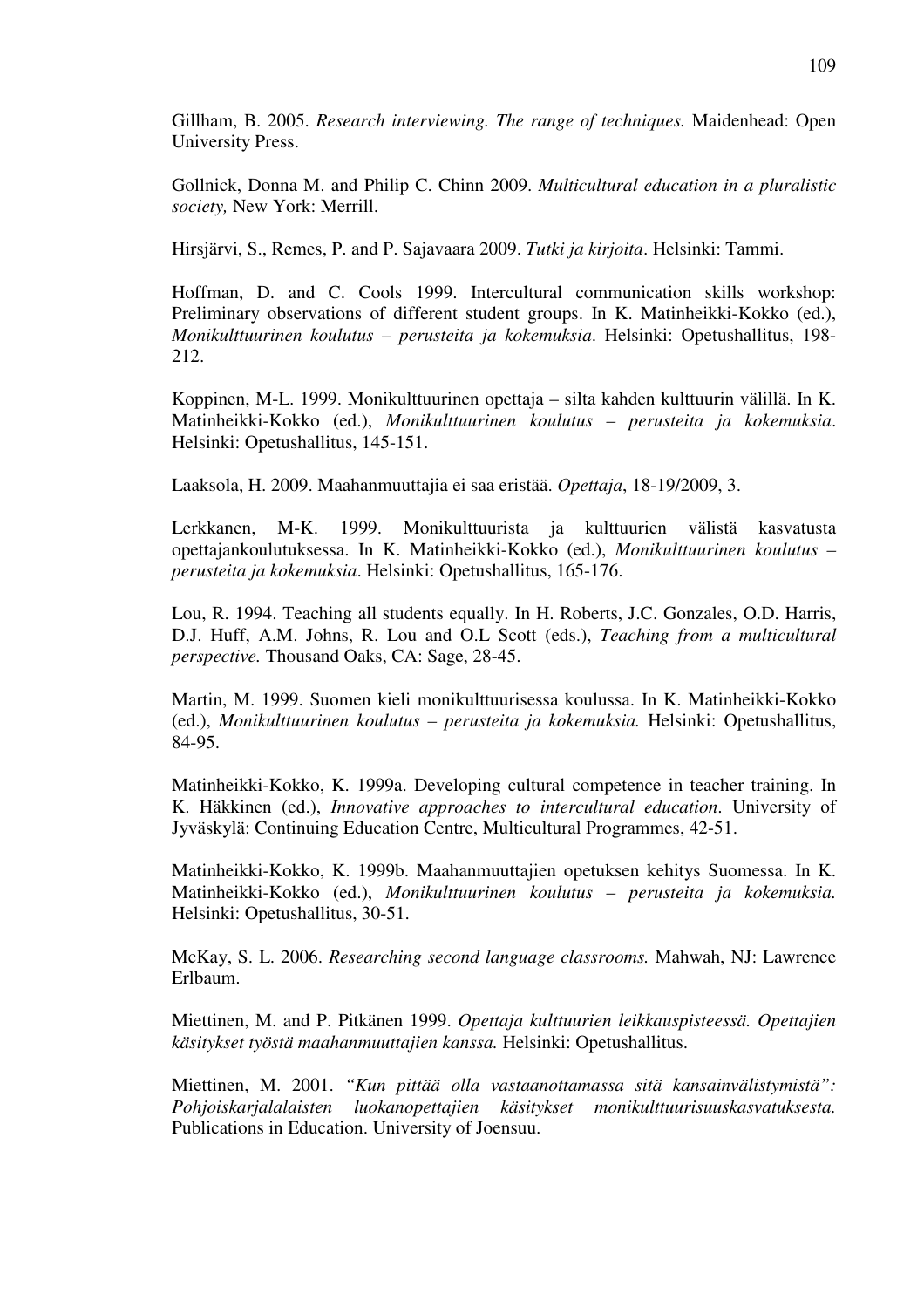Gillham, B. 2005. *Research interviewing. The range of techniques.* Maidenhead: Open University Press.

Gollnick, Donna M. and Philip C. Chinn 2009. *Multicultural education in a pluralistic society,* New York: Merrill.

Hirsjärvi, S., Remes, P. and P. Sajavaara 2009. *Tutki ja kirjoita*. Helsinki: Tammi.

Hoffman, D. and C. Cools 1999. Intercultural communication skills workshop: Preliminary observations of different student groups. In K. Matinheikki-Kokko (ed.), *Monikulttuurinen koulutus – perusteita ja kokemuksia*. Helsinki: Opetushallitus, 198-212.

Koppinen, M-L. 1999. Monikulttuurinen opettaja – silta kahden kulttuurin välillä. In K. Matinheikki-Kokko (ed.), *Monikulttuurinen koulutus – perusteita ja kokemuksia*. Helsinki: Opetushallitus, 145-151.

Laaksola, H. 2009. Maahanmuuttajia ei saa eristää. *Opettaja*, 18-19/2009, 3.

Lerkkanen, M-K. 1999. Monikulttuurista ja kulttuurien välistä kasvatusta opettajankoulutuksessa. In K. Matinheikki-Kokko (ed.), *Monikulttuurinen koulutus – perusteita ja kokemuksia*. Helsinki: Opetushallitus, 165-176.

Lou, R. 1994. Teaching all students equally. In H. Roberts, J.C. Gonzales, O.D. Harris, D.J. Huff, A.M. Johns, R. Lou and O.L Scott (eds.), *Teaching from a multicultural perspective.* Thousand Oaks, CA: Sage, 28-45.

Martin, M. 1999. Suomen kieli monikulttuurisessa koulussa. In K. Matinheikki-Kokko (ed.), *Monikulttuurinen koulutus – perusteita ja kokemuksia.* Helsinki: Opetushallitus, 84-95.

Matinheikki-Kokko, K. 1999a. Developing cultural competence in teacher training. In K. Häkkinen (ed.), *Innovative approaches to intercultural education*. University of Jyväskylä: Continuing Education Centre, Multicultural Programmes, 42-51.

Matinheikki-Kokko, K. 1999b. Maahanmuuttajien opetuksen kehitys Suomessa. In K. Matinheikki-Kokko (ed.), *Monikulttuurinen koulutus – perusteita ja kokemuksia.* Helsinki: Opetushallitus, 30-51.

McKay, S. L. 2006. *Researching second language classrooms.* Mahwah, NJ: Lawrence Erlbaum.

Miettinen, M. and P. Pitkänen 1999. *Opettaja kulttuurien leikkauspisteessä. Opettajien käsitykset työstä maahanmuuttajien kanssa.* Helsinki: Opetushallitus.

Miettinen, M. 2001. *"Kun pittää olla vastaanottamassa sitä kansainvälistymistä": Pohjoiskarjalalaisten luokanopettajien käsitykset monikulttuurisuuskasvatuksesta.* Publications in Education. University of Joensuu.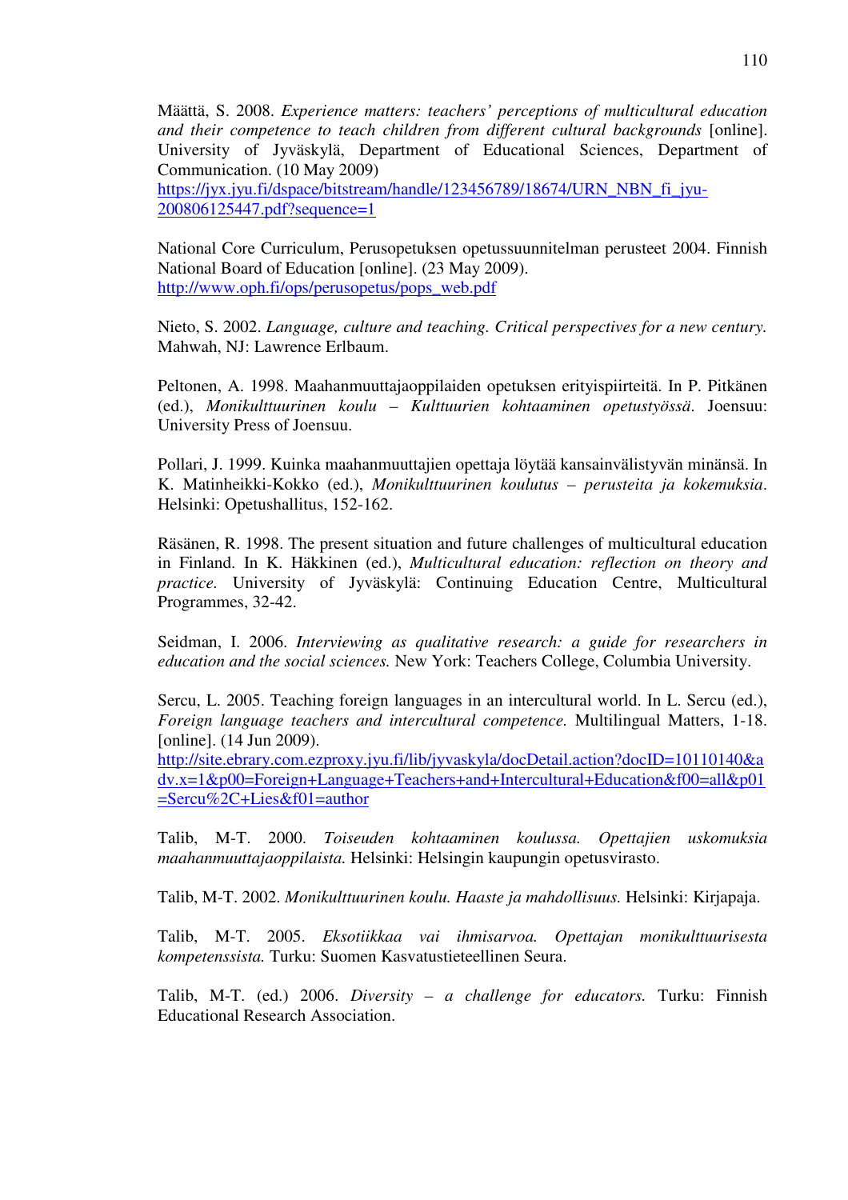Määttä, S. 2008. *Experience matters: teachers' perceptions of multicultural education and their competence to teach children from different cultural backgrounds* [online]. University of Jyväskylä, Department of Educational Sciences, Department of Communication. (10 May 2009)
https://jyx.jyu.fi/dspace/bitstream/handle/123456789/18674/URN_NBN_fi_jyu-200806125447.pdf?sequence=1

National Core Curriculum, Perusopetuksen opetussuunnitelman perusteet 2004. Finnish National Board of Education [online]. (23 May 2009).
http://www.oph.fi/ops/perusopetus/pops_web.pdf

Nieto, S. 2002. *Language, culture and teaching. Critical perspectives for a new century.* Mahwah, NJ: Lawrence Erlbaum.

Peltonen, A. 1998. Maahanmuuttajaoppilaiden opetuksen erityispiirteitä. In P. Pitkänen (ed.), *Monikulttuurinen koulu – Kulttuurien kohtaaminen opetustyössä*. Joensuu: University Press of Joensuu.

Pollari, J. 1999. Kuinka maahanmuuttajien opettaja löytää kansainvälistyvän minänsä. In K. Matinheikki-Kokko (ed.), *Monikulttuurinen koulutus – perusteita ja kokemuksia*. Helsinki: Opetushallitus, 152-162.

Räsänen, R. 1998. The present situation and future challenges of multicultural education in Finland. In K. Häkkinen (ed.), *Multicultural education: reflection on theory and practice.* University of Jyväskylä: Continuing Education Centre, Multicultural Programmes, 32-42.

Seidman, I. 2006. *Interviewing as qualitative research: a guide for researchers in education and the social sciences.* New York: Teachers College, Columbia University.

Sercu, L. 2005. Teaching foreign languages in an intercultural world. In L. Sercu (ed.), *Foreign language teachers and intercultural competence.* Multilingual Matters, 1-18. [online]. (14 Jun 2009).
http://site.ebrary.com.ezproxy.jyu.fi/lib/jyvaskyla/docDetail.action?docID=10110140&adv.x=1&p00=Foreign+Language+Teachers+and+Intercultural+Education&f00=all&p01=Sercu%2C+Lies&f01=author

Talib, M-T. 2000. *Toiseuden kohtaaminen koulussa. Opettajien uskomuksia maahanmuuttajaoppilaista.* Helsinki: Helsingin kaupungin opetusvirasto.

Talib, M-T. 2002. *Monikulttuurinen koulu. Haaste ja mahdollisuus.* Helsinki: Kirjapaja.

Talib, M-T. 2005. *Eksotiikkaa vai ihmisarvoa. Opettajan monikulttuurisesta kompetenssista.* Turku: Suomen Kasvatustieteellinen Seura.

Talib, M-T. (ed.) 2006. *Diversity – a challenge for educators.* Turku: Finnish Educational Research Association.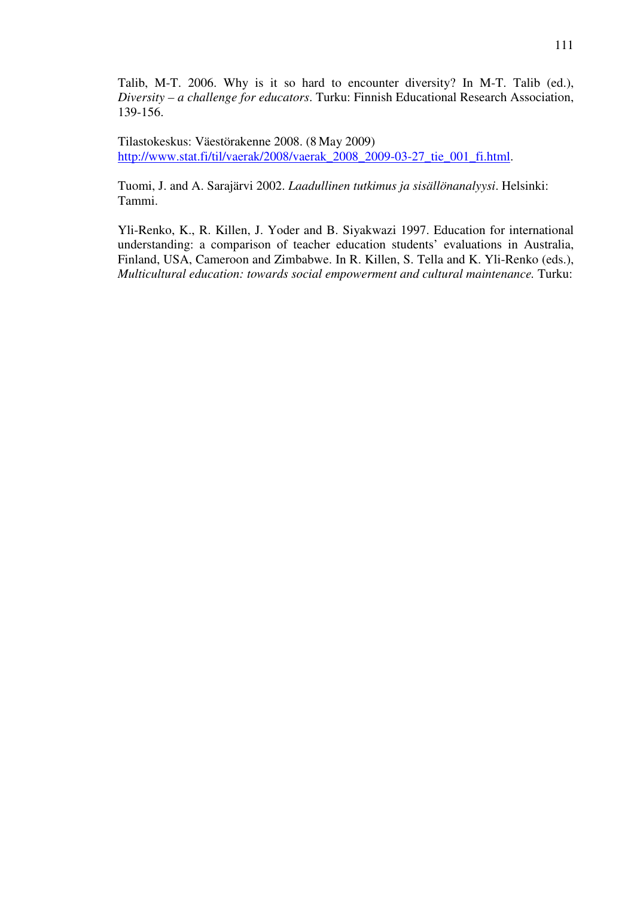Talib, M-T. 2006. Why is it so hard to encounter diversity? In M-T. Talib (ed.), *Diversity – a challenge for educators*. Turku: Finnish Educational Research Association, 139-156.

Tilastokeskus: Väestörakenne 2008. (8 May 2009) http://www.stat.fi/til/vaerak/2008/vaerak_2008_2009-03-27_tie_001_fi.html.

Tuomi, J. and A. Sarajärvi 2002. *Laadullinen tutkimus ja sisällönanalyysi*. Helsinki: Tammi.

Yli-Renko, K., R. Killen, J. Yoder and B. Siyakwazi 1997. Education for international understanding: a comparison of teacher education students' evaluations in Australia, Finland, USA, Cameroon and Zimbabwe. In R. Killen, S. Tella and K. Yli-Renko (eds.), *Multicultural education: towards social empowerment and cultural maintenance.* Turku: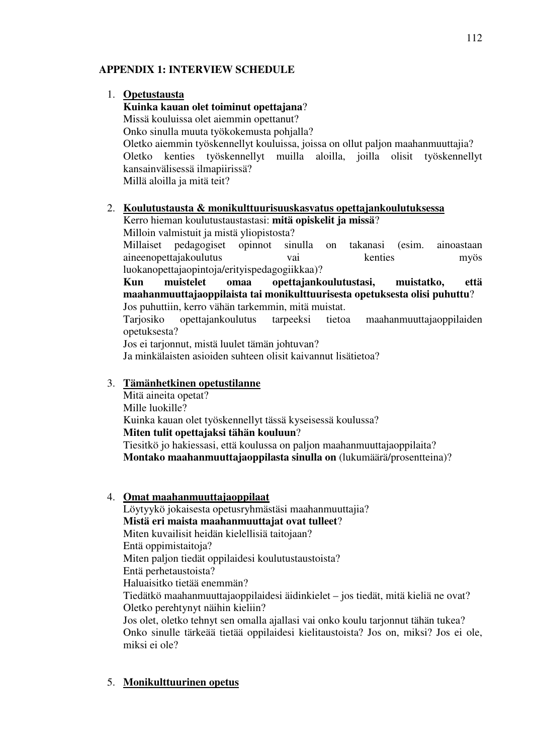## APPENDIX 1: INTERVIEW SCHEDULE

1. **<u>Opetustausta</u>**
   **Kuinka kauan olet toiminut opettajana**?
   Missä kouluissa olet aiemmin opettanut?
   Onko sinulla muuta työkokemusta pohjalla?
   Oletko aiemmin työskennellyt kouluissa, joissa on ollut paljon maahanmuuttajia?
   Oletko kenties työskennellyt muilla aloilla, joilla olisit työskennellyt kansainvälisessä ilmapiirissä?
   Millä aloilla ja mitä teit?

2. **<u>Koulutustausta & monikulttuurisuuskasvatus opettajankoulutuksessa</u>**
   Kerro hieman koulutustaustastasi: **mitä opiskelit ja missä**?
   Milloin valmistuit ja mistä yliopistosta?
   Millaiset pedagogiset opinnot sinulla on takanasi (esim. ainoastaan aineenopettajakoulutus vai kenties myös luokanopettajaopintoja/erityispedagogiikkaa)?
   **Kun muistelet omaa opettajankoulutustasi, muistatko, että maahanmuuttajaoppilaista tai monikulttuurisesta opetuksesta olisi puhuttu**?
   Jos puhuttiin, kerro vähän tarkemmin, mitä muistat.
   Tarjosiko opettajankoulutus tarpeeksi tietoa maahanmuuttajaoppilaiden opetuksesta?
   Jos ei tarjonnut, mistä luulet tämän johtuvan?
   Ja minkälaisten asioiden suhteen olisit kaivannut lisätietoa?

3. **<u>Tämänhetkinen opetustilanne</u>**
   Mitä aineita opetat?
   Mille luokille?
   Kuinka kauan olet työskennellyt tässä kyseisessä koulussa?
   **Miten tulit opettajaksi tähän kouluun**?
   Tiesitkö jo hakiessasi, että koulussa on paljon maahanmuuttajaoppilaita?
   **Montako maahanmuuttajaoppilasta sinulla on** (lukumäärä/prosentteina)?

4. **<u>Omat maahanmuuttajaoppilaat</u>**
   Löytyykö jokaisesta opetusryhmästäsi maahanmuuttajia?
   **Mistä eri maista maahanmuuttajat ovat tulleet**?
   Miten kuvailisit heidän kielellisiä taitojaan?
   Entä oppimistaitoja?
   Miten paljon tiedät oppilaidesi koulutustaustoista?
   Entä perhetaustoista?
   Haluaisitko tietää enemmän?
   Tiedätkö maahanmuuttajaoppilaidesi äidinkielet – jos tiedät, mitä kieliä ne ovat?
   Oletko perehtynyt näihin kieliin?
   Jos olet, oletko tehnyt sen omalla ajallasi vai onko koulu tarjonnut tähän tukea?
   Onko sinulle tärkeää tietää oppilaidesi kielitaustoista? Jos on, miksi? Jos ei ole, miksi ei ole?

5. **<u>Monikulttuurinen opetus</u>**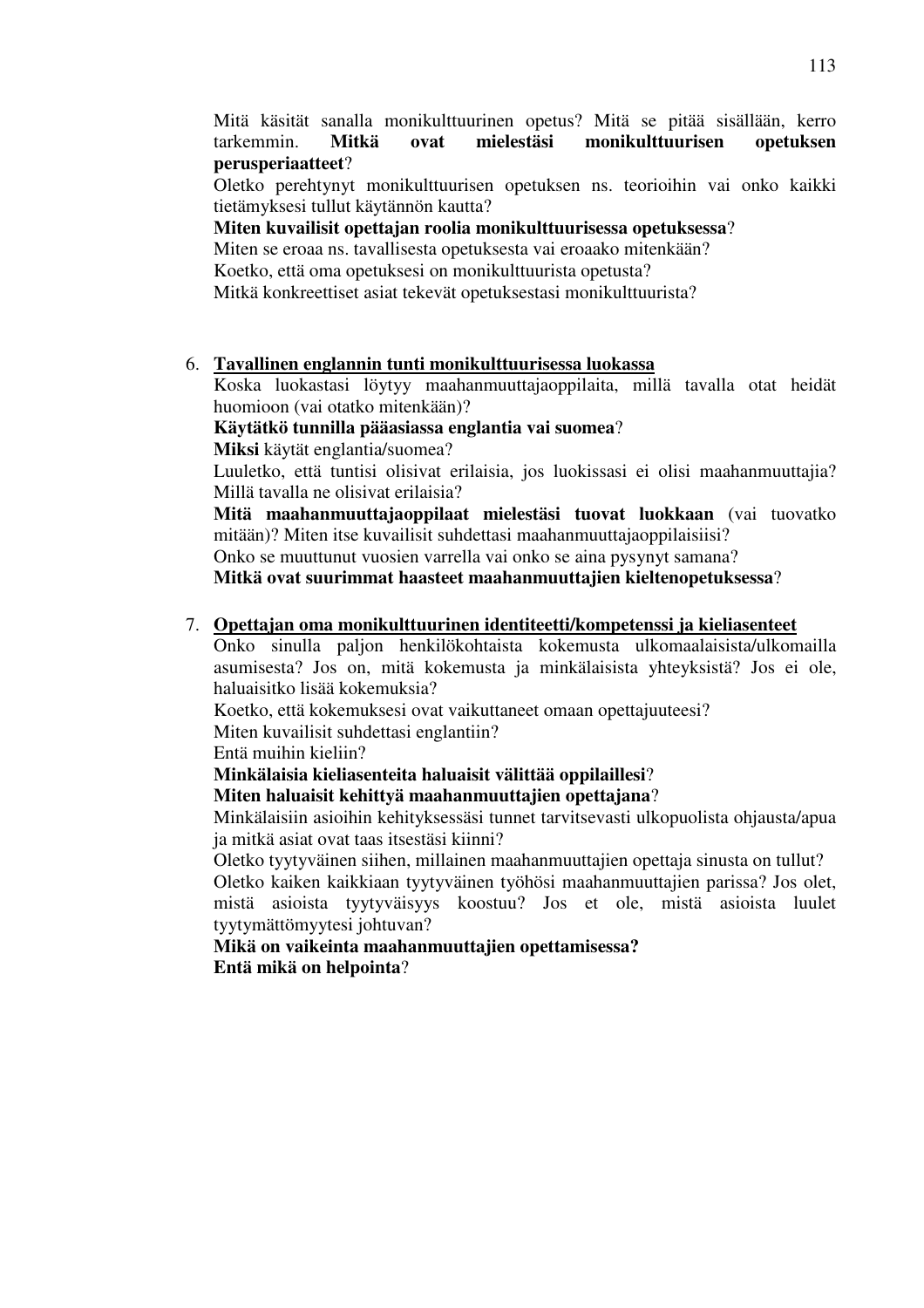Mitä käsität sanalla monikulttuurinen opetus? Mitä se pitää sisällään, kerro tarkemmin. **Mitkä ovat mielestäsi monikulttuurisen opetuksen perusperiaatteet**?
Oletko perehtynyt monikulttuurisen opetuksen ns. teorioihin vai onko kaikki tietämyksesi tullut käytännön kautta?
**Miten kuvailisit opettajan roolia monikulttuurisessa opetuksessa**?
Miten se eroaa ns. tavallisesta opetuksesta vai eroaako mitenkään?
Koetko, että oma opetuksesi on monikulttuurista opetusta?
Mitkä konkreettiset asiat tekevät opetuksestasi monikulttuurista?

6. **<u>Tavallinen englannin tunti monikulttuurisessa luokassa</u>**
   Koska luokastasi löytyy maahanmuuttajaoppilaita, millä tavalla otat heidät huomioon (vai otatko mitenkään)?
   **Käytätkö tunnilla pääasiassa englantia vai suomea**?
   **Miksi** käytät englantia/suomea?
   Luuletko, että tuntisi olisivat erilaisia, jos luokissasi ei olisi maahanmuuttajia? Millä tavalla ne olisivat erilaisia?
   **Mitä maahanmuuttajaoppilaat mielestäsi tuovat luokkaan** (vai tuovatko mitään)? Miten itse kuvailisit suhdettasi maahanmuuttajaoppilaisiisi?
   Onko se muuttunut vuosien varrella vai onko se aina pysynyt samana?
   **Mitkä ovat suurimmat haasteet maahanmuuttajien kieltenopetuksessa**?

7. **<u>Opettajan oma monikulttuurinen identiteetti/kompetenssi ja kieliasenteet</u>**
   Onko sinulla paljon henkilökohtaista kokemusta ulkomaalaisista/ulkomailla asumisesta? Jos on, mitä kokemusta ja minkälaisista yhteyksistä? Jos ei ole, haluaisitko lisää kokemuksia?
   Koetko, että kokemuksesi ovat vaikuttaneet omaan opettajuuteesi?
   Miten kuvailisit suhdettasi englantiin?
   Entä muihin kieliin?
   **Minkälaisia kieliasenteita haluaisit välittää oppilaillesi**?
   **Miten haluaisit kehittyä maahanmuuttajien opettajana**?
   Minkälaisiin asioihin kehityksessäsi tunnet tarvitsevasti ulkopuolista ohjausta/apua ja mitkä asiat ovat taas itsestäsi kiinni?
   Oletko tyytyväinen siihen, millainen maahanmuuttajien opettaja sinusta on tullut?
   Oletko kaiken kaikkiaan tyytyväinen työhösi maahanmuuttajien parissa? Jos olet, mistä asioista tyytyväisyys koostuu? Jos et ole, mistä asioista luulet tyytymättömyytesi johtuvan?
   **Mikä on vaikeinta maahanmuuttajien opettamisessa?**
   **Entä mikä on helpointa**?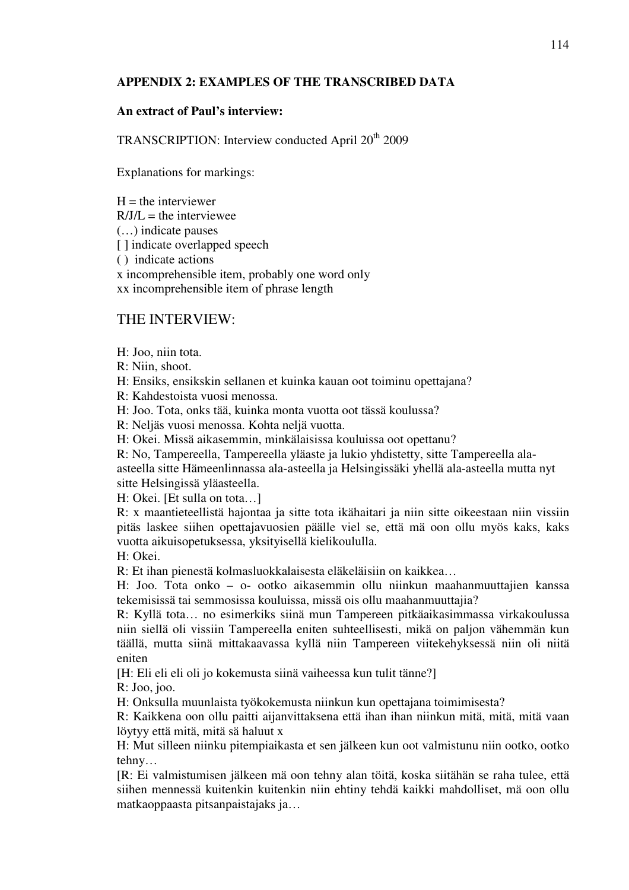**APPENDIX 2: EXAMPLES OF THE TRANSCRIBED DATA**

**An extract of Paul's interview:**

TRANSCRIPTION: Interview conducted April 20th 2009

Explanations for markings:

H = the interviewer
R/J/L = the interviewee
(…) indicate pauses
[ ] indicate overlapped speech
( ) indicate actions
x incomprehensible item, probably one word only
xx incomprehensible item of phrase length

THE INTERVIEW:

H: Joo, niin tota.
R: Niin, shoot.
H: Ensiks, ensikskin sellanen et kuinka kauan oot toiminu opettajana?
R: Kahdestoista vuosi menossa.
H: Joo. Tota, onks tää, kuinka monta vuotta oot tässä koulussa?
R: Neljäs vuosi menossa. Kohta neljä vuotta.
H: Okei. Missä aikasemmin, minkälaisissa kouluissa oot opettanu?
R: No, Tampereella, Tampereella yläaste ja lukio yhdistetty, sitte Tampereella ala-asteella sitte Hämeenlinnassa ala-asteella ja Helsingissäki yhellä ala-asteella mutta nyt sitte Helsingissä yläasteella.
H: Okei. [Et sulla on tota…]
R: x maantieteellistä hajontaa ja sitte tota ikähaitari ja niin sitte oikeestaan niin vissiin pitäs laskee siihen opettajavuosien päälle viel se, että mä oon ollu myös kaks, kaks vuotta aikuisopetuksessa, yksityisellä kielikoululla.
H: Okei.
R: Et ihan pienestä kolmasluokkalaisesta eläkeläisiin on kaikkea…
H: Joo. Tota onko – o- ootko aikasemmin ollu niinkun maahanmuuttajien kanssa tekemisissä tai semmosissa kouluissa, missä ois ollu maahanmuuttajia?
R: Kyllä tota… no esimerkiks siinä mun Tampereen pitkäaikasimmassa virkakoulussa niin siellä oli vissiin Tampereella eniten suhteellisesti, mikä on paljon vähemmän kun täällä, mutta siinä mittakaavassa kyllä niin Tampereen viitekehyksessä niin oli niitä eniten
[H: Eli eli eli oli jo kokemusta siinä vaiheessa kun tulit tänne?]
R: Joo, joo.
H: Onksulla muunlaista työkokemusta niinkun kun opettajana toimimisesta?
R: Kaikkena oon ollu paitti aijanvittaksena että ihan ihan niinkun mitä, mitä, mitä vaan löytyy että mitä, mitä sä haluut x
H: Mut silleen niinku pitempiaikasta et sen jälkeen kun oot valmistunu niin ootko, ootko tehny…
[R: Ei valmistumisen jälkeen mä oon tehny alan töitä, koska siitähän se raha tulee, että siihen mennessä kuitenkin kuitenkin niin ehtiny tehdä kaikki mahdolliset, mä oon ollu matkaoppaasta pitsanpaistajaks ja…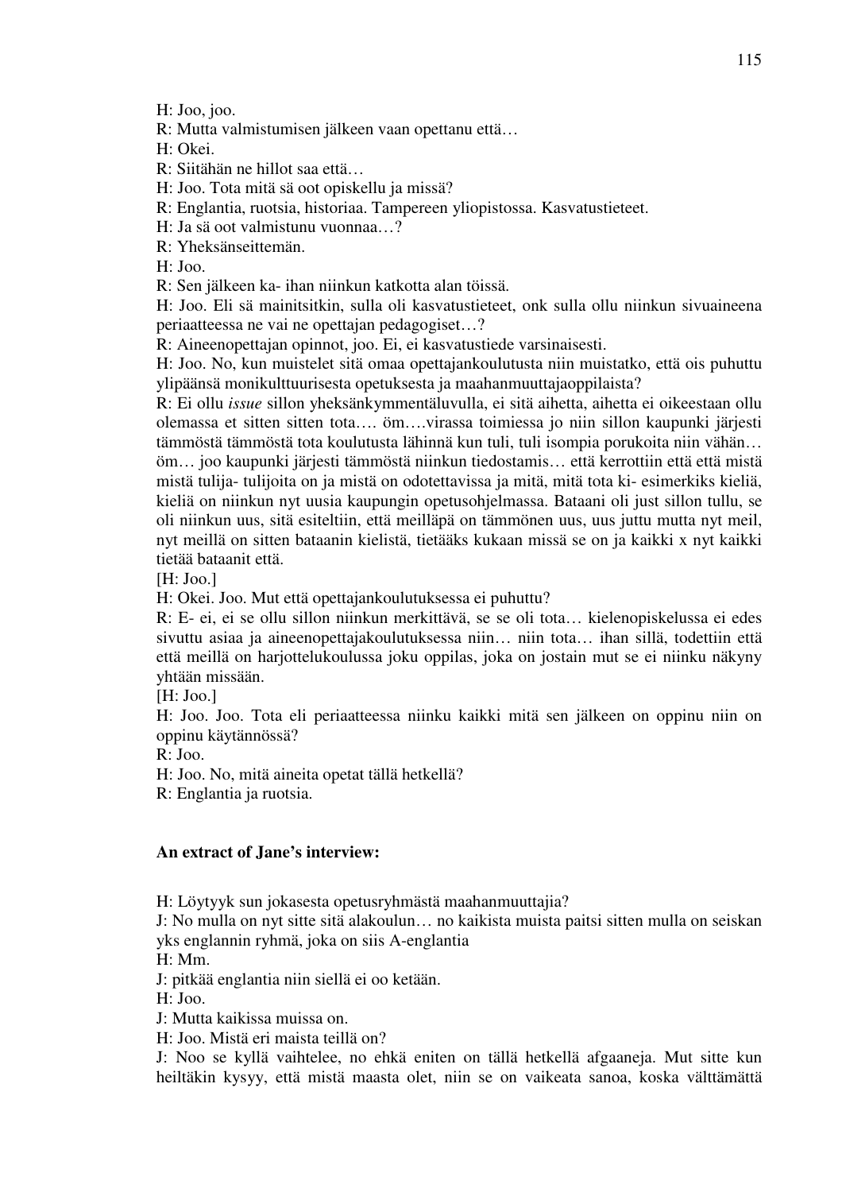H: Joo, joo.
R: Mutta valmistumisen jälkeen vaan opettanu että…
H: Okei.
R: Siitähän ne hillot saa että…
H: Joo. Tota mitä sä oot opiskellu ja missä?
R: Englantia, ruotsia, historiaa. Tampereen yliopistossa. Kasvatustieteet.
H: Ja sä oot valmistunu vuonnaa…?
R: Yheksänseittemän.
H: Joo.
R: Sen jälkeen ka- ihan niinkun katkotta alan töissä.
H: Joo. Eli sä mainitsitkin, sulla oli kasvatustieteet, onk sulla ollu niinkun sivuaineena periaatteessa ne vai ne opettajan pedagogiset…?
R: Aineenopettajan opinnot, joo. Ei, ei kasvatustiede varsinaisesti.
H: Joo. No, kun muistelet sitä omaa opettajankoulutusta niin muistatko, että ois puhuttu ylipäänsä monikulttuurisesta opetuksesta ja maahanmuuttajaoppilaista?
R: Ei ollu *issue* sillon yheksänkymmentäluvulla, ei sitä aihetta, aihetta ei oikeestaan ollu olemassa et sitten sitten tota…. öm….virassa toimiessa jo niin sillon kaupunki järjesti tämmöstä tämmöstä tota koulutusta lähinnä kun tuli, tuli isompia porukoita niin vähän… öm… joo kaupunki järjesti tämmöstä niinkun tiedostamis… että kerrottiin että että mistä mistä tulija- tulijoita on ja mistä on odotettavissa ja mitä, mitä tota ki- esimerkiks kieliä, kieliä on niinkun nyt uusia kaupungin opetusohjelmassa. Bataani oli just sillon tullu, se oli niinkun uus, sitä esiteltiin, että meilläpä on tämmönen uus, uus juttu mutta nyt meil, nyt meillä on sitten bataanin kielistä, tietääks kukaan missä se on ja kaikki x nyt kaikki tietää bataanit että.
[H: Joo.]
H: Okei. Joo. Mut että opettajankoulutuksessa ei puhuttu?
R: E- ei, ei se ollu sillon niinkun merkittävä, se se oli tota… kielenopiskelussa ei edes sivuttu asiaa ja aineenopettajakoulutuksessa niin… niin tota… ihan sillä, todettiin että että meillä on harjottelukoulussa joku oppilas, joka on jostain mut se ei niinku näkyny yhtään missään.
[H: Joo.]
H: Joo. Joo. Tota eli periaatteessa niinku kaikki mitä sen jälkeen on oppinu niin on oppinu käytännössä?
R: Joo.
H: Joo. No, mitä aineita opetat tällä hetkellä?
R: Englantia ja ruotsia.

**An extract of Jane's interview:**

H: Löytyyk sun jokasesta opetusryhmästä maahanmuuttajia?
J: No mulla on nyt sitte sitä alakoulun… no kaikista muista paitsi sitten mulla on seiskan yks englannin ryhmä, joka on siis A-englantia
H: Mm.
J: pitkää englantia niin siellä ei oo ketään.
H: Joo.
J: Mutta kaikissa muissa on.
H: Joo. Mistä eri maista teillä on?
J: Noo se kyllä vaihtelee, no ehkä eniten on tällä hetkellä afgaaneja. Mut sitte kun heiltäkin kysyy, että mistä maasta olet, niin se on vaikeata sanoa, koska välttämättä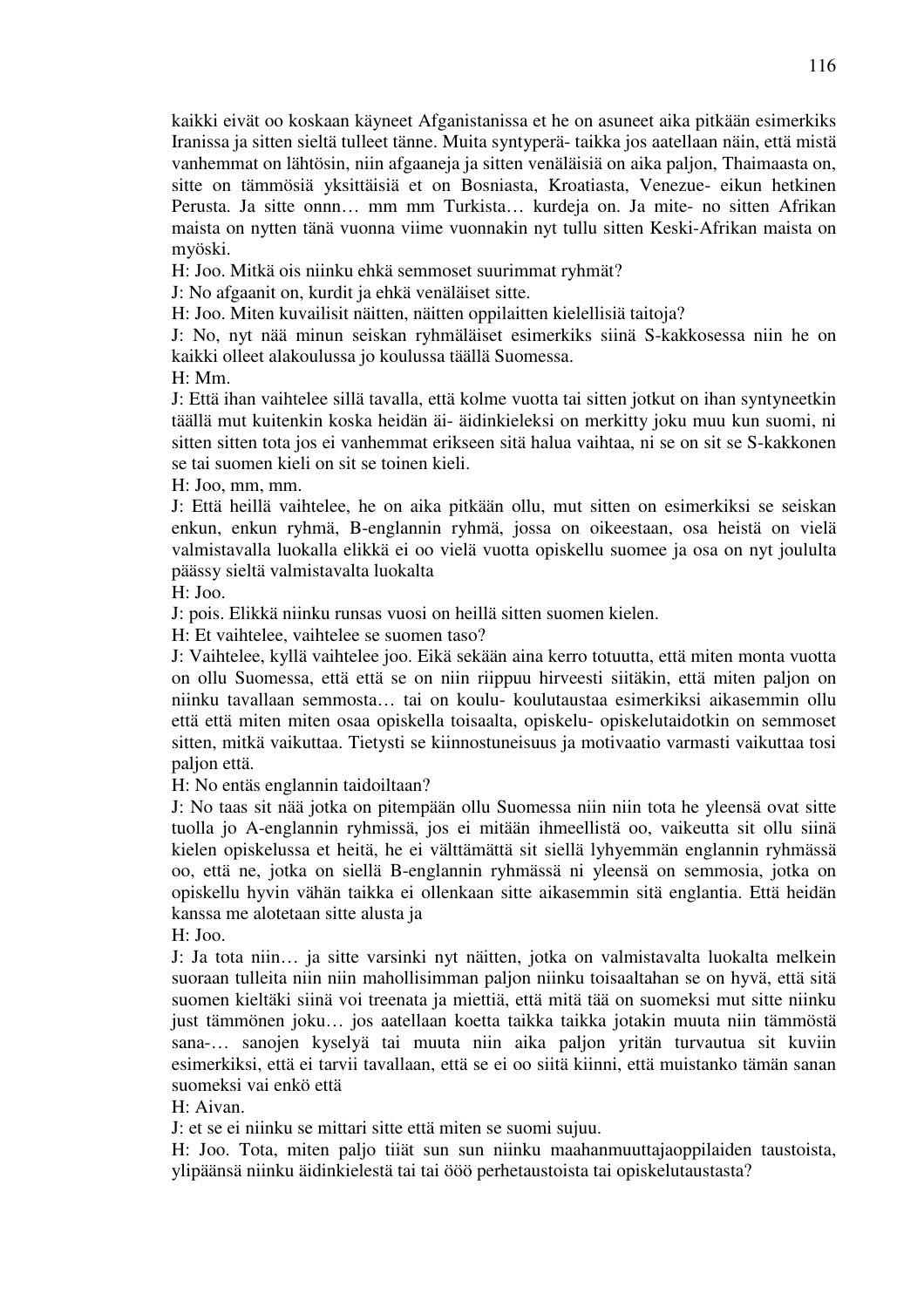kaikki eivät oo koskaan käyneet Afganistanissa et he on asuneet aika pitkään esimerkiks Iranissa ja sitten sieltä tulleet tänne. Muita syntyperä- taikka jos aatellaan näin, että mistä vanhemmat on lähtösin, niin afgaaneja ja sitten venäläisiä on aika paljon, Thaimaasta on, sitte on tämmösiä yksittäisiä et on Bosniasta, Kroatiasta, Venezue- eikun hetkinen Perusta. Ja sitte onnn… mm mm Turkista… kurdeja on. Ja mite- no sitten Afrikan maista on nytten tänä vuonna viime vuonnakin nyt tullu sitten Keski-Afrikan maista on myöski.

H: Joo. Mitkä ois niinku ehkä semmoset suurimmat ryhmät?

J: No afgaanit on, kurdit ja ehkä venäläiset sitte.

H: Joo. Miten kuvailisit näitten, näitten oppilaitten kielellisiä taitoja?

J: No, nyt nää minun seiskan ryhmäläiset esimerkiks siinä S-kakkosessa niin he on kaikki olleet alakoulussa jo koulussa täällä Suomessa.

H: Mm.

J: Että ihan vaihtelee sillä tavalla, että kolme vuotta tai sitten jotkut on ihan syntyneetkin täällä mut kuitenkin koska heidän äi- äidinkieleksi on merkitty joku muu kun suomi, ni sitten sitten tota jos ei vanhemmat erikseen sitä halua vaihtaa, ni se on sit se S-kakkonen se tai suomen kieli on sit se toinen kieli.

H: Joo, mm, mm.

J: Että heillä vaihtelee, he on aika pitkään ollu, mut sitten on esimerkiksi se seiskan enkun, enkun ryhmä, B-englannin ryhmä, jossa on oikeestaan, osa heistä on vielä valmistavalla luokalla elikkä ei oo vielä vuotta opiskellu suomee ja osa on nyt joululta päässy sieltä valmistavalta luokalta

H: Joo.

J: pois. Elikkä niinku runsas vuosi on heillä sitten suomen kielen.

H: Et vaihtelee, vaihtelee se suomen taso?

J: Vaihtelee, kyllä vaihtelee joo. Eikä sekään aina kerro totuutta, että miten monta vuotta on ollu Suomessa, että että se on niin riippuu hirveesti siitäkin, että miten paljon on niinku tavallaan semmosta… tai on koulu- koulutaustaa esimerkiksi aikasemmin ollu että että miten miten osaa opiskella toisaalta, opiskelu- opiskelutaidotkin on semmoset sitten, mitkä vaikuttaa. Tietysti se kiinnostuneisuus ja motivaatio varmasti vaikuttaa tosi paljon että.

H: No entäs englannin taidoiltaan?

J: No taas sit nää jotka on pitempään ollu Suomessa niin niin tota he yleensä ovat sitte tuolla jo A-englannin ryhmissä, jos ei mitään ihmeellistä oo, vaikeutta sit ollu siinä kielen opiskelussa et heitä, he ei välttämättä sit siellä lyhyemmän englannin ryhmässä oo, että ne, jotka on siellä B-englannin ryhmässä ni yleensä on semmosia, jotka on opiskellu hyvin vähän taikka ei ollenkaan sitte aikasemmin sitä englantia. Että heidän kanssa me alotetaan sitte alusta ja

H: Joo.

J: Ja tota niin… ja sitte varsinki nyt näitten, jotka on valmistavalta luokalta melkein suoraan tulleita niin niin mahollisimman paljon niinku toisaaltahan se on hyvä, että sitä suomen kieltäki siinä voi treenata ja miettiä, että mitä tää on suomeksi mut sitte niinku just tämmönen joku… jos aatellaan koetta taikka taikka jotakin muuta niin tämmöstä sana-… sanojen kyselyä tai muuta niin aika paljon yritän turvautua sit kuviin esimerkiksi, että ei tarvii tavallaan, että se ei oo siitä kiinni, että muistanko tämän sanan suomeksi vai enkö että

H: Aivan.

J: et se ei niinku se mittari sitte että miten se suomi sujuu.

H: Joo. Tota, miten paljo tiiät sun sun niinku maahanmuuttajaoppilaiden taustoista, ylipäänsä niinku äidinkielestä tai tai ööö perhetaustoista tai opiskelutaustasta?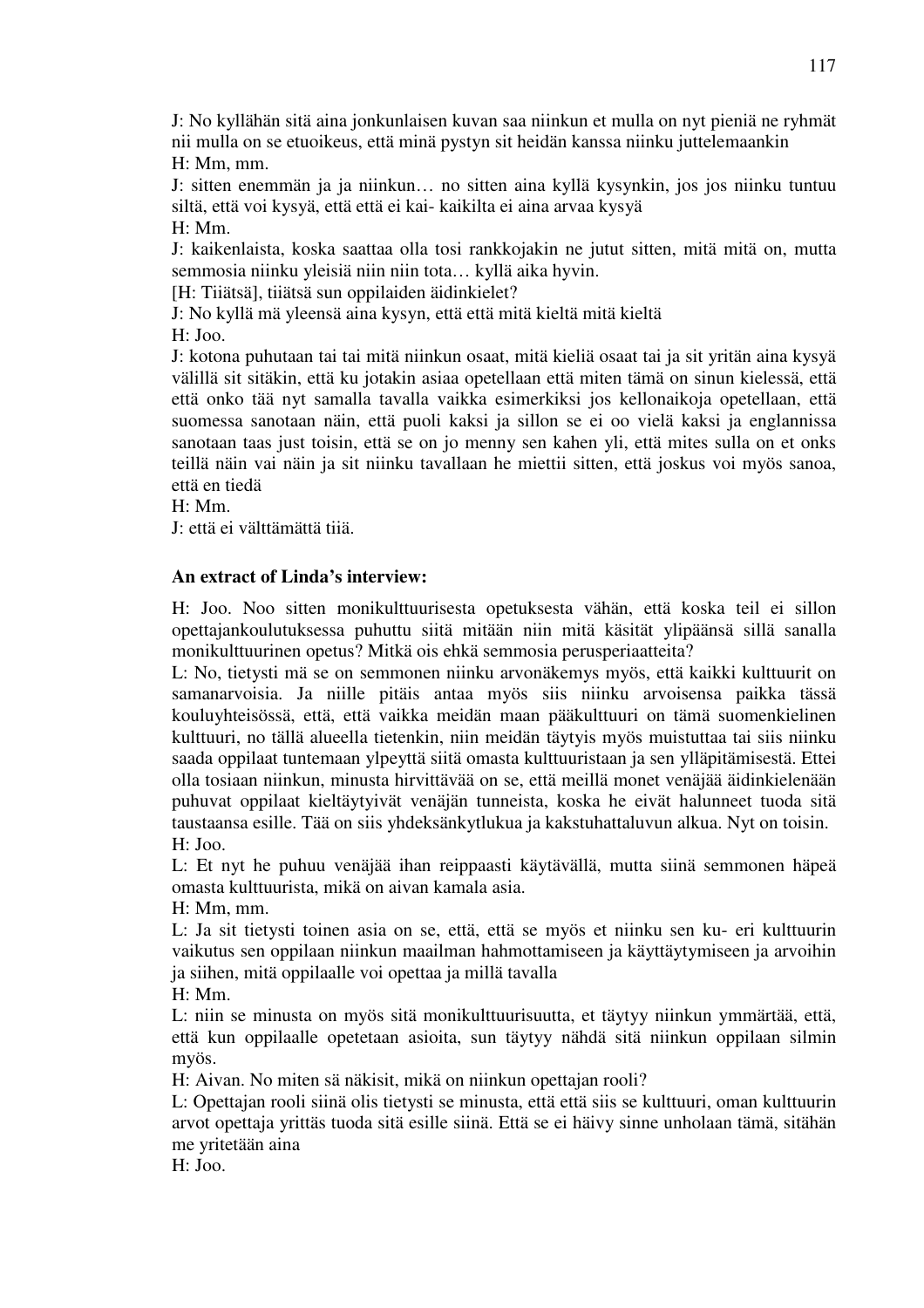J: No kyllähän sitä aina jonkunlaisen kuvan saa niinkun et mulla on nyt pieniä ne ryhmät nii mulla on se etuoikeus, että minä pystyn sit heidän kanssa niinku juttelemaankin

H: Mm, mm.

J: sitten enemmän ja ja niinkun… no sitten aina kyllä kysynkin, jos jos niinku tuntuu siltä, että voi kysyä, että että ei kai- kaikilta ei aina arvaa kysyä

H: Mm.

J: kaikenlaista, koska saattaa olla tosi rankkojakin ne jutut sitten, mitä mitä on, mutta semmosia niinku yleisiä niin niin tota… kyllä aika hyvin.

[H: Tiiätsä], tiiätsä sun oppilaiden äidinkielet?

J: No kyllä mä yleensä aina kysyn, että että mitä kieltä mitä kieltä

H: Joo.

J: kotona puhutaan tai tai mitä niinkun osaat, mitä kieliä osaat tai ja sit yritän aina kysyä välillä sit sitäkin, että ku jotakin asiaa opetellaan että miten tämä on sinun kielessä, että että onko tää nyt samalla tavalla vaikka esimerkiksi jos kellonaikoja opetellaan, että suomessa sanotaan näin, että puoli kaksi ja sillon se ei oo vielä kaksi ja englannissa sanotaan taas just toisin, että se on jo menny sen kahen yli, että mites sulla on et onks teillä näin vai näin ja sit niinku tavallaan he miettii sitten, että joskus voi myös sanoa, että en tiedä

H: Mm.

J: että ei välttämättä tiiä.

**An extract of Linda's interview:**

H: Joo. Noo sitten monikulttuurisesta opetuksesta vähän, että koska teil ei sillon opettajankoulutuksessa puhuttu siitä mitään niin mitä käsität ylipäänsä sillä sanalla monikulttuurinen opetus? Mitkä ois ehkä semmosia perusperiaatteita?

L: No, tietysti mä se on semmonen niinku arvonäkemys myös, että kaikki kulttuurit on samanarvoisia. Ja niille pitäis antaa myös siis niinku arvoisensa paikka tässä kouluyhteisössä, että, että vaikka meidän maan pääkulttuuri on tämä suomenkielinen kulttuuri, no tällä alueella tietenkin, niin meidän täytyis myös muistuttaa tai siis niinku saada oppilaat tuntemaan ylpeyttä siitä omasta kulttuuristaan ja sen ylläpitämisestä. Ettei olla tosiaan niinkun, minusta hirvittävää on se, että meillä monet venäjää äidinkielenään puhuvat oppilaat kieltäytyivät venäjän tunneista, koska he eivät halunneet tuoda sitä taustaansa esille. Tää on siis yhdeksänkytlukua ja kakstuhattaluvun alkua. Nyt on toisin.

H: Joo.

L: Et nyt he puhuu venäjää ihan reippaasti käytävällä, mutta siinä semmonen häpeä omasta kulttuurista, mikä on aivan kamala asia.

H: Mm, mm.

L: Ja sit tietysti toinen asia on se, että, että se myös et niinku sen ku- eri kulttuurin vaikutus sen oppilaan niinkun maailman hahmottamiseen ja käyttäytymiseen ja arvoihin ja siihen, mitä oppilaalle voi opettaa ja millä tavalla

H: Mm.

L: niin se minusta on myös sitä monikulttuurisuutta, et täytyy niinkun ymmärtää, että, että kun oppilaalle opetetaan asioita, sun täytyy nähdä sitä niinkun oppilaan silmin myös.

H: Aivan. No miten sä näkisit, mikä on niinkun opettajan rooli?

L: Opettajan rooli siinä olis tietysti se minusta, että että siis se kulttuuri, oman kulttuurin arvot opettaja yrittäs tuoda sitä esille siinä. Että se ei häivy sinne unholaan tämä, sitähän me yritetään aina

H: Joo.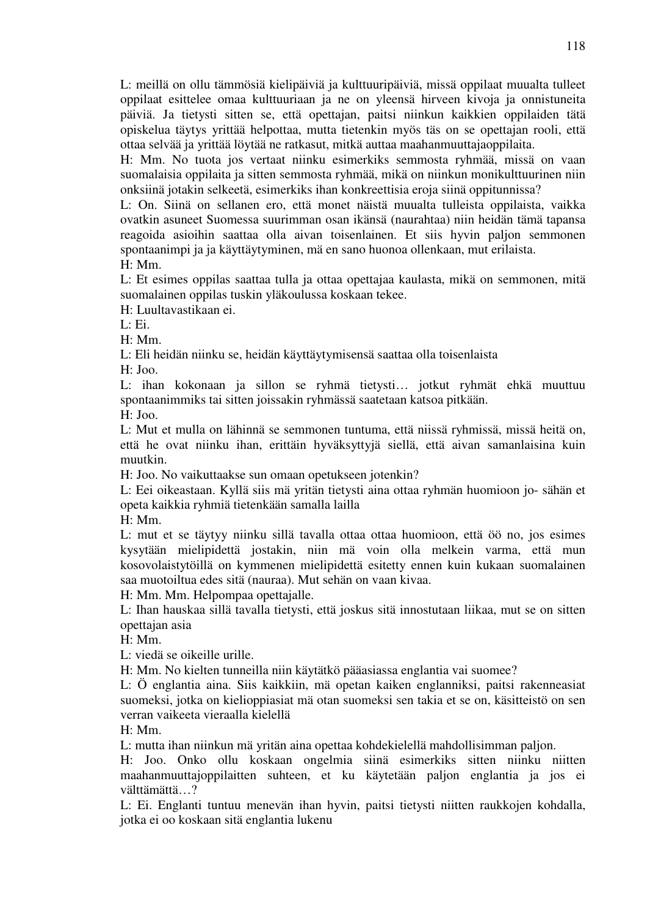L: meillä on ollu tämmösiä kielipäiviä ja kulttuuripäiviä, missä oppilaat muualta tulleet oppilaat esittelee omaa kulttuuriaan ja ne on yleensä hirveen kivoja ja onnistuneita päiviä. Ja tietysti sitten se, että opettajan, paitsi niinkun kaikkien oppilaiden tätä opiskelua täytys yrittää helpottaa, mutta tietenkin myös täs on se opettajan rooli, että ottaa selvää ja yrittää löytää ne ratkasut, mitkä auttaa maahanmuuttajaoppilaita.

H: Mm. No tuota jos vertaat niinku esimerkiks semmosta ryhmää, missä on vaan suomalaisia oppilaita ja sitten semmosta ryhmää, mikä on niinkun monikulttuurinen niin onksiinä jotakin selkeetä, esimerkiks ihan konkreettisia eroja siinä oppitunnissa?

L: On. Siinä on sellanen ero, että monet näistä muualta tulleista oppilaista, vaikka ovatkin asuneet Suomessa suurimman osan ikänsä (naurahtaa) niin heidän tämä tapansa reagoida asioihin saattaa olla aivan toisenlainen. Et siis hyvin paljon semmonen spontaanimpi ja ja käyttäytyminen, mä en sano huonoa ollenkaan, mut erilaista.

H: Mm.

L: Et esimes oppilas saattaa tulla ja ottaa opettajaa kaulasta, mikä on semmonen, mitä suomalainen oppilas tuskin yläkoulussa koskaan tekee.

H: Luultavastikaan ei.

L: Ei.

H: Mm.

L: Eli heidän niinku se, heidän käyttäytymisensä saattaa olla toisenlaista

H: Joo.

L: ihan kokonaan ja sillon se ryhmä tietysti… jotkut ryhmät ehkä muuttuu spontaanimmiks tai sitten joissakin ryhmässä saatetaan katsoa pitkään.

H: Joo.

L: Mut et mulla on lähinnä se semmonen tuntuma, että niissä ryhmissä, missä heitä on, että he ovat niinku ihan, erittäin hyväksyttyjä siellä, että aivan samanlaisina kuin muutkin.

H: Joo. No vaikuttaakse sun omaan opetukseen jotenkin?

L: Eei oikeastaan. Kyllä siis mä yritän tietysti aina ottaa ryhmän huomioon jo- sähän et opeta kaikkia ryhmiä tietenkään samalla lailla

H: Mm.

L: mut et se täytyy niinku sillä tavalla ottaa ottaa huomioon, että öö no, jos esimes kysytään mielipidettä jostakin, niin mä voin olla melkein varma, että mun kosovolaistytöillä on kymmenen mielipidettä esitetty ennen kuin kukaan suomalainen saa muotoiltua edes sitä (nauraa). Mut sehän on vaan kivaa.

H: Mm. Mm. Helpompaa opettajalle.

L: Ihan hauskaa sillä tavalla tietysti, että joskus sitä innostutaan liikaa, mut se on sitten opettajan asia

H: Mm.

L: viedä se oikeille urille.

H: Mm. No kielten tunneilla niin käytätkö pääasiassa englantia vai suomee?

L: Ö englantia aina. Siis kaikkiin, mä opetan kaiken englanniksi, paitsi rakenneasiat suomeksi, jotka on kielioppiasiat mä otan suomeksi sen takia et se on, käsitteistö on sen verran vaikeeta vieraalla kielellä

H: Mm.

L: mutta ihan niinkun mä yritän aina opettaa kohdekielellä mahdollisimman paljon.

H: Joo. Onko ollu koskaan ongelmia siinä esimerkiks sitten niinku niitten maahanmuuttajoppilaitten suhteen, et ku käytetään paljon englantia ja jos ei välttämättä…?

L: Ei. Englanti tuntuu menevän ihan hyvin, paitsi tietysti niitten raukkojen kohdalla, jotka ei oo koskaan sitä englantia lukenu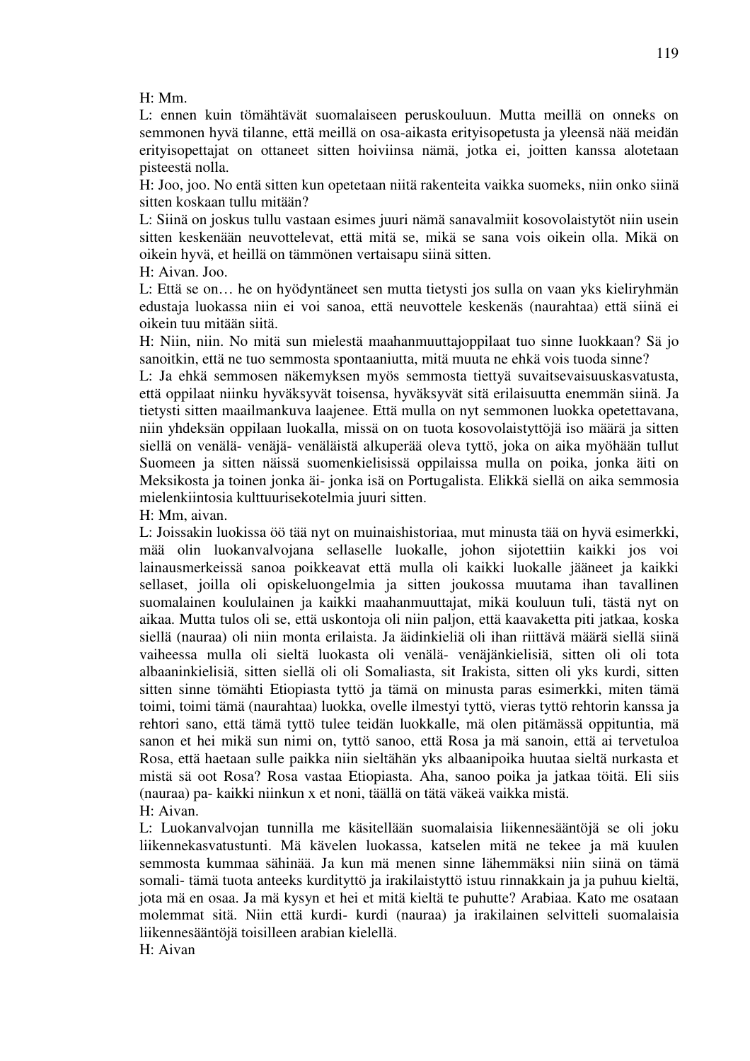H: Mm.

L: ennen kuin tömähtävät suomalaiseen peruskouluun. Mutta meillä on onneks on semmonen hyvä tilanne, että meillä on osa-aikasta erityisopetusta ja yleensä nää meidän erityisopettajat on ottaneet sitten hoiviinsa nämä, jotka ei, joitten kanssa alotetaan pisteestä nolla.

H: Joo, joo. No entä sitten kun opetetaan niitä rakenteita vaikka suomeks, niin onko siinä sitten koskaan tullu mitään?

L: Siinä on joskus tullu vastaan esimes juuri nämä sanavalmiit kosovolaistytöt niin usein sitten keskenään neuvottelevat, että mitä se, mikä se sana vois oikein olla. Mikä on oikein hyvä, et heillä on tämmönen vertaisapu siinä sitten.

H: Aivan. Joo.

L: Että se on… he on hyödyntäneet sen mutta tietysti jos sulla on vaan yks kieliryhmän edustaja luokassa niin ei voi sanoa, että neuvottele keskenäs (naurahtaa) että siinä ei oikein tuu mitään siitä.

H: Niin, niin. No mitä sun mielestä maahanmuuttajaoppilaat tuo sinne luokkaan? Sä jo sanoitkin, että ne tuo semmosta spontaaniutta, mitä muuta ne ehkä vois tuoda sinne?

L: Ja ehkä semmosen näkemyksen myös semmosta tiettyä suvaitsevaisuuskasvatusta, että oppilaat niinku hyväksyvät toisensa, hyväksyvät sitä erilaisuutta enemmän siinä. Ja tietysti sitten maailmankuva laajenee. Että mulla on nyt semmonen luokka opetettavana, niin yhdeksän oppilaan luokalla, missä on on tuota kosovolaistyttöjä iso määrä ja sitten siellä on venälä- venäjä- venäläistä alkuperää oleva tyttö, joka on aika myöhään tullut Suomeen ja sitten näissä suomenkielisissä oppilaissa mulla on poika, jonka äiti on Meksikosta ja toinen jonka äi- jonka isä on Portugalista. Elikkä siellä on aika semmosia mielenkiintosia kulttuurisekotelmia juuri sitten.

H: Mm, aivan.

L: Joissakin luokissa öö tää nyt on muinaishistoriaa, mut minusta tää on hyvä esimerkki, mää olin luokanvalvojana sellaselle luokalle, johon sijotettiin kaikki jos voi lainausmerkeissä sanoa poikkeavat että mulla oli kaikki luokalle jääneet ja kaikki sellaset, joilla oli opiskeluongelmia ja sitten joukossa muutama ihan tavallinen suomalainen koululainen ja kaikki maahanmuuttajat, mikä kouluun tuli, tästä nyt on aikaa. Mutta tulos oli se, että uskontoja oli niin paljon, että kaavaketta piti jatkaa, koska siellä (nauraa) oli niin monta erilaista. Ja äidinkieliä oli ihan riittävä määrä siellä siinä vaiheessa mulla oli sieltä luokasta oli venälä- venäjänkielisiä, sitten oli oli tota albaaninkielisiä, sitten siellä oli oli Somaliasta, sit Irakista, sitten oli yks kurdi, sitten sitten sinne tömähti Etiopiasta tyttö ja tämä on minusta paras esimerkki, miten tämä toimi, toimi tämä (naurahtaa) luokka, ovelle ilmestyi tyttö, vieras tyttö rehtorin kanssa ja rehtori sano, että tämä tyttö tulee teidän luokkalle, mä olen pitämässä oppituntia, mä sanon et hei mikä sun nimi on, tyttö sanoo, että Rosa ja mä sanoin, että ai tervetuloa Rosa, että haetaan sulle paikka niin sieltähän yks albaanipoika huutaa sieltä nurkasta et mistä sä oot Rosa? Rosa vastaa Etiopiasta. Aha, sanoo poika ja jatkaa töitä. Eli siis (nauraa) pa- kaikki niinkun x et noni, täällä on tätä väkeä vaikka mistä.

H: Aivan.

L: Luokanvalvojan tunnilla me käsitellään suomalaisia liikennesääntöjä se oli joku liikennekasvatustunti. Mä kävelen luokassa, katselen mitä ne tekee ja mä kuulen semmosta kummaa sähinää. Ja kun mä menen sinne lähemmäksi niin siinä on tämä somali- tämä tuota anteeks kurdityttö ja irakilaistyttö istuu rinnakkain ja ja puhuu kieltä, jota mä en osaa. Ja mä kysyn et hei et mitä kieltä te puhutte? Arabiaa. Kato me osataan molemmat sitä. Niin että kurdi- kurdi (nauraa) ja irakilainen selvitteli suomalaisia liikennesääntöjä toisilleen arabian kielellä.

H: Aivan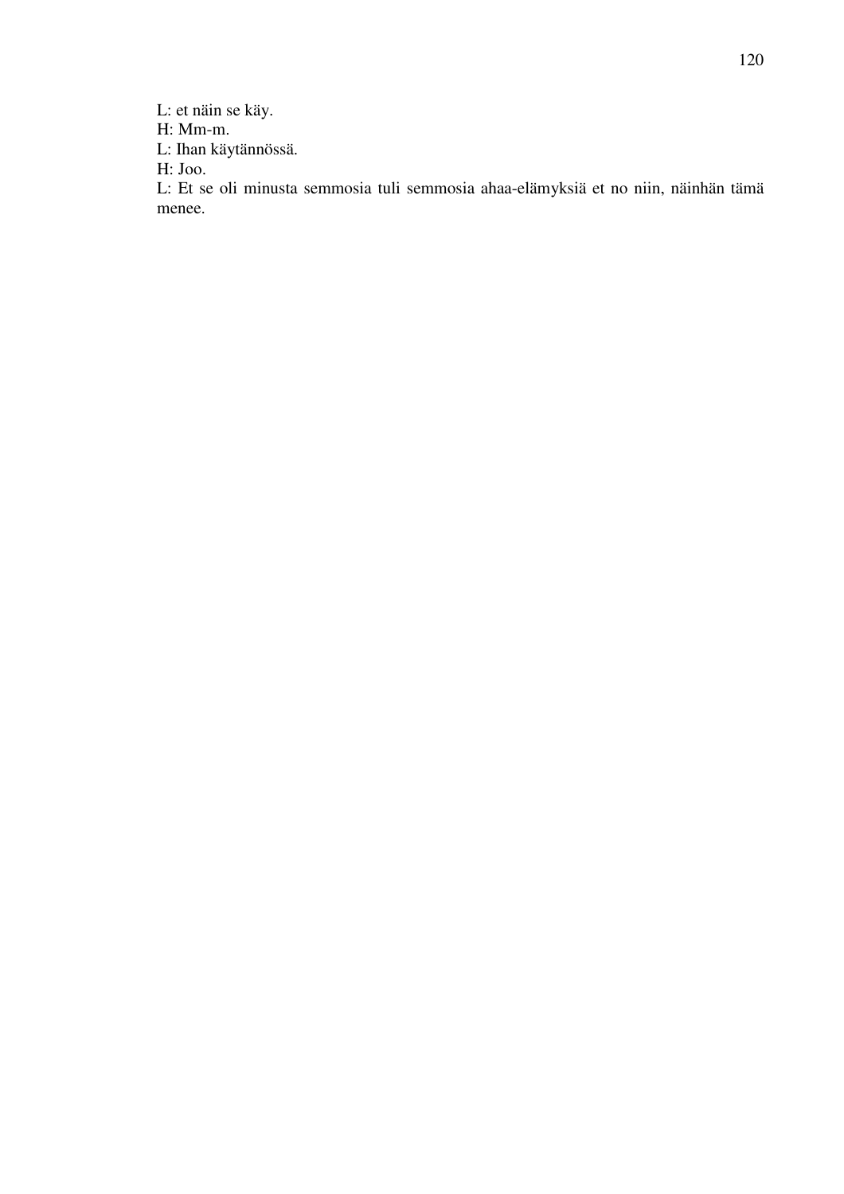L: et näin se käy.  
H: Mm-m.  
L: Ihan käytännössä.  
H: Joo.  
L: Et se oli minusta semmosia tuli semmosia ahaa-elämyksiä et no niin, näinhän tämä menee.